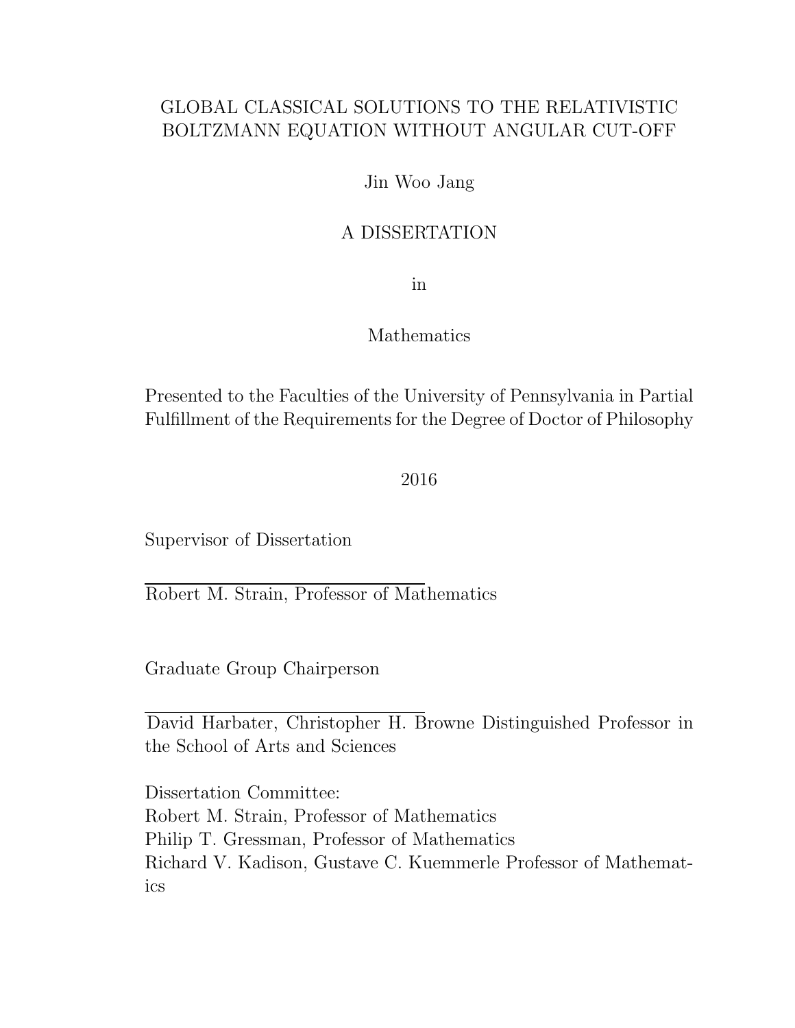# GLOBAL CLASSICAL SOLUTIONS TO THE RELATIVISTIC BOLTZMANN EQUATION WITHOUT ANGULAR CUT-OFF

Jin Woo Jang

A DISSERTATION

in

Mathematics

Presented to the Faculties of the University of Pennsylvania in Partial Fulfillment of the Requirements for the Degree of Doctor of Philosophy

2016

Supervisor of Dissertation

Robert M. Strain, Professor of Mathematics

Graduate Group Chairperson

David Harbater, Christopher H. Browne Distinguished Professor in the School of Arts and Sciences

Dissertation Committee:
Robert M. Strain, Professor of Mathematics
Philip T. Gressman, Professor of Mathematics
Richard V. Kadison, Gustave C. Kuemmerle Professor of Mathematics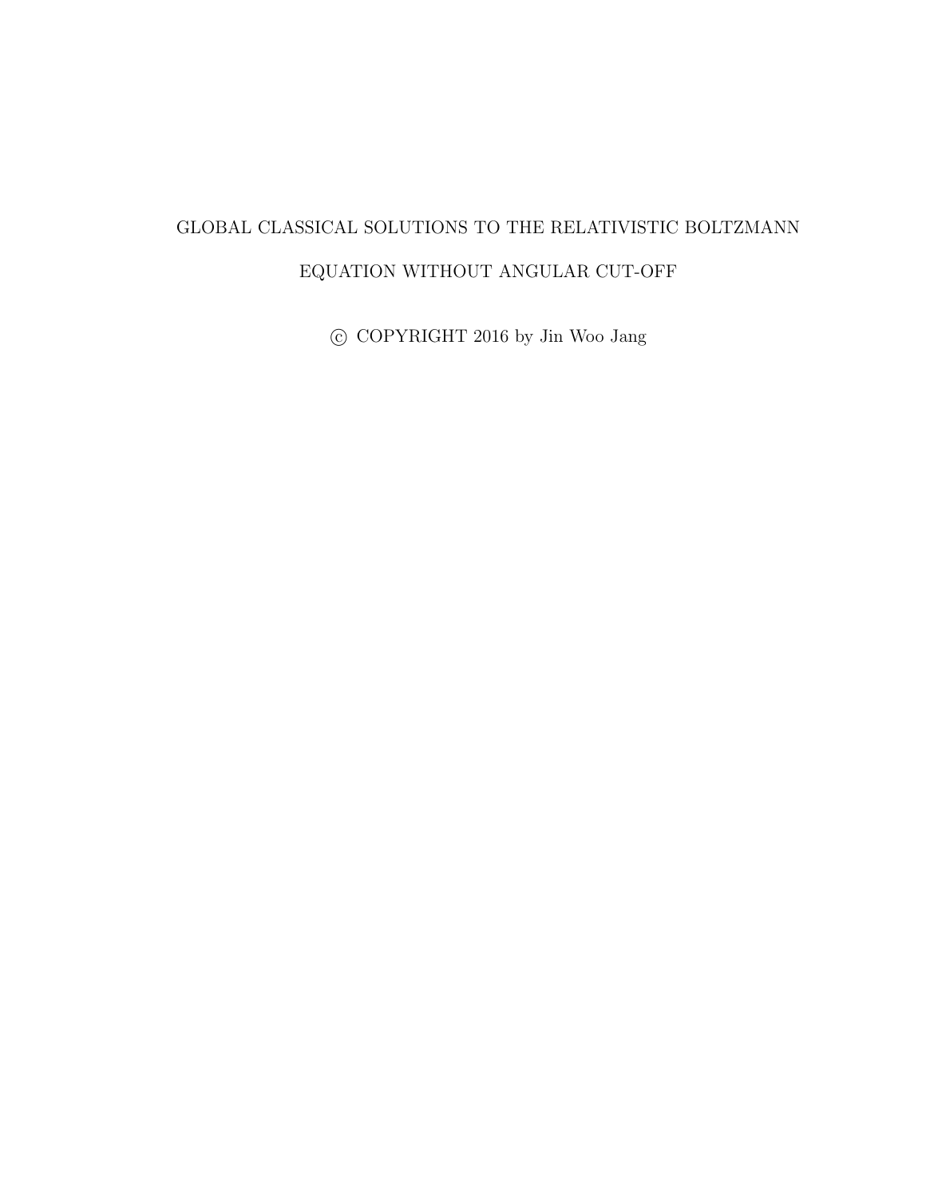GLOBAL CLASSICAL SOLUTIONS TO THE RELATIVISTIC BOLTZMANN

EQUATION WITHOUT ANGULAR CUT-OFF

© COPYRIGHT 2016 by Jin Woo Jang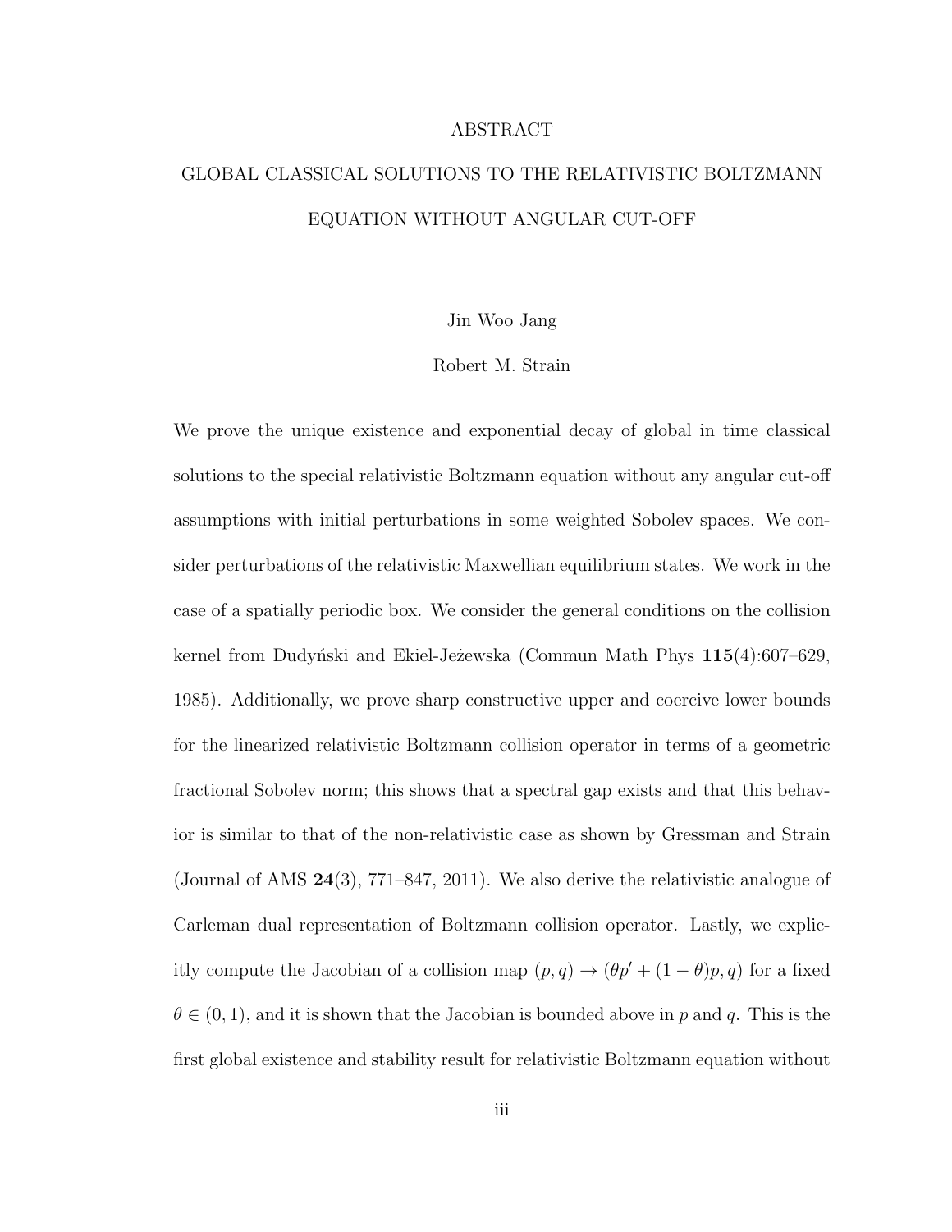# ABSTRACT

## GLOBAL CLASSICAL SOLUTIONS TO THE RELATIVISTIC BOLTZMANN EQUATION WITHOUT ANGULAR CUT-OFF

Jin Woo Jang

Robert M. Strain

We prove the unique existence and exponential decay of global in time classical solutions to the special relativistic Boltzmann equation without any angular cut-off assumptions with initial perturbations in some weighted Sobolev spaces. We consider perturbations of the relativistic Maxwellian equilibrium states. We work in the case of a spatially periodic box. We consider the general conditions on the collision kernel from Dudyński and Ekiel-Jeżewska (Commun Math Phys **115**(4):607–629, 1985). Additionally, we prove sharp constructive upper and coercive lower bounds for the linearized relativistic Boltzmann collision operator in terms of a geometric fractional Sobolev norm; this shows that a spectral gap exists and that this behavior is similar to that of the non-relativistic case as shown by Gressman and Strain (Journal of AMS **24**(3), 771–847, 2011). We also derive the relativistic analogue of Carleman dual representation of Boltzmann collision operator. Lastly, we explicitly compute the Jacobian of a collision map $(p, q) \to (\theta p' + (1 - \theta)p, q)$ for a fixed $\theta \in (0, 1)$, and it is shown that the Jacobian is bounded above in $p$ and $q$. This is the first global existence and stability result for relativistic Boltzmann equation without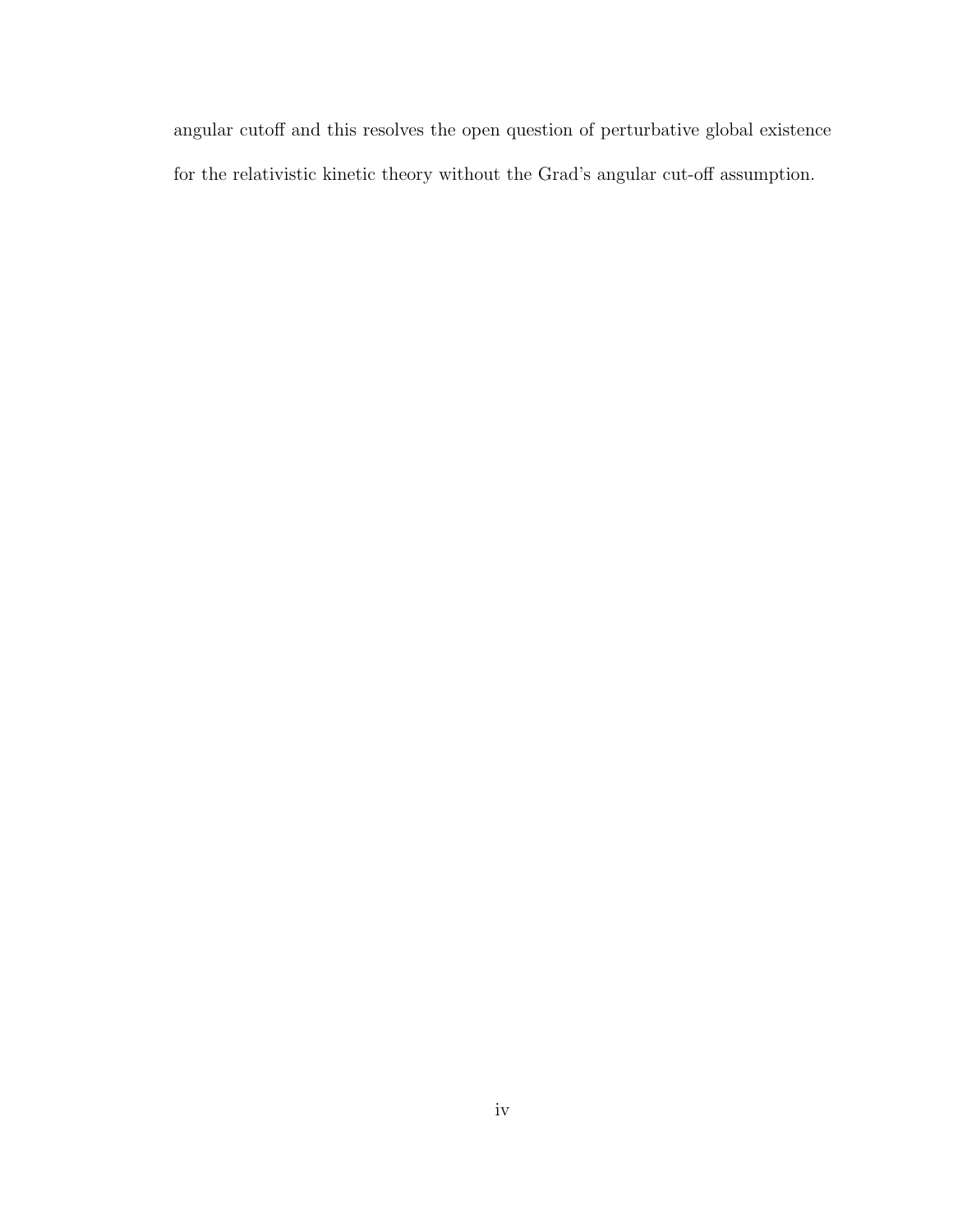angular cutoff and this resolves the open question of perturbative global existence for the relativistic kinetic theory without the Grad's angular cut-off assumption.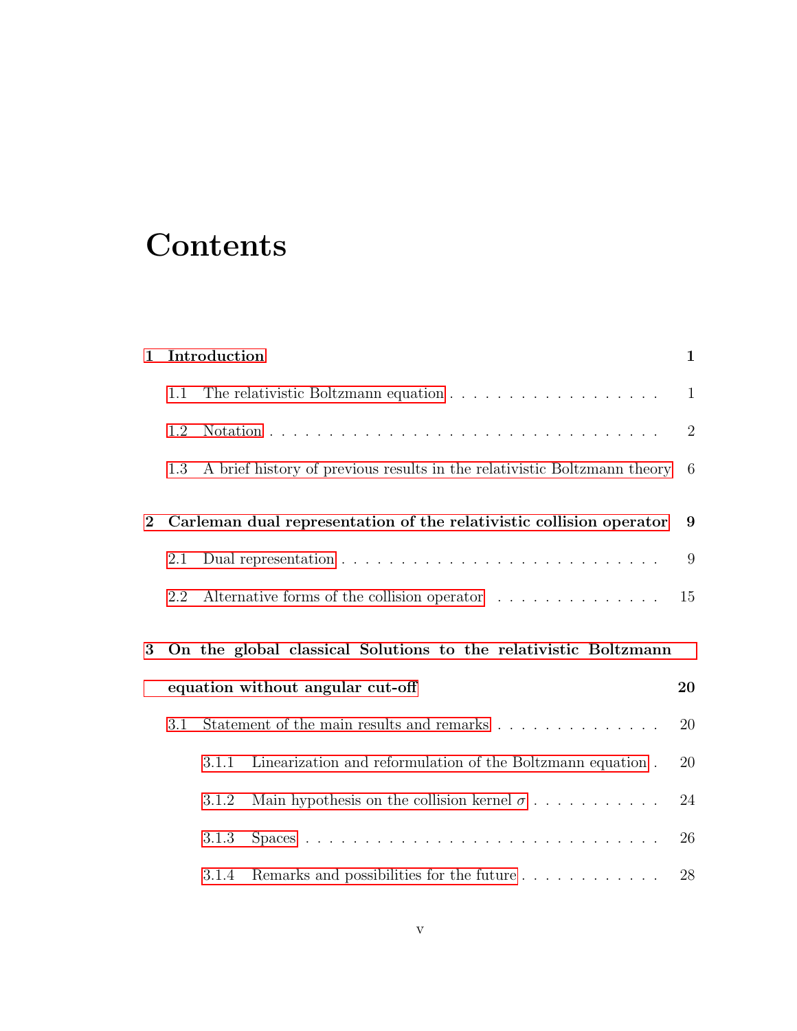# Contents

**1 Introduction** **1**

1.1 The relativistic Boltzmann equation . . . . . . . . . . . . . . . . . . 1

1.2 Notation . . . . . . . . . . . . . . . . . . . . . . . . . . . . . . . . 2

1.3 A brief history of previous results in the relativistic Boltzmann theory 6

**2 Carleman dual representation of the relativistic collision operator** **9**

2.1 Dual representation . . . . . . . . . . . . . . . . . . . . . . . . . . 9

2.2 Alternative forms of the collision operator . . . . . . . . . . . . . . 15

**3 On the global classical Solutions to the relativistic Boltzmann equation without angular cut-off** **20**

3.1 Statement of the main results and remarks . . . . . . . . . . . . . . 20

3.1.1 Linearization and reformulation of the Boltzmann equation . 20

3.1.2 Main hypothesis on the collision kernel $\sigma$ . . . . . . . . . . . 24

3.1.3 Spaces . . . . . . . . . . . . . . . . . . . . . . . . . . . . . . 26

3.1.4 Remarks and possibilities for the future . . . . . . . . . . . . 28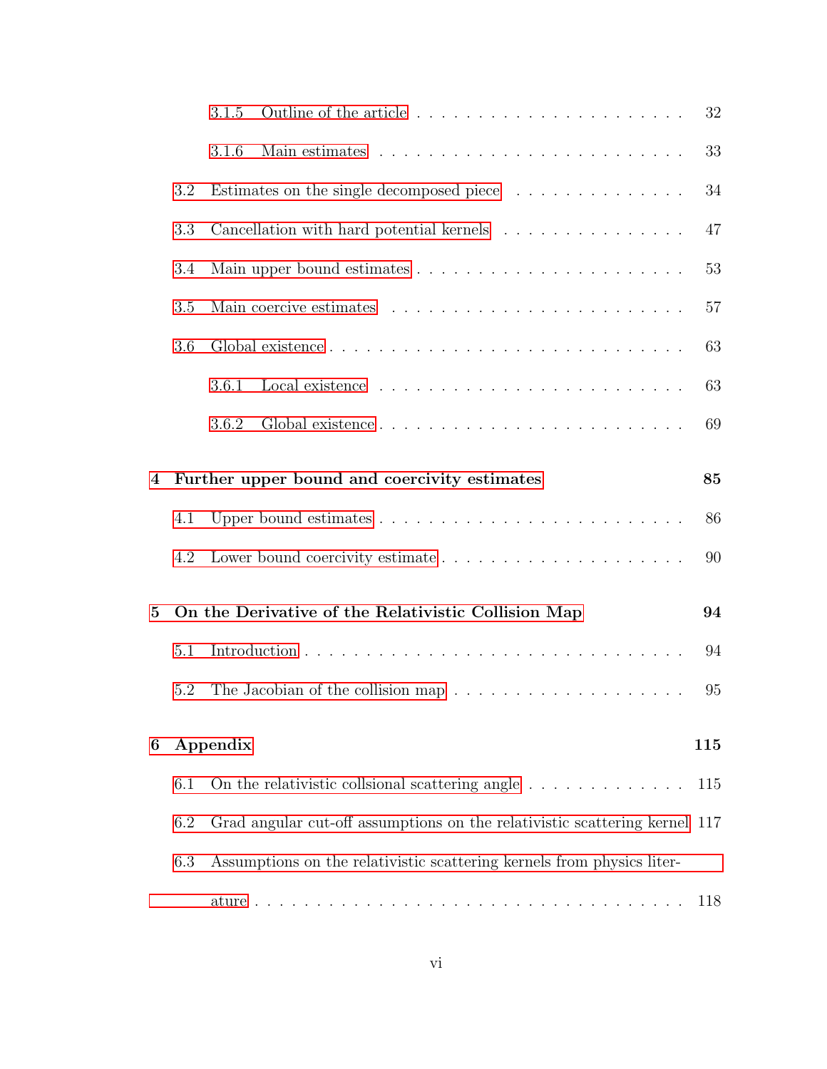- 3.1.5 Outline of the article . . . . . . . . . . . . . . . . . . . . . . 32
- 3.1.6 Main estimates . . . . . . . . . . . . . . . . . . . . . . . . 33
- 3.2 Estimates on the single decomposed piece . . . . . . . . . . . . . . 34
- 3.3 Cancellation with hard potential kernels . . . . . . . . . . . . . . 47
- 3.4 Main upper bound estimates . . . . . . . . . . . . . . . . . . . . . 53
- 3.5 Main coercive estimates . . . . . . . . . . . . . . . . . . . . . . . 57
- 3.6 Global existence . . . . . . . . . . . . . . . . . . . . . . . . . . 63
  - 3.6.1 Local existence . . . . . . . . . . . . . . . . . . . . . . . . 63
  - 3.6.2 Global existence . . . . . . . . . . . . . . . . . . . . . . . . 69

**4 Further upper bound and coercivity estimates** **85**

- 4.1 Upper bound estimates . . . . . . . . . . . . . . . . . . . . . . . . 86
- 4.2 Lower bound coercivity estimate . . . . . . . . . . . . . . . . . . . 90

**5 On the Derivative of the Relativistic Collision Map** **94**

- 5.1 Introduction . . . . . . . . . . . . . . . . . . . . . . . . . . . . . 94
- 5.2 The Jacobian of the collision map . . . . . . . . . . . . . . . . . . 95

**6 Appendix** **115**

- 6.1 On the relativistic collsional scattering angle . . . . . . . . . . . . . 115
- 6.2 Grad angular cut-off assumptions on the relativistic scattering kernel 117
- 6.3 Assumptions on the relativistic scattering kernels from physics literature . . . . . . . . . . . . . . . . . . . . . . . . . . . . . . . . . 118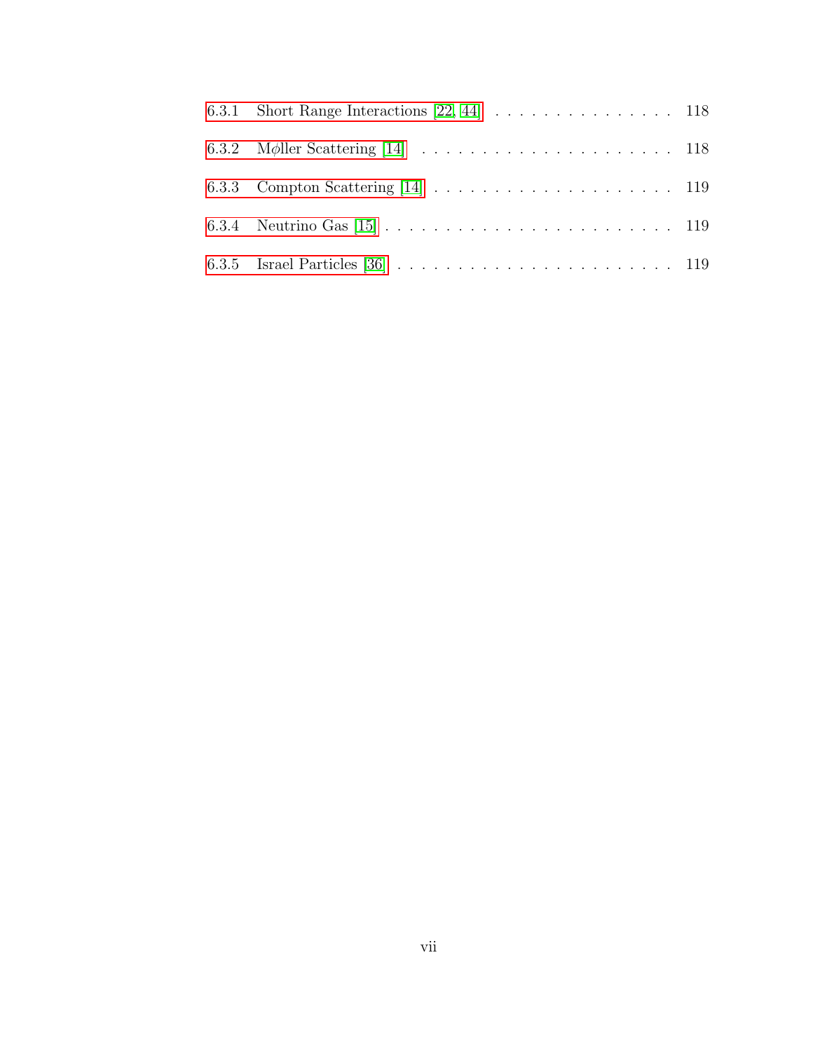6.3.1 Short Range Interactions [22, 44] . . . . . . . . . . . . . . . . 118

6.3.2 M$\phi$ller Scattering [14] . . . . . . . . . . . . . . . . . . . . . . 118

6.3.3 Compton Scattering [14] . . . . . . . . . . . . . . . . . . . . . 119

6.3.4 Neutrino Gas [15] . . . . . . . . . . . . . . . . . . . . . . . . . 119

6.3.5 Israel Particles [36] . . . . . . . . . . . . . . . . . . . . . . . . 119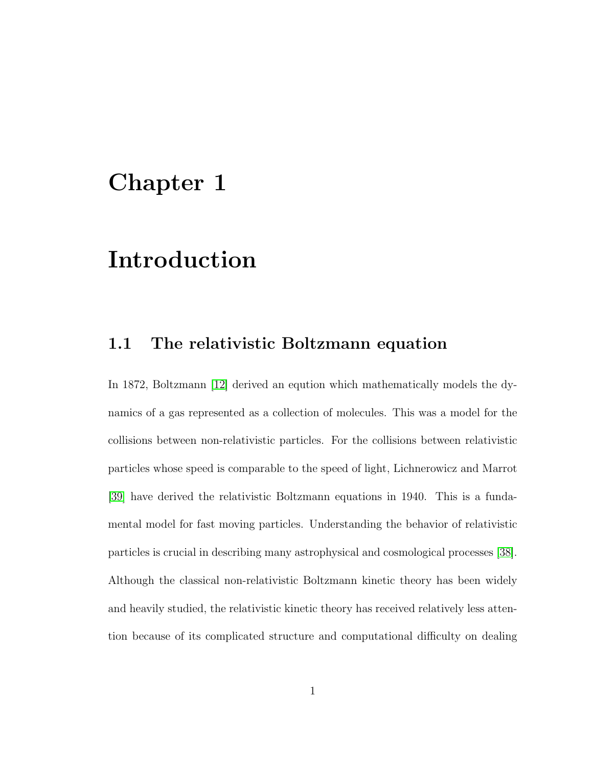# Chapter 1

# Introduction

## 1.1 The relativistic Boltzmann equation

In 1872, Boltzmann [12] derived an eqution which mathematically models the dynamics of a gas represented as a collection of molecules. This was a model for the collisions between non-relativistic particles. For the collisions between relativistic particles whose speed is comparable to the speed of light, Lichnerowicz and Marrot [39] have derived the relativistic Boltzmann equations in 1940. This is a fundamental model for fast moving particles. Understanding the behavior of relativistic particles is crucial in describing many astrophysical and cosmological processes [38]. Although the classical non-relativistic Boltzmann kinetic theory has been widely and heavily studied, the relativistic kinetic theory has received relatively less attention because of its complicated structure and computational difficulty on dealing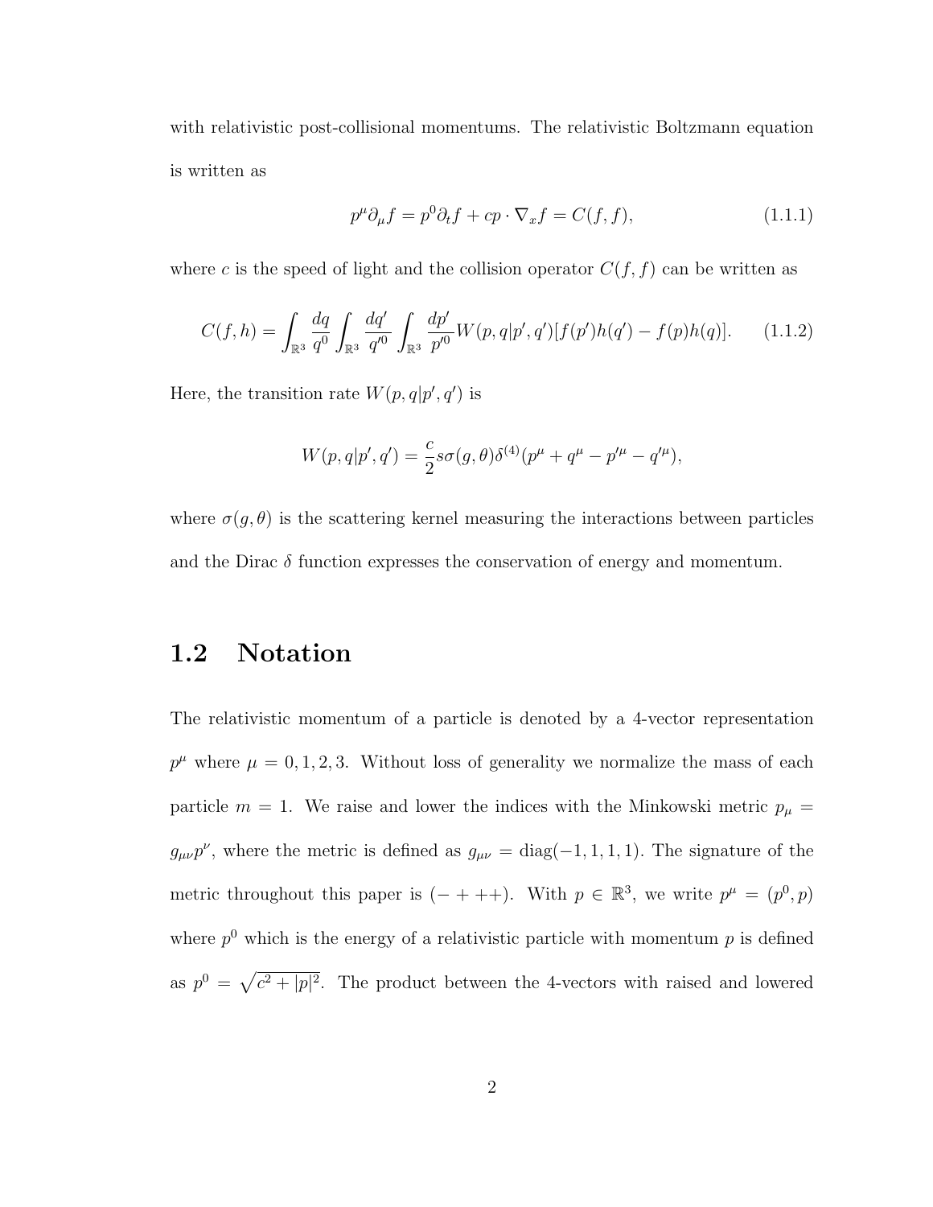with relativistic post-collisional momentums. The relativistic Boltzmann equation is written as

$$p^\mu \partial_\mu f = p^0 \partial_t f + cp \cdot \nabla_x f = C(f, f), \tag{1.1.1}$$

where $c$ is the speed of light and the collision operator $C(f, f)$ can be written as

$$C(f, h) = \int_{\mathbb{R}^3} \frac{dq}{q^0} \int_{\mathbb{R}^3} \frac{dq'}{q'^0} \int_{\mathbb{R}^3} \frac{dp'}{p'^0} W(p, q|p', q')[f(p')h(q') - f(p)h(q)]. \tag{1.1.2}$$

Here, the transition rate $W(p, q|p', q')$ is

$$W(p, q|p', q') = \frac{c}{2} s\sigma(g, \theta)\delta^{(4)}(p^\mu + q^\mu - p'^\mu - q'^\mu),$$

where $\sigma(g, \theta)$ is the scattering kernel measuring the interactions between particles and the Dirac $\delta$ function expresses the conservation of energy and momentum.

## 1.2 Notation

The relativistic momentum of a particle is denoted by a 4-vector representation $p^\mu$ where $\mu = 0, 1, 2, 3$. Without loss of generality we normalize the mass of each particle $m = 1$. We raise and lower the indices with the Minkowski metric $p_\mu = g_{\mu\nu} p^\nu$, where the metric is defined as $g_{\mu\nu} = \text{diag}(-1, 1, 1, 1)$. The signature of the metric throughout this paper is $(- + ++)$. With $p \in \mathbb{R}^3$, we write $p^\mu = (p^0, p)$ where $p^0$ which is the energy of a relativistic particle with momentum $p$ is defined as $p^0 = \sqrt{c^2 + |p|^2}$. The product between the 4-vectors with raised and lowered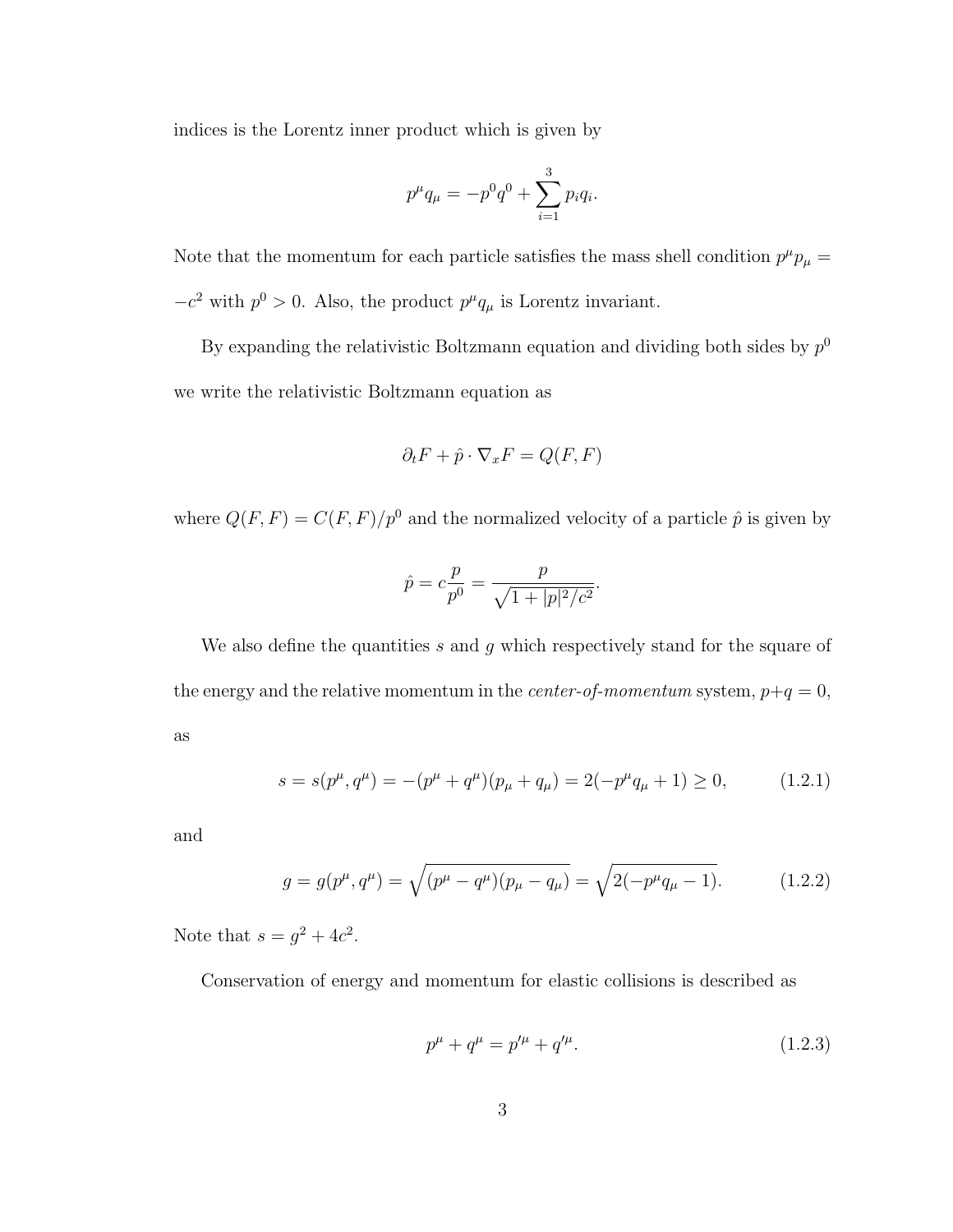indices is the Lorentz inner product which is given by

$$p^\mu q_\mu = -p^0 q^0 + \sum_{i=1}^{3} p_i q_i.$$

Note that the momentum for each particle satisfies the mass shell condition $p^\mu p_\mu = -c^2$ with $p^0 > 0$. Also, the product $p^\mu q_\mu$ is Lorentz invariant.

By expanding the relativistic Boltzmann equation and dividing both sides by $p^0$ we write the relativistic Boltzmann equation as

$$\partial_t F + \hat{p} \cdot \nabla_x F = Q(F, F)$$

where $Q(F, F) = C(F, F)/p^0$ and the normalized velocity of a particle $\hat{p}$ is given by

$$\hat{p} = c\frac{p}{p^0} = \frac{p}{\sqrt{1 + |p|^2/c^2}}.$$

We also define the quantities $s$ and $g$ which respectively stand for the square of the energy and the relative momentum in the *center-of-momentum* system, $p+q = 0$, as

$$s = s(p^\mu, q^\mu) = -(p^\mu + q^\mu)(p_\mu + q_\mu) = 2(-p^\mu q_\mu + 1) \geq 0, \tag{1.2.1}$$

and

$$g = g(p^\mu, q^\mu) = \sqrt{(p^\mu - q^\mu)(p_\mu - q_\mu)} = \sqrt{2(-p^\mu q_\mu - 1)}. \tag{1.2.2}$$

Note that $s = g^2 + 4c^2$.

Conservation of energy and momentum for elastic collisions is described as

$$p^\mu + q^\mu = p'^\mu + q'^\mu. \tag{1.2.3}$$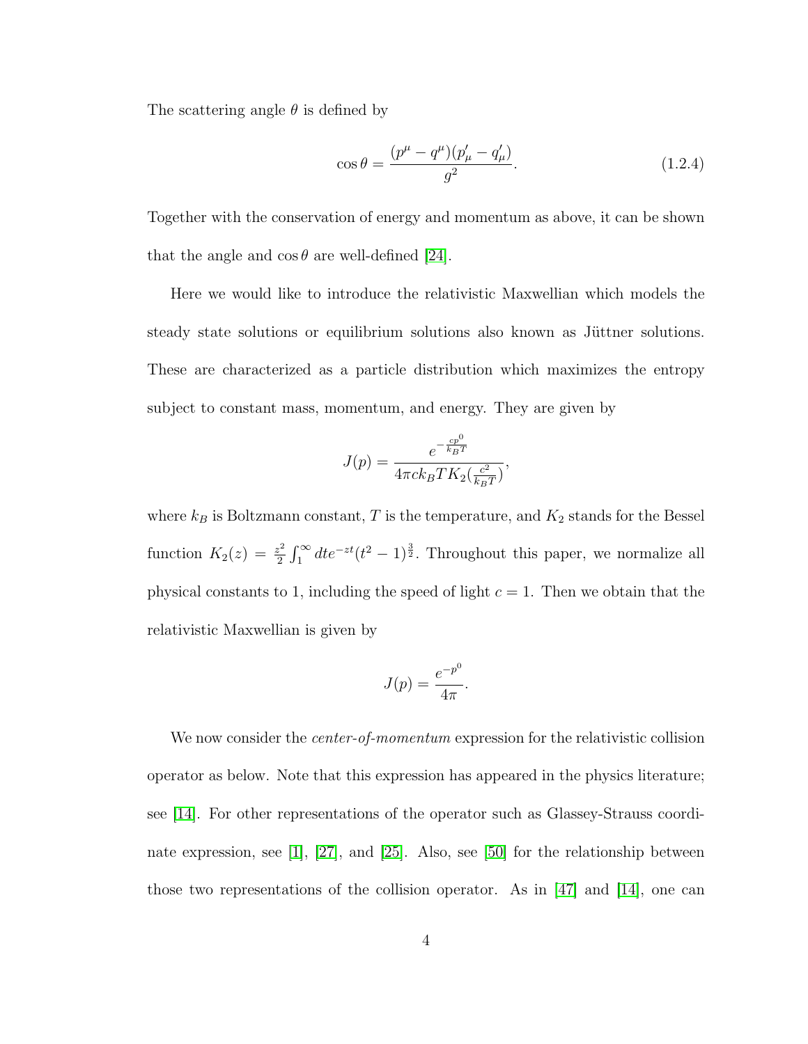The scattering angle $\theta$ is defined by

$$\cos\theta = \frac{(p^\mu - q^\mu)(p'_\mu - q'_\mu)}{g^2}. \tag{1.2.4}$$

Together with the conservation of energy and momentum as above, it can be shown that the angle and $\cos\theta$ are well-defined [24].

Here we would like to introduce the relativistic Maxwellian which models the steady state solutions or equilibrium solutions also known as Jüttner solutions. These are characterized as a particle distribution which maximizes the entropy subject to constant mass, momentum, and energy. They are given by

$$J(p) = \frac{e^{-\frac{cp^0}{k_B T}}}{4\pi c k_B T K_2(\frac{c^2}{k_B T})},$$

where $k_B$ is Boltzmann constant, $T$ is the temperature, and $K_2$ stands for the Bessel function $K_2(z) = \frac{z^2}{2}\int_1^\infty dt e^{-zt}(t^2-1)^{\frac{3}{2}}$. Throughout this paper, we normalize all physical constants to 1, including the speed of light $c = 1$. Then we obtain that the relativistic Maxwellian is given by

$$J(p) = \frac{e^{-p^0}}{4\pi}.$$

We now consider the *center-of-momentum* expression for the relativistic collision operator as below. Note that this expression has appeared in the physics literature; see [14]. For other representations of the operator such as Glassey-Strauss coordinate expression, see [1], [27], and [25]. Also, see [50] for the relationship between those two representations of the collision operator. As in [47] and [14], one can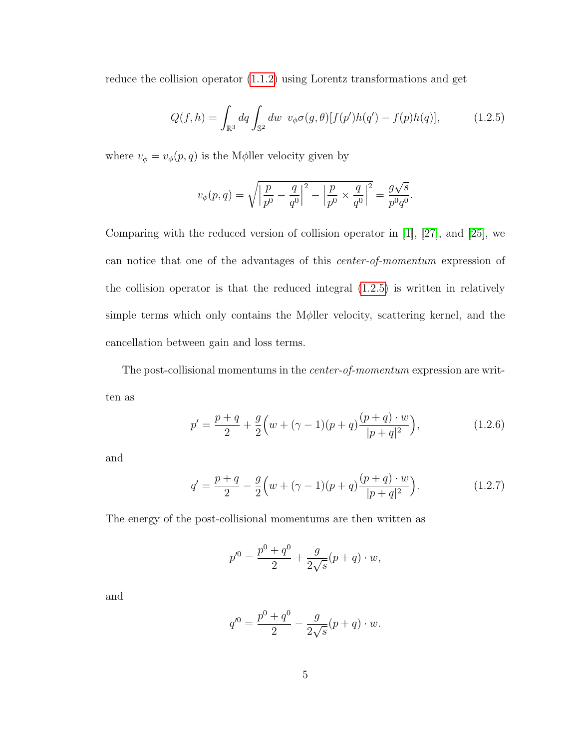reduce the collision operator (1.1.2) using Lorentz transformations and get

$$Q(f,h) = \int_{\mathbb{R}^3} dq \int_{\mathbb{S}^2} dw \;\; v_\phi \sigma(g,\theta)[f(p')h(q') - f(p)h(q)], \tag{1.2.5}$$

where $v_\phi = v_\phi(p,q)$ is the M$\phi$ller velocity given by

$$v_\phi(p,q) = \sqrt{\left|\frac{p}{p^0} - \frac{q}{q^0}\right|^2 - \left|\frac{p}{p^0} \times \frac{q}{q^0}\right|^2} = \frac{g\sqrt{s}}{p^0 q^0}.$$

Comparing with the reduced version of collision operator in [1], [27], and [25], we can notice that one of the advantages of this *center-of-momentum* expression of the collision operator is that the reduced integral (1.2.5) is written in relatively simple terms which only contains the M$\phi$ller velocity, scattering kernel, and the cancellation between gain and loss terms.

The post-collisional momentums in the *center-of-momentum* expression are written as

$$p' = \frac{p+q}{2} + \frac{g}{2}\Big(w + (\gamma - 1)(p+q)\frac{(p+q)\cdot w}{|p+q|^2}\Big), \tag{1.2.6}$$

and

$$q' = \frac{p+q}{2} - \frac{g}{2}\Big(w + (\gamma - 1)(p+q)\frac{(p+q)\cdot w}{|p+q|^2}\Big). \tag{1.2.7}$$

The energy of the post-collisional momentums are then written as

$$p'^0 = \frac{p^0 + q^0}{2} + \frac{g}{2\sqrt{s}}(p+q)\cdot w,$$

and

$$q'^0 = \frac{p^0 + q^0}{2} - \frac{g}{2\sqrt{s}}(p+q)\cdot w.$$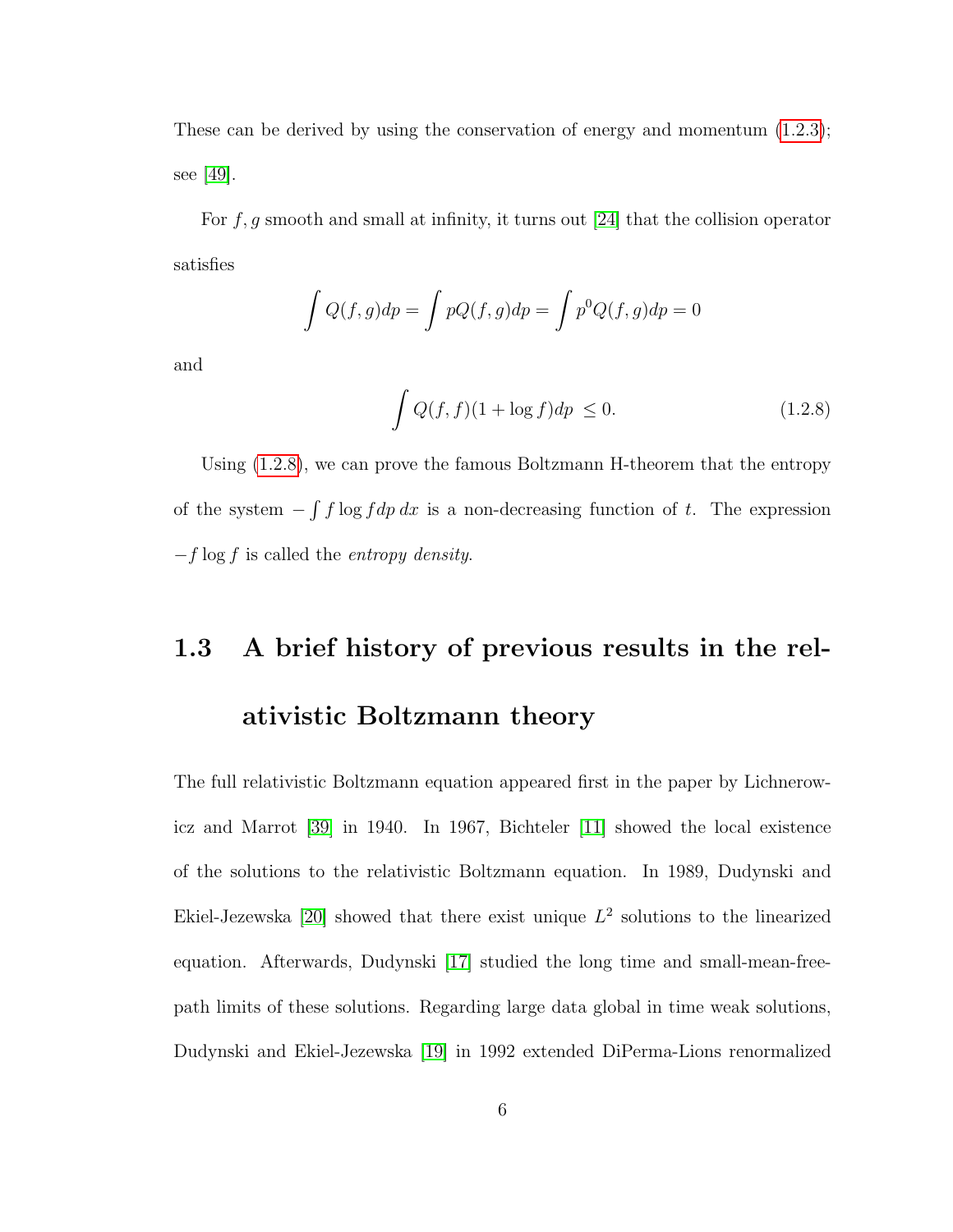These can be derived by using the conservation of energy and momentum (1.2.3); see [49].

For $f, g$ smooth and small at infinity, it turns out [24] that the collision operator satisfies

$$\int Q(f,g)dp = \int pQ(f,g)dp = \int p^0 Q(f,g)dp = 0$$

and

$$\int Q(f,f)(1+\log f)dp \;\leq 0. \tag{1.2.8}$$

Using (1.2.8), we can prove the famous Boltzmann H-theorem that the entropy of the system $-\int f \log f dp\, dx$ is a non-decreasing function of $t$. The expression $-f\log f$ is called the *entropy density*.

## 1.3 A brief history of previous results in the relativistic Boltzmann theory

The full relativistic Boltzmann equation appeared first in the paper by Lichnerowicz and Marrot [39] in 1940. In 1967, Bichteler [11] showed the local existence of the solutions to the relativistic Boltzmann equation. In 1989, Dudynski and Ekiel-Jezewska [20] showed that there exist unique $L^2$ solutions to the linearized equation. Afterwards, Dudynski [17] studied the long time and small-mean-free-path limits of these solutions. Regarding large data global in time weak solutions, Dudynski and Ekiel-Jezewska [19] in 1992 extended DiPerma-Lions renormalized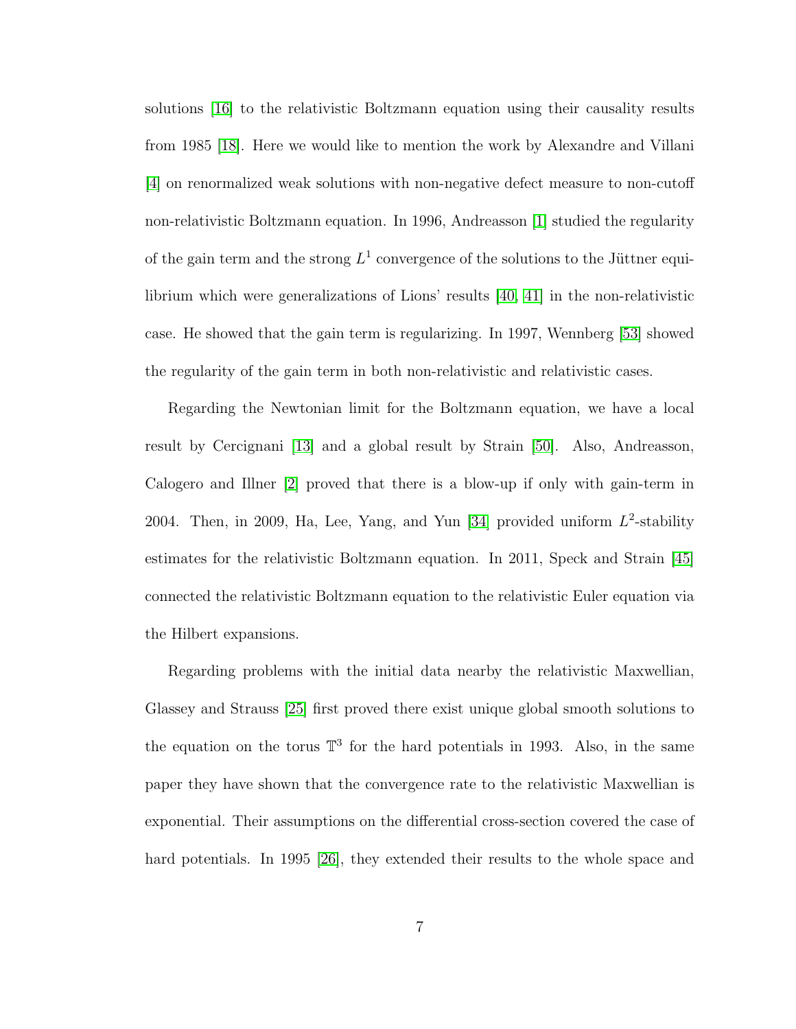solutions [16] to the relativistic Boltzmann equation using their causality results from 1985 [18]. Here we would like to mention the work by Alexandre and Villani [4] on renormalized weak solutions with non-negative defect measure to non-cutoff non-relativistic Boltzmann equation. In 1996, Andreasson [1] studied the regularity of the gain term and the strong $L^1$ convergence of the solutions to the Jüttner equilibrium which were generalizations of Lions' results [40, 41] in the non-relativistic case. He showed that the gain term is regularizing. In 1997, Wennberg [53] showed the regularity of the gain term in both non-relativistic and relativistic cases.

Regarding the Newtonian limit for the Boltzmann equation, we have a local result by Cercignani [13] and a global result by Strain [50]. Also, Andreasson, Calogero and Illner [2] proved that there is a blow-up if only with gain-term in 2004. Then, in 2009, Ha, Lee, Yang, and Yun [34] provided uniform $L^2$-stability estimates for the relativistic Boltzmann equation. In 2011, Speck and Strain [45] connected the relativistic Boltzmann equation to the relativistic Euler equation via the Hilbert expansions.

Regarding problems with the initial data nearby the relativistic Maxwellian, Glassey and Strauss [25] first proved there exist unique global smooth solutions to the equation on the torus $\mathbb{T}^3$ for the hard potentials in 1993. Also, in the same paper they have shown that the convergence rate to the relativistic Maxwellian is exponential. Their assumptions on the differential cross-section covered the case of hard potentials. In 1995 [26], they extended their results to the whole space and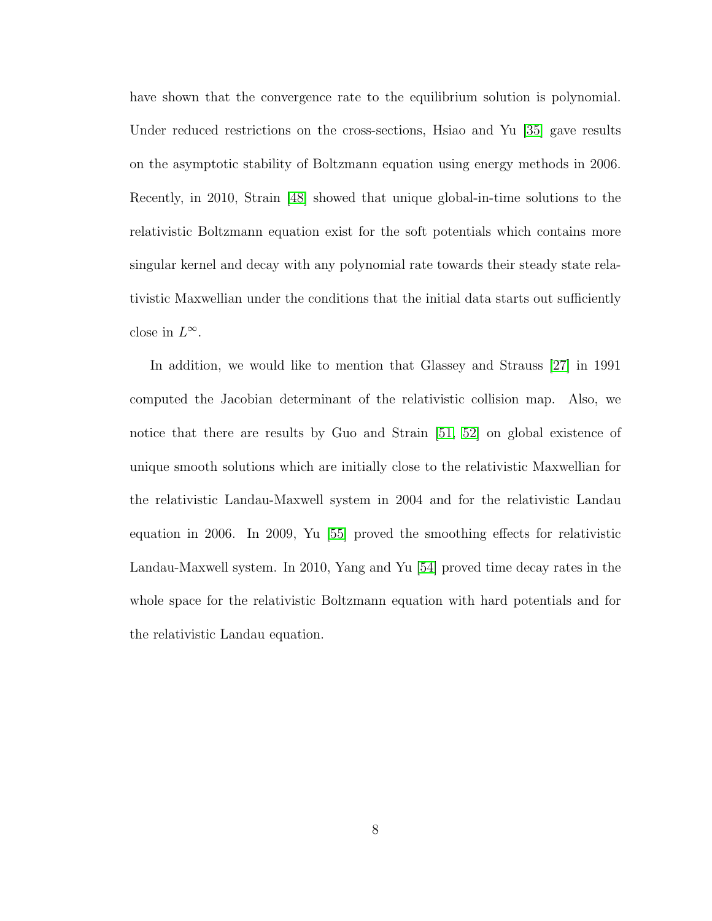have shown that the convergence rate to the equilibrium solution is polynomial. Under reduced restrictions on the cross-sections, Hsiao and Yu [35] gave results on the asymptotic stability of Boltzmann equation using energy methods in 2006. Recently, in 2010, Strain [48] showed that unique global-in-time solutions to the relativistic Boltzmann equation exist for the soft potentials which contains more singular kernel and decay with any polynomial rate towards their steady state relativistic Maxwellian under the conditions that the initial data starts out sufficiently close in $L^{\infty}$.

In addition, we would like to mention that Glassey and Strauss [27] in 1991 computed the Jacobian determinant of the relativistic collision map. Also, we notice that there are results by Guo and Strain [51, 52] on global existence of unique smooth solutions which are initially close to the relativistic Maxwellian for the relativistic Landau-Maxwell system in 2004 and for the relativistic Landau equation in 2006. In 2009, Yu [55] proved the smoothing effects for relativistic Landau-Maxwell system. In 2010, Yang and Yu [54] proved time decay rates in the whole space for the relativistic Boltzmann equation with hard potentials and for the relativistic Landau equation.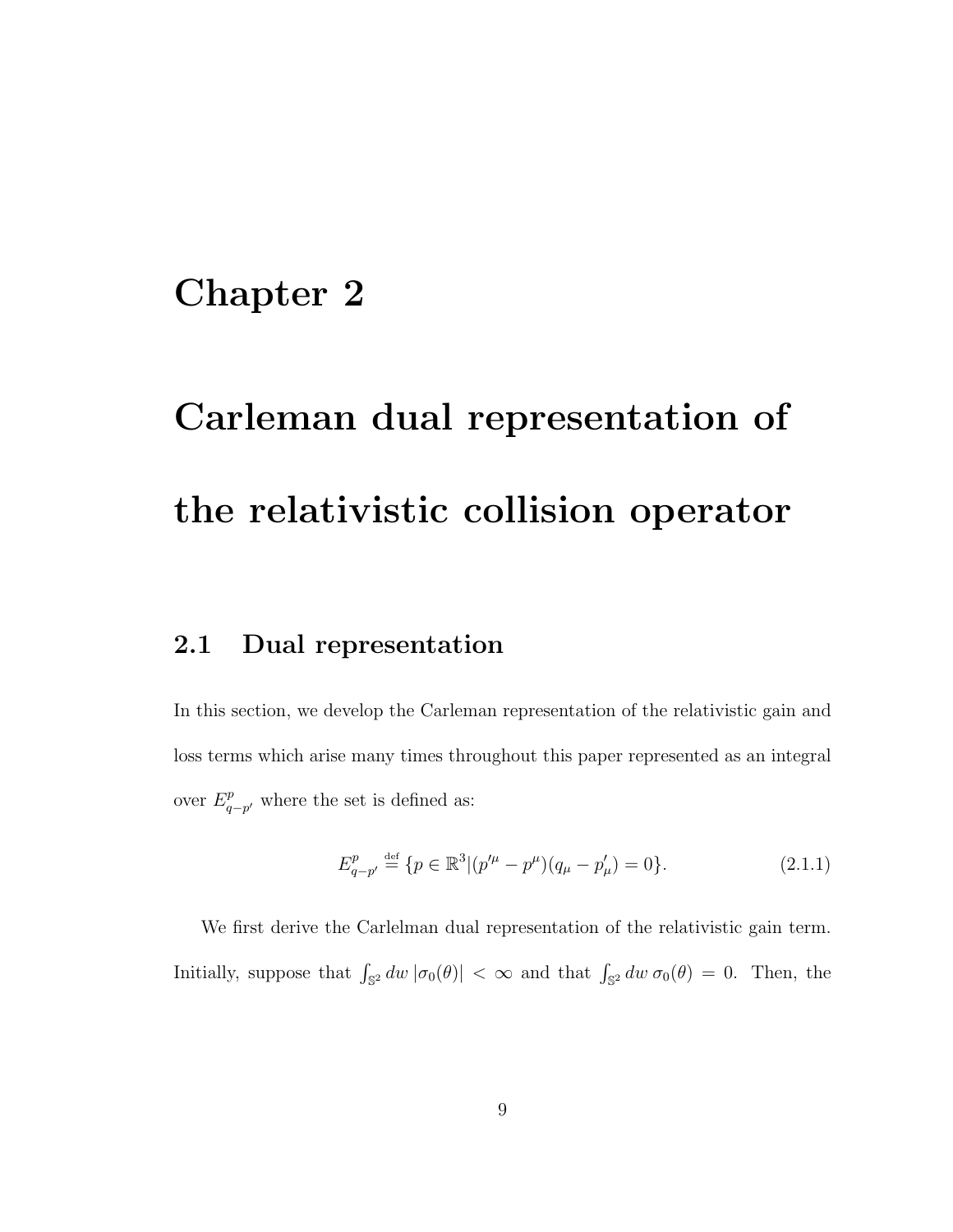# Chapter 2

# Carleman dual representation of the relativistic collision operator

## 2.1 Dual representation

In this section, we develop the Carleman representation of the relativistic gain and loss terms which arise many times throughout this paper represented as an integral over $E^p_{q-p'}$ where the set is defined as:

$$E^p_{q-p'} \stackrel{\text{def}}{=} \{p \in \mathbb{R}^3 | (p'^\mu - p^\mu)(q_\mu - p'_\mu) = 0\}. \tag{2.1.1}$$

We first derive the Carlelman dual representation of the relativistic gain term. Initially, suppose that $\int_{\mathbb{S}^2} dw\, |\sigma_0(\theta)| < \infty$ and that $\int_{\mathbb{S}^2} dw\, \sigma_0(\theta) = 0$. Then, the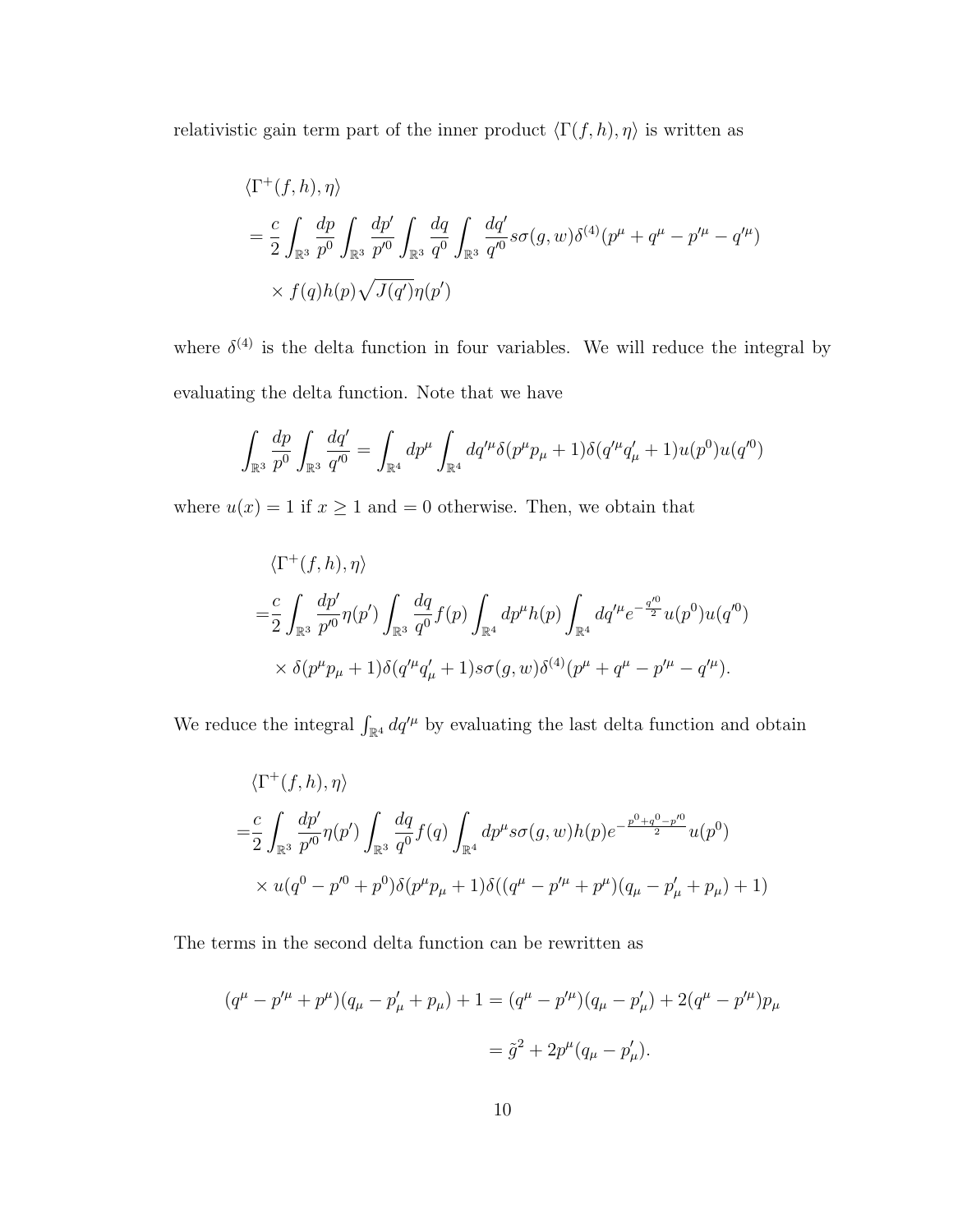relativistic gain term part of the inner product $\langle \Gamma(f,h), \eta \rangle$ is written as

$$
\begin{aligned}
&\langle \Gamma^+(f,h), \eta \rangle \\
&= \frac{c}{2} \int_{\mathbb{R}^3} \frac{dp}{p^0} \int_{\mathbb{R}^3} \frac{dp'}{p'^0} \int_{\mathbb{R}^3} \frac{dq}{q^0} \int_{\mathbb{R}^3} \frac{dq'}{q'^0} s\sigma(g,w) \delta^{(4)}(p^\mu + q^\mu - p'^\mu - q'^\mu) \\
&\quad \times f(q) h(p) \sqrt{J(q')} \eta(p')
\end{aligned}
$$

where $\delta^{(4)}$ is the delta function in four variables. We will reduce the integral by evaluating the delta function. Note that we have

$$
\int_{\mathbb{R}^3} \frac{dp}{p^0} \int_{\mathbb{R}^3} \frac{dq'}{q'^0} = \int_{\mathbb{R}^4} dp^\mu \int_{\mathbb{R}^4} dq'^\mu \delta(p^\mu p_\mu + 1) \delta(q'^\mu q'_\mu + 1) u(p^0) u(q'^0)
$$

where $u(x) = 1$ if $x \geq 1$ and $= 0$ otherwise. Then, we obtain that

$$
\begin{aligned}
&\langle \Gamma^+(f,h), \eta \rangle \\
=& \frac{c}{2} \int_{\mathbb{R}^3} \frac{dp'}{p'^0} \eta(p') \int_{\mathbb{R}^3} \frac{dq}{q^0} f(p) \int_{\mathbb{R}^4} dp^\mu h(p) \int_{\mathbb{R}^4} dq'^\mu e^{-\frac{q'^0}{2}} u(p^0) u(q'^0) \\
&\times \delta(p^\mu p_\mu + 1) \delta(q'^\mu q'_\mu + 1) s\sigma(g,w) \delta^{(4)}(p^\mu + q^\mu - p'^\mu - q'^\mu).
\end{aligned}
$$

We reduce the integral $\int_{\mathbb{R}^4} dq'^\mu$ by evaluating the last delta function and obtain

$$
\begin{aligned}
&\langle \Gamma^+(f,h), \eta \rangle \\
=& \frac{c}{2} \int_{\mathbb{R}^3} \frac{dp'}{p'^0} \eta(p') \int_{\mathbb{R}^3} \frac{dq}{q^0} f(q) \int_{\mathbb{R}^4} dp^\mu s\sigma(g,w) h(p) e^{-\frac{p^0 + q^0 - p'^0}{2}} u(p^0) \\
&\times u(q^0 - p'^0 + p^0) \delta(p^\mu p_\mu + 1) \delta((q^\mu - p'^\mu + p^\mu)(q_\mu - p'_\mu + p_\mu) + 1)
\end{aligned}
$$

The terms in the second delta function can be rewritten as

$$
\begin{aligned}
(q^\mu - p'^\mu + p^\mu)(q_\mu - p'_\mu + p_\mu) + 1 &= (q^\mu - p'^\mu)(q_\mu - p'_\mu) + 2(q^\mu - p'^\mu) p_\mu \\
&= \tilde{g}^2 + 2p^\mu (q_\mu - p'_\mu).
\end{aligned}
$$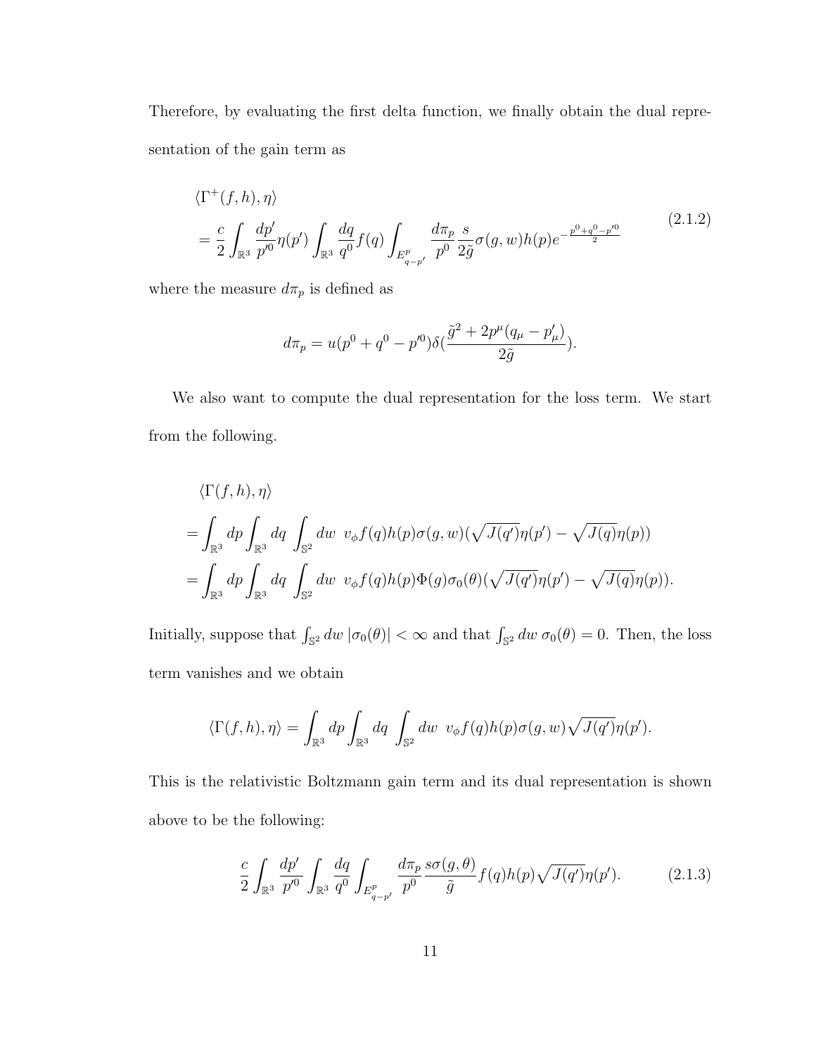Therefore, by evaluating the first delta function, we finally obtain the dual representation of the gain term as

$$
\begin{aligned}
&\langle \Gamma^+(f,h), \eta\rangle \\
&= \frac{c}{2}\int_{\mathbb{R}^3} \frac{dp'}{p'^0}\eta(p')\int_{\mathbb{R}^3}\frac{dq}{q^0}f(q)\int_{E^p_{q-p'}}\frac{d\pi_p}{p^0}\frac{s}{2\tilde{g}}\sigma(g,w)h(p)e^{-\frac{p^0+q^0-p'^0}{2}}
\end{aligned}
\tag{2.1.2}
$$

where the measure $d\pi_p$ is defined as

$$
d\pi_p = u(p^0+q^0-p'^0)\delta\left(\frac{\tilde{g}^2+2p^\mu(q_\mu-p'_\mu)}{2\tilde{g}}\right).
$$

We also want to compute the dual representation for the loss term. We start from the following.

$$
\begin{aligned}
&\langle \Gamma(f,h), \eta\rangle \\
=&\int_{\mathbb{R}^3} dp\int_{\mathbb{R}^3} dq\int_{\mathbb{S}^2} dw\ \ v_\phi f(q)h(p)\sigma(g,w)(\sqrt{J(q')}\eta(p')-\sqrt{J(q)}\eta(p)) \\
=&\int_{\mathbb{R}^3} dp\int_{\mathbb{R}^3} dq\int_{\mathbb{S}^2} dw\ \ v_\phi f(q)h(p)\Phi(g)\sigma_0(\theta)(\sqrt{J(q')}\eta(p')-\sqrt{J(q)}\eta(p)).
\end{aligned}
$$

Initially, suppose that $\int_{\mathbb{S}^2} dw\, |\sigma_0(\theta)| < \infty$ and that $\int_{\mathbb{S}^2} dw\ \sigma_0(\theta) = 0$. Then, the loss term vanishes and we obtain

$$
\langle \Gamma(f,h), \eta\rangle = \int_{\mathbb{R}^3} dp\int_{\mathbb{R}^3} dq\int_{\mathbb{S}^2} dw\ \ v_\phi f(q)h(p)\sigma(g,w)\sqrt{J(q')}\eta(p').
$$

This is the relativistic Boltzmann gain term and its dual representation is shown above to be the following:

$$
\frac{c}{2}\int_{\mathbb{R}^3}\frac{dp'}{p'^0}\int_{\mathbb{R}^3}\frac{dq}{q^0}\int_{E^p_{q-p'}}\frac{d\pi_p}{p^0}\frac{s\sigma(g,\theta)}{\tilde{g}}f(q)h(p)\sqrt{J(q')}\eta(p'). \tag{2.1.3}
$$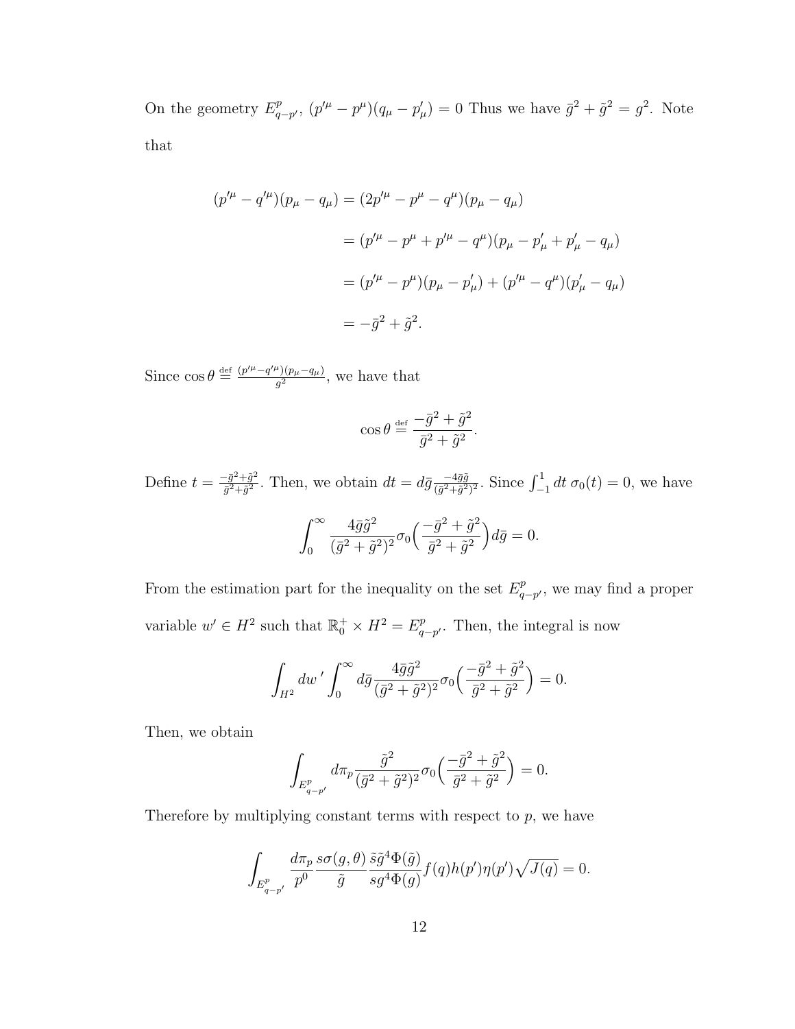On the geometry $E^p_{q-p'}$, $(p'^\mu - p^\mu)(q_\mu - p'_\mu) = 0$ Thus we have $\bar{g}^2 + \tilde{g}^2 = g^2$. Note that

$$
\begin{aligned}
(p'^\mu - q'^\mu)(p_\mu - q_\mu) &= (2p'^\mu - p^\mu - q^\mu)(p_\mu - q_\mu) \\
&= (p'^\mu - p^\mu + p'^\mu - q^\mu)(p_\mu - p'_\mu + p'_\mu - q_\mu) \\
&= (p'^\mu - p^\mu)(p_\mu - p'_\mu) + (p'^\mu - q^\mu)(p'_\mu - q_\mu) \\
&= -\bar{g}^2 + \tilde{g}^2.
\end{aligned}
$$

Since $\cos\theta \stackrel{\text{def}}{=} \frac{(p'^\mu - q'^\mu)(p_\mu - q_\mu)}{g^2}$, we have that

$$
\cos\theta \stackrel{\text{def}}{=} \frac{-\bar{g}^2 + \tilde{g}^2}{\bar{g}^2 + \tilde{g}^2}.
$$

Define $t = \frac{-\bar{g}^2 + \tilde{g}^2}{\bar{g}^2 + \tilde{g}^2}$. Then, we obtain $dt = d\bar{g} \frac{-4\bar{g}\tilde{g}}{(\bar{g}^2 + \tilde{g}^2)^2}$. Since $\int_{-1}^1 dt\, \sigma_0(t) = 0$, we have

$$
\int_0^\infty \frac{4\bar{g}\tilde{g}^2}{(\bar{g}^2 + \tilde{g}^2)^2} \sigma_0\Big( \frac{-\bar{g}^2 + \tilde{g}^2}{\bar{g}^2 + \tilde{g}^2} \Big) d\bar{g} = 0.
$$

From the estimation part for the inequality on the set $E^p_{q-p'}$, we may find a proper variable $w' \in H^2$ such that $\mathbb{R}^+_0 \times H^2 = E^p_{q-p'}$. Then, the integral is now

$$
\int_{H^2} dw\,' \int_0^\infty d\bar{g} \frac{4\bar{g}\tilde{g}^2}{(\bar{g}^2 + \tilde{g}^2)^2} \sigma_0\Big( \frac{-\bar{g}^2 + \tilde{g}^2}{\bar{g}^2 + \tilde{g}^2} \Big) = 0.
$$

Then, we obtain

$$
\int_{E^p_{q-p'}} d\pi_p \frac{\tilde{g}^2}{(\bar{g}^2 + \tilde{g}^2)^2} \sigma_0\Big( \frac{-\bar{g}^2 + \tilde{g}^2}{\bar{g}^2 + \tilde{g}^2} \Big) = 0.
$$

Therefore by multiplying constant terms with respect to $p$, we have

$$
\int_{E^p_{q-p'}} \frac{d\pi_p}{p^0} \frac{s\sigma(g,\theta)}{\tilde{g}} \frac{\tilde{s}\tilde{g}^4 \Phi(\tilde{g})}{s g^4 \Phi(g)} f(q) h(p') \eta(p') \sqrt{J(q)} = 0.
$$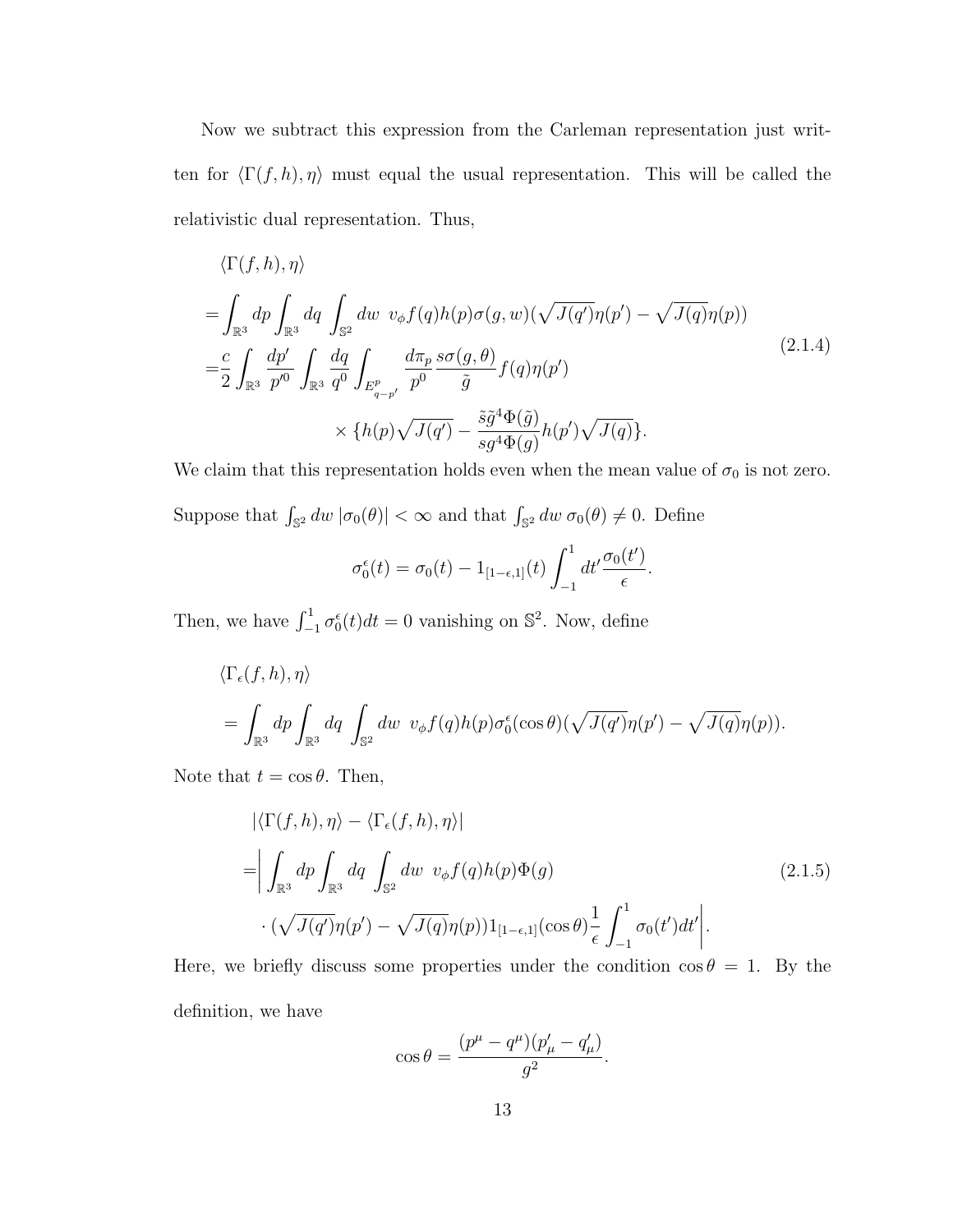Now we subtract this expression from the Carleman representation just written for $\langle \Gamma(f,h), \eta \rangle$ must equal the usual representation. This will be called the relativistic dual representation. Thus,

$$
\begin{aligned}
&\langle \Gamma(f,h), \eta \rangle \\
=&\int_{\mathbb{R}^3} dp \int_{\mathbb{R}^3} dq \int_{\mathbb{S}^2} dw \;\; v_\phi f(q) h(p) \sigma(g,w) (\sqrt{J(q')}\eta(p') - \sqrt{J(q)}\eta(p)) \\
=&\frac{c}{2} \int_{\mathbb{R}^3} \frac{dp'}{p'^0} \int_{\mathbb{R}^3} \frac{dq}{q^0} \int_{E^p_{q-p'}} \frac{d\pi_p}{p^0} \frac{s\sigma(g,\theta)}{\tilde{g}} f(q) \eta(p') \\
& \qquad\qquad \times \{ h(p)\sqrt{J(q')} - \frac{\tilde{s}\tilde{g}^4\Phi(\tilde{g})}{sg^4\Phi(g)} h(p') \sqrt{J(q)} \}.
\end{aligned}
\tag{2.1.4}
$$

We claim that this representation holds even when the mean value of $\sigma_0$ is not zero. Suppose that $\int_{\mathbb{S}^2} dw \, |\sigma_0(\theta)| < \infty$ and that $\int_{\mathbb{S}^2} dw \, \sigma_0(\theta) \neq 0$. Define

$$
\sigma_0^\epsilon(t) = \sigma_0(t) - 1_{[1-\epsilon,1]}(t) \int_{-1}^1 dt' \frac{\sigma_0(t')}{\epsilon}.
$$

Then, we have $\int_{-1}^1 \sigma_0^\epsilon(t) dt = 0$ vanishing on $\mathbb{S}^2$. Now, define

$$
\begin{aligned}
&\langle \Gamma_\epsilon(f,h), \eta \rangle \\
&= \int_{\mathbb{R}^3} dp \int_{\mathbb{R}^3} dq \int_{\mathbb{S}^2} dw \;\; v_\phi f(q) h(p) \sigma_0^\epsilon(\cos\theta) (\sqrt{J(q')}\eta(p') - \sqrt{J(q)}\eta(p)).
\end{aligned}
$$

Note that $t = \cos\theta$. Then,

$$
\begin{aligned}
&|\langle \Gamma(f,h), \eta \rangle - \langle \Gamma_\epsilon(f,h), \eta \rangle| \\
=&\bigg| \int_{\mathbb{R}^3} dp \int_{\mathbb{R}^3} dq \int_{\mathbb{S}^2} dw \;\; v_\phi f(q) h(p) \Phi(g) \\
& \cdot (\sqrt{J(q')}\eta(p') - \sqrt{J(q)}\eta(p)) 1_{[1-\epsilon,1]}(\cos\theta) \frac{1}{\epsilon} \int_{-1}^1 \sigma_0(t') dt' \bigg|.
\end{aligned}
\tag{2.1.5}
$$

Here, we briefly discuss some properties under the condition $\cos\theta = 1$. By the definition, we have

$$
\cos\theta = \frac{(p^\mu - q^\mu)(p'_\mu - q'_\mu)}{g^2}.
$$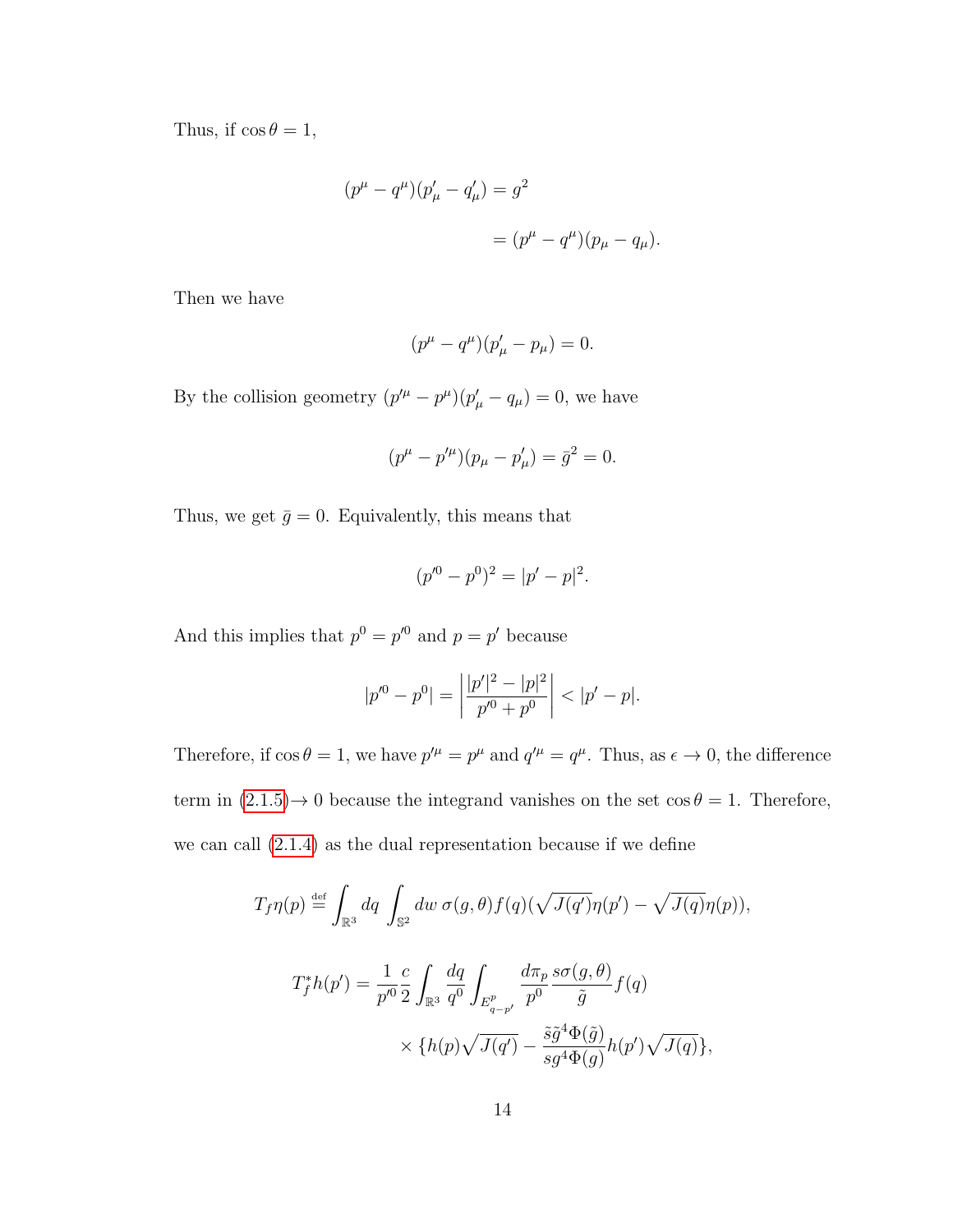Thus, if $\cos\theta = 1$,

$$
\begin{aligned}
(p^\mu - q^\mu)(p'_\mu - q'_\mu) &= g^2 \\
&= (p^\mu - q^\mu)(p_\mu - q_\mu).
\end{aligned}
$$

Then we have

$$
(p^\mu - q^\mu)(p'_\mu - p_\mu) = 0.
$$

By the collision geometry $(p'^\mu - p^\mu)(p'_\mu - q_\mu) = 0$, we have

$$
(p^\mu - p'^\mu)(p_\mu - p'_\mu) = \bar{g}^2 = 0.
$$

Thus, we get $\bar{g} = 0$. Equivalently, this means that

$$
(p'^0 - p^0)^2 = |p' - p|^2.
$$

And this implies that $p^0 = p'^0$ and $p = p'$ because

$$
|p'^0 - p^0| = \left| \frac{|p'|^2 - |p|^2}{p'^0 + p^0} \right| < |p' - p|.
$$

Therefore, if $\cos\theta = 1$, we have $p'^\mu = p^\mu$ and $q'^\mu = q^\mu$. Thus, as $\epsilon \to 0$, the difference term in (2.1.5)$\to 0$ because the integrand vanishes on the set $\cos\theta = 1$. Therefore, we can call (2.1.4) as the dual representation because if we define

$$
T_f\eta(p) \stackrel{\text{def}}{=} \int_{\mathbb{R}^3} dq \int_{\mathbb{S}^2} dw \; \sigma(g,\theta) f(q) (\sqrt{J(q')}\eta(p') - \sqrt{J(q)}\eta(p)),
$$

$$
\begin{aligned}
T_f^* h(p') = \frac{1}{p'^0} \frac{c}{2} \int_{\mathbb{R}^3} \frac{dq}{q^0} \int_{E^p_{q-p'}} & \frac{d\pi_p}{p^0} \frac{s\sigma(g,\theta)}{\tilde{g}} f(q) \\
& \times \{ h(p)\sqrt{J(q')} - \frac{\tilde{s}\tilde{g}^4\Phi(\tilde{g})}{s g^4 \Phi(g)} h(p')\sqrt{J(q)} \},
\end{aligned}
$$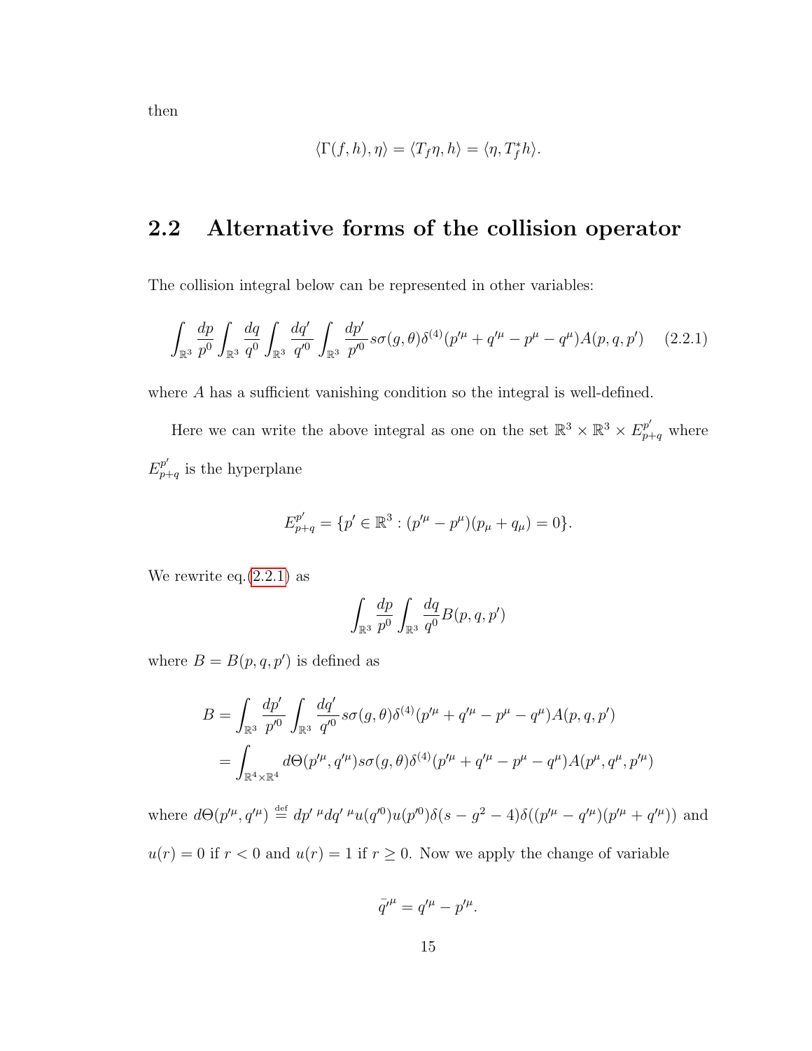then

$$\langle \Gamma(f,h), \eta \rangle = \langle T_f \eta, h \rangle = \langle \eta, T_f^* h \rangle.$$

## 2.2 Alternative forms of the collision operator

The collision integral below can be represented in other variables:

$$\int_{\mathbb{R}^3} \frac{dp}{p^0} \int_{\mathbb{R}^3} \frac{dq}{q^0} \int_{\mathbb{R}^3} \frac{dq'}{q'^0} \int_{\mathbb{R}^3} \frac{dp'}{p'^0} s\sigma(g,\theta) \delta^{(4)}(p'^\mu + q'^\mu - p^\mu - q^\mu) A(p,q,p') \tag{2.2.1}$$

where $A$ has a sufficient vanishing condition so the integral is well-defined.

Here we can write the above integral as one on the set $\mathbb{R}^3 \times \mathbb{R}^3 \times E^{p'}_{p+q}$ where $E^{p'}_{p+q}$ is the hyperplane

$$E^{p'}_{p+q} = \{p' \in \mathbb{R}^3 : (p'^\mu - p^\mu)(p_\mu + q_\mu) = 0\}.$$

We rewrite eq.(2.2.1) as

$$\int_{\mathbb{R}^3} \frac{dp}{p^0} \int_{\mathbb{R}^3} \frac{dq}{q^0} B(p,q,p')$$

where $B = B(p,q,p')$ is defined as

$$\begin{aligned} B &= \int_{\mathbb{R}^3} \frac{dp'}{p'^0} \int_{\mathbb{R}^3} \frac{dq'}{q'^0} s\sigma(g,\theta) \delta^{(4)}(p'^\mu + q'^\mu - p^\mu - q^\mu) A(p,q,p') \\ &= \int_{\mathbb{R}^4 \times \mathbb{R}^4} d\Theta(p'^\mu, q'^\mu) s\sigma(g,\theta) \delta^{(4)}(p'^\mu + q'^\mu - p^\mu - q^\mu) A(p^\mu, q^\mu, p'^\mu) \end{aligned}$$

where $d\Theta(p'^\mu, q'^\mu) \stackrel{\text{def}}{=} dp'^{\,\mu} dq'^{\,\mu} u(q'^0) u(p'^0) \delta(s - g^2 - 4) \delta((p'^\mu - q'^\mu)(p'^\mu + q'^\mu))$ and $u(r) = 0$ if $r < 0$ and $u(r) = 1$ if $r \geq 0$. Now we apply the change of variable

$$\bar{q'}^\mu = q'^\mu - p'^\mu.$$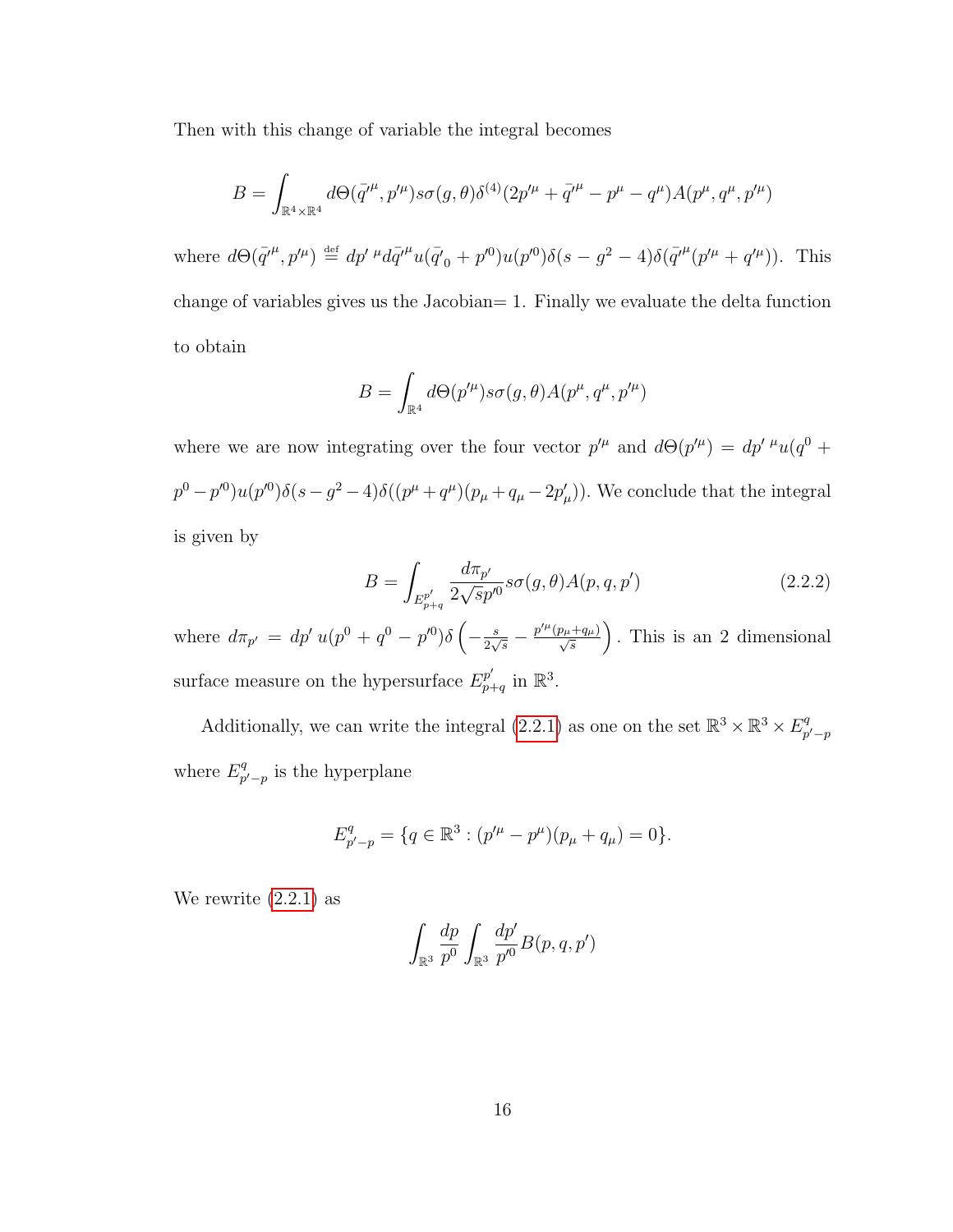Then with this change of variable the integral becomes

$$B = \int_{\mathbb{R}^4 \times \mathbb{R}^4} d\Theta(\bar{q}'^{\mu}, p'^{\mu}) s\sigma(g,\theta)\delta^{(4)}(2p'^{\mu} + \bar{q}'^{\mu} - p^{\mu} - q^{\mu})A(p^{\mu}, q^{\mu}, p'^{\mu})$$

where $d\Theta(\bar{q}'^{\mu}, p'^{\mu}) \stackrel{\text{def}}{=} dp'^{\,\mu} d\bar{q}'^{\mu} u(\bar{q}'_0 + p'^0)u(p'^0)\delta(s - g^2 - 4)\delta(\bar{q}'^{\mu}(p'^{\mu} + q'^{\mu}))$. This change of variables gives us the Jacobian$= 1$. Finally we evaluate the delta function to obtain

$$B = \int_{\mathbb{R}^4} d\Theta(p'^{\mu}) s\sigma(g,\theta)A(p^{\mu}, q^{\mu}, p'^{\mu})$$

where we are now integrating over the four vector $p'^{\mu}$ and $d\Theta(p'^{\mu}) = dp'^{\,\mu} u(q^0 + p^0 - p'^0)u(p'^0)\delta(s - g^2 - 4)\delta((p^{\mu} + q^{\mu})(p_{\mu} + q_{\mu} - 2p'_{\mu}))$. We conclude that the integral is given by

$$B = \int_{E^{p'}_{p+q}} \frac{d\pi_{p'}}{2\sqrt{s}p'^0} s\sigma(g,\theta)A(p,q,p') \tag{2.2.2}$$

where $d\pi_{p'} = dp'\, u(p^0 + q^0 - p'^0)\delta\left(-\frac{s}{2\sqrt{s}} - \frac{p'^{\mu}(p_{\mu}+q_{\mu})}{\sqrt{s}}\right)$. This is an 2 dimensional surface measure on the hypersurface $E^{p'}_{p+q}$ in $\mathbb{R}^3$.

Additionally, we can write the integral (2.2.1) as one on the set $\mathbb{R}^3 \times \mathbb{R}^3 \times E^q_{p'-p}$ where $E^q_{p'-p}$ is the hyperplane

$$E^q_{p'-p} = \{q \in \mathbb{R}^3 : (p'^{\mu} - p^{\mu})(p_{\mu} + q_{\mu}) = 0\}.$$

We rewrite (2.2.1) as

$$\int_{\mathbb{R}^3} \frac{dp}{p^0} \int_{\mathbb{R}^3} \frac{dp'}{p'^0} B(p,q,p')$$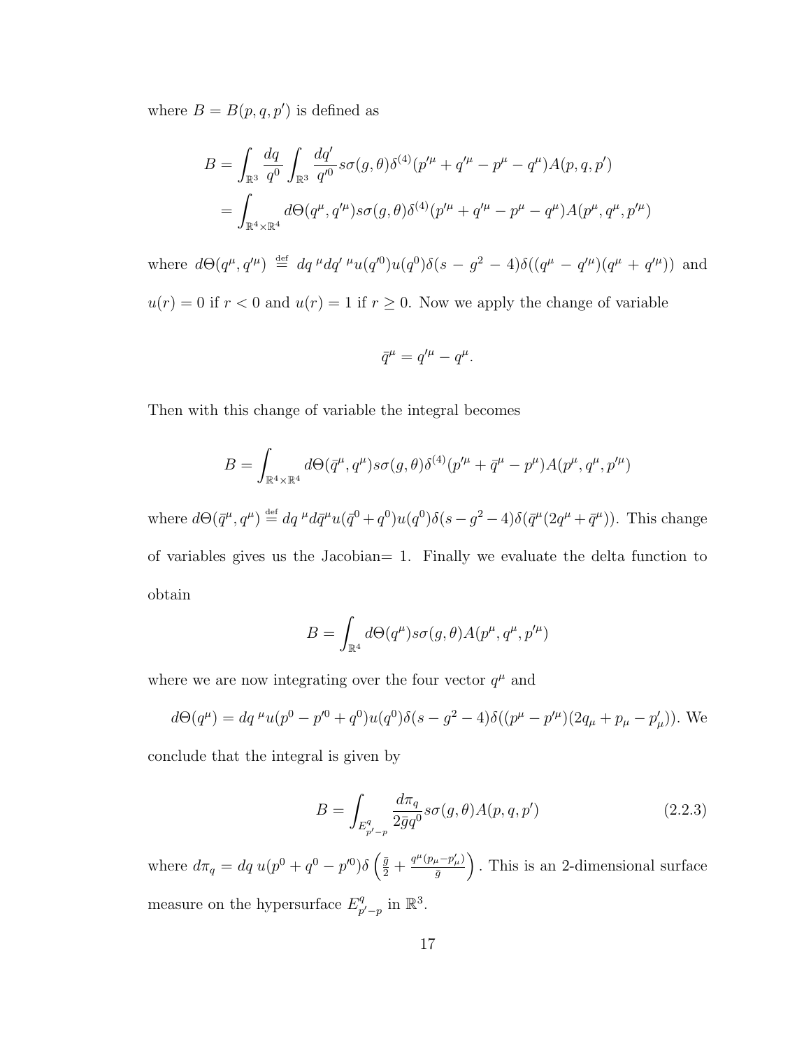where $B = B(p, q, p')$ is defined as

$$
\begin{aligned}
B &= \int_{\mathbb{R}^3} \frac{dq}{q^0} \int_{\mathbb{R}^3} \frac{dq'}{q'^0} s\sigma(g, \theta) \delta^{(4)}(p'^\mu + q'^\mu - p^\mu - q^\mu) A(p, q, p') \\
&= \int_{\mathbb{R}^4 \times \mathbb{R}^4} d\Theta(q^\mu, q'^\mu) s\sigma(g, \theta) \delta^{(4)}(p'^\mu + q'^\mu - p^\mu - q^\mu) A(p^\mu, q^\mu, p'^\mu)
\end{aligned}
$$

where $d\Theta(q^\mu, q'^\mu) \stackrel{\text{def}}{=} dq^{\,\mu} dq'^{\,\mu} u(q'^0) u(q^0) \delta(s - g^2 - 4) \delta((q^\mu - q'^\mu)(q^\mu + q'^\mu))$ and $u(r) = 0$ if $r < 0$ and $u(r) = 1$ if $r \geq 0$. Now we apply the change of variable

$$
\bar{q}^\mu = q'^\mu - q^\mu.
$$

Then with this change of variable the integral becomes

$$
B = \int_{\mathbb{R}^4 \times \mathbb{R}^4} d\Theta(\bar{q}^\mu, q^\mu) s\sigma(g, \theta) \delta^{(4)}(p'^\mu + \bar{q}^\mu - p^\mu) A(p^\mu, q^\mu, p'^\mu)
$$

where $d\Theta(\bar{q}^\mu, q^\mu) \stackrel{\text{def}}{=} dq^{\,\mu} d\bar{q}^\mu u(\bar{q}^0 + q^0) u(q^0) \delta(s - g^2 - 4) \delta(\bar{q}^\mu (2q^\mu + \bar{q}^\mu))$. This change of variables gives us the Jacobian= 1. Finally we evaluate the delta function to obtain

$$
B = \int_{\mathbb{R}^4} d\Theta(q^\mu) s\sigma(g, \theta) A(p^\mu, q^\mu, p'^\mu)
$$

where we are now integrating over the four vector $q^\mu$ and

$d\Theta(q^\mu) = dq^{\,\mu} u(p^0 - p'^0 + q^0) u(q^0) \delta(s - g^2 - 4) \delta((p^\mu - p'^\mu)(2q_\mu + p_\mu - p'_\mu))$. We conclude that the integral is given by

$$
B = \int_{E^q_{p'-p}} \frac{d\pi_q}{2\bar{g} q^0} s\sigma(g, \theta) A(p, q, p') \tag{2.2.3}
$$

where $d\pi_q = dq\, u(p^0 + q^0 - p'^0) \delta\left(\frac{\bar{g}}{2} + \frac{q^\mu (p_\mu - p'_\mu)}{\bar{g}}\right)$. This is an 2-dimensional surface measure on the hypersurface $E^q_{p'-p}$ in $\mathbb{R}^3$.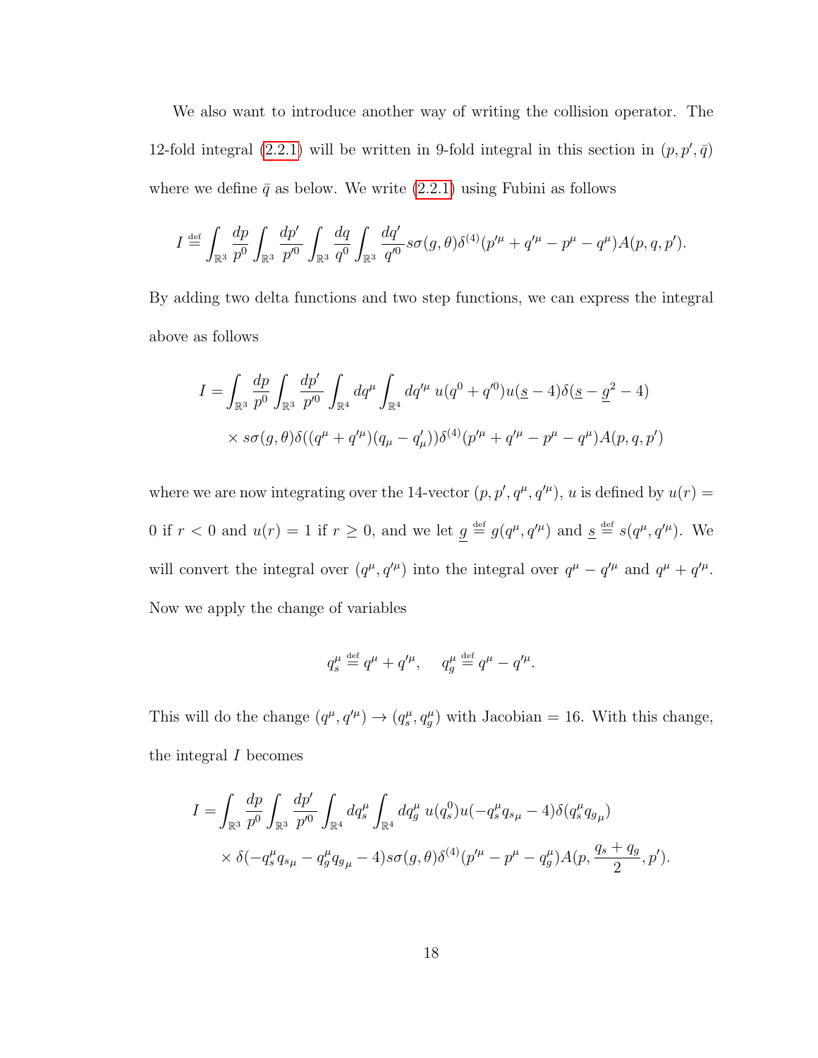We also want to introduce another way of writing the collision operator. The 12-fold integral (2.2.1) will be written in 9-fold integral in this section in $(p, p', \bar{q})$ where we define $\bar{q}$ as below. We write (2.2.1) using Fubini as follows

$$I \stackrel{\text{def}}{=} \int_{\mathbb{R}^3} \frac{dp}{p^0} \int_{\mathbb{R}^3} \frac{dp'}{p'^0} \int_{\mathbb{R}^3} \frac{dq}{q^0} \int_{\mathbb{R}^3} \frac{dq'}{q'^0} s\sigma(g,\theta)\delta^{(4)}(p'^\mu + q'^\mu - p^\mu - q^\mu)A(p,q,p').$$

By adding two delta functions and two step functions, we can express the integral above as follows

$$\begin{aligned} I = &\int_{\mathbb{R}^3} \frac{dp}{p^0} \int_{\mathbb{R}^3} \frac{dp'}{p'^0} \int_{\mathbb{R}^4} dq^\mu \int_{\mathbb{R}^4} dq'^\mu \, u(q^0 + q'^0) u(\underline{s} - 4)\delta(\underline{s} - \underline{g}^2 - 4) \\ &\times s\sigma(g,\theta)\delta((q^\mu + q'^\mu)(q_\mu - q'_\mu))\delta^{(4)}(p'^\mu + q'^\mu - p^\mu - q^\mu)A(p,q,p') \end{aligned}$$

where we are now integrating over the 14-vector $(p, p', q^\mu, q'^\mu)$, $u$ is defined by $u(r) = 0$ if $r < 0$ and $u(r) = 1$ if $r \geq 0$, and we let $\underline{g} \stackrel{\text{def}}{=} g(q^\mu, q'^\mu)$ and $\underline{s} \stackrel{\text{def}}{=} s(q^\mu, q'^\mu)$. We will convert the integral over $(q^\mu, q'^\mu)$ into the integral over $q^\mu - q'^\mu$ and $q^\mu + q'^\mu$. Now we apply the change of variables

$$q_s^\mu \stackrel{\text{def}}{=} q^\mu + q'^\mu, \quad q_g^\mu \stackrel{\text{def}}{=} q^\mu - q'^\mu.$$

This will do the change $(q^\mu, q'^\mu) \to (q_s^\mu, q_g^\mu)$ with Jacobian $= 16$. With this change, the integral $I$ becomes

$$\begin{aligned} I = &\int_{\mathbb{R}^3} \frac{dp}{p^0} \int_{\mathbb{R}^3} \frac{dp'}{p'^0} \int_{\mathbb{R}^4} dq_s^\mu \int_{\mathbb{R}^4} dq_g^\mu \, u(q_s^0) u(-q_s^\mu q_{s_\mu} - 4)\delta(q_s^\mu q_{g_\mu}) \\ &\times \delta(-q_s^\mu q_{s_\mu} - q_g^\mu q_{g_\mu} - 4) s\sigma(g,\theta)\delta^{(4)}(p'^\mu - p^\mu - q_g^\mu)A(p, \frac{q_s + q_g}{2}, p'). \end{aligned}$$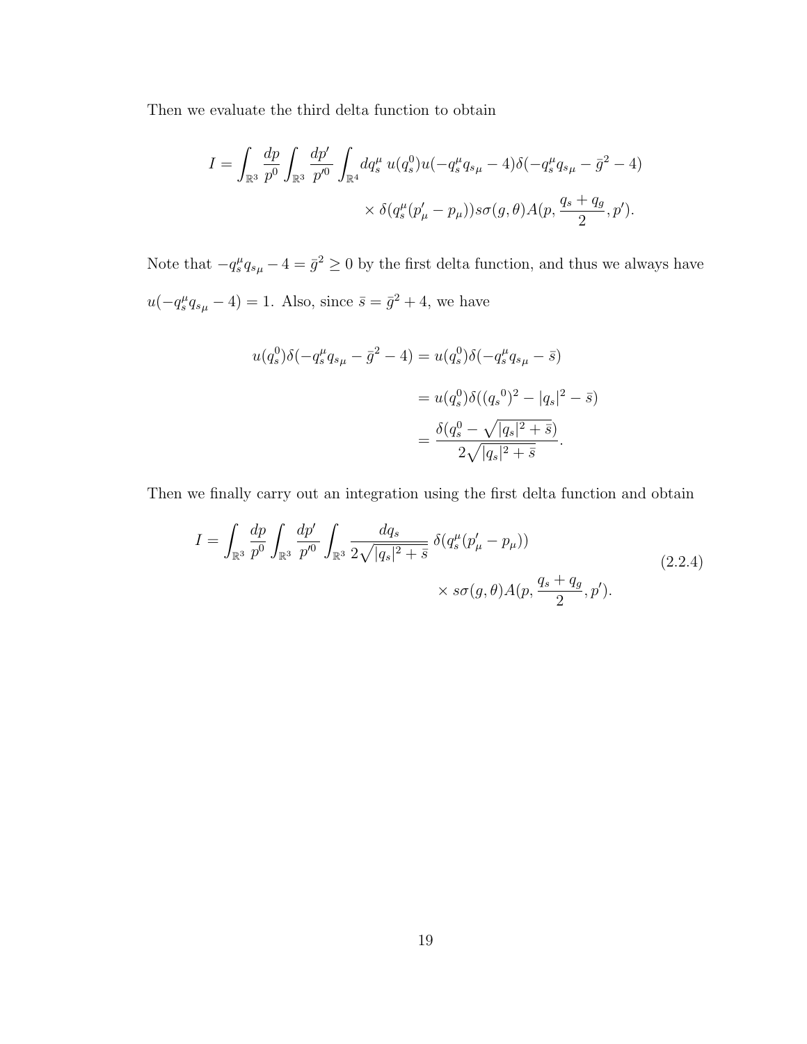Then we evaluate the third delta function to obtain

$$I = \int_{\mathbb{R}^3} \frac{dp}{p^0} \int_{\mathbb{R}^3} \frac{dp'}{p'^0} \int_{\mathbb{R}^4} dq_s^\mu \; u(q_s^0) u(-q_s^\mu q_{s\mu} - 4) \delta(-q_s^\mu q_{s\mu} - \bar{g}^2 - 4)$$

$$\times \delta(q_s^\mu (p'_\mu - p_\mu)) s\sigma(g,\theta) A(p, \frac{q_s + q_g}{2}, p').$$

Note that $-q_s^\mu q_{s\mu} - 4 = \bar{g}^2 \geq 0$ by the first delta function, and thus we always have $u(-q_s^\mu q_{s\mu} - 4) = 1$. Also, since $\bar{s} = \bar{g}^2 + 4$, we have

$$\begin{aligned}
u(q_s^0)\delta(-q_s^\mu q_{s\mu} - \bar{g}^2 - 4) &= u(q_s^0)\delta(-q_s^\mu q_{s\mu} - \bar{s}) \\
&= u(q_s^0)\delta(({q_s}^0)^2 - |q_s|^2 - \bar{s}) \\
&= \frac{\delta(q_s^0 - \sqrt{|q_s|^2 + \bar{s}})}{2\sqrt{|q_s|^2 + \bar{s}}}.
\end{aligned}$$

Then we finally carry out an integration using the first delta function and obtain

$$\begin{aligned}
I = \int_{\mathbb{R}^3} \frac{dp}{p^0} \int_{\mathbb{R}^3} \frac{dp'}{p'^0} \int_{\mathbb{R}^3} \frac{dq_s}{2\sqrt{|q_s|^2 + \bar{s}}} \; \delta(q_s^\mu (p'_\mu - p_\mu)) \\
\times s\sigma(g,\theta) A(p, \frac{q_s + q_g}{2}, p').
\end{aligned} \tag{2.2.4}$$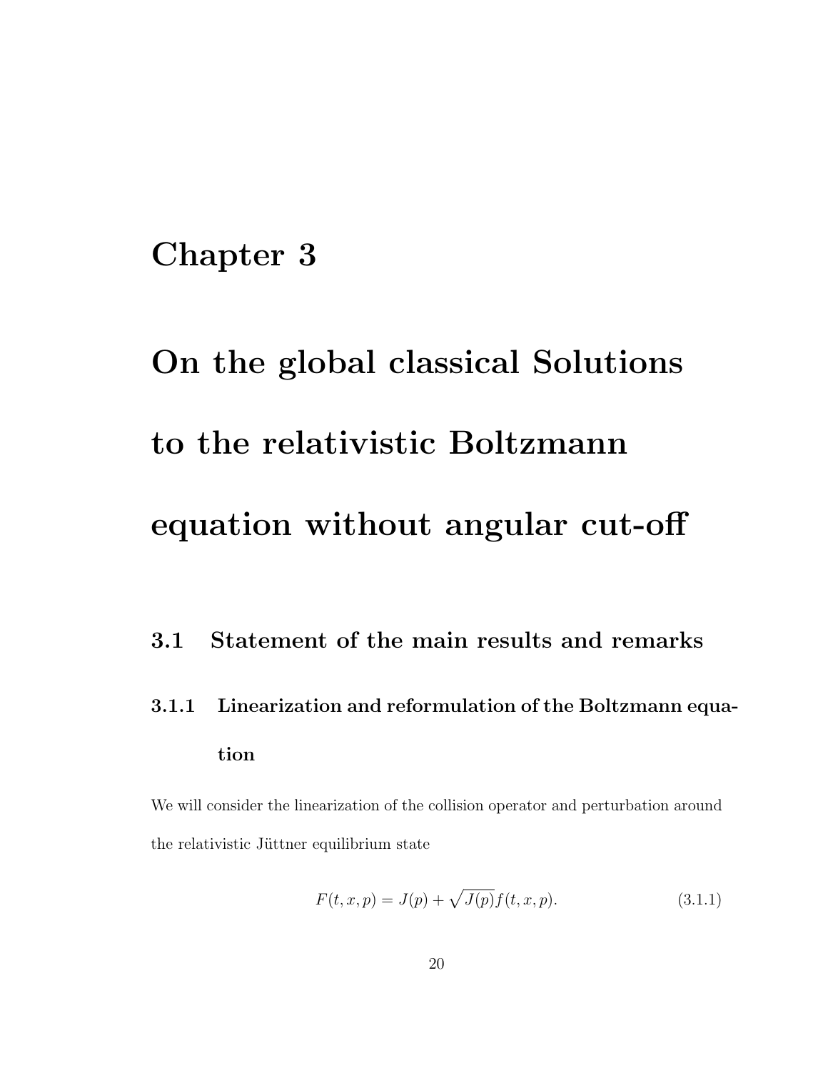# Chapter 3

# On the global classical Solutions to the relativistic Boltzmann equation without angular cut-off

## 3.1 Statement of the main results and remarks

### 3.1.1 Linearization and reformulation of the Boltzmann equation

We will consider the linearization of the collision operator and perturbation around the relativistic Jüttner equilibrium state

$$F(t, x, p) = J(p) + \sqrt{J(p)} f(t, x, p). \tag{3.1.1}$$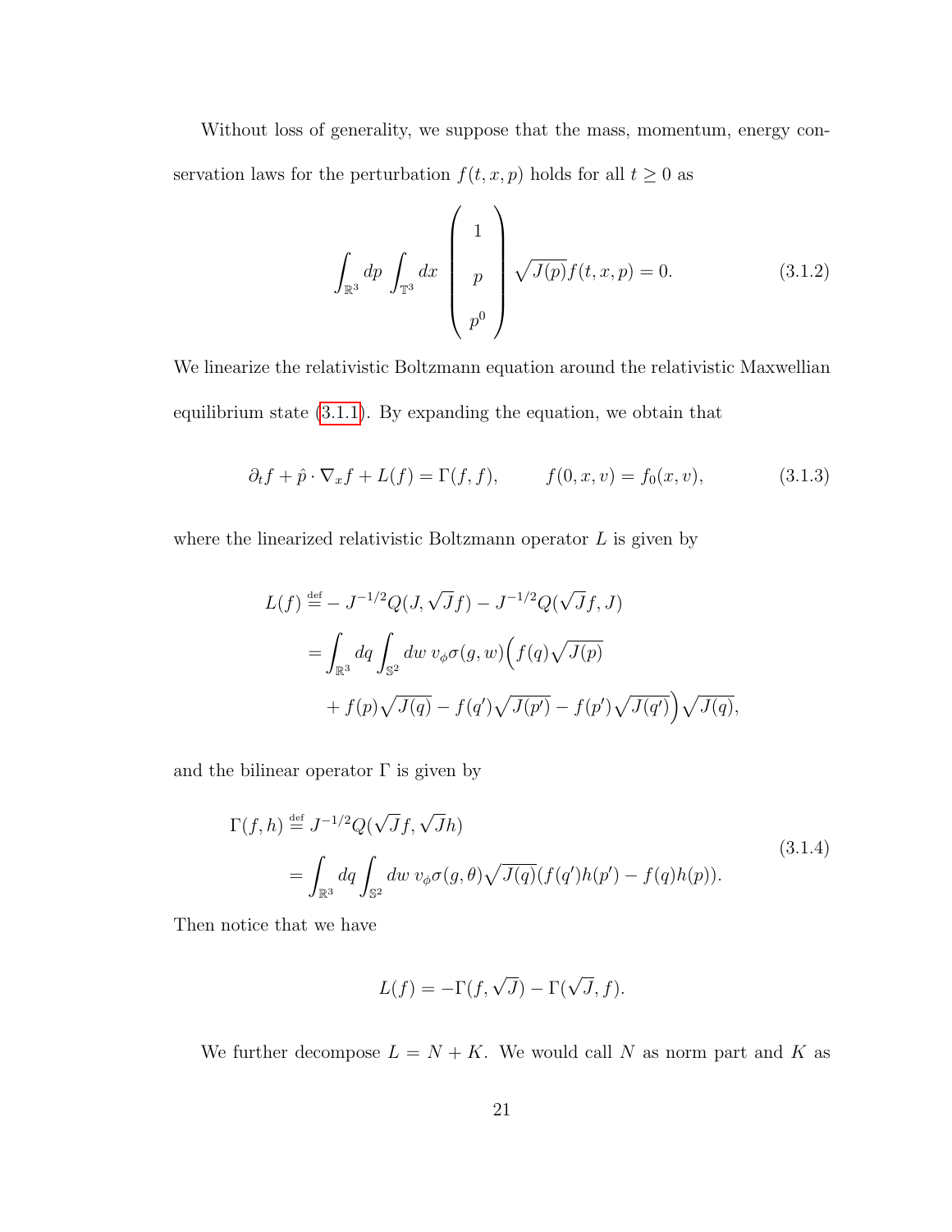Without loss of generality, we suppose that the mass, momentum, energy conservation laws for the perturbation $f(t,x,p)$ holds for all $t \geq 0$ as

$$\int_{\mathbb{R}^3} dp \int_{\mathbb{T}^3} dx \begin{pmatrix} 1 \\ p \\ p^0 \end{pmatrix} \sqrt{J(p)} f(t,x,p) = 0. \tag{3.1.2}$$

We linearize the relativistic Boltzmann equation around the relativistic Maxwellian equilibrium state (3.1.1). By expanding the equation, we obtain that

$$\partial_t f + \hat{p} \cdot \nabla_x f + L(f) = \Gamma(f,f), \qquad f(0,x,v) = f_0(x,v), \tag{3.1.3}$$

where the linearized relativistic Boltzmann operator $L$ is given by

$$\begin{aligned}
L(f) &\stackrel{\text{def}}{=} -J^{-1/2} Q(J, \sqrt{J} f) - J^{-1/2} Q(\sqrt{J} f, J) \\
&= \int_{\mathbb{R}^3} dq \int_{\mathbb{S}^2} dw\, v_\phi \sigma(g,w) \Big( f(q)\sqrt{J(p)} \\
&\quad + f(p)\sqrt{J(q)} - f(q')\sqrt{J(p')} - f(p')\sqrt{J(q')} \Big) \sqrt{J(q)},
\end{aligned}$$

and the bilinear operator $\Gamma$ is given by

$$\begin{aligned}
\Gamma(f,h) &\stackrel{\text{def}}{=} J^{-1/2} Q(\sqrt{J} f, \sqrt{J} h) \\
&= \int_{\mathbb{R}^3} dq \int_{\mathbb{S}^2} dw\, v_\phi \sigma(g,\theta) \sqrt{J(q)} (f(q')h(p') - f(q)h(p)).
\end{aligned} \tag{3.1.4}$$

Then notice that we have

$$L(f) = -\Gamma(f, \sqrt{J}) - \Gamma(\sqrt{J}, f).$$

We further decompose $L = N + K$. We would call $N$ as norm part and $K$ as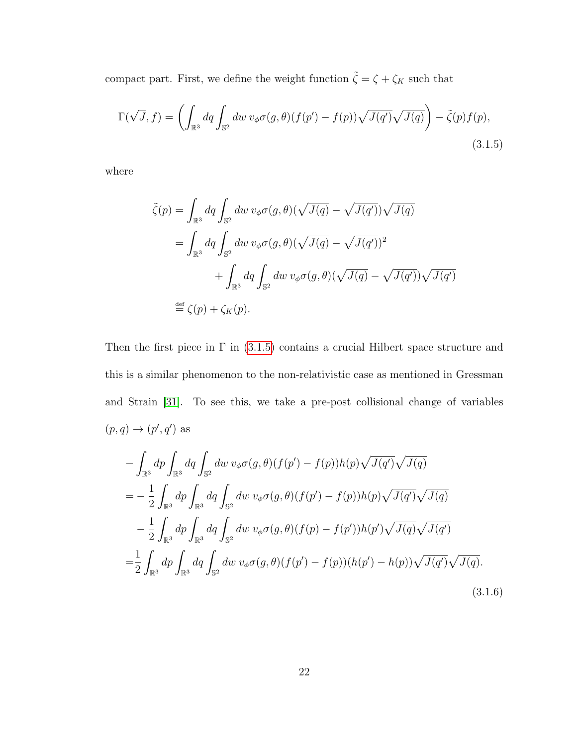compact part. First, we define the weight function $\tilde{\zeta} = \zeta + \zeta_K$ such that

$$
\Gamma(\sqrt{J}, f) = \left( \int_{\mathbb{R}^3} dq \int_{\mathbb{S}^2} dw \; v_\phi \sigma(g, \theta)(f(p') - f(p))\sqrt{J(q')}\sqrt{J(q)} \right) - \tilde{\zeta}(p) f(p), \tag{3.1.5}
$$

where

$$
\begin{aligned}
\tilde{\zeta}(p) &= \int_{\mathbb{R}^3} dq \int_{\mathbb{S}^2} dw \; v_\phi \sigma(g, \theta)(\sqrt{J(q)} - \sqrt{J(q')})\sqrt{J(q)} \\
&= \int_{\mathbb{R}^3} dq \int_{\mathbb{S}^2} dw \; v_\phi \sigma(g, \theta)(\sqrt{J(q)} - \sqrt{J(q')})^2 \\
&\qquad + \int_{\mathbb{R}^3} dq \int_{\mathbb{S}^2} dw \; v_\phi \sigma(g, \theta)(\sqrt{J(q)} - \sqrt{J(q')})\sqrt{J(q')} \\
&\overset{\text{def}}{=} \zeta(p) + \zeta_K(p).
\end{aligned}
$$

Then the first piece in $\Gamma$ in (3.1.5) contains a crucial Hilbert space structure and this is a similar phenomenon to the non-relativistic case as mentioned in Gressman and Strain [31]. To see this, we take a pre-post collisional change of variables $(p, q) \to (p', q')$ as

$$
\begin{aligned}
&- \int_{\mathbb{R}^3} dp \int_{\mathbb{R}^3} dq \int_{\mathbb{S}^2} dw \; v_\phi \sigma(g, \theta)(f(p') - f(p)) h(p) \sqrt{J(q')}\sqrt{J(q)} \\
&= - \frac{1}{2} \int_{\mathbb{R}^3} dp \int_{\mathbb{R}^3} dq \int_{\mathbb{S}^2} dw \; v_\phi \sigma(g, \theta)(f(p') - f(p)) h(p) \sqrt{J(q')}\sqrt{J(q)} \\
&\quad - \frac{1}{2} \int_{\mathbb{R}^3} dp \int_{\mathbb{R}^3} dq \int_{\mathbb{S}^2} dw \; v_\phi \sigma(g, \theta)(f(p) - f(p')) h(p') \sqrt{J(q)}\sqrt{J(q')} \\
&= \frac{1}{2} \int_{\mathbb{R}^3} dp \int_{\mathbb{R}^3} dq \int_{\mathbb{S}^2} dw \; v_\phi \sigma(g, \theta)(f(p') - f(p))(h(p') - h(p)) \sqrt{J(q')}\sqrt{J(q)}.
\end{aligned} \tag{3.1.6}
$$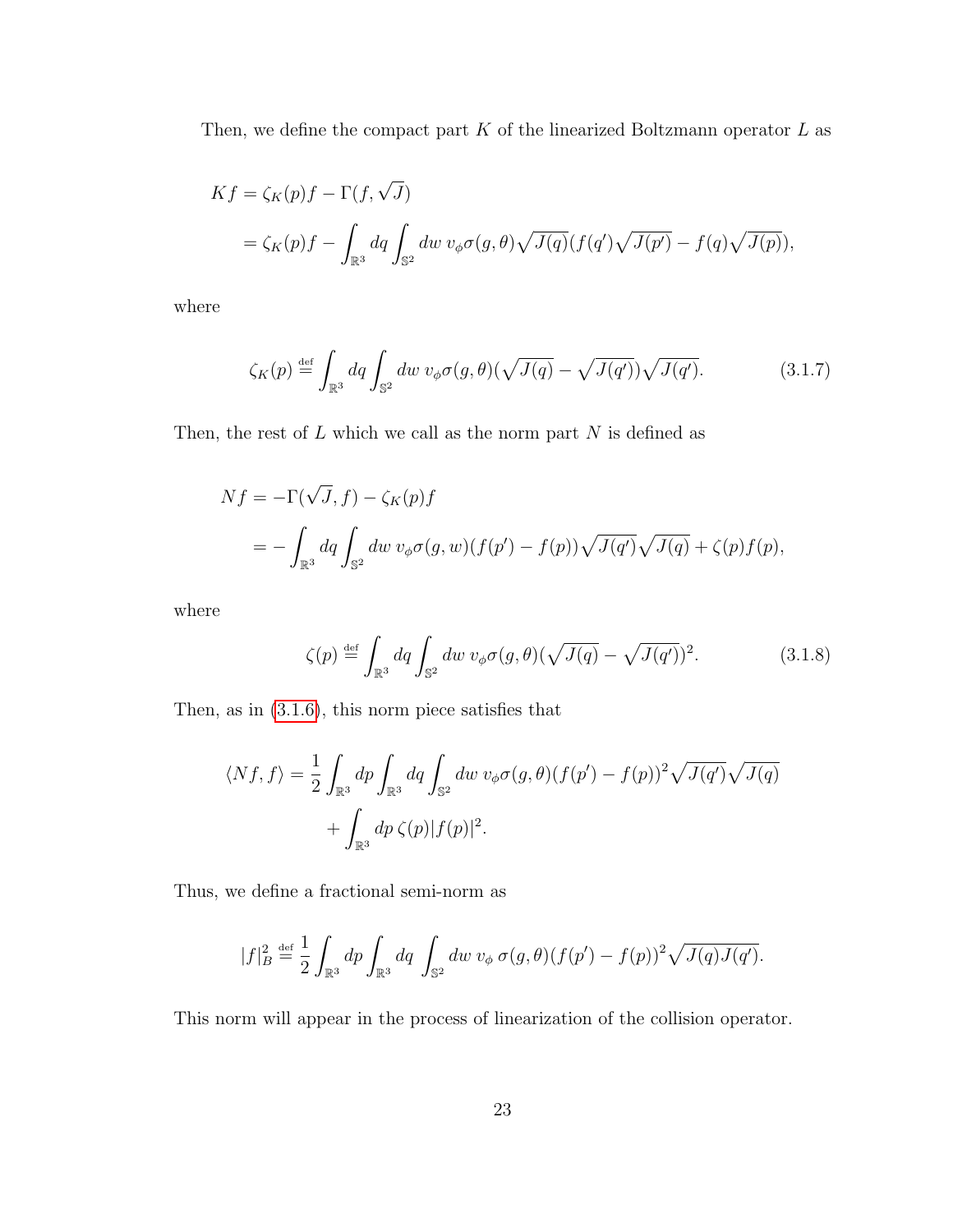Then, we define the compact part $K$ of the linearized Boltzmann operator $L$ as

$$
\begin{aligned}
Kf &= \zeta_K(p)f - \Gamma(f, \sqrt{J}) \\
&= \zeta_K(p)f - \int_{\mathbb{R}^3} dq \int_{\mathbb{S}^2} dw\, v_\phi \sigma(g,\theta)\sqrt{J(q)}(f(q')\sqrt{J(p')} - f(q)\sqrt{J(p)}),
\end{aligned}
$$

where

$$
\zeta_K(p) \stackrel{\text{def}}{=} \int_{\mathbb{R}^3} dq \int_{\mathbb{S}^2} dw\, v_\phi \sigma(g,\theta)(\sqrt{J(q)} - \sqrt{J(q')})\sqrt{J(q')}. \tag{3.1.7}
$$

Then, the rest of $L$ which we call as the norm part $N$ is defined as

$$
\begin{aligned}
Nf &= -\Gamma(\sqrt{J}, f) - \zeta_K(p)f \\
&= -\int_{\mathbb{R}^3} dq \int_{\mathbb{S}^2} dw\, v_\phi \sigma(g,w)(f(p') - f(p))\sqrt{J(q')}\sqrt{J(q)} + \zeta(p)f(p),
\end{aligned}
$$

where

$$
\zeta(p) \stackrel{\text{def}}{=} \int_{\mathbb{R}^3} dq \int_{\mathbb{S}^2} dw\, v_\phi \sigma(g,\theta)(\sqrt{J(q)} - \sqrt{J(q')})^2. \tag{3.1.8}
$$

Then, as in (3.1.6), this norm piece satisfies that

$$
\begin{aligned}
\langle Nf, f\rangle = \frac{1}{2}\int_{\mathbb{R}^3} dp \int_{\mathbb{R}^3} dq \int_{\mathbb{S}^2} dw\, v_\phi \sigma(g,\theta)(f(p') - f(p))^2\sqrt{J(q')}\sqrt{J(q)} \\
+ \int_{\mathbb{R}^3} dp\, \zeta(p)|f(p)|^2.
\end{aligned}
$$

Thus, we define a fractional semi-norm as

$$
|f|_B^2 \stackrel{\text{def}}{=} \frac{1}{2}\int_{\mathbb{R}^3} dp \int_{\mathbb{R}^3} dq \int_{\mathbb{S}^2} dw\, v_\phi\, \sigma(g,\theta)(f(p') - f(p))^2\sqrt{J(q)J(q')}.
$$

This norm will appear in the process of linearization of the collision operator.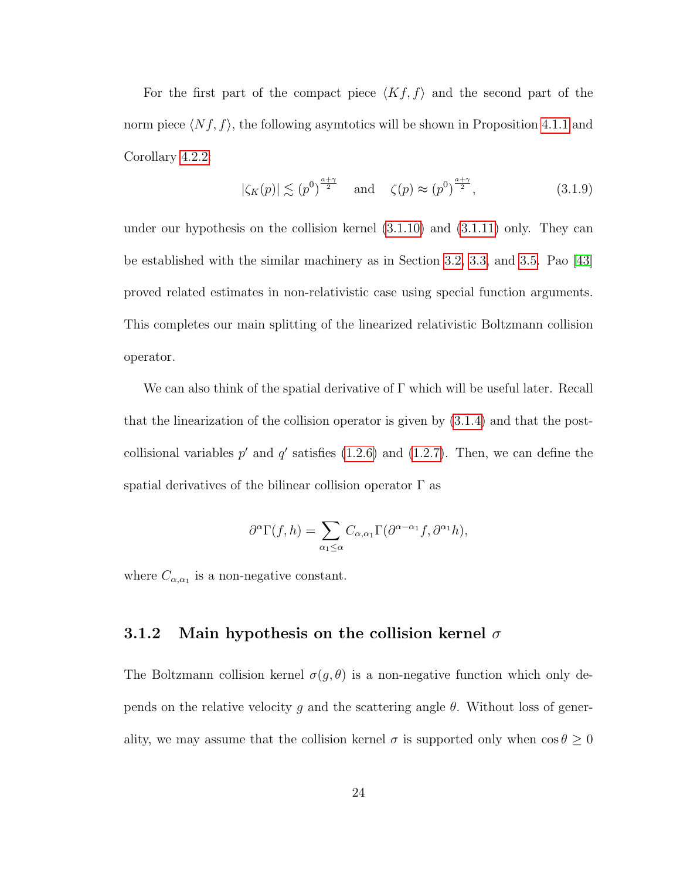For the first part of the compact piece $\langle Kf, f\rangle$ and the second part of the norm piece $\langle Nf, f\rangle$, the following asymtotics will be shown in Proposition 4.1.1 and Corollary 4.2.2:

$$|\zeta_K(p)| \lesssim (p^0)^{\frac{a+\gamma}{2}} \quad \text{and} \quad \zeta(p) \approx (p^0)^{\frac{a+\gamma}{2}}, \tag{3.1.9}$$

under our hypothesis on the collision kernel (3.1.10) and (3.1.11) only. They can be established with the similar machinery as in Section 3.2, 3.3, and 3.5. Pao [43] proved related estimates in non-relativistic case using special function arguments. This completes our main splitting of the linearized relativistic Boltzmann collision operator.

We can also think of the spatial derivative of $\Gamma$ which will be useful later. Recall that the linearization of the collision operator is given by (3.1.4) and that the post-collisional variables $p'$ and $q'$ satisfies (1.2.6) and (1.2.7). Then, we can define the spatial derivatives of the bilinear collision operator $\Gamma$ as

$$\partial^\alpha \Gamma(f,h) = \sum_{\alpha_1 \leq \alpha} C_{\alpha,\alpha_1} \Gamma(\partial^{\alpha-\alpha_1} f, \partial^{\alpha_1} h),$$

where $C_{\alpha,\alpha_1}$ is a non-negative constant.

### 3.1.2 Main hypothesis on the collision kernel $\sigma$

The Boltzmann collision kernel $\sigma(g,\theta)$ is a non-negative function which only depends on the relative velocity $g$ and the scattering angle $\theta$. Without loss of generality, we may assume that the collision kernel $\sigma$ is supported only when $\cos\theta \geq 0$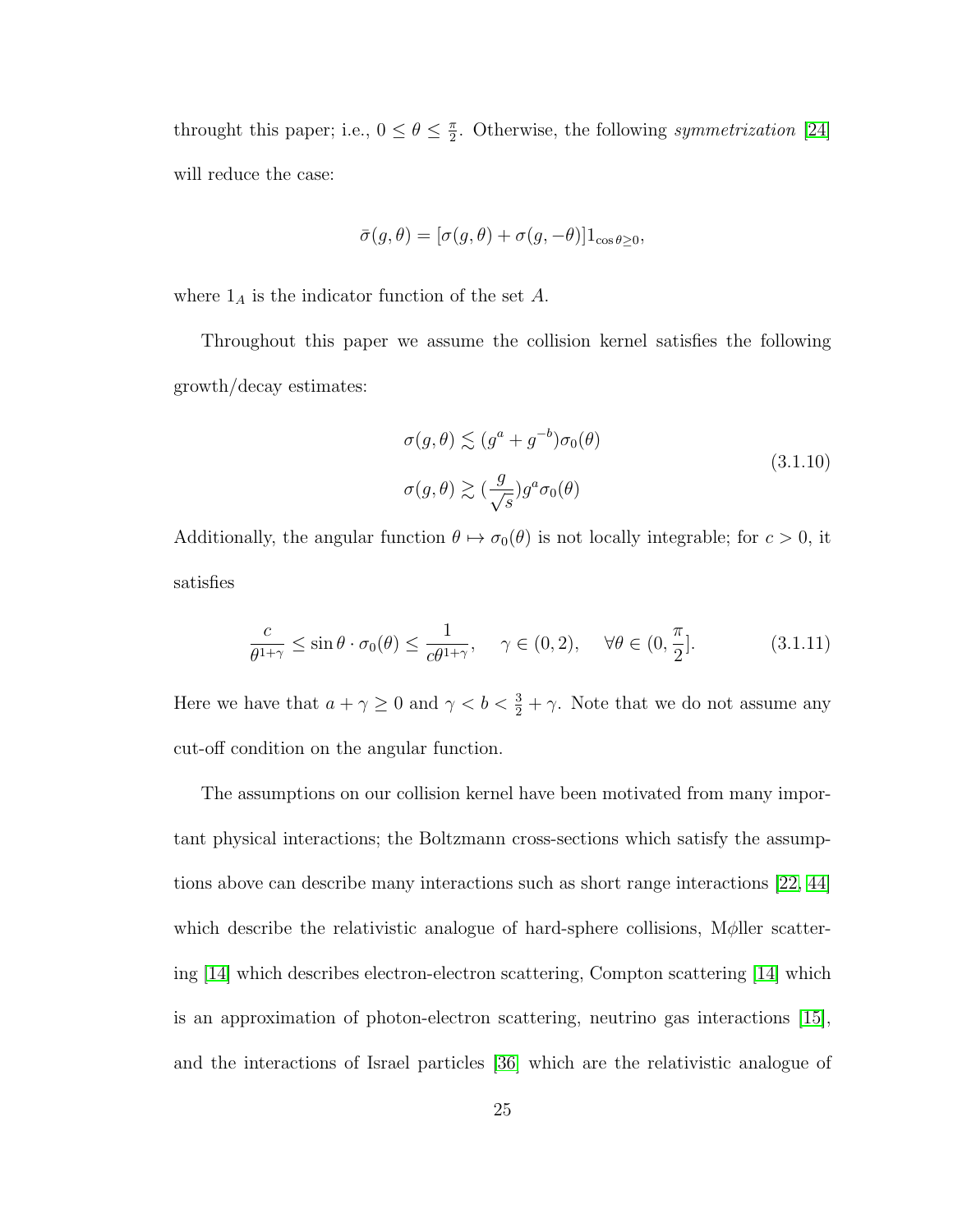throught this paper; i.e., $0 \le \theta \le \frac{\pi}{2}$. Otherwise, the following *symmetrization* [24] will reduce the case:

$$\bar{\sigma}(g,\theta) = [\sigma(g,\theta) + \sigma(g,-\theta)]1_{\cos\theta \ge 0},$$

where $1_A$ is the indicator function of the set $A$.

Throughout this paper we assume the collision kernel satisfies the following growth/decay estimates:

$$\begin{aligned} \sigma(g,\theta) &\lesssim (g^a + g^{-b})\sigma_0(\theta) \\ \sigma(g,\theta) &\gtrsim (\frac{g}{\sqrt{s}})g^a\sigma_0(\theta) \end{aligned} \tag{3.1.10}$$

Additionally, the angular function $\theta \mapsto \sigma_0(\theta)$ is not locally integrable; for $c > 0$, it satisfies

$$\frac{c}{\theta^{1+\gamma}} \le \sin\theta \cdot \sigma_0(\theta) \le \frac{1}{c\theta^{1+\gamma}}, \quad \gamma \in (0,2), \quad \forall \theta \in (0, \frac{\pi}{2}]. \tag{3.1.11}$$

Here we have that $a + \gamma \ge 0$ and $\gamma < b < \frac{3}{2} + \gamma$. Note that we do not assume any cut-off condition on the angular function.

The assumptions on our collision kernel have been motivated from many important physical interactions; the Boltzmann cross-sections which satisfy the assumptions above can describe many interactions such as short range interactions [22, 44] which describe the relativistic analogue of hard-sphere collisions, M$\phi$ller scattering [14] which describes electron-electron scattering, Compton scattering [14] which is an approximation of photon-electron scattering, neutrino gas interactions [15], and the interactions of Israel particles [36] which are the relativistic analogue of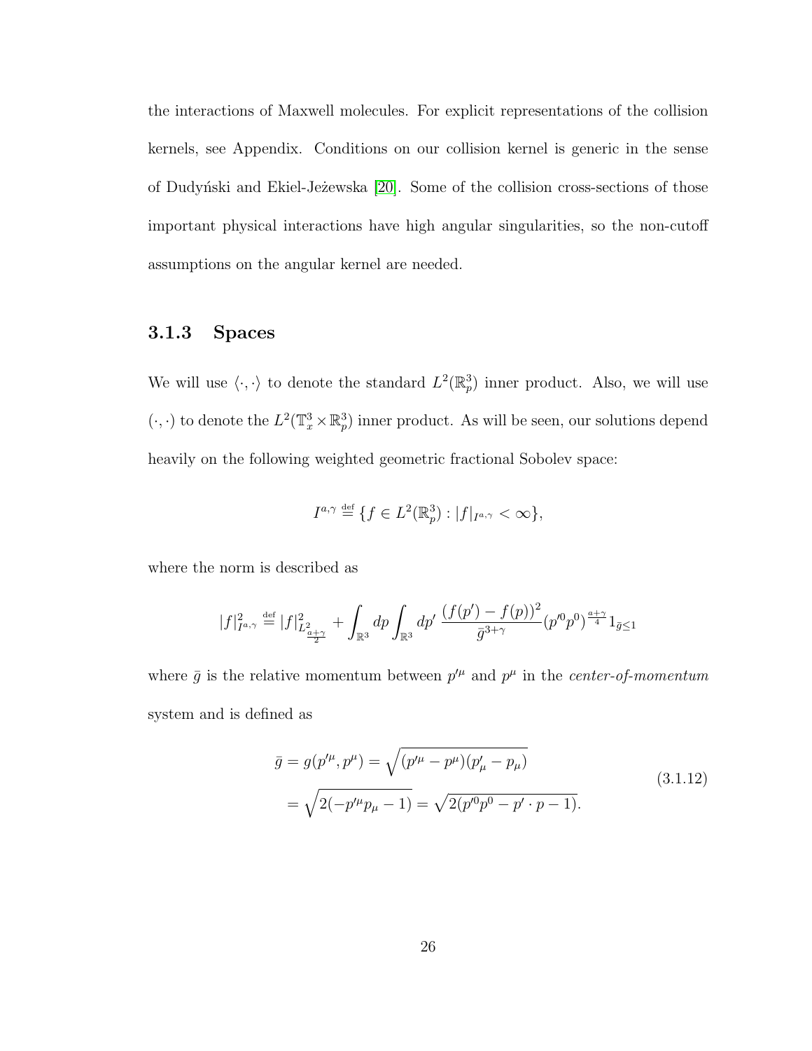the interactions of Maxwell molecules. For explicit representations of the collision kernels, see Appendix. Conditions on our collision kernel is generic in the sense of Dudyński and Ekiel-Jeżewska [20]. Some of the collision cross-sections of those important physical interactions have high angular singularities, so the non-cutoff assumptions on the angular kernel are needed.

### 3.1.3 Spaces

We will use $\langle \cdot, \cdot \rangle$ to denote the standard $L^2(\mathbb{R}^3_p)$ inner product. Also, we will use $(\cdot, \cdot)$ to denote the $L^2(\mathbb{T}^3_x \times \mathbb{R}^3_p)$ inner product. As will be seen, our solutions depend heavily on the following weighted geometric fractional Sobolev space:

$$I^{a,\gamma} \stackrel{\text{def}}{=} \{ f \in L^2(\mathbb{R}^3_p) : |f|_{I^{a,\gamma}} < \infty \},$$

where the norm is described as

$$|f|^2_{I^{a,\gamma}} \stackrel{\text{def}}{=} |f|^2_{L^2_{\frac{a+\gamma}{2}}} + \int_{\mathbb{R}^3} dp \int_{\mathbb{R}^3} dp' \, \frac{(f(p') - f(p))^2}{\bar{g}^{3+\gamma}} (p'^0 p^0)^{\frac{a+\gamma}{4}} 1_{\bar{g} \le 1}$$

where $\bar{g}$ is the relative momentum between $p'^\mu$ and $p^\mu$ in the *center-of-momentum* system and is defined as

$$\begin{aligned} \bar{g} = g(p'^\mu, p^\mu) &= \sqrt{(p'^\mu - p^\mu)(p'_\mu - p_\mu)} \\ &= \sqrt{2(-p'^\mu p_\mu - 1)} = \sqrt{2(p'^0 p^0 - p' \cdot p - 1)}. \end{aligned} \tag{3.1.12}$$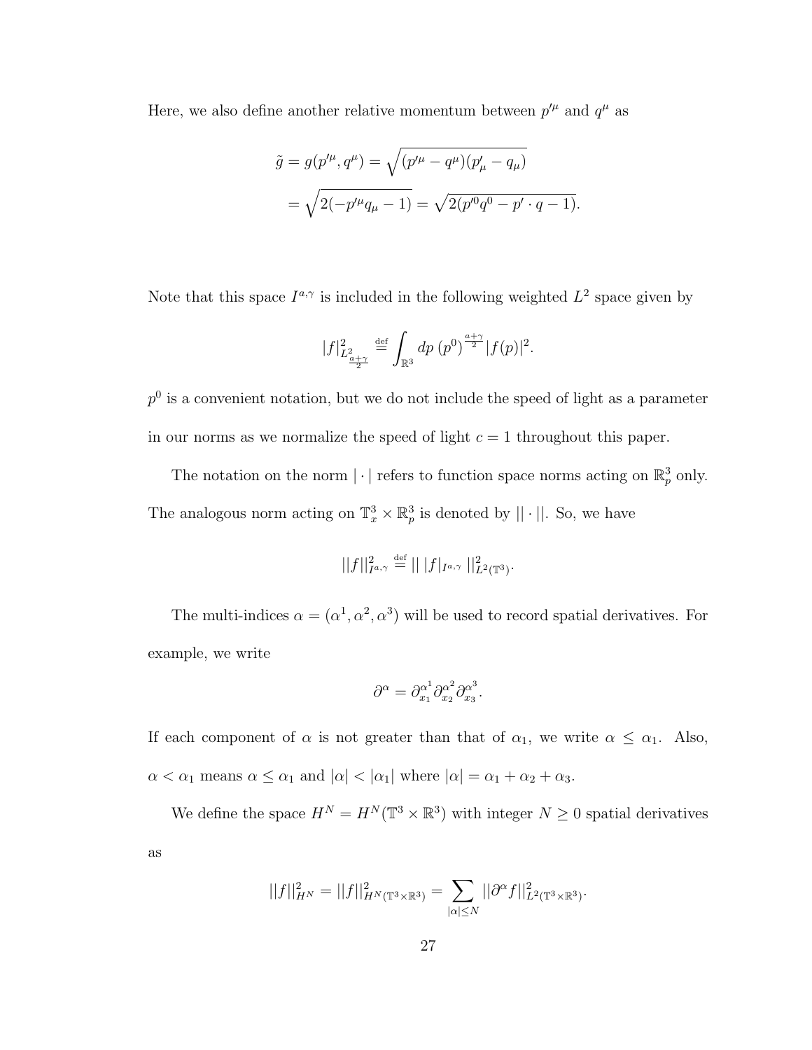Here, we also define another relative momentum between $p'^\mu$ and $q^\mu$ as

$$
\begin{aligned}
\tilde{g} = g(p'^\mu, q^\mu) &= \sqrt{(p'^\mu - q^\mu)(p'_\mu - q_\mu)} \\
&= \sqrt{2(-p'^\mu q_\mu - 1)} = \sqrt{2(p'^0 q^0 - p' \cdot q - 1)}.
\end{aligned}
$$

Note that this space $I^{a,\gamma}$ is included in the following weighted $L^2$ space given by

$$
|f|^2_{L^2_{\frac{a+\gamma}{2}}} \stackrel{\text{def}}{=} \int_{\mathbb{R}^3} dp \, (p^0)^{\frac{a+\gamma}{2}} |f(p)|^2.
$$

$p^0$ is a convenient notation, but we do not include the speed of light as a parameter in our norms as we normalize the speed of light $c = 1$ throughout this paper.

The notation on the norm $|\cdot|$ refers to function space norms acting on $\mathbb{R}^3_p$ only. The analogous norm acting on $\mathbb{T}^3_x \times \mathbb{R}^3_p$ is denoted by $||\cdot||$. So, we have

$$
||f||^2_{I^{a,\gamma}} \stackrel{\text{def}}{=} || \, |f|_{I^{a,\gamma}} \, ||^2_{L^2(\mathbb{T}^3)}.
$$

The multi-indices $\alpha = (\alpha^1, \alpha^2, \alpha^3)$ will be used to record spatial derivatives. For example, we write

$$
\partial^\alpha = \partial^{\alpha^1}_{x_1} \partial^{\alpha^2}_{x_2} \partial^{\alpha^3}_{x_3}.
$$

If each component of $\alpha$ is not greater than that of $\alpha_1$, we write $\alpha \leq \alpha_1$. Also, $\alpha < \alpha_1$ means $\alpha \leq \alpha_1$ and $|\alpha| < |\alpha_1|$ where $|\alpha| = \alpha_1 + \alpha_2 + \alpha_3$.

We define the space $H^N = H^N(\mathbb{T}^3 \times \mathbb{R}^3)$ with integer $N \geq 0$ spatial derivatives as

$$
||f||^2_{H^N} = ||f||^2_{H^N(\mathbb{T}^3 \times \mathbb{R}^3)} = \sum_{|\alpha| \leq N} ||\partial^\alpha f||^2_{L^2(\mathbb{T}^3 \times \mathbb{R}^3)}.
$$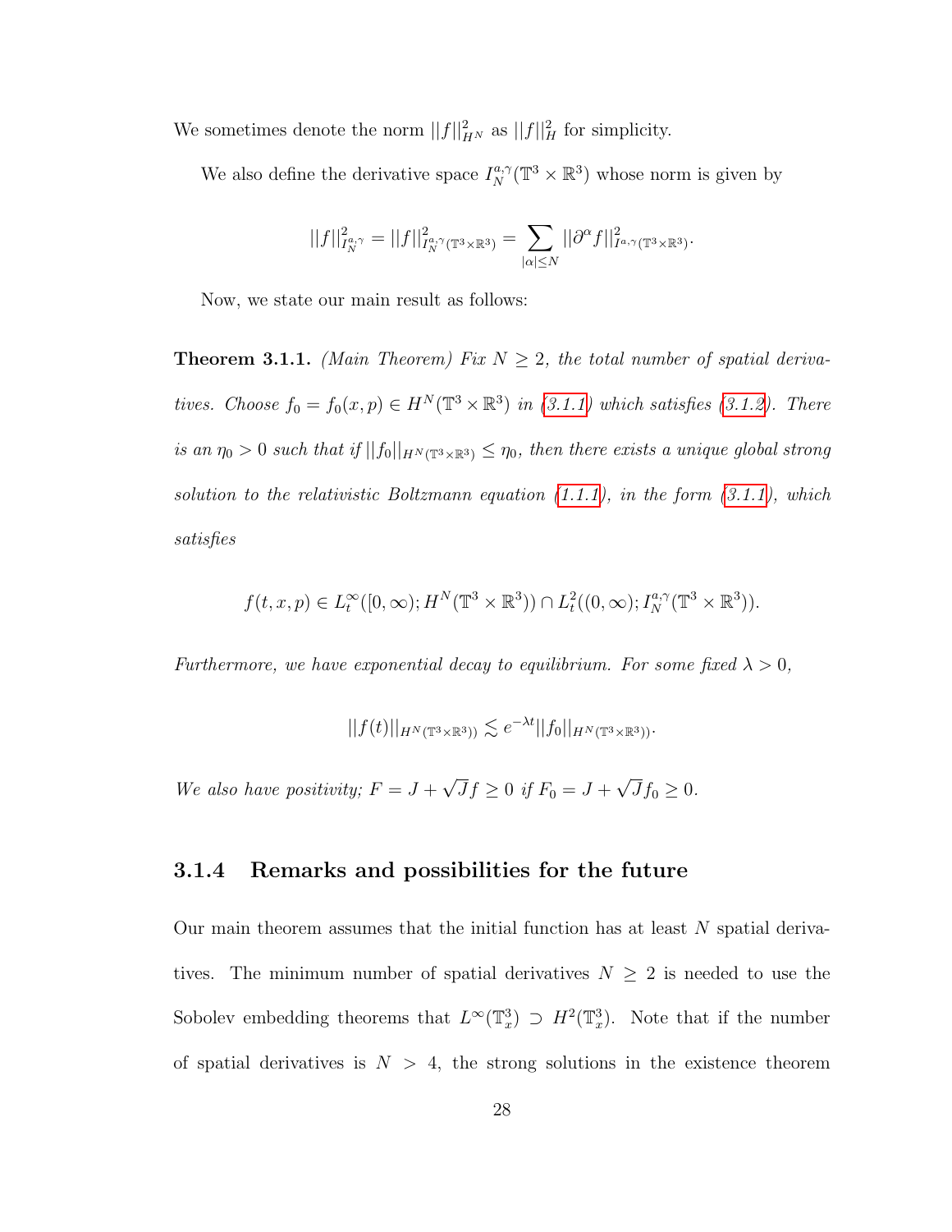We sometimes denote the norm $||f||^2_{H^N}$ as $||f||^2_H$ for simplicity.

We also define the derivative space $I^{a,\gamma}_N(\mathbb{T}^3 \times \mathbb{R}^3)$ whose norm is given by

$$||f||^2_{I^{a,\gamma}_N} = ||f||^2_{I^{a,\gamma}_N(\mathbb{T}^3\times\mathbb{R}^3)} = \sum_{|\alpha|\leq N} ||\partial^\alpha f||^2_{I^{a,\gamma}(\mathbb{T}^3\times\mathbb{R}^3)}.$$

Now, we state our main result as follows:

**Theorem 3.1.1.** *(Main Theorem) Fix $N \geq 2$, the total number of spatial derivatives. Choose $f_0 = f_0(x,p) \in H^N(\mathbb{T}^3 \times \mathbb{R}^3)$ in (3.1.1) which satisfies (3.1.2). There is an $\eta_0 > 0$ such that if $||f_0||_{H^N(\mathbb{T}^3\times\mathbb{R}^3)} \leq \eta_0$, then there exists a unique global strong solution to the relativistic Boltzmann equation (1.1.1), in the form (3.1.1), which satisfies*

$$f(t,x,p) \in L^\infty_t([0,\infty); H^N(\mathbb{T}^3 \times \mathbb{R}^3)) \cap L^2_t((0,\infty); I^{a,\gamma}_N(\mathbb{T}^3 \times \mathbb{R}^3)).$$

*Furthermore, we have exponential decay to equilibrium. For some fixed $\lambda > 0$,*

$$||f(t)||_{H^N(\mathbb{T}^3\times\mathbb{R}^3))} \lesssim e^{-\lambda t}||f_0||_{H^N(\mathbb{T}^3\times\mathbb{R}^3))}.$$

*We also have positivity; $F = J + \sqrt{J}f \geq 0$ if $F_0 = J + \sqrt{J}f_0 \geq 0$.*

### 3.1.4 Remarks and possibilities for the future

Our main theorem assumes that the initial function has at least $N$ spatial derivatives. The minimum number of spatial derivatives $N \geq 2$ is needed to use the Sobolev embedding theorems that $L^\infty(\mathbb{T}^3_x) \supset H^2(\mathbb{T}^3_x)$. Note that if the number of spatial derivatives is $N > 4$, the strong solutions in the existence theorem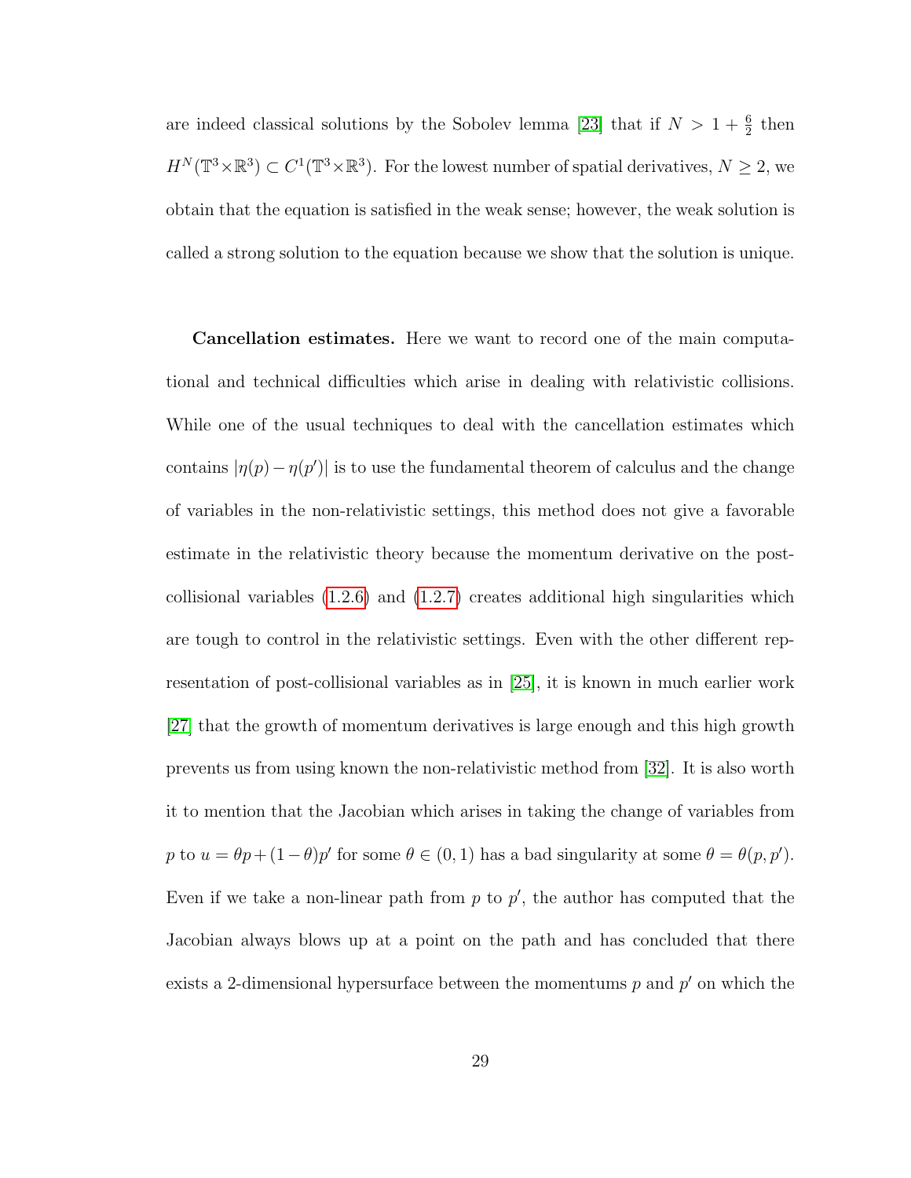are indeed classical solutions by the Sobolev lemma [23] that if $N > 1 + \frac{6}{2}$ then $H^N(\mathbb{T}^3 \times \mathbb{R}^3) \subset C^1(\mathbb{T}^3 \times \mathbb{R}^3)$. For the lowest number of spatial derivatives, $N \geq 2$, we obtain that the equation is satisfied in the weak sense; however, the weak solution is called a strong solution to the equation because we show that the solution is unique.

**Cancellation estimates.** Here we want to record one of the main computational and technical difficulties which arise in dealing with relativistic collisions. While one of the usual techniques to deal with the cancellation estimates which contains $|\eta(p) - \eta(p')|$ is to use the fundamental theorem of calculus and the change of variables in the non-relativistic settings, this method does not give a favorable estimate in the relativistic theory because the momentum derivative on the post-collisional variables (1.2.6) and (1.2.7) creates additional high singularities which are tough to control in the relativistic settings. Even with the other different representation of post-collisional variables as in [25], it is known in much earlier work [27] that the growth of momentum derivatives is large enough and this high growth prevents us from using known the non-relativistic method from [32]. It is also worth it to mention that the Jacobian which arises in taking the change of variables from $p$ to $u = \theta p + (1-\theta)p'$ for some $\theta \in (0,1)$ has a bad singularity at some $\theta = \theta(p, p')$. Even if we take a non-linear path from $p$ to $p'$, the author has computed that the Jacobian always blows up at a point on the path and has concluded that there exists a 2-dimensional hypersurface between the momentums $p$ and $p'$ on which the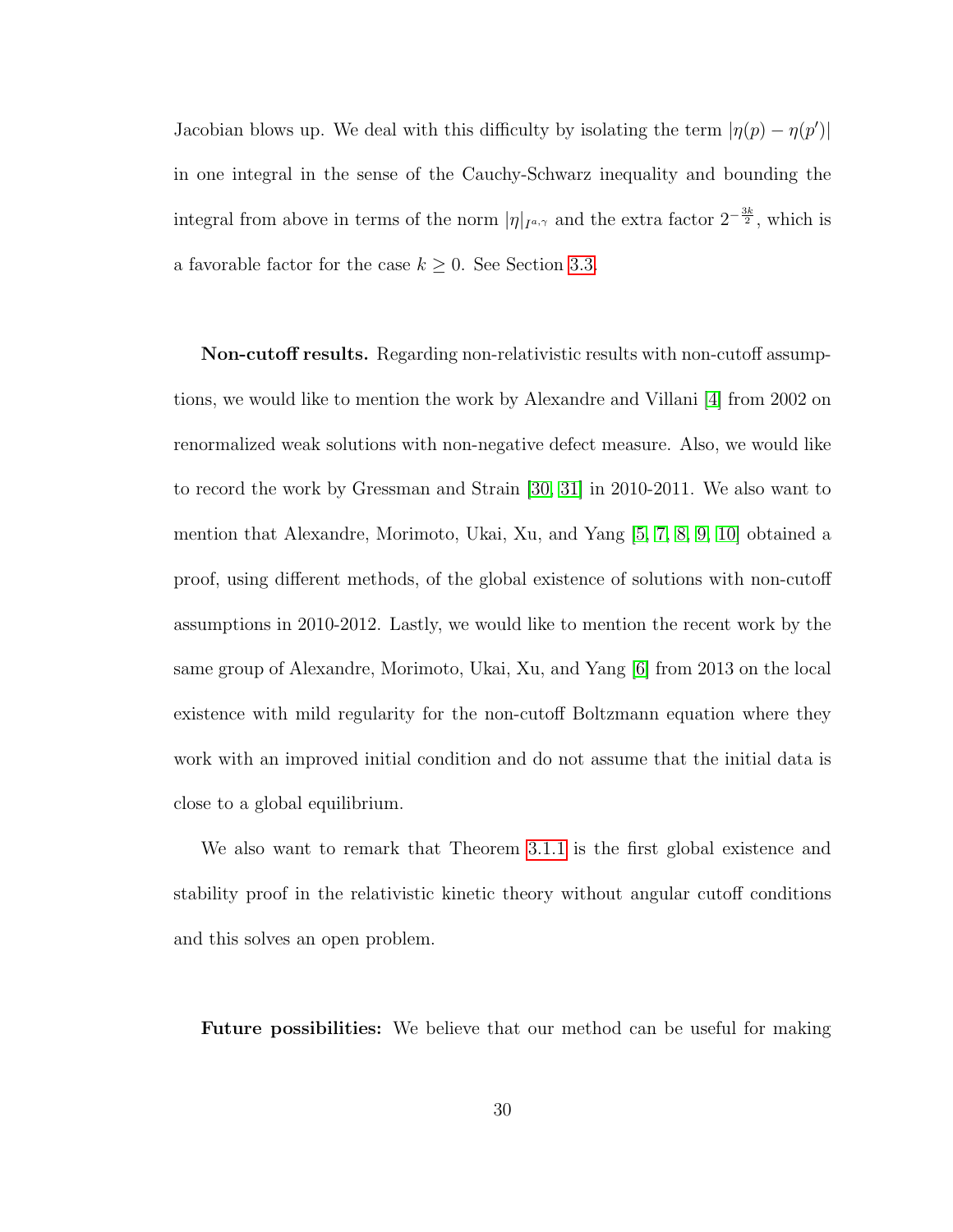Jacobian blows up. We deal with this difficulty by isolating the term $|\eta(p) - \eta(p')|$ in one integral in the sense of the Cauchy-Schwarz inequality and bounding the integral from above in terms of the norm $|\eta|_{I^{a,\gamma}}$ and the extra factor $2^{-\frac{3k}{2}}$, which is a favorable factor for the case $k \geq 0$. See Section 3.3.

**Non-cutoff results.** Regarding non-relativistic results with non-cutoff assumptions, we would like to mention the work by Alexandre and Villani [4] from 2002 on renormalized weak solutions with non-negative defect measure. Also, we would like to record the work by Gressman and Strain [30, 31] in 2010-2011. We also want to mention that Alexandre, Morimoto, Ukai, Xu, and Yang [5, 7, 8, 9, 10] obtained a proof, using different methods, of the global existence of solutions with non-cutoff assumptions in 2010-2012. Lastly, we would like to mention the recent work by the same group of Alexandre, Morimoto, Ukai, Xu, and Yang [6] from 2013 on the local existence with mild regularity for the non-cutoff Boltzmann equation where they work with an improved initial condition and do not assume that the initial data is close to a global equilibrium.

We also want to remark that Theorem 3.1.1 is the first global existence and stability proof in the relativistic kinetic theory without angular cutoff conditions and this solves an open problem.

**Future possibilities:** We believe that our method can be useful for making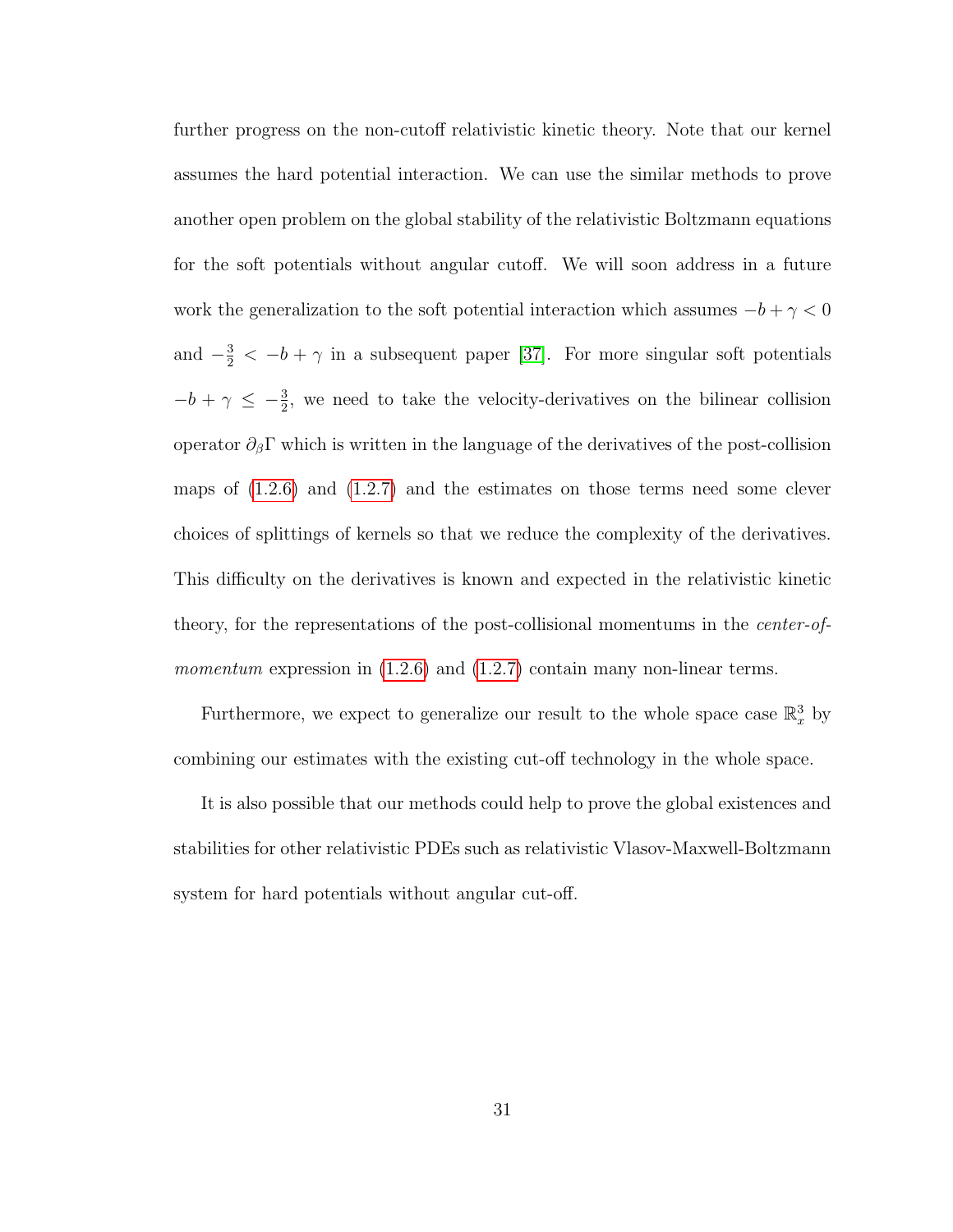further progress on the non-cutoff relativistic kinetic theory. Note that our kernel assumes the hard potential interaction. We can use the similar methods to prove another open problem on the global stability of the relativistic Boltzmann equations for the soft potentials without angular cutoff. We will soon address in a future work the generalization to the soft potential interaction which assumes $-b+\gamma<0$ and $-\frac{3}{2}<-b+\gamma$ in a subsequent paper [37]. For more singular soft potentials $-b+\gamma \leq -\frac{3}{2}$, we need to take the velocity-derivatives on the bilinear collision operator $\partial_\beta \Gamma$ which is written in the language of the derivatives of the post-collision maps of (1.2.6) and (1.2.7) and the estimates on those terms need some clever choices of splittings of kernels so that we reduce the complexity of the derivatives. This difficulty on the derivatives is known and expected in the relativistic kinetic theory, for the representations of the post-collisional momentums in the *center-of-momentum* expression in (1.2.6) and (1.2.7) contain many non-linear terms.

Furthermore, we expect to generalize our result to the whole space case $\mathbb{R}^3_x$ by combining our estimates with the existing cut-off technology in the whole space.

It is also possible that our methods could help to prove the global existences and stabilities for other relativistic PDEs such as relativistic Vlasov-Maxwell-Boltzmann system for hard potentials without angular cut-off.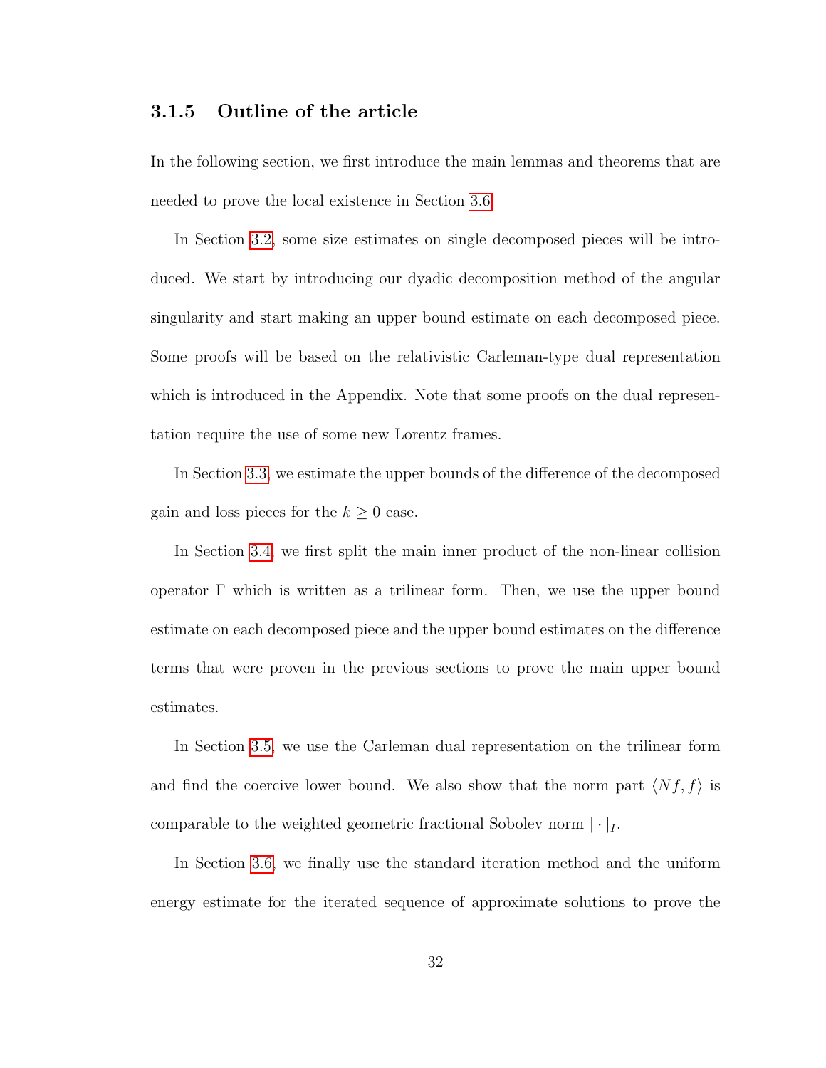### 3.1.5 Outline of the article

In the following section, we first introduce the main lemmas and theorems that are needed to prove the local existence in Section 3.6.

In Section 3.2, some size estimates on single decomposed pieces will be introduced. We start by introducing our dyadic decomposition method of the angular singularity and start making an upper bound estimate on each decomposed piece. Some proofs will be based on the relativistic Carleman-type dual representation which is introduced in the Appendix. Note that some proofs on the dual representation require the use of some new Lorentz frames.

In Section 3.3, we estimate the upper bounds of the difference of the decomposed gain and loss pieces for the $k \geq 0$ case.

In Section 3.4, we first split the main inner product of the non-linear collision operator $\Gamma$ which is written as a trilinear form. Then, we use the upper bound estimate on each decomposed piece and the upper bound estimates on the difference terms that were proven in the previous sections to prove the main upper bound estimates.

In Section 3.5, we use the Carleman dual representation on the trilinear form and find the coercive lower bound. We also show that the norm part $\langle Nf, f \rangle$ is comparable to the weighted geometric fractional Sobolev norm $|\cdot|_I$.

In Section 3.6, we finally use the standard iteration method and the uniform energy estimate for the iterated sequence of approximate solutions to prove the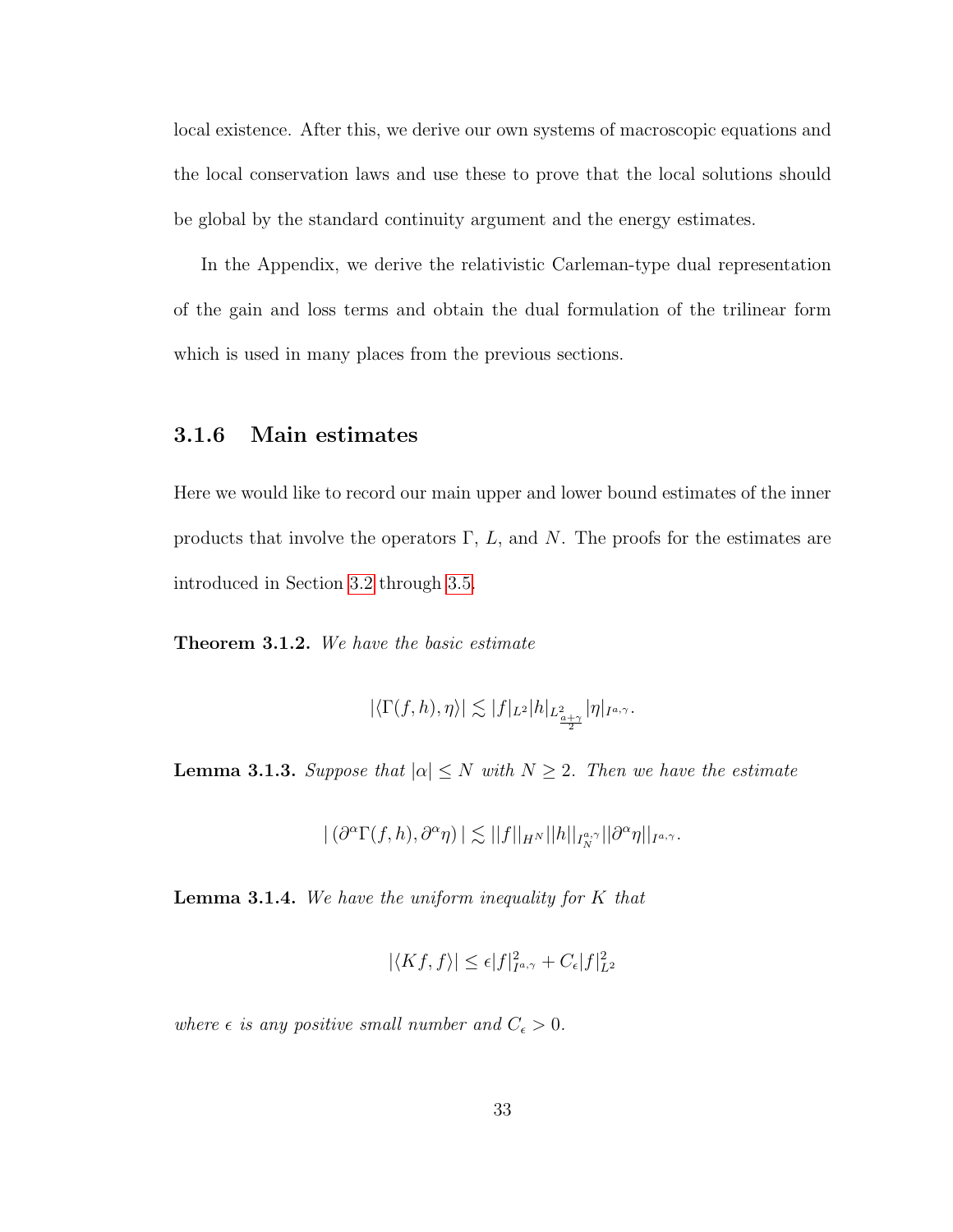local existence. After this, we derive our own systems of macroscopic equations and the local conservation laws and use these to prove that the local solutions should be global by the standard continuity argument and the energy estimates.

In the Appendix, we derive the relativistic Carleman-type dual representation of the gain and loss terms and obtain the dual formulation of the trilinear form which is used in many places from the previous sections.

### 3.1.6 Main estimates

Here we would like to record our main upper and lower bound estimates of the inner products that involve the operators $\Gamma$, $L$, and $N$. The proofs for the estimates are introduced in Section 3.2 through 3.5.

**Theorem 3.1.2.** *We have the basic estimate*

$$|\langle \Gamma(f,h), \eta\rangle| \lesssim |f|_{L^2}|h|_{L^2_{\frac{a+\gamma}{2}}}|\eta|_{I^{a,\gamma}}.$$

**Lemma 3.1.3.** *Suppose that $|\alpha| \leq N$ with $N \geq 2$. Then we have the estimate*

$$|\left(\partial^\alpha \Gamma(f,h), \partial^\alpha \eta\right)| \lesssim ||f||_{H^N}||h||_{I_N^{a,\gamma}}||\partial^\alpha \eta||_{I^{a,\gamma}}.$$

**Lemma 3.1.4.** *We have the uniform inequality for $K$ that*

$$|\langle Kf, f\rangle| \leq \epsilon |f|^2_{I^{a,\gamma}} + C_\epsilon |f|^2_{L^2}$$

*where $\epsilon$ is any positive small number and $C_\epsilon > 0$.*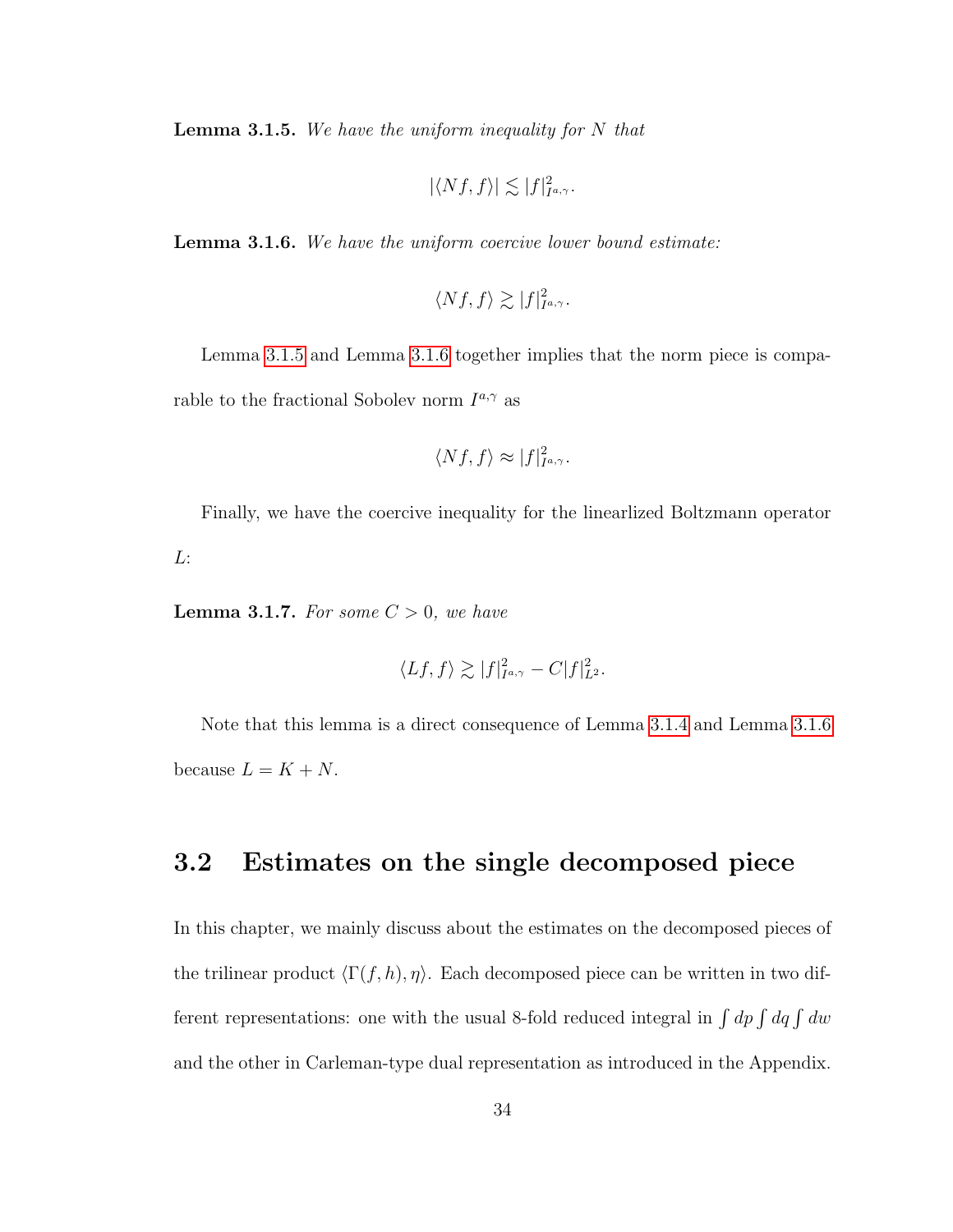**Lemma 3.1.5.** *We have the uniform inequality for $N$ that*

$$|\langle Nf, f\rangle| \lesssim |f|^2_{I^{a,\gamma}}.$$

**Lemma 3.1.6.** *We have the uniform coercive lower bound estimate:*

$$\langle Nf, f\rangle \gtrsim |f|^2_{I^{a,\gamma}}.$$

Lemma 3.1.5 and Lemma 3.1.6 together implies that the norm piece is comparable to the fractional Sobolev norm $I^{a,\gamma}$ as

$$\langle Nf, f\rangle \approx |f|^2_{I^{a,\gamma}}.$$

Finally, we have the coercive inequality for the linearlized Boltzmann operator $L$:

**Lemma 3.1.7.** *For some $C > 0$, we have*

$$\langle Lf, f\rangle \gtrsim |f|^2_{I^{a,\gamma}} - C|f|^2_{L^2}.$$

Note that this lemma is a direct consequence of Lemma 3.1.4 and Lemma 3.1.6 because $L = K + N$.

## 3.2 Estimates on the single decomposed piece

In this chapter, we mainly discuss about the estimates on the decomposed pieces of the trilinear product $\langle \Gamma(f, h), \eta\rangle$. Each decomposed piece can be written in two different representations: one with the usual 8-fold reduced integral in $\int dp \int dq \int dw$ and the other in Carleman-type dual representation as introduced in the Appendix.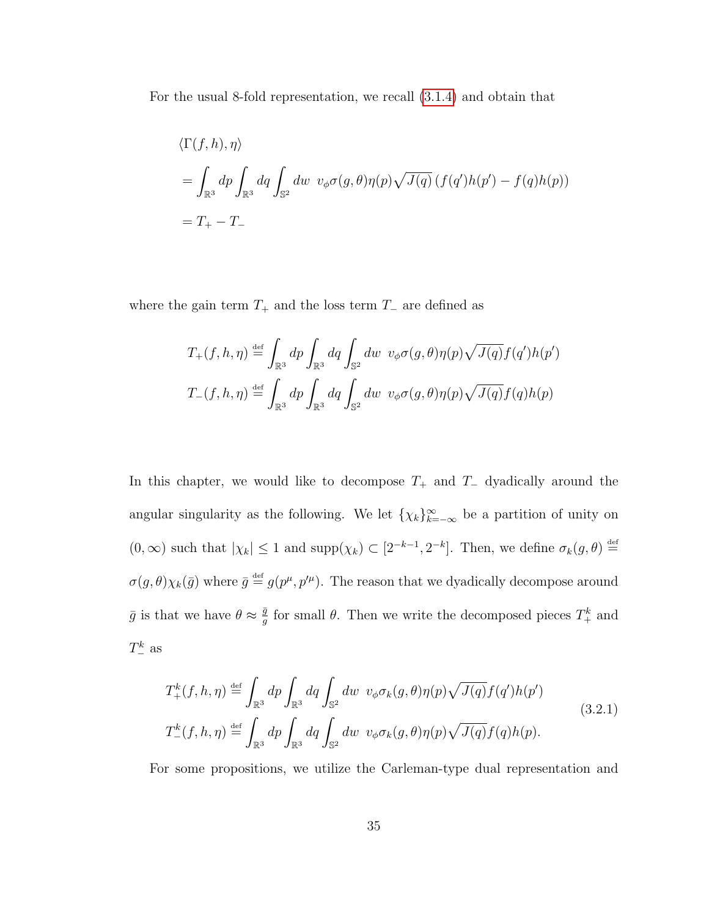For the usual 8-fold representation, we recall (3.1.4) and obtain that

$$
\begin{aligned}
&\langle \Gamma(f,h),\eta\rangle \\
&= \int_{\mathbb{R}^3} dp \int_{\mathbb{R}^3} dq \int_{\mathbb{S}^2} dw \;\; v_\phi \sigma(g,\theta)\eta(p)\sqrt{J(q)}\left(f(q')h(p') - f(q)h(p)\right) \\
&= T_+ - T_-
\end{aligned}
$$

where the gain term $T_+$ and the loss term $T_-$ are defined as

$$
\begin{aligned}
T_+(f,h,\eta) &\stackrel{\text{def}}{=} \int_{\mathbb{R}^3} dp \int_{\mathbb{R}^3} dq \int_{\mathbb{S}^2} dw \;\; v_\phi \sigma(g,\theta)\eta(p)\sqrt{J(q)} f(q')h(p') \\
T_-(f,h,\eta) &\stackrel{\text{def}}{=} \int_{\mathbb{R}^3} dp \int_{\mathbb{R}^3} dq \int_{\mathbb{S}^2} dw \;\; v_\phi \sigma(g,\theta)\eta(p)\sqrt{J(q)} f(q)h(p)
\end{aligned}
$$

In this chapter, we would like to decompose $T_+$ and $T_-$ dyadically around the angular singularity as the following. We let $\{\chi_k\}_{k=-\infty}^{\infty}$ be a partition of unity on $(0,\infty)$ such that $|\chi_k| \leq 1$ and $\text{supp}(\chi_k) \subset [2^{-k-1}, 2^{-k}]$. Then, we define $\sigma_k(g,\theta) \stackrel{\text{def}}{=} \sigma(g,\theta)\chi_k(\bar{g})$ where $\bar{g} \stackrel{\text{def}}{=} g(p^\mu, p'^\mu)$. The reason that we dyadically decompose around $\bar{g}$ is that we have $\theta \approx \frac{\bar{g}}{g}$ for small $\theta$. Then we write the decomposed pieces $T_+^k$ and $T_-^k$ as

$$
\begin{aligned}
T_+^k(f,h,\eta) &\stackrel{\text{def}}{=} \int_{\mathbb{R}^3} dp \int_{\mathbb{R}^3} dq \int_{\mathbb{S}^2} dw \;\; v_\phi \sigma_k(g,\theta)\eta(p)\sqrt{J(q)} f(q')h(p') \\
T_-^k(f,h,\eta) &\stackrel{\text{def}}{=} \int_{\mathbb{R}^3} dp \int_{\mathbb{R}^3} dq \int_{\mathbb{S}^2} dw \;\; v_\phi \sigma_k(g,\theta)\eta(p)\sqrt{J(q)} f(q)h(p).
\end{aligned}
\tag{3.2.1}
$$

For some propositions, we utilize the Carleman-type dual representation and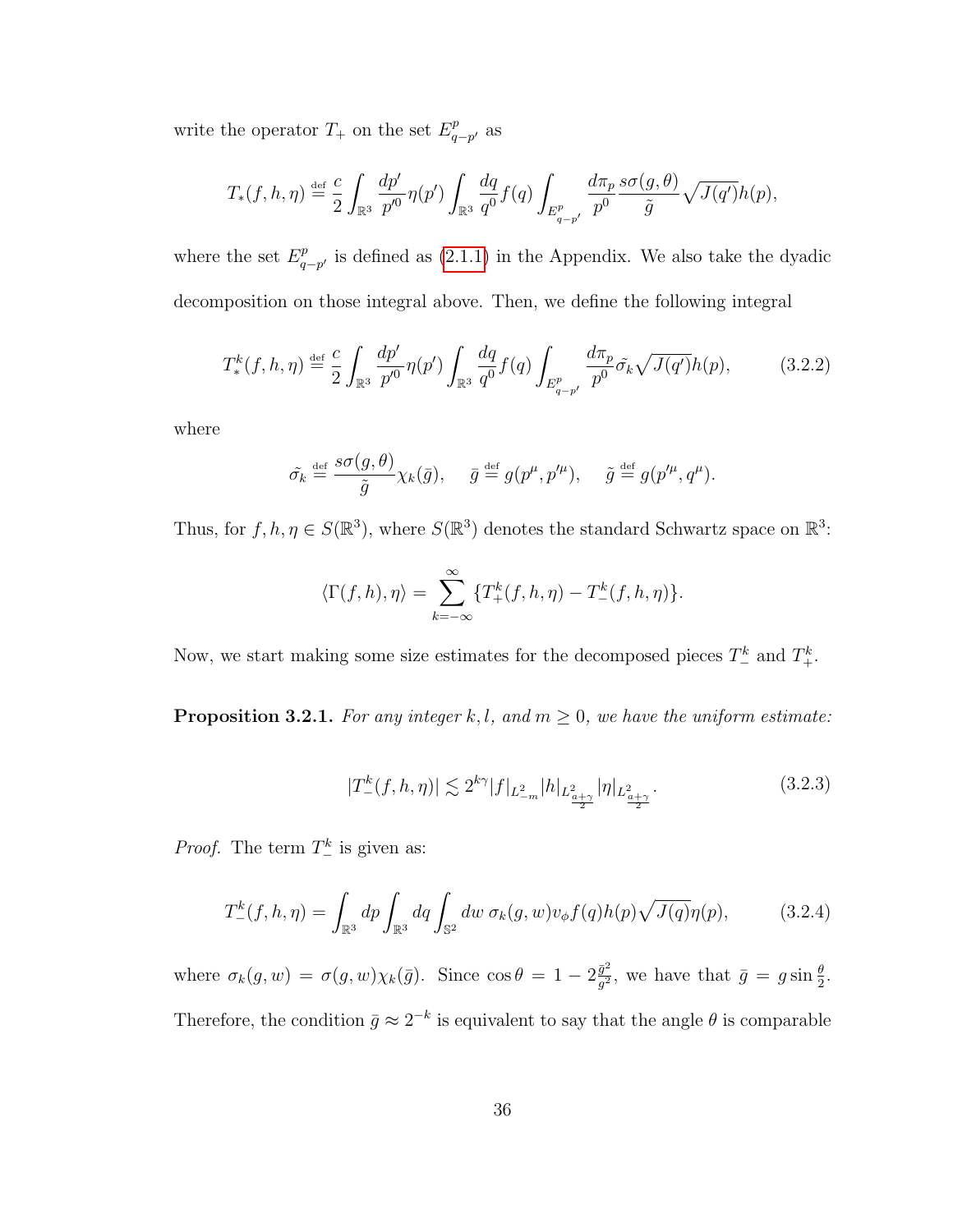write the operator $T_+$ on the set $E^p_{q-p'}$ as

$$T_*(f,h,\eta) \stackrel{\text{def}}{=} \frac{c}{2}\int_{\mathbb{R}^3} \frac{dp'}{p'^0}\eta(p')\int_{\mathbb{R}^3}\frac{dq}{q^0}f(q)\int_{E^p_{q-p'}}\frac{d\pi_p}{p^0}\frac{s\sigma(g,\theta)}{\tilde{g}}\sqrt{J(q')}h(p),$$

where the set $E^p_{q-p'}$ is defined as (2.1.1) in the Appendix. We also take the dyadic decomposition on those integral above. Then, we define the following integral

$$T^k_*(f,h,\eta) \stackrel{\text{def}}{=} \frac{c}{2}\int_{\mathbb{R}^3} \frac{dp'}{p'^0}\eta(p')\int_{\mathbb{R}^3}\frac{dq}{q^0}f(q)\int_{E^p_{q-p'}}\frac{d\pi_p}{p^0}\tilde{\sigma_k}\sqrt{J(q')}h(p), \tag{3.2.2}$$

where

$$\tilde{\sigma_k} \stackrel{\text{def}}{=} \frac{s\sigma(g,\theta)}{\tilde{g}}\chi_k(\bar{g}), \quad \bar{g} \stackrel{\text{def}}{=} g(p^\mu, p'^\mu), \quad \tilde{g} \stackrel{\text{def}}{=} g(p'^\mu, q^\mu).$$

Thus, for $f,h,\eta \in S(\mathbb{R}^3)$, where $S(\mathbb{R}^3)$ denotes the standard Schwartz space on $\mathbb{R}^3$:

$$\langle \Gamma(f,h),\eta\rangle = \sum_{k=-\infty}^{\infty}\{T^k_+(f,h,\eta) - T^k_-(f,h,\eta)\}.$$

Now, we start making some size estimates for the decomposed pieces $T^k_-$ and $T^k_+$.

**Proposition 3.2.1.** *For any integer $k, l$, and $m \geq 0$, we have the uniform estimate:*

$$|T^k_-(f,h,\eta)| \lesssim 2^{k\gamma}|f|_{L^2_{-m}}|h|_{L^2_{\frac{a+\gamma}{2}}}|\eta|_{L^2_{\frac{a+\gamma}{2}}}. \tag{3.2.3}$$

*Proof.* The term $T^k_-$ is given as:

$$T^k_-(f,h,\eta) = \int_{\mathbb{R}^3}dp\int_{\mathbb{R}^3}dq\int_{\mathbb{S}^2}dw\ \sigma_k(g,w)v_\phi f(q)h(p)\sqrt{J(q)}\eta(p), \tag{3.2.4}$$

where $\sigma_k(g,w) = \sigma(g,w)\chi_k(\bar{g})$. Since $\cos\theta = 1 - 2\frac{\bar{g}^2}{g^2}$, we have that $\bar{g} = g\sin\frac{\theta}{2}$. Therefore, the condition $\bar{g} \approx 2^{-k}$ is equivalent to say that the angle $\theta$ is comparable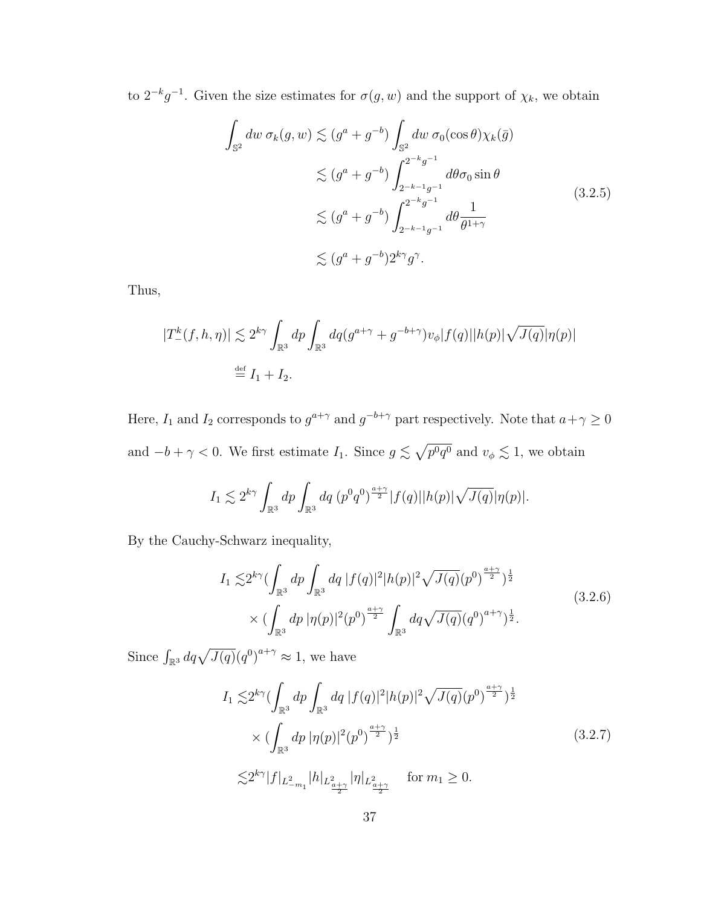to $2^{-k}g^{-1}$. Given the size estimates for $\sigma(g,w)$ and the support of $\chi_k$, we obtain

$$
\begin{aligned}
\int_{\mathbb{S}^2} dw\, \sigma_k(g,w) &\lesssim (g^a + g^{-b}) \int_{\mathbb{S}^2} dw\, \sigma_0(\cos\theta)\chi_k(\bar{g}) \\
&\lesssim (g^a + g^{-b}) \int_{2^{-k-1}g^{-1}}^{2^{-k}g^{-1}} d\theta \sigma_0 \sin\theta \\
&\lesssim (g^a + g^{-b}) \int_{2^{-k-1}g^{-1}}^{2^{-k}g^{-1}} d\theta \frac{1}{\theta^{1+\gamma}} \\
&\lesssim (g^a + g^{-b}) 2^{k\gamma} g^{\gamma}.
\end{aligned}
\tag{3.2.5}
$$

Thus,

$$
\begin{aligned}
|T_-^k(f,h,\eta)| &\lesssim 2^{k\gamma} \int_{\mathbb{R}^3} dp \int_{\mathbb{R}^3} dq (g^{a+\gamma} + g^{-b+\gamma}) v_\phi |f(q)||h(p)|\sqrt{J(q)}|\eta(p)| \\
&\stackrel{\text{def}}{=} I_1 + I_2.
\end{aligned}
$$

Here, $I_1$ and $I_2$ corresponds to $g^{a+\gamma}$ and $g^{-b+\gamma}$ part respectively. Note that $a+\gamma \geq 0$ and $-b+\gamma < 0$. We first estimate $I_1$. Since $g \lesssim \sqrt{p^0 q^0}$ and $v_\phi \lesssim 1$, we obtain

$$
I_1 \lesssim 2^{k\gamma} \int_{\mathbb{R}^3} dp \int_{\mathbb{R}^3} dq\, (p^0 q^0)^{\frac{a+\gamma}{2}} |f(q)||h(p)|\sqrt{J(q)}|\eta(p)|.
$$

By the Cauchy-Schwarz inequality,

$$
\begin{aligned}
I_1 \lesssim & 2^{k\gamma} (\int_{\mathbb{R}^3} dp \int_{\mathbb{R}^3} dq\, |f(q)|^2 |h(p)|^2 \sqrt{J(q)} (p^0)^{\frac{a+\gamma}{2}})^{\frac{1}{2}} \\
& \times (\int_{\mathbb{R}^3} dp\, |\eta(p)|^2 (p^0)^{\frac{a+\gamma}{2}} \int_{\mathbb{R}^3} dq \sqrt{J(q)} (q^0)^{a+\gamma})^{\frac{1}{2}}.
\end{aligned}
\tag{3.2.6}
$$

Since $\int_{\mathbb{R}^3} dq \sqrt{J(q)} (q^0)^{a+\gamma} \approx 1$, we have

$$
\begin{aligned}
I_1 \lesssim & 2^{k\gamma} (\int_{\mathbb{R}^3} dp \int_{\mathbb{R}^3} dq\, |f(q)|^2 |h(p)|^2 \sqrt{J(q)} (p^0)^{\frac{a+\gamma}{2}})^{\frac{1}{2}} \\
& \times (\int_{\mathbb{R}^3} dp\, |\eta(p)|^2 (p^0)^{\frac{a+\gamma}{2}})^{\frac{1}{2}} \\
\lesssim & 2^{k\gamma} |f|_{L^2_{-m_1}} |h|_{L^2_{\frac{a+\gamma}{2}}} |\eta|_{L^2_{\frac{a+\gamma}{2}}} \quad \text{for } m_1 \geq 0.
\end{aligned}
\tag{3.2.7}
$$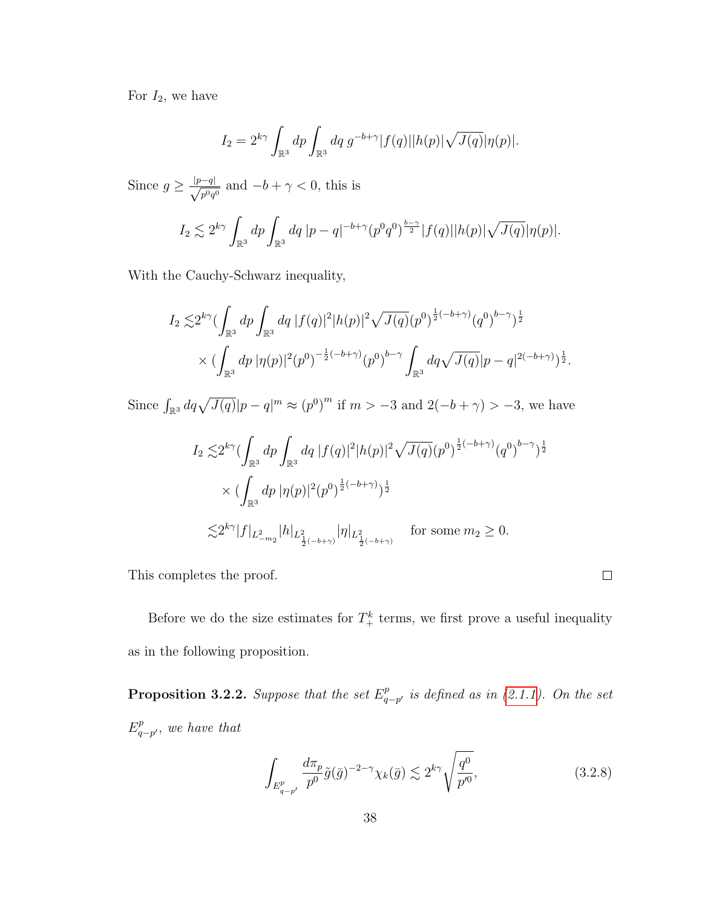For $I_2$, we have

$$I_2 = 2^{k\gamma} \int_{\mathbb{R}^3} dp \int_{\mathbb{R}^3} dq \; g^{-b+\gamma} |f(q)||h(p)|\sqrt{J(q)}|\eta(p)|.$$

Since $g \geq \frac{|p-q|}{\sqrt{p^0 q^0}}$ and $-b+\gamma < 0$, this is

$$I_2 \lesssim 2^{k\gamma} \int_{\mathbb{R}^3} dp \int_{\mathbb{R}^3} dq \; |p-q|^{-b+\gamma} (p^0 q^0)^{\frac{b-\gamma}{2}} |f(q)||h(p)|\sqrt{J(q)}|\eta(p)|.$$

With the Cauchy-Schwarz inequality,

$$\begin{aligned} I_2 \lesssim & 2^{k\gamma} (\int_{\mathbb{R}^3} dp \int_{\mathbb{R}^3} dq \; |f(q)|^2 |h(p)|^2 \sqrt{J(q)} (p^0)^{\frac{1}{2}(-b+\gamma)} (q^0)^{b-\gamma})^{\frac{1}{2}} \\ & \times (\int_{\mathbb{R}^3} dp \; |\eta(p)|^2 (p^0)^{-\frac{1}{2}(-b+\gamma)} (p^0)^{b-\gamma} \int_{\mathbb{R}^3} dq \sqrt{J(q)} |p-q|^{2(-b+\gamma)})^{\frac{1}{2}}. \end{aligned}$$

Since $\int_{\mathbb{R}^3} dq \sqrt{J(q)} |p-q|^m \approx (p^0)^m$ if $m > -3$ and $2(-b+\gamma) > -3$, we have

$$\begin{aligned} I_2 \lesssim & 2^{k\gamma} (\int_{\mathbb{R}^3} dp \int_{\mathbb{R}^3} dq \; |f(q)|^2 |h(p)|^2 \sqrt{J(q)} (p^0)^{\frac{1}{2}(-b+\gamma)} (q^0)^{b-\gamma})^{\frac{1}{2}} \\ & \times (\int_{\mathbb{R}^3} dp \; |\eta(p)|^2 (p^0)^{\frac{1}{2}(-b+\gamma)})^{\frac{1}{2}} \\ \lesssim & 2^{k\gamma} |f|_{L^2_{-m_2}} |h|_{L^2_{\frac{1}{2}(-b+\gamma)}} |\eta|_{L^2_{\frac{1}{2}(-b+\gamma)}} \quad \text{for some } m_2 \geq 0. \end{aligned}$$

This completes the proof. $\square$

Before we do the size estimates for $T^k_+$ terms, we first prove a useful inequality as in the following proposition.

**Proposition 3.2.2.** *Suppose that the set $E^p_{q-p'}$ is defined as in (2.1.1). On the set $E^p_{q-p'}$, we have that*

$$\int_{E^p_{q-p'}} \frac{d\pi_p}{p^0} \tilde{g}(\bar{g})^{-2-\gamma} \chi_k(\bar{g}) \lesssim 2^{k\gamma} \sqrt{\frac{q^0}{p'^0}}, \tag{3.2.8}$$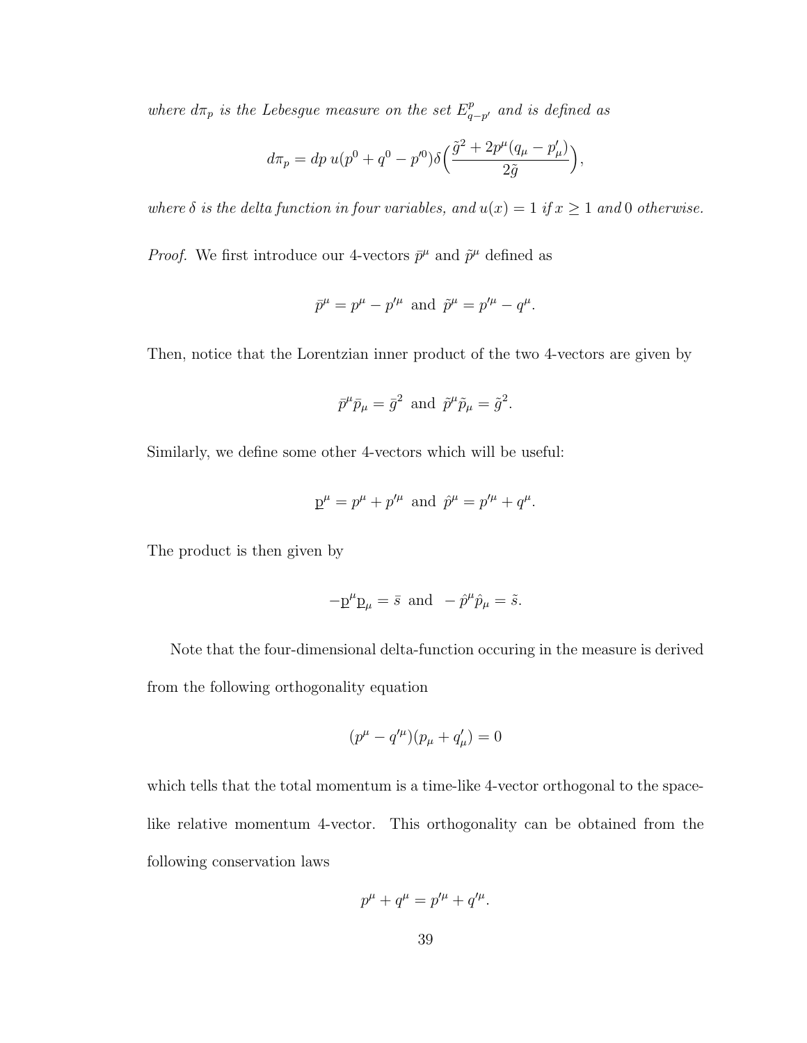*where $d\pi_p$ is the Lebesgue measure on the set $E^p_{q-p'}$ and is defined as*

$$d\pi_p = dp\, u(p^0 + q^0 - p'^0)\delta\Big(\frac{\tilde{g}^2 + 2p^\mu(q_\mu - p'_\mu)}{2\tilde{g}}\Big),$$

*where $\delta$ is the delta function in four variables, and $u(x) = 1$ if $x \geq 1$ and $0$ otherwise.*

*Proof.* We first introduce our 4-vectors $\bar{p}^\mu$ and $\tilde{p}^\mu$ defined as

$$\bar{p}^\mu = p^\mu - p'^\mu \text{ and } \tilde{p}^\mu = p'^\mu - q^\mu.$$

Then, notice that the Lorentzian inner product of the two 4-vectors are given by

$$\bar{p}^\mu \bar{p}_\mu = \bar{g}^2 \text{ and } \tilde{p}^\mu \tilde{p}_\mu = \tilde{g}^2.$$

Similarly, we define some other 4-vectors which will be useful:

$$\underline{\mathrm{p}}^\mu = p^\mu + p'^\mu \text{ and } \hat{p}^\mu = p'^\mu + q^\mu.$$

The product is then given by

$$-\underline{\mathrm{p}}^\mu \underline{\mathrm{p}}_\mu = \bar{s} \text{ and } -\hat{p}^\mu \hat{p}_\mu = \tilde{s}.$$

Note that the four-dimensional delta-function occuring in the measure is derived from the following orthogonality equation

$$(p^\mu - q'^\mu)(p_\mu + q'_\mu) = 0$$

which tells that the total momentum is a time-like 4-vector orthogonal to the space-like relative momentum 4-vector. This orthogonality can be obtained from the following conservation laws

$$p^\mu + q^\mu = p'^\mu + q'^\mu.$$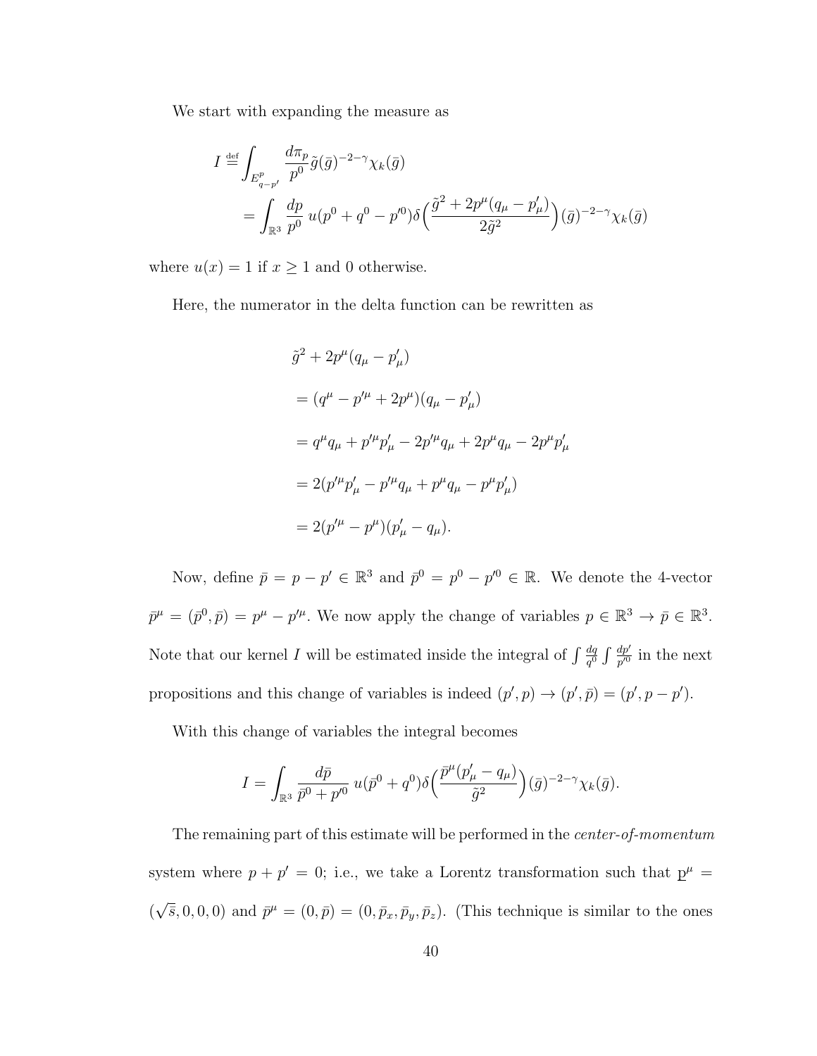We start with expanding the measure as

$$
\begin{aligned}
I \stackrel{\text{def}}{=} & \int_{E^p_{q-p'}} \frac{d\pi_p}{p^0} \tilde{g}(\bar{g})^{-2-\gamma}\chi_k(\bar{g}) \\
&= \int_{\mathbb{R}^3} \frac{dp}{p^0}\, u(p^0+q^0-p'^0)\delta\Big(\frac{\tilde{g}^2+2p^\mu(q_\mu-p'_\mu)}{2\tilde{g}^2}\Big)(\bar{g})^{-2-\gamma}\chi_k(\bar{g})
\end{aligned}
$$

where $u(x)=1$ if $x\geq 1$ and 0 otherwise.

Here, the numerator in the delta function can be rewritten as

$$
\begin{aligned}
&\tilde{g}^2+2p^\mu(q_\mu-p'_\mu) \\
&= (q^\mu-p'^\mu+2p^\mu)(q_\mu-p'_\mu) \\
&= q^\mu q_\mu + p'^\mu p'_\mu - 2p'^\mu q_\mu + 2p^\mu q_\mu - 2p^\mu p'_\mu \\
&= 2(p'^\mu p'_\mu - p'^\mu q_\mu + p^\mu q_\mu - p^\mu p'_\mu) \\
&= 2(p'^\mu - p^\mu)(p'_\mu - q_\mu).
\end{aligned}
$$

Now, define $\bar{p}=p-p'\in\mathbb{R}^3$ and $\bar{p}^0=p^0-p'^0\in\mathbb{R}$. We denote the 4-vector $\bar{p}^\mu=(\bar{p}^0,\bar{p})=p^\mu-p'^\mu$. We now apply the change of variables $p\in\mathbb{R}^3\to\bar{p}\in\mathbb{R}^3$. Note that our kernel $I$ will be estimated inside the integral of $\int\frac{dq}{q^0}\int\frac{dp'}{p'^0}$ in the next propositions and this change of variables is indeed $(p',p)\to(p',\bar{p})=(p',p-p')$.

With this change of variables the integral becomes

$$
I=\int_{\mathbb{R}^3}\frac{d\bar{p}}{\bar{p}^0+p'^0}\,u(\bar{p}^0+q^0)\delta\Big(\frac{\bar{p}^\mu(p'_\mu-q_\mu)}{\tilde{g}^2}\Big)(\bar{g})^{-2-\gamma}\chi_k(\bar{g}).
$$

The remaining part of this estimate will be performed in the *center-of-momentum* system where $p+p'=0$; i.e., we take a Lorentz transformation such that $\underline{p}^\mu=(\sqrt{\bar{s}},0,0,0)$ and $\bar{p}^\mu=(0,\bar{p})=(0,\bar{p}_x,\bar{p}_y,\bar{p}_z)$. (This technique is similar to the ones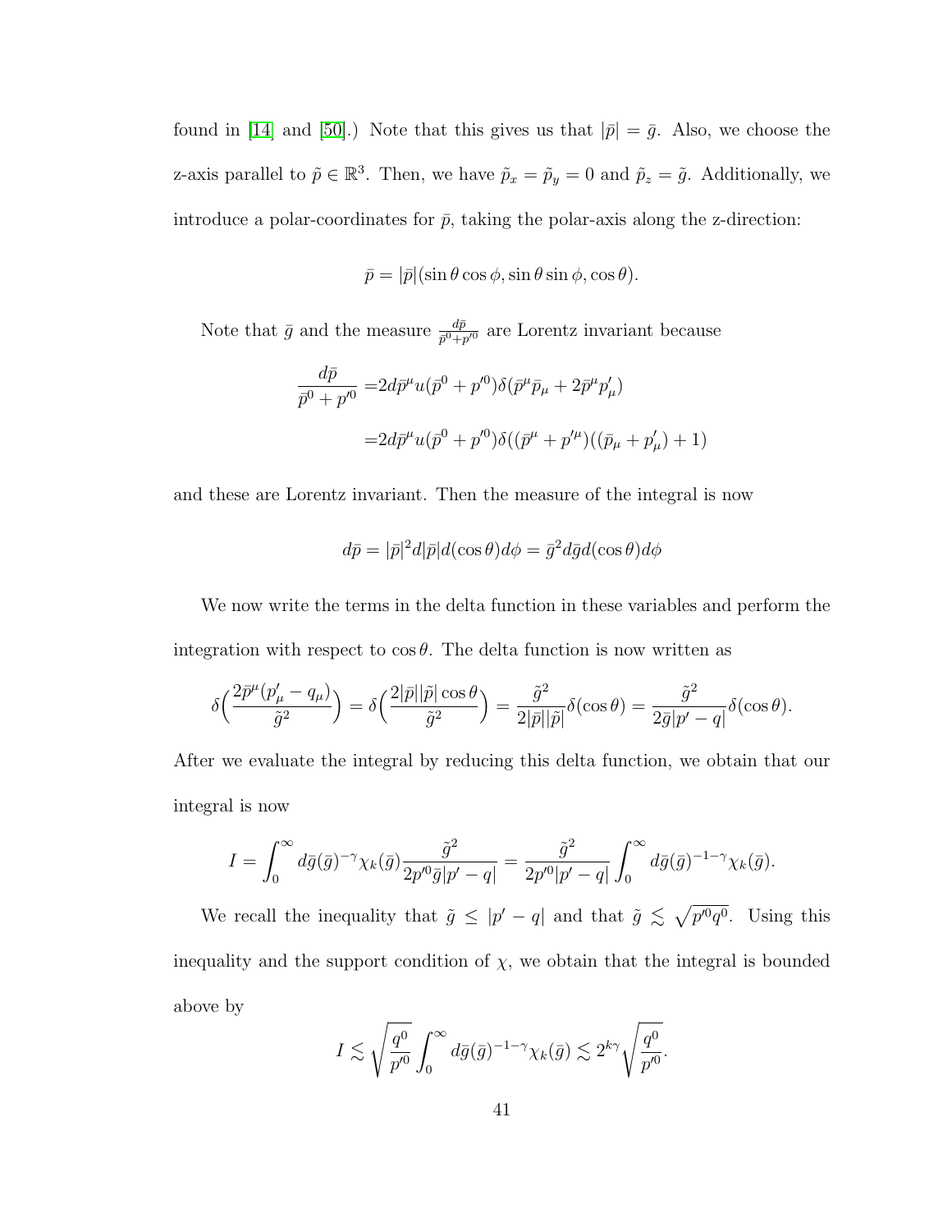found in [14] and [50].) Note that this gives us that $|\bar{p}| = \bar{g}$. Also, we choose the z-axis parallel to $\tilde{p} \in \mathbb{R}^3$. Then, we have $\tilde{p}_x = \tilde{p}_y = 0$ and $\tilde{p}_z = \tilde{g}$. Additionally, we introduce a polar-coordinates for $\bar{p}$, taking the polar-axis along the z-direction:

$$\bar{p} = |\bar{p}|(\sin\theta\cos\phi, \sin\theta\sin\phi, \cos\theta).$$

Note that $\bar{g}$ and the measure $\frac{d\bar{p}}{\bar{p}^0 + p'^0}$ are Lorentz invariant because

$$\begin{aligned}
\frac{d\bar{p}}{\bar{p}^0 + p'^0} =& 2d\bar{p}^\mu u(\bar{p}^0 + p'^0)\delta(\bar{p}^\mu\bar{p}_\mu + 2\bar{p}^\mu p'_\mu) \\
=& 2d\bar{p}^\mu u(\bar{p}^0 + p'^0)\delta((\bar{p}^\mu + p'^\mu)((\bar{p}_\mu + p'_\mu) + 1)
\end{aligned}$$

and these are Lorentz invariant. Then the measure of the integral is now

$$d\bar{p} = |\bar{p}|^2 d|\bar{p}| d(\cos\theta) d\phi = \bar{g}^2 d\bar{g} d(\cos\theta) d\phi$$

We now write the terms in the delta function in these variables and perform the integration with respect to $\cos\theta$. The delta function is now written as

$$\delta\Big(\frac{2\bar{p}^\mu(p'_\mu - q_\mu)}{\tilde{g}^2}\Big) = \delta\Big(\frac{2|\bar{p}||\tilde{p}|\cos\theta}{\tilde{g}^2}\Big) = \frac{\tilde{g}^2}{2|\bar{p}||\tilde{p}|}\delta(\cos\theta) = \frac{\tilde{g}^2}{2\bar{g}|p' - q|}\delta(\cos\theta).$$

After we evaluate the integral by reducing this delta function, we obtain that our integral is now

$$I = \int_0^\infty d\bar{g}(\bar{g})^{-\gamma}\chi_k(\bar{g})\frac{\tilde{g}^2}{2p'^0\bar{g}|p' - q|} = \frac{\tilde{g}^2}{2p'^0|p' - q|}\int_0^\infty d\bar{g}(\bar{g})^{-1-\gamma}\chi_k(\bar{g}).$$

We recall the inequality that $\tilde{g} \le |p' - q|$ and that $\tilde{g} \lesssim \sqrt{p'^0 q^0}$. Using this inequality and the support condition of $\chi$, we obtain that the integral is bounded above by

$$I \lesssim \sqrt{\frac{q^0}{p'^0}}\int_0^\infty d\bar{g}(\bar{g})^{-1-\gamma}\chi_k(\bar{g}) \lesssim 2^{k\gamma}\sqrt{\frac{q^0}{p'^0}}.$$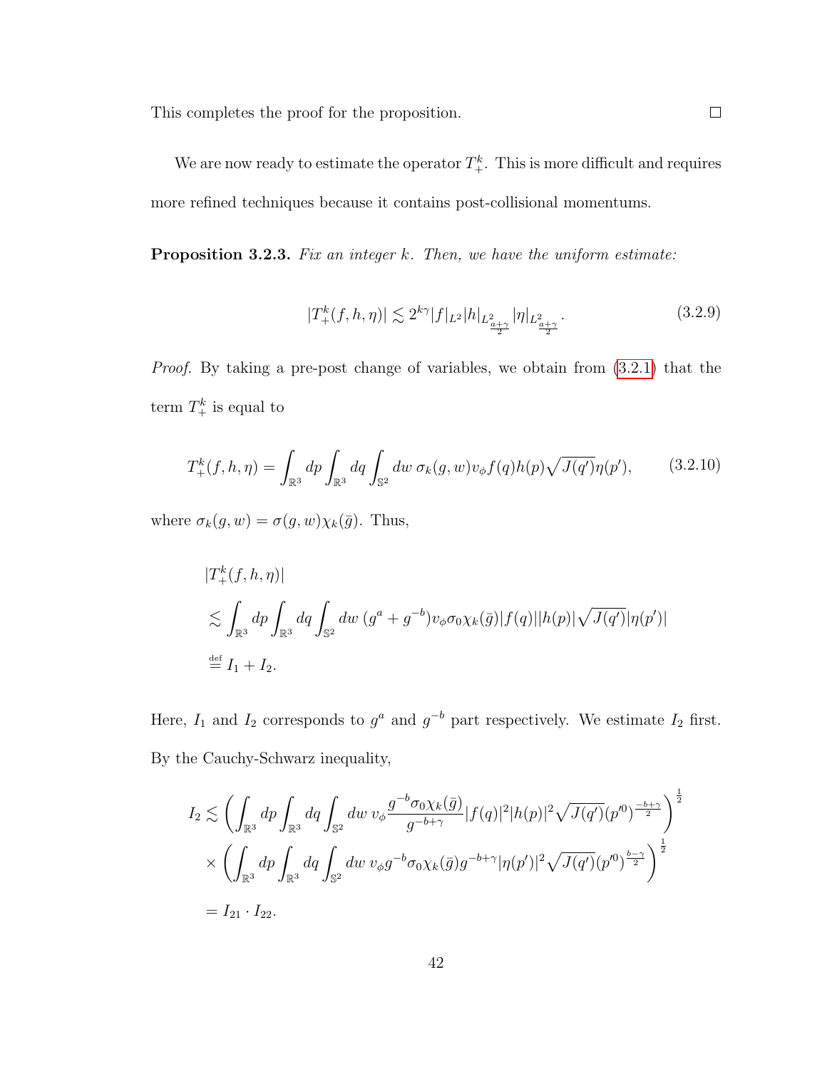This completes the proof for the proposition. $\square$

We are now ready to estimate the operator $T_+^k$. This is more difficult and requires more refined techniques because it contains post-collisional momentums.

**Proposition 3.2.3.** *Fix an integer $k$. Then, we have the uniform estimate:*

$$|T_+^k(f,h,\eta)| \lesssim 2^{k\gamma}|f|_{L^2}|h|_{L^2_{\frac{a+\gamma}{2}}}|\eta|_{L^2_{\frac{a+\gamma}{2}}}. \tag{3.2.9}$$

*Proof.* By taking a pre-post change of variables, we obtain from (3.2.1) that the term $T_+^k$ is equal to

$$T_+^k(f,h,\eta) = \int_{\mathbb{R}^3} dp \int_{\mathbb{R}^3} dq \int_{\mathbb{S}^2} dw\ \sigma_k(g,w) v_\phi f(q) h(p)\sqrt{J(q')}\eta(p'), \tag{3.2.10}$$

where $\sigma_k(g,w) = \sigma(g,w)\chi_k(\bar{g})$. Thus,

$$
\begin{aligned}
&|T_+^k(f,h,\eta)| \\
&\lesssim \int_{\mathbb{R}^3} dp \int_{\mathbb{R}^3} dq \int_{\mathbb{S}^2} dw\ (g^a + g^{-b}) v_\phi \sigma_0 \chi_k(\bar{g}) |f(q)||h(p)|\sqrt{J(q')}|\eta(p')| \\
&\stackrel{\text{def}}{=} I_1 + I_2.
\end{aligned}
$$

Here, $I_1$ and $I_2$ corresponds to $g^a$ and $g^{-b}$ part respectively. We estimate $I_2$ first. By the Cauchy-Schwarz inequality,

$$
\begin{aligned}
I_2 &\lesssim \left( \int_{\mathbb{R}^3} dp \int_{\mathbb{R}^3} dq \int_{\mathbb{S}^2} dw\ v_\phi \frac{g^{-b}\sigma_0\chi_k(\bar{g})}{g^{-b+\gamma}} |f(q)|^2 |h(p)|^2 \sqrt{J(q')}(p'^0)^{\frac{-b+\gamma}{2}} \right)^{\frac{1}{2}} \\
&\times \left( \int_{\mathbb{R}^3} dp \int_{\mathbb{R}^3} dq \int_{\mathbb{S}^2} dw\ v_\phi g^{-b}\sigma_0 \chi_k(\bar{g}) g^{-b+\gamma} |\eta(p')|^2 \sqrt{J(q')}(p'^0)^{\frac{b-\gamma}{2}} \right)^{\frac{1}{2}} \\
&= I_{21} \cdot I_{22}.
\end{aligned}
$$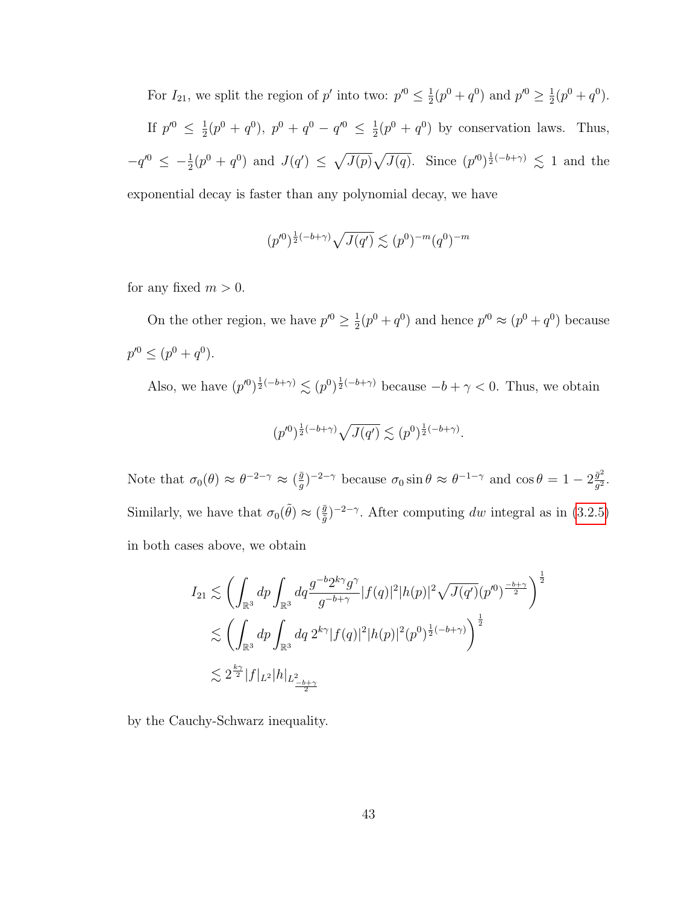For $I_{21}$, we split the region of $p'$ into two: $p'^0 \leq \frac{1}{2}(p^0+q^0)$ and $p'^0 \geq \frac{1}{2}(p^0+q^0)$.

If $p'^0 \leq \frac{1}{2}(p^0+q^0)$, $p^0+q^0-q'^0 \leq \frac{1}{2}(p^0+q^0)$ by conservation laws. Thus, $-q'^0 \leq -\frac{1}{2}(p^0+q^0)$ and $J(q') \leq \sqrt{J(p)}\sqrt{J(q)}$. Since $(p'^0)^{\frac{1}{2}(-b+\gamma)} \lesssim 1$ and the exponential decay is faster than any polynomial decay, we have

$$(p'^0)^{\frac{1}{2}(-b+\gamma)}\sqrt{J(q')} \lesssim (p^0)^{-m}(q^0)^{-m}$$

for any fixed $m > 0$.

On the other region, we have $p'^0 \geq \frac{1}{2}(p^0+q^0)$ and hence $p'^0 \approx (p^0+q^0)$ because $p'^0 \leq (p^0+q^0)$.

Also, we have $(p'^0)^{\frac{1}{2}(-b+\gamma)} \lesssim (p^0)^{\frac{1}{2}(-b+\gamma)}$ because $-b+\gamma < 0$. Thus, we obtain

$$(p'^0)^{\frac{1}{2}(-b+\gamma)}\sqrt{J(q')} \lesssim (p^0)^{\frac{1}{2}(-b+\gamma)}.$$

Note that $\sigma_0(\theta) \approx \theta^{-2-\gamma} \approx (\frac{\bar{g}}{g})^{-2-\gamma}$ because $\sigma_0 \sin\theta \approx \theta^{-1-\gamma}$ and $\cos\theta = 1 - 2\frac{\bar{g}^2}{g^2}$. Similarly, we have that $\sigma_0(\tilde{\theta}) \approx (\frac{\bar{g}}{\tilde{g}})^{-2-\gamma}$. After computing $dw$ integral as in (3.2.5) in both cases above, we obtain

$$\begin{aligned}
I_{21} &\lesssim \left(\int_{\mathbb{R}^3} dp \int_{\mathbb{R}^3} dq \frac{g^{-b}2^{k\gamma}g^{\gamma}}{g^{-b+\gamma}}|f(q)|^2|h(p)|^2\sqrt{J(q')}(p'^0)^{\frac{-b+\gamma}{2}}\right)^{\frac{1}{2}} \\
&\lesssim \left(\int_{\mathbb{R}^3} dp \int_{\mathbb{R}^3} dq\, 2^{k\gamma}|f(q)|^2|h(p)|^2(p^0)^{\frac{1}{2}(-b+\gamma)}\right)^{\frac{1}{2}} \\
&\lesssim 2^{\frac{k\gamma}{2}}|f|_{L^2}|h|_{L^2_{\frac{-b+\gamma}{2}}}
\end{aligned}$$

by the Cauchy-Schwarz inequality.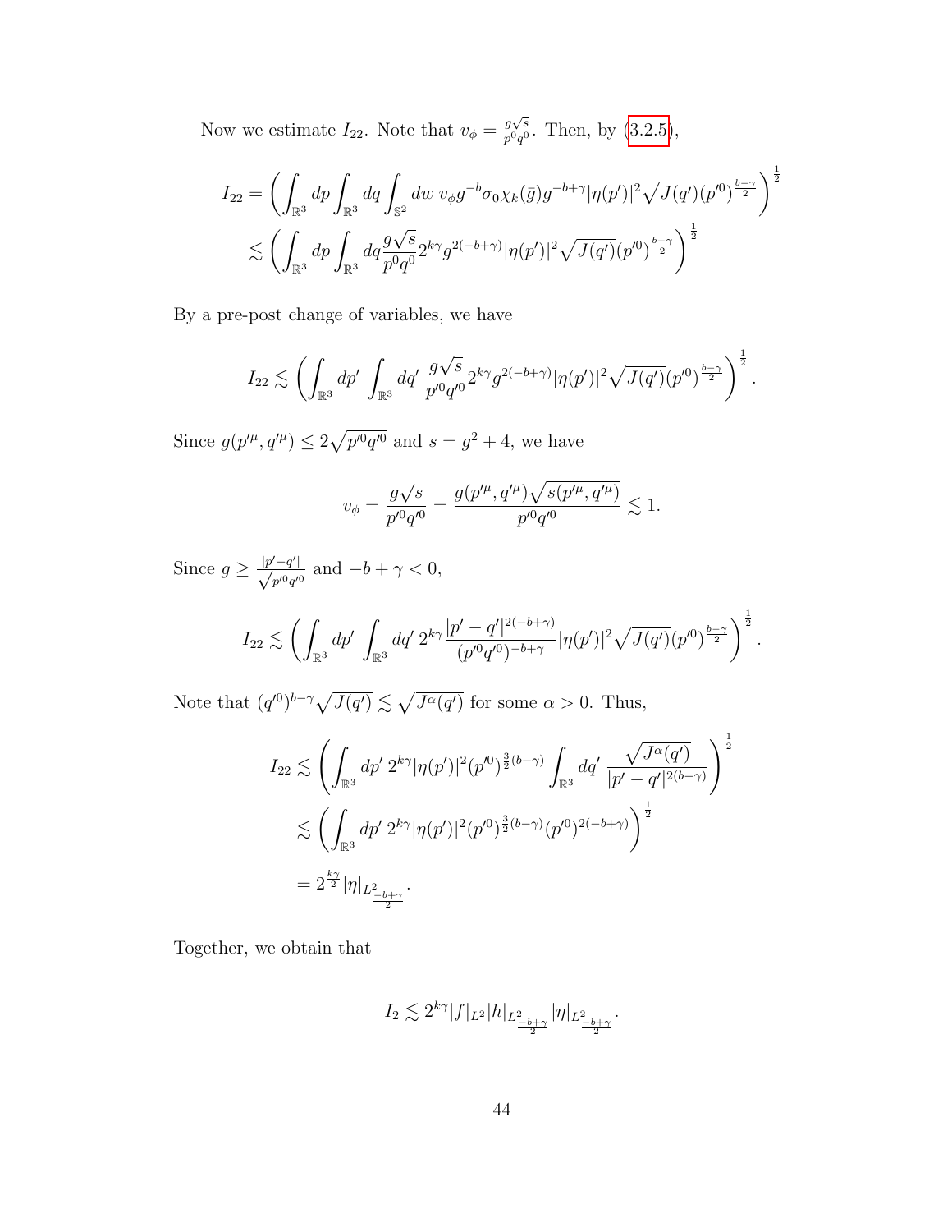Now we estimate $I_{22}$. Note that $v_\phi = \frac{g\sqrt{s}}{p^0 q^0}$. Then, by (3.2.5),

$$
\begin{aligned}
I_{22} &= \left( \int_{\mathbb{R}^3} dp \int_{\mathbb{R}^3} dq \int_{\mathbb{S}^2} dw \; v_\phi g^{-b} \sigma_0 \chi_k(\bar{g}) g^{-b+\gamma} |\eta(p')|^2 \sqrt{J(q')} (p'^0)^{\frac{b-\gamma}{2}} \right)^{\frac{1}{2}} \\
&\lesssim \left( \int_{\mathbb{R}^3} dp \int_{\mathbb{R}^3} dq \frac{g\sqrt{s}}{p^0 q^0} 2^{k\gamma} g^{2(-b+\gamma)} |\eta(p')|^2 \sqrt{J(q')} (p^0)^{\frac{b-\gamma}{2}} \right)^{\frac{1}{2}}
\end{aligned}
$$

By a pre-post change of variables, we have

$$
I_{22} \lesssim \left( \int_{\mathbb{R}^3} dp' \int_{\mathbb{R}^3} dq' \; \frac{g\sqrt{s}}{p'^0 q'^0} 2^{k\gamma} g^{2(-b+\gamma)} |\eta(p')|^2 \sqrt{J(q')} (p'^0)^{\frac{b-\gamma}{2}} \right)^{\frac{1}{2}}.
$$

Since $g(p'^\mu, q'^\mu) \leq 2\sqrt{p'^0 q'^0}$ and $s = g^2 + 4$, we have

$$
v_\phi = \frac{g\sqrt{s}}{p'^0 q'^0} = \frac{g(p'^\mu, q'^\mu)\sqrt{s(p'^\mu, q'^\mu)}}{p'^0 q'^0} \lesssim 1.
$$

Since $g \geq \frac{|p'-q'|}{\sqrt{p'^0 q'^0}}$ and $-b+\gamma < 0$,

$$
I_{22} \lesssim \left( \int_{\mathbb{R}^3} dp' \int_{\mathbb{R}^3} dq' \; 2^{k\gamma} \frac{|p'-q'|^{2(-b+\gamma)}}{(p'^0 q'^0)^{-b+\gamma}} |\eta(p')|^2 \sqrt{J(q')} (p'^0)^{\frac{b-\gamma}{2}} \right)^{\frac{1}{2}}.
$$

Note that $(q'^0)^{b-\gamma} \sqrt{J(q')} \lesssim \sqrt{J^\alpha(q')}$ for some $\alpha > 0$. Thus,

$$
\begin{aligned}
I_{22} &\lesssim \left( \int_{\mathbb{R}^3} dp' \; 2^{k\gamma} |\eta(p')|^2 (p'^0)^{\frac{3}{2}(b-\gamma)} \int_{\mathbb{R}^3} dq' \; \frac{\sqrt{J^\alpha(q')}}{|p'-q'|^{2(b-\gamma)}} \right)^{\frac{1}{2}} \\
&\lesssim \left( \int_{\mathbb{R}^3} dp' \; 2^{k\gamma} |\eta(p')|^2 (p'^0)^{\frac{3}{2}(b-\gamma)} (p'^0)^{2(-b+\gamma)} \right)^{\frac{1}{2}} \\
&= 2^{\frac{k\gamma}{2}} |\eta|_{L^2_{\frac{-b+\gamma}{2}}}.
\end{aligned}
$$

Together, we obtain that

$$
I_2 \lesssim 2^{k\gamma} |f|_{L^2} |h|_{L^2_{\frac{-b+\gamma}{2}}} |\eta|_{L^2_{\frac{-b+\gamma}{2}}}.
$$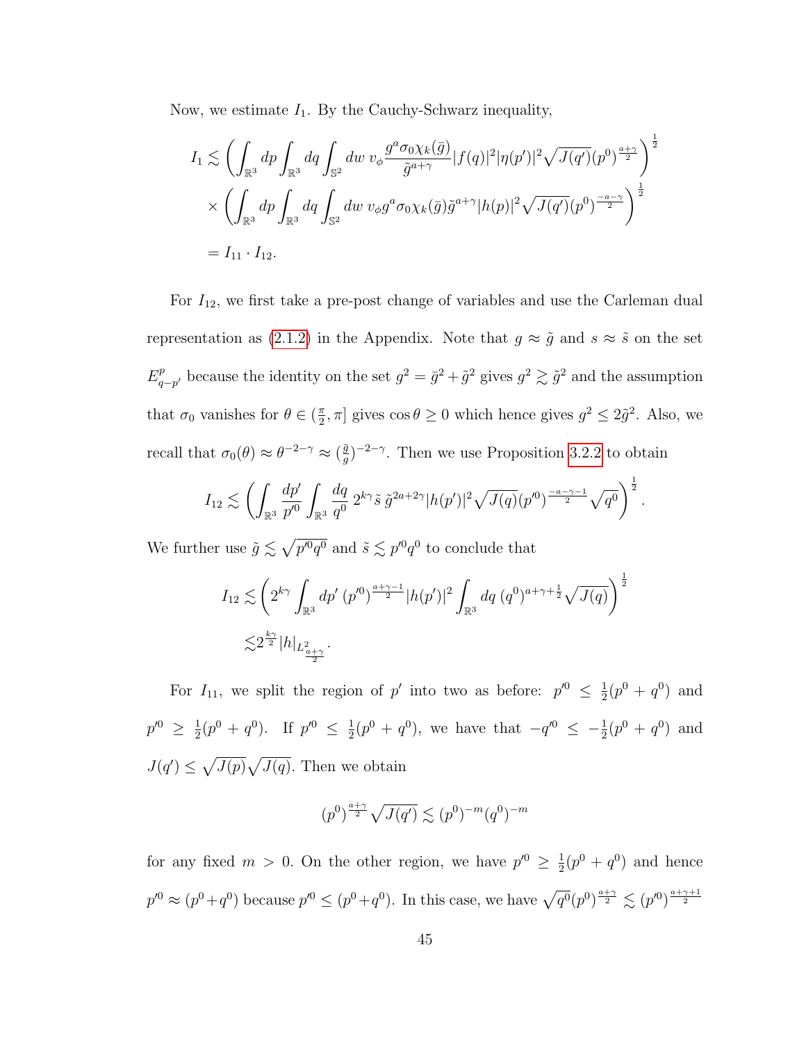Now, we estimate $I_1$. By the Cauchy-Schwarz inequality,

$$
\begin{aligned}
I_1 \lesssim & \left( \int_{\mathbb{R}^3} dp \int_{\mathbb{R}^3} dq \int_{\mathbb{S}^2} dw \; v_\phi \frac{g^a \sigma_0 \chi_k(\bar{g})}{\tilde{g}^{a+\gamma}} |f(q)|^2 |\eta(p')|^2 \sqrt{J(q')} (p^0)^{\frac{a+\gamma}{2}} \right)^{\frac{1}{2}} \\
& \times \left( \int_{\mathbb{R}^3} dp \int_{\mathbb{R}^3} dq \int_{\mathbb{S}^2} dw \; v_\phi g^a \sigma_0 \chi_k(\bar{g}) \tilde{g}^{a+\gamma} |h(p)|^2 \sqrt{J(q')} (p^0)^{\frac{-a-\gamma}{2}} \right)^{\frac{1}{2}} \\
= & \; I_{11} \cdot I_{12}.
\end{aligned}
$$

For $I_{12}$, we first take a pre-post change of variables and use the Carleman dual representation as (2.1.2) in the Appendix. Note that $g \approx \tilde{g}$ and $s \approx \tilde{s}$ on the set $E^p_{q-p'}$ because the identity on the set $g^2 = \bar{g}^2 + \tilde{g}^2$ gives $g^2 \gtrsim \tilde{g}^2$ and the assumption that $\sigma_0$ vanishes for $\theta \in (\frac{\pi}{2}, \pi]$ gives $\cos\theta \geq 0$ which hence gives $g^2 \leq 2\tilde{g}^2$. Also, we recall that $\sigma_0(\theta) \approx \theta^{-2-\gamma} \approx (\frac{\bar{g}}{g})^{-2-\gamma}$. Then we use Proposition 3.2.2 to obtain

$$
I_{12} \lesssim \left( \int_{\mathbb{R}^3} \frac{dp'}{p'^0} \int_{\mathbb{R}^3} \frac{dq}{q^0} \, 2^{k\gamma} \tilde{s} \, \tilde{g}^{2a+2\gamma} |h(p')|^2 \sqrt{J(q)} (p'^0)^{\frac{-a-\gamma-1}{2}} \sqrt{q^0} \right)^{\frac{1}{2}}.
$$

We further use $\tilde{g} \lesssim \sqrt{p'^0 q^0}$ and $\tilde{s} \lesssim p'^0 q^0$ to conclude that

$$
\begin{aligned}
I_{12} \lesssim & \left( 2^{k\gamma} \int_{\mathbb{R}^3} dp' \, (p'^0)^{\frac{a+\gamma-1}{2}} |h(p')|^2 \int_{\mathbb{R}^3} dq \, (q^0)^{a+\gamma+\frac{1}{2}} \sqrt{J(q)} \right)^{\frac{1}{2}} \\
\lesssim & 2^{\frac{k\gamma}{2}} |h|_{L^2_{\frac{a+\gamma}{2}}}.
\end{aligned}
$$

For $I_{11}$, we split the region of $p'$ into two as before: $p'^0 \leq \frac{1}{2}(p^0+q^0)$ and $p'^0 \geq \frac{1}{2}(p^0+q^0)$. If $p'^0 \leq \frac{1}{2}(p^0+q^0)$, we have that $-q'^0 \leq -\frac{1}{2}(p^0+q^0)$ and $J(q') \leq \sqrt{J(p)}\sqrt{J(q)}$. Then we obtain

$$
(p^0)^{\frac{a+\gamma}{2}} \sqrt{J(q')} \lesssim (p^0)^{-m} (q^0)^{-m}
$$

for any fixed $m > 0$. On the other region, we have $p'^0 \geq \frac{1}{2}(p^0+q^0)$ and hence $p'^0 \approx (p^0+q^0)$ because $p'^0 \leq (p^0+q^0)$. In this case, we have $\sqrt{q^0}(p^0)^{\frac{a+\gamma}{2}} \lesssim (p'^0)^{\frac{a+\gamma+1}{2}}$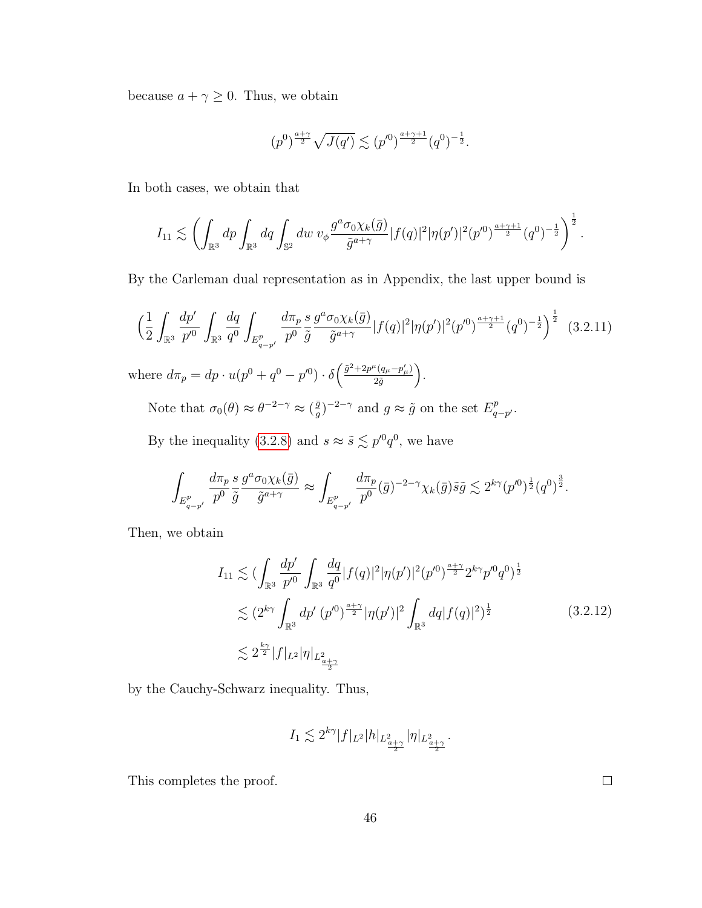because $a+\gamma \geq 0$. Thus, we obtain

$$(p^0)^{\frac{a+\gamma}{2}}\sqrt{J(q')} \lesssim (p'^0)^{\frac{a+\gamma+1}{2}}(q^0)^{-\frac{1}{2}}.$$

In both cases, we obtain that

$$I_{11} \lesssim \left(\int_{\mathbb{R}^3} dp \int_{\mathbb{R}^3} dq \int_{\mathbb{S}^2} dw\; v_\phi \frac{g^a \sigma_0 \chi_k(\bar{g})}{\tilde{g}^{a+\gamma}} |f(q)|^2 |\eta(p')|^2 (p'^0)^{\frac{a+\gamma+1}{2}}(q^0)^{-\frac{1}{2}}\right)^{\frac{1}{2}}.$$

By the Carleman dual representation as in Appendix, the last upper bound is

$$\Big(\frac{1}{2}\int_{\mathbb{R}^3}\frac{dp'}{p'^0}\int_{\mathbb{R}^3}\frac{dq}{q^0}\int_{E^p_{q-p'}}\frac{d\pi_p}{p^0}\frac{s}{\tilde{g}}\frac{g^a\sigma_0\chi_k(\bar{g})}{\tilde{g}^{a+\gamma}}|f(q)|^2|\eta(p')|^2(p'^0)^{\frac{a+\gamma+1}{2}}(q^0)^{-\frac{1}{2}}\Big)^{\frac{1}{2}} \quad (3.2.11)$$

where $d\pi_p = dp \cdot u(p^0+q^0-p'^0)\cdot \delta\Big(\frac{\tilde{g}^2+2p^\mu(q_\mu-p'_\mu)}{2\tilde{g}}\Big)$.

Note that $\sigma_0(\theta) \approx \theta^{-2-\gamma} \approx (\frac{\bar{g}}{g})^{-2-\gamma}$ and $g \approx \tilde{g}$ on the set $E^p_{q-p'}$.

By the inequality (3.2.8) and $s \approx \tilde{s} \lesssim p'^0 q^0$, we have

$$\int_{E^p_{q-p'}}\frac{d\pi_p}{p^0}\frac{s}{\tilde{g}}\frac{g^a\sigma_0\chi_k(\bar{g})}{\tilde{g}^{a+\gamma}} \approx \int_{E^p_{q-p'}}\frac{d\pi_p}{p^0}(\bar{g})^{-2-\gamma}\chi_k(\bar{g})\tilde{s}\tilde{g} \lesssim 2^{k\gamma}(p'^0)^{\frac{1}{2}}(q^0)^{\frac{3}{2}}.$$

Then, we obtain

$$\begin{aligned} I_{11} &\lesssim (\int_{\mathbb{R}^3}\frac{dp'}{p'^0}\int_{\mathbb{R}^3}\frac{dq}{q^0}|f(q)|^2|\eta(p')|^2(p'^0)^{\frac{a+\gamma}{2}}2^{k\gamma}p'^0q^0)^{\frac{1}{2}} \\ &\lesssim (2^{k\gamma}\int_{\mathbb{R}^3}dp'\,(p'^0)^{\frac{a+\gamma}{2}}|\eta(p')|^2\int_{\mathbb{R}^3}dq|f(q)|^2)^{\frac{1}{2}} \\ &\lesssim 2^{\frac{k\gamma}{2}}|f|_{L^2}|\eta|_{L^2_{\frac{a+\gamma}{2}}} \end{aligned} \quad (3.2.12)$$

by the Cauchy-Schwarz inequality. Thus,

$$I_1 \lesssim 2^{k\gamma}|f|_{L^2}|h|_{L^2_{\frac{a+\gamma}{2}}}|\eta|_{L^2_{\frac{a+\gamma}{2}}}.$$

This completes the proof. $\square$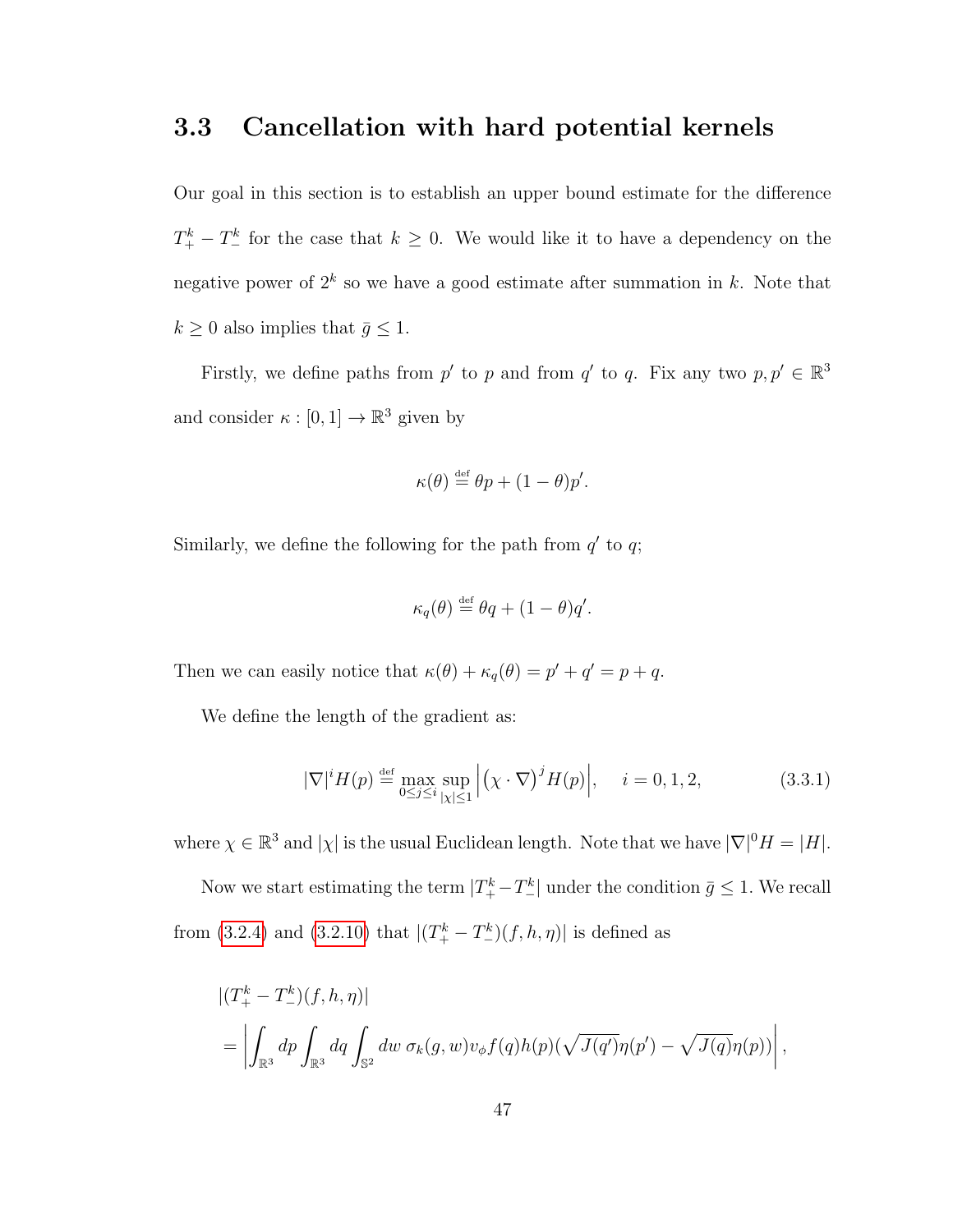## 3.3 Cancellation with hard potential kernels

Our goal in this section is to establish an upper bound estimate for the difference $T^k_+ - T^k_-$ for the case that $k \geq 0$. We would like it to have a dependency on the negative power of $2^k$ so we have a good estimate after summation in $k$. Note that $k \geq 0$ also implies that $\bar{g} \leq 1$.

Firstly, we define paths from $p'$ to $p$ and from $q'$ to $q$. Fix any two $p, p' \in \mathbb{R}^3$ and consider $\kappa : [0,1] \to \mathbb{R}^3$ given by

$$\kappa(\theta) \stackrel{\text{def}}{=} \theta p + (1-\theta)p'.$$

Similarly, we define the following for the path from $q'$ to $q$;

$$\kappa_q(\theta) \stackrel{\text{def}}{=} \theta q + (1-\theta)q'.$$

Then we can easily notice that $\kappa(\theta) + \kappa_q(\theta) = p' + q' = p + q$.

We define the length of the gradient as:

$$|\nabla|^i H(p) \stackrel{\text{def}}{=} \max_{0 \leq j \leq i} \sup_{|\chi| \leq 1} \left| \big(\chi \cdot \nabla\big)^j H(p) \right|, \quad i = 0, 1, 2, \tag{3.3.1}$$

where $\chi \in \mathbb{R}^3$ and $|\chi|$ is the usual Euclidean length. Note that we have $|\nabla|^0 H = |H|$.

Now we start estimating the term $|T^k_+ - T^k_-|$ under the condition $\bar{g} \leq 1$. We recall from (3.2.4) and (3.2.10) that $|(T^k_+ - T^k_-)(f, h, \eta)|$ is defined as

$$
\begin{aligned}
&|(T^k_+ - T^k_-)(f, h, \eta)| \\
&= \left| \int_{\mathbb{R}^3} dp \int_{\mathbb{R}^3} dq \int_{\mathbb{S}^2} dw \; \sigma_k(g, w) v_\phi f(q) h(p) (\sqrt{J(q')}\eta(p') - \sqrt{J(q)}\eta(p)) \right|,
\end{aligned}
$$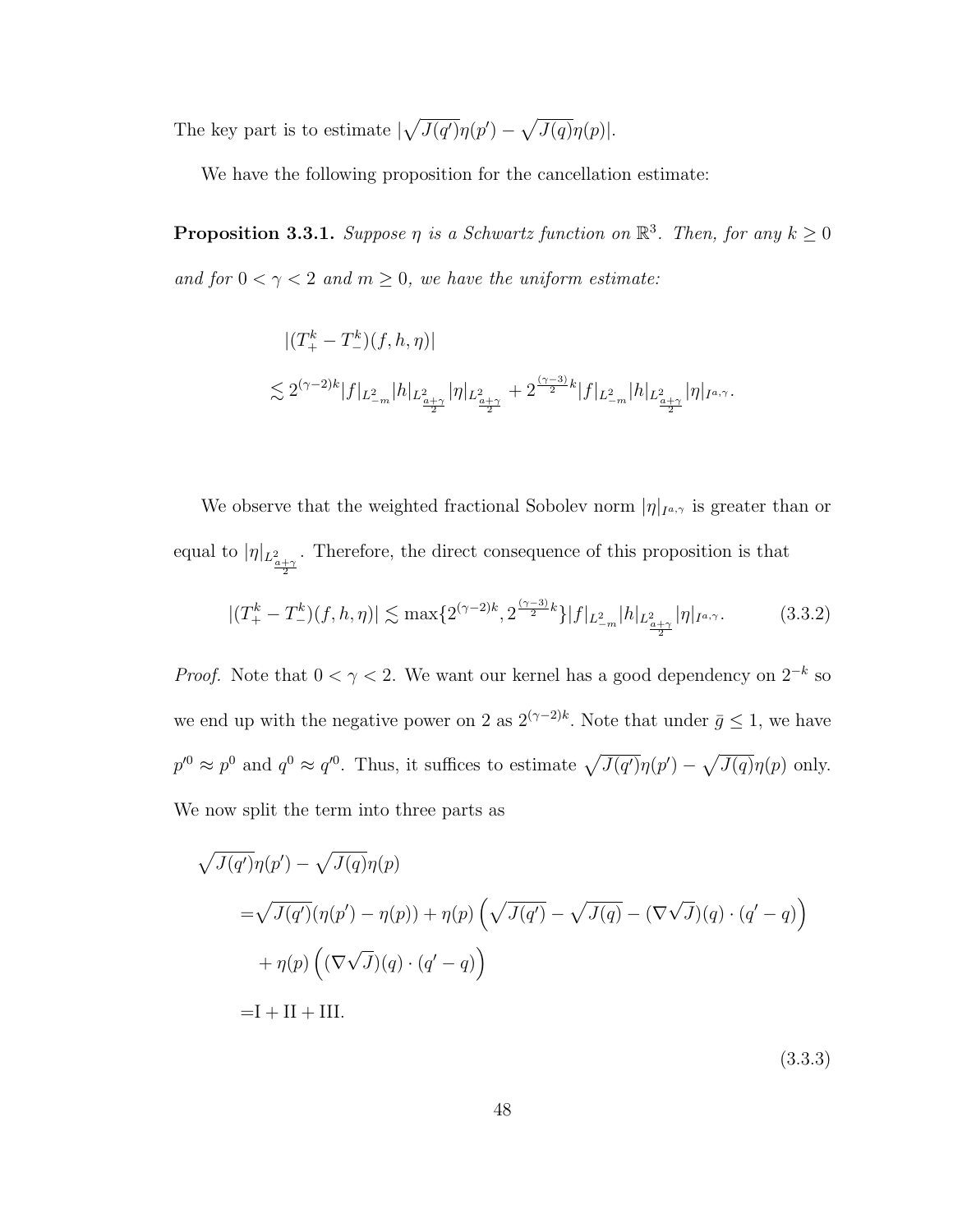The key part is to estimate $|\sqrt{J(q')}\eta(p') - \sqrt{J(q)}\eta(p)|$.

We have the following proposition for the cancellation estimate:

**Proposition 3.3.1.** *Suppose $\eta$ is a Schwartz function on $\mathbb{R}^3$. Then, for any $k \geq 0$ and for $0 < \gamma < 2$ and $m \geq 0$, we have the uniform estimate:*

$$
\begin{aligned}
&|(T^k_+ - T^k_-)(f, h, \eta)| \\
&\lesssim 2^{(\gamma-2)k} |f|_{L^2_{-m}} |h|_{L^2_{\frac{a+\gamma}{2}}} |\eta|_{L^2_{\frac{a+\gamma}{2}}} + 2^{\frac{(\gamma-3)}{2}k} |f|_{L^2_{-m}} |h|_{L^2_{\frac{a+\gamma}{2}}} |\eta|_{I^{a,\gamma}}.
\end{aligned}
$$

We observe that the weighted fractional Sobolev norm $|\eta|_{I^{a,\gamma}}$ is greater than or equal to $|\eta|_{L^2_{\frac{a+\gamma}{2}}}$. Therefore, the direct consequence of this proposition is that

$$
|(T^k_+ - T^k_-)(f, h, \eta)| \lesssim \max\{2^{(\gamma-2)k}, 2^{\frac{(\gamma-3)}{2}k}\} |f|_{L^2_{-m}} |h|_{L^2_{\frac{a+\gamma}{2}}} |\eta|_{I^{a,\gamma}}. \tag{3.3.2}
$$

*Proof.* Note that $0 < \gamma < 2$. We want our kernel has a good dependency on $2^{-k}$ so we end up with the negative power on 2 as $2^{(\gamma-2)k}$. Note that under $\bar{g} \leq 1$, we have $p'^0 \approx p^0$ and $q^0 \approx q'^0$. Thus, it suffices to estimate $\sqrt{J(q')}\eta(p') - \sqrt{J(q)}\eta(p)$ only. We now split the term into three parts as

$$
\begin{aligned}
&\sqrt{J(q')}\eta(p') - \sqrt{J(q)}\eta(p) \\
&= \sqrt{J(q')}(\eta(p') - \eta(p)) + \eta(p)\left(\sqrt{J(q')} - \sqrt{J(q)} - (\nabla\sqrt{J})(q) \cdot (q' - q)\right) \\
&\quad + \eta(p)\left((\nabla\sqrt{J})(q) \cdot (q' - q)\right) \\
&= \mathrm{I} + \mathrm{II} + \mathrm{III}.
\end{aligned}
\tag{3.3.3}
$$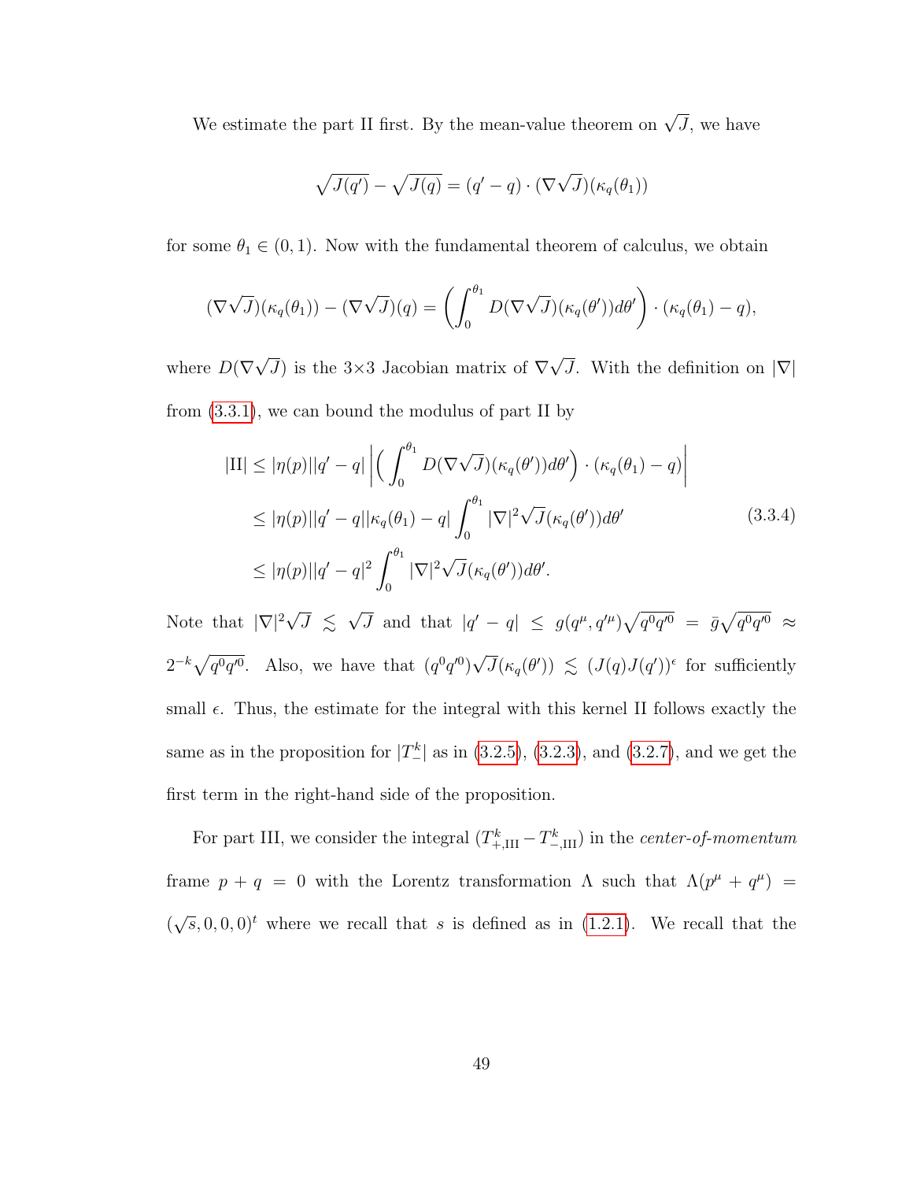We estimate the part II first. By the mean-value theorem on $\sqrt{J}$, we have

$$\sqrt{J(q')} - \sqrt{J(q)} = (q' - q) \cdot (\nabla\sqrt{J})(\kappa_q(\theta_1))$$

for some $\theta_1 \in (0,1)$. Now with the fundamental theorem of calculus, we obtain

$$(\nabla\sqrt{J})(\kappa_q(\theta_1)) - (\nabla\sqrt{J})(q) = \left(\int_0^{\theta_1} D(\nabla\sqrt{J})(\kappa_q(\theta'))d\theta'\right) \cdot (\kappa_q(\theta_1) - q),$$

where $D(\nabla\sqrt{J})$ is the $3\times 3$ Jacobian matrix of $\nabla\sqrt{J}$. With the definition on $|\nabla|$ from (3.3.1), we can bound the modulus of part II by

$$\begin{aligned}
|\text{II}| &\leq |\eta(p)||q' - q| \left| \Big(\int_0^{\theta_1} D(\nabla\sqrt{J})(\kappa_q(\theta'))d\theta'\Big) \cdot (\kappa_q(\theta_1) - q) \right| \\
&\leq |\eta(p)||q' - q||\kappa_q(\theta_1) - q| \int_0^{\theta_1} |\nabla|^2\sqrt{J}(\kappa_q(\theta'))d\theta' \\
&\leq |\eta(p)||q' - q|^2 \int_0^{\theta_1} |\nabla|^2\sqrt{J}(\kappa_q(\theta'))d\theta'.
\end{aligned} \tag{3.3.4}$$

Note that $|\nabla|^2\sqrt{J} \lesssim \sqrt{J}$ and that $|q' - q| \leq g(q^\mu, q'^\mu)\sqrt{q^0 q'^0} = \bar{g}\sqrt{q^0 q'^0} \approx 2^{-k}\sqrt{q^0 q'^0}$. Also, we have that $(q^0 q'^0)\sqrt{J}(\kappa_q(\theta')) \lesssim (J(q)J(q'))^\epsilon$ for sufficiently small $\epsilon$. Thus, the estimate for the integral with this kernel II follows exactly the same as in the proposition for $|T_-^k|$ as in (3.2.5), (3.2.3), and (3.2.7), and we get the first term in the right-hand side of the proposition.

For part III, we consider the integral $(T^k_{+,\text{III}} - T^k_{-,\text{III}})$ in the *center-of-momentum* frame $p + q = 0$ with the Lorentz transformation $\Lambda$ such that $\Lambda(p^\mu + q^\mu) = (\sqrt{s}, 0, 0, 0)^t$ where we recall that $s$ is defined as in (1.2.1). We recall that the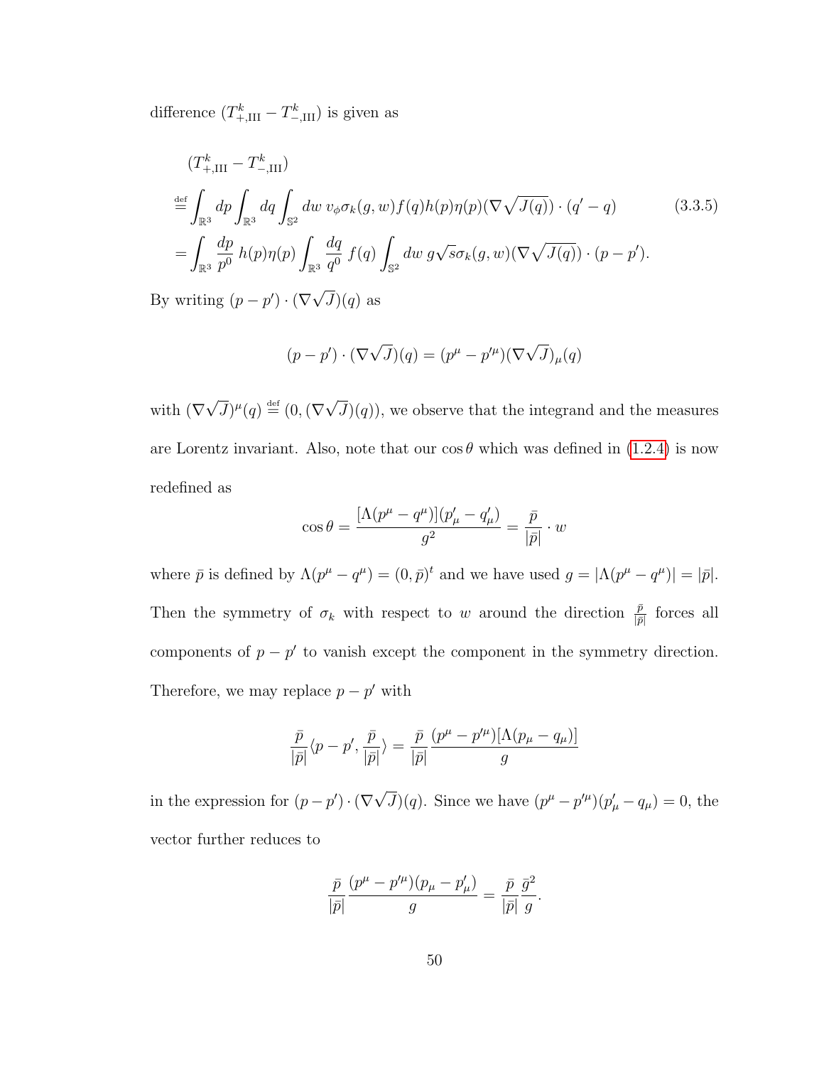difference $(T^k_{+,\text{III}} - T^k_{-,\text{III}})$ is given as

$$
\begin{aligned}
&(T^k_{+,\text{III}} - T^k_{-,\text{III}}) \\
&\overset{\text{def}}{=} \int_{\mathbb{R}^3} dp \int_{\mathbb{R}^3} dq \int_{\mathbb{S}^2} dw \; v_\phi \sigma_k(g,w) f(q) h(p) \eta(p) (\nabla \sqrt{J(q)}) \cdot (q' - q) \\
&= \int_{\mathbb{R}^3} \frac{dp}{p^0} \, h(p)\eta(p) \int_{\mathbb{R}^3} \frac{dq}{q^0} \, f(q) \int_{\mathbb{S}^2} dw \; g\sqrt{s} \sigma_k(g,w) (\nabla \sqrt{J(q)}) \cdot (p - p').
\end{aligned}
\tag{3.3.5}
$$

By writing $(p-p') \cdot (\nabla \sqrt{J})(q)$ as

$$
(p-p') \cdot (\nabla \sqrt{J})(q) = (p^\mu - p'^\mu)(\nabla \sqrt{J})_\mu(q)
$$

with $(\nabla\sqrt{J})^\mu(q) \overset{\text{def}}{=} (0, (\nabla\sqrt{J})(q))$, we observe that the integrand and the measures are Lorentz invariant. Also, note that our $\cos\theta$ which was defined in (1.2.4) is now redefined as

$$
\cos\theta = \frac{[\Lambda(p^\mu - q^\mu)](p'_\mu - q'_\mu)}{g^2} = \frac{\bar{p}}{|\bar{p}|} \cdot w
$$

where $\bar{p}$ is defined by $\Lambda(p^\mu - q^\mu) = (0, \bar{p})^t$ and we have used $g = |\Lambda(p^\mu - q^\mu)| = |\bar{p}|$. Then the symmetry of $\sigma_k$ with respect to $w$ around the direction $\frac{\bar{p}}{|\bar{p}|}$ forces all components of $p - p'$ to vanish except the component in the symmetry direction. Therefore, we may replace $p - p'$ with

$$
\frac{\bar{p}}{|\bar{p}|} \langle p - p', \frac{\bar{p}}{|\bar{p}|} \rangle = \frac{\bar{p}}{|\bar{p}|} \frac{(p^\mu - p'^\mu)[\Lambda(p_\mu - q_\mu)]}{g}
$$

in the expression for $(p-p') \cdot (\nabla\sqrt{J})(q)$. Since we have $(p^\mu - p'^\mu)(p'_\mu - q_\mu) = 0$, the vector further reduces to

$$
\frac{\bar{p}}{|\bar{p}|} \frac{(p^\mu - p'^\mu)(p_\mu - p'_\mu)}{g} = \frac{\bar{p}}{|\bar{p}|} \frac{\bar{g}^2}{g}.
$$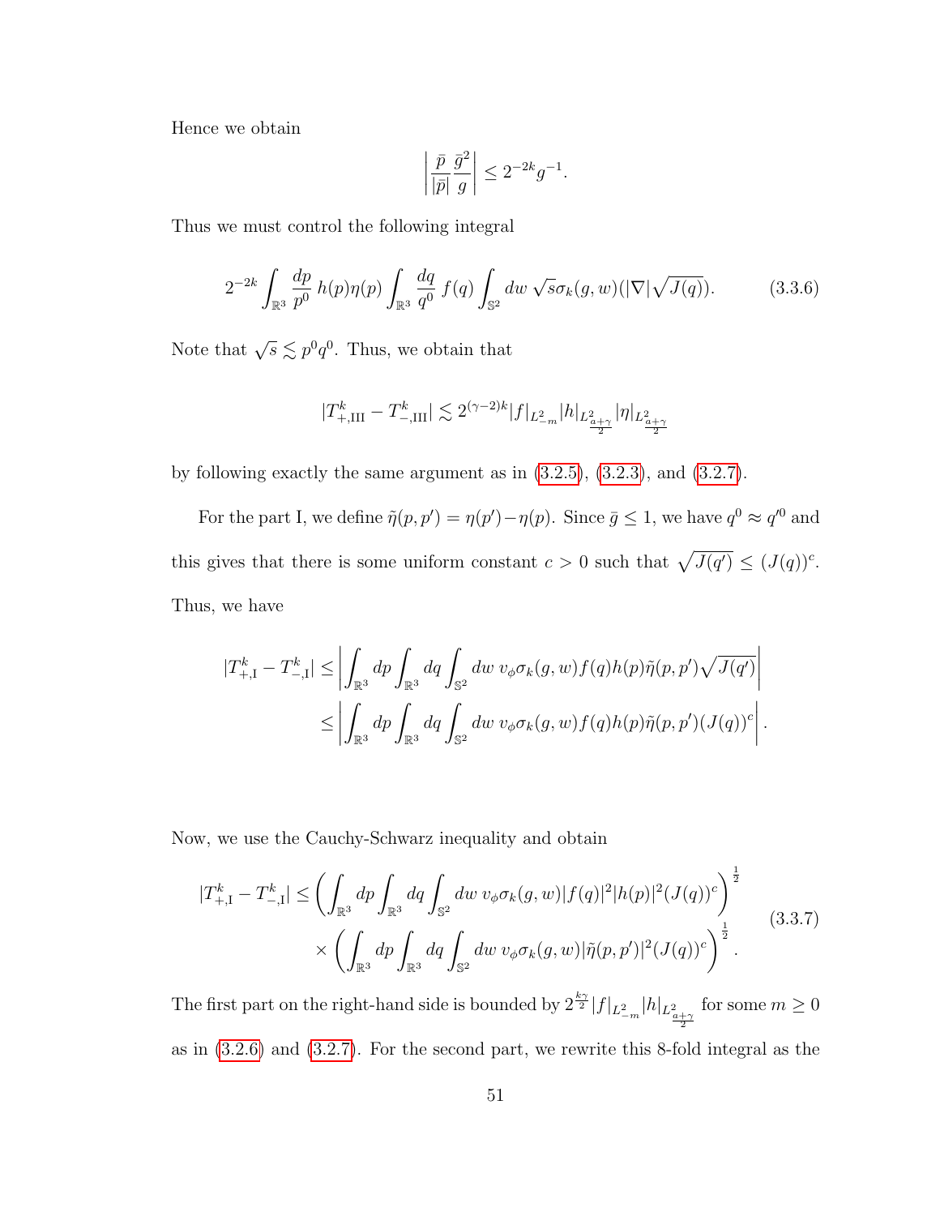Hence we obtain

$$\left|\frac{\bar{p}}{|\bar{p}|}\frac{\bar{g}^2}{g}\right| \leq 2^{-2k}g^{-1}.$$

Thus we must control the following integral

$$2^{-2k}\int_{\mathbb{R}^3}\frac{dp}{p^0}\,h(p)\eta(p)\int_{\mathbb{R}^3}\frac{dq}{q^0}\,f(q)\int_{\mathbb{S}^2}dw\,\sqrt{s}\sigma_k(g,w)(|\nabla|\sqrt{J(q)}). \tag{3.3.6}$$

Note that $\sqrt{s}\lesssim p^0q^0$. Thus, we obtain that

$$|T^k_{+,\mathrm{III}}-T^k_{-,\mathrm{III}}|\lesssim 2^{(\gamma-2)k}|f|_{L^2_{-m}}|h|_{L^2_{\frac{a+\gamma}{2}}}|\eta|_{L^2_{\frac{a+\gamma}{2}}}$$

by following exactly the same argument as in (3.2.5), (3.2.3), and (3.2.7).

For the part I, we define $\tilde{\eta}(p,p')=\eta(p')-\eta(p)$. Since $\bar{g}\leq 1$, we have $q^0\approx q'^0$ and this gives that there is some uniform constant $c>0$ such that $\sqrt{J(q')}\leq (J(q))^c$. Thus, we have

$$\begin{aligned}
|T^k_{+,\mathrm{I}}-T^k_{-,\mathrm{I}}| &\leq \left|\int_{\mathbb{R}^3}dp\int_{\mathbb{R}^3}dq\int_{\mathbb{S}^2}dw\;v_\phi\sigma_k(g,w)f(q)h(p)\tilde{\eta}(p,p')\sqrt{J(q')}\right|\\
&\leq \left|\int_{\mathbb{R}^3}dp\int_{\mathbb{R}^3}dq\int_{\mathbb{S}^2}dw\;v_\phi\sigma_k(g,w)f(q)h(p)\tilde{\eta}(p,p')(J(q))^c\right|.
\end{aligned}$$

Now, we use the Cauchy-Schwarz inequality and obtain

$$\begin{aligned}
|T^k_{+,\mathrm{I}}-T^k_{-,\mathrm{I}}| \leq &\left(\int_{\mathbb{R}^3}dp\int_{\mathbb{R}^3}dq\int_{\mathbb{S}^2}dw\;v_\phi\sigma_k(g,w)|f(q)|^2|h(p)|^2(J(q))^c\right)^{\frac{1}{2}}\\
&\times\left(\int_{\mathbb{R}^3}dp\int_{\mathbb{R}^3}dq\int_{\mathbb{S}^2}dw\;v_\phi\sigma_k(g,w)|\tilde{\eta}(p,p')|^2(J(q))^c\right)^{\frac{1}{2}}.
\end{aligned} \tag{3.3.7}$$

The first part on the right-hand side is bounded by $2^{\frac{k\gamma}{2}}|f|_{L^2_{-m}}|h|_{L^2_{\frac{a+\gamma}{2}}}$ for some $m\geq 0$ as in (3.2.6) and (3.2.7). For the second part, we rewrite this 8-fold integral as the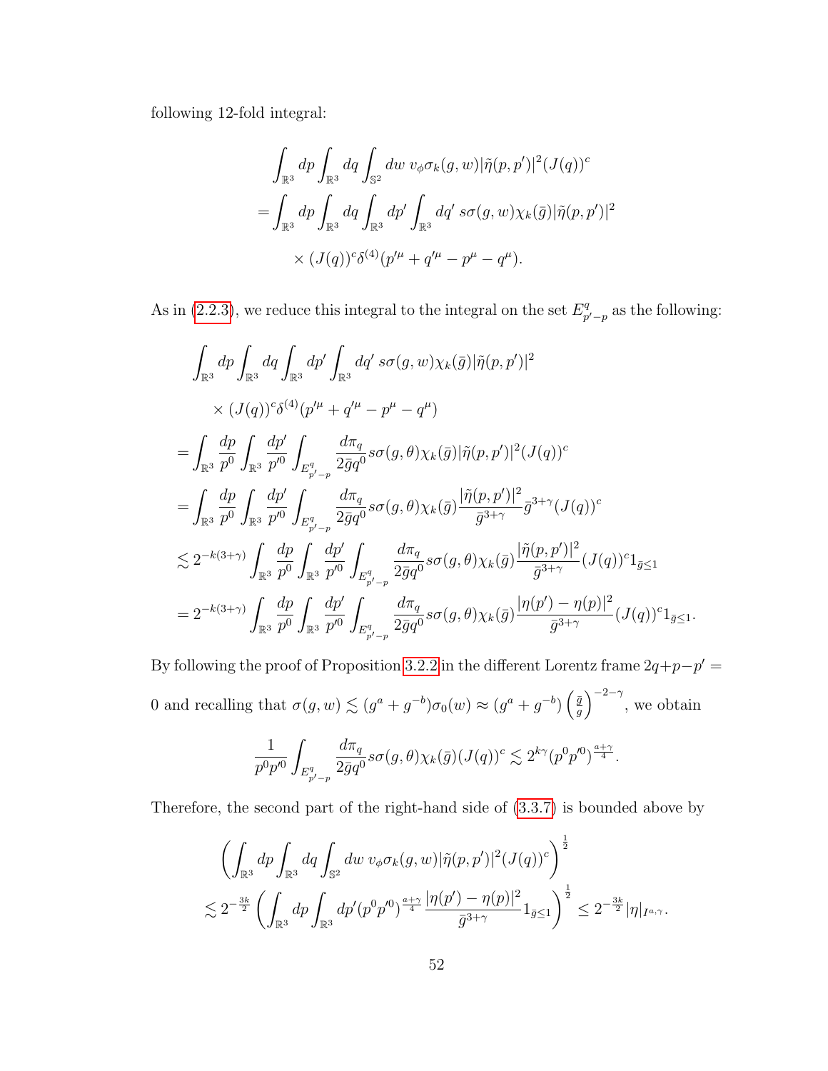following 12-fold integral:

$$
\begin{aligned}
&\int_{\mathbb{R}^3} dp \int_{\mathbb{R}^3} dq \int_{\mathbb{S}^2} dw \; v_\phi \sigma_k(g,w) |\tilde{\eta}(p,p')|^2 (J(q))^c \\
=& \int_{\mathbb{R}^3} dp \int_{\mathbb{R}^3} dq \int_{\mathbb{R}^3} dp' \int_{\mathbb{R}^3} dq' \; s\sigma(g,w)\chi_k(\bar{g})|\tilde{\eta}(p,p')|^2 \\
&\times (J(q))^c \delta^{(4)}(p'^\mu + q'^\mu - p^\mu - q^\mu).
\end{aligned}
$$

As in (2.2.3), we reduce this integral to the integral on the set $E^q_{p'-p}$ as the following:

$$
\begin{aligned}
&\int_{\mathbb{R}^3} dp \int_{\mathbb{R}^3} dq \int_{\mathbb{R}^3} dp' \int_{\mathbb{R}^3} dq' \; s\sigma(g,w)\chi_k(\bar{g})|\tilde{\eta}(p,p')|^2 \\
&\quad \times (J(q))^c \delta^{(4)}(p'^\mu + q'^\mu - p^\mu - q^\mu) \\
=& \int_{\mathbb{R}^3} \frac{dp}{p^0} \int_{\mathbb{R}^3} \frac{dp'}{p'^0} \int_{E^q_{p'-p}} \frac{d\pi_q}{2\bar{g}q^0} s\sigma(g,\theta)\chi_k(\bar{g})|\tilde{\eta}(p,p')|^2 (J(q))^c \\
=& \int_{\mathbb{R}^3} \frac{dp}{p^0} \int_{\mathbb{R}^3} \frac{dp'}{p'^0} \int_{E^q_{p'-p}} \frac{d\pi_q}{2\bar{g}q^0} s\sigma(g,\theta)\chi_k(\bar{g}) \frac{|\tilde{\eta}(p,p')|^2}{\bar{g}^{3+\gamma}} \bar{g}^{3+\gamma} (J(q))^c \\
\lesssim& \, 2^{-k(3+\gamma)} \int_{\mathbb{R}^3} \frac{dp}{p^0} \int_{\mathbb{R}^3} \frac{dp'}{p'^0} \int_{E^q_{p'-p}} \frac{d\pi_q}{2\bar{g}q^0} s\sigma(g,\theta)\chi_k(\bar{g}) \frac{|\tilde{\eta}(p,p')|^2}{\bar{g}^{3+\gamma}} (J(q))^c 1_{\bar{g}\leq 1} \\
=& \, 2^{-k(3+\gamma)} \int_{\mathbb{R}^3} \frac{dp}{p^0} \int_{\mathbb{R}^3} \frac{dp'}{p'^0} \int_{E^q_{p'-p}} \frac{d\pi_q}{2\bar{g}q^0} s\sigma(g,\theta)\chi_k(\bar{g}) \frac{|\eta(p') - \eta(p)|^2}{\bar{g}^{3+\gamma}} (J(q))^c 1_{\bar{g}\leq 1}.
\end{aligned}
$$

By following the proof of Proposition 3.2.2 in the different Lorentz frame $2q+p-p' = 0$ and recalling that $\sigma(g,w) \lesssim (g^a + g^{-b})\sigma_0(w) \approx (g^a + g^{-b}) \left(\frac{\bar{g}}{g}\right)^{-2-\gamma}$, we obtain

$$
\frac{1}{p^0 p'^0} \int_{E^q_{p'-p}} \frac{d\pi_q}{2\bar{g}q^0} s\sigma(g,\theta)\chi_k(\bar{g})(J(q))^c \lesssim 2^{k\gamma}(p^0 p'^0)^{\frac{a+\gamma}{4}}.
$$

Therefore, the second part of the right-hand side of (3.3.7) is bounded above by

$$
\begin{aligned}
&\left( \int_{\mathbb{R}^3} dp \int_{\mathbb{R}^3} dq \int_{\mathbb{S}^2} dw \; v_\phi \sigma_k(g,w) |\tilde{\eta}(p,p')|^2 (J(q))^c \right)^{\frac{1}{2}} \\
\lesssim& \, 2^{-\frac{3k}{2}} \left( \int_{\mathbb{R}^3} dp \int_{\mathbb{R}^3} dp' (p^0 p'^0)^{\frac{a+\gamma}{4}} \frac{|\eta(p') - \eta(p)|^2}{\bar{g}^{3+\gamma}} 1_{\bar{g}\leq 1} \right)^{\frac{1}{2}} \leq 2^{-\frac{3k}{2}} |\eta|_{I^{a,\gamma}}.
\end{aligned}
$$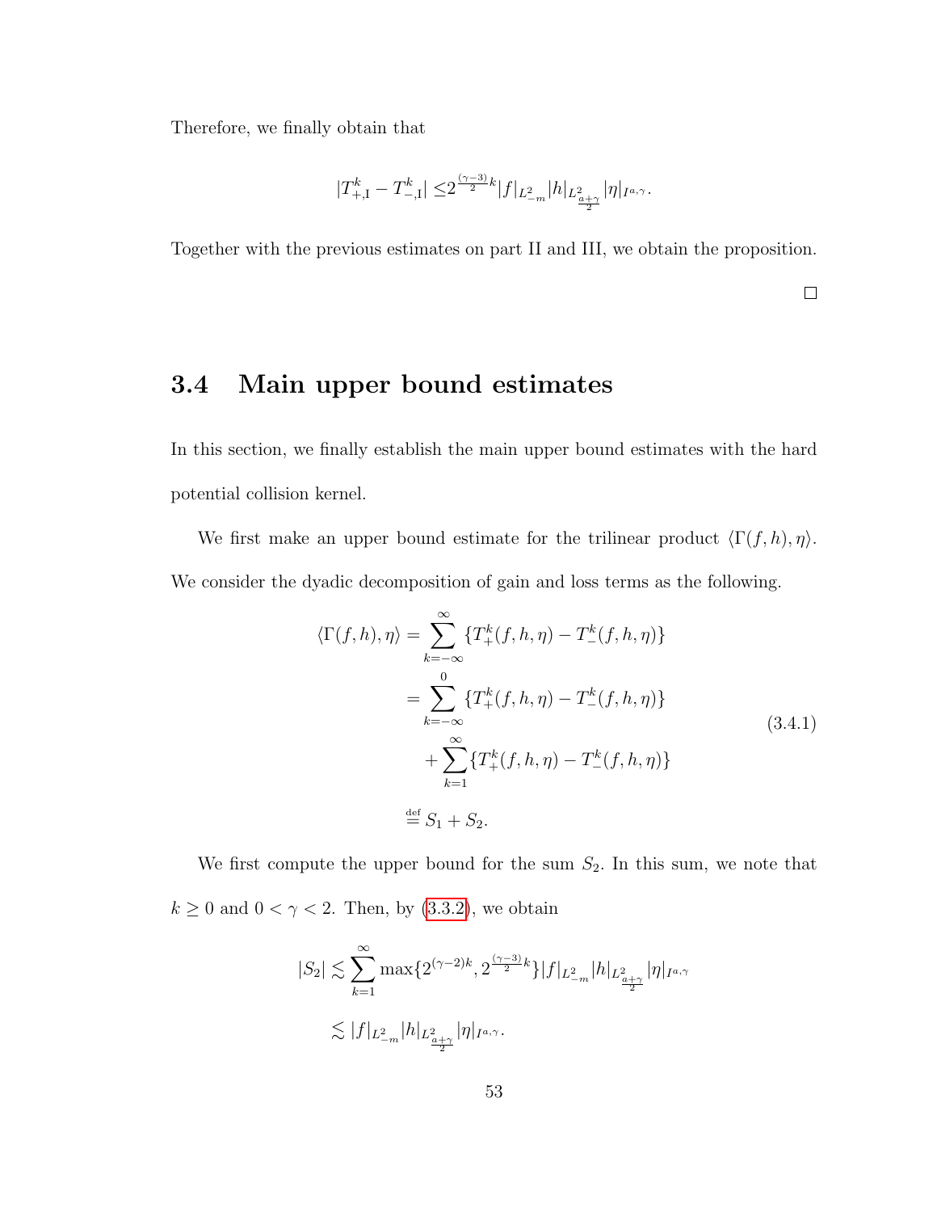Therefore, we finally obtain that

$$|T^k_{+,\mathrm{I}} - T^k_{-,\mathrm{I}}| \leq 2^{\frac{(\gamma-3)}{2}k} |f|_{L^2_{-m}} |h|_{L^2_{\frac{a+\gamma}{2}}} |\eta|_{I^{a,\gamma}}.$$

Together with the previous estimates on part II and III, we obtain the proposition.

□

## 3.4 Main upper bound estimates

In this section, we finally establish the main upper bound estimates with the hard potential collision kernel.

We first make an upper bound estimate for the trilinear product $\langle \Gamma(f,h), \eta\rangle$. We consider the dyadic decomposition of gain and loss terms as the following.

$$\begin{aligned}
\langle \Gamma(f,h), \eta\rangle &= \sum_{k=-\infty}^{\infty} \{T^k_+(f,h,\eta) - T^k_-(f,h,\eta)\} \\
&= \sum_{k=-\infty}^{0} \{T^k_+(f,h,\eta) - T^k_-(f,h,\eta)\} \\
&\quad + \sum_{k=1}^{\infty} \{T^k_+(f,h,\eta) - T^k_-(f,h,\eta)\} \\
&\stackrel{\text{def}}{=} S_1 + S_2.
\end{aligned} \tag{3.4.1}$$

We first compute the upper bound for the sum $S_2$. In this sum, we note that $k \geq 0$ and $0 < \gamma < 2$. Then, by (3.3.2), we obtain

$$\begin{aligned}
|S_2| &\lesssim \sum_{k=1}^{\infty} \max\{2^{(\gamma-2)k}, 2^{\frac{(\gamma-3)}{2}k}\} |f|_{L^2_{-m}} |h|_{L^2_{\frac{a+\gamma}{2}}} |\eta|_{I^{a,\gamma}} \\
&\lesssim |f|_{L^2_{-m}} |h|_{L^2_{\frac{a+\gamma}{2}}} |\eta|_{I^{a,\gamma}}.
\end{aligned}$$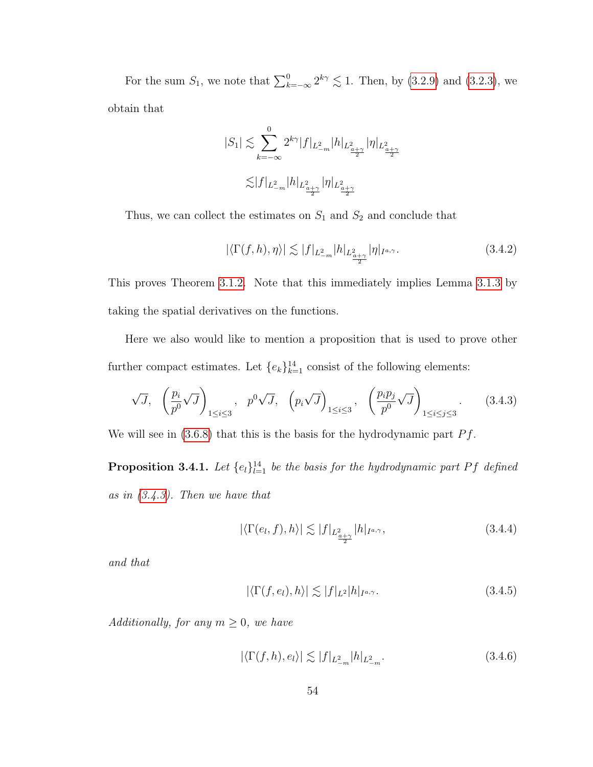For the sum $S_1$, we note that $\sum_{k=-\infty}^{0} 2^{k\gamma} \lesssim 1$. Then, by (3.2.9) and (3.2.3), we obtain that

$$
\begin{aligned}
|S_1| \lesssim & \sum_{k=-\infty}^{0} 2^{k\gamma} |f|_{L^2_{-m}} |h|_{L^2_{\frac{a+\gamma}{2}}} |\eta|_{L^2_{\frac{a+\gamma}{2}}} \\
\lesssim & |f|_{L^2_{-m}} |h|_{L^2_{\frac{a+\gamma}{2}}} |\eta|_{L^2_{\frac{a+\gamma}{2}}}
\end{aligned}
$$

Thus, we can collect the estimates on $S_1$ and $S_2$ and conclude that

$$
|\langle \Gamma(f,h), \eta \rangle| \lesssim |f|_{L^2_{-m}} |h|_{L^2_{\frac{a+\gamma}{2}}} |\eta|_{I^{a,\gamma}}. \tag{3.4.2}
$$

This proves Theorem 3.1.2. Note that this immediately implies Lemma 3.1.3 by taking the spatial derivatives on the functions.

Here we also would like to mention a proposition that is used to prove other further compact estimates. Let $\{e_k\}_{k=1}^{14}$ consist of the following elements:

$$
\sqrt{J}, \quad \left(\frac{p_i}{p^0}\sqrt{J}\right)_{1\le i\le 3}, \quad p^0\sqrt{J}, \quad \left(p_i\sqrt{J}\right)_{1\le i\le 3}, \quad \left(\frac{p_ip_j}{p^0}\sqrt{J}\right)_{1\le i\le j\le 3}. \tag{3.4.3}
$$

We will see in (3.6.8) that this is the basis for the hydrodynamic part $Pf$.

**Proposition 3.4.1.** *Let $\{e_l\}_{l=1}^{14}$ be the basis for the hydrodynamic part $Pf$ defined as in (3.4.3). Then we have that*

$$
|\langle \Gamma(e_l, f), h \rangle| \lesssim |f|_{L^2_{\frac{a+\gamma}{2}}} |h|_{I^{a,\gamma}}, \tag{3.4.4}
$$

*and that*

$$
|\langle \Gamma(f, e_l), h \rangle| \lesssim |f|_{L^2} |h|_{I^{a,\gamma}}. \tag{3.4.5}
$$

*Additionally, for any $m \ge 0$, we have*

$$
|\langle \Gamma(f, h), e_l \rangle| \lesssim |f|_{L^2_{-m}} |h|_{L^2_{-m}}. \tag{3.4.6}
$$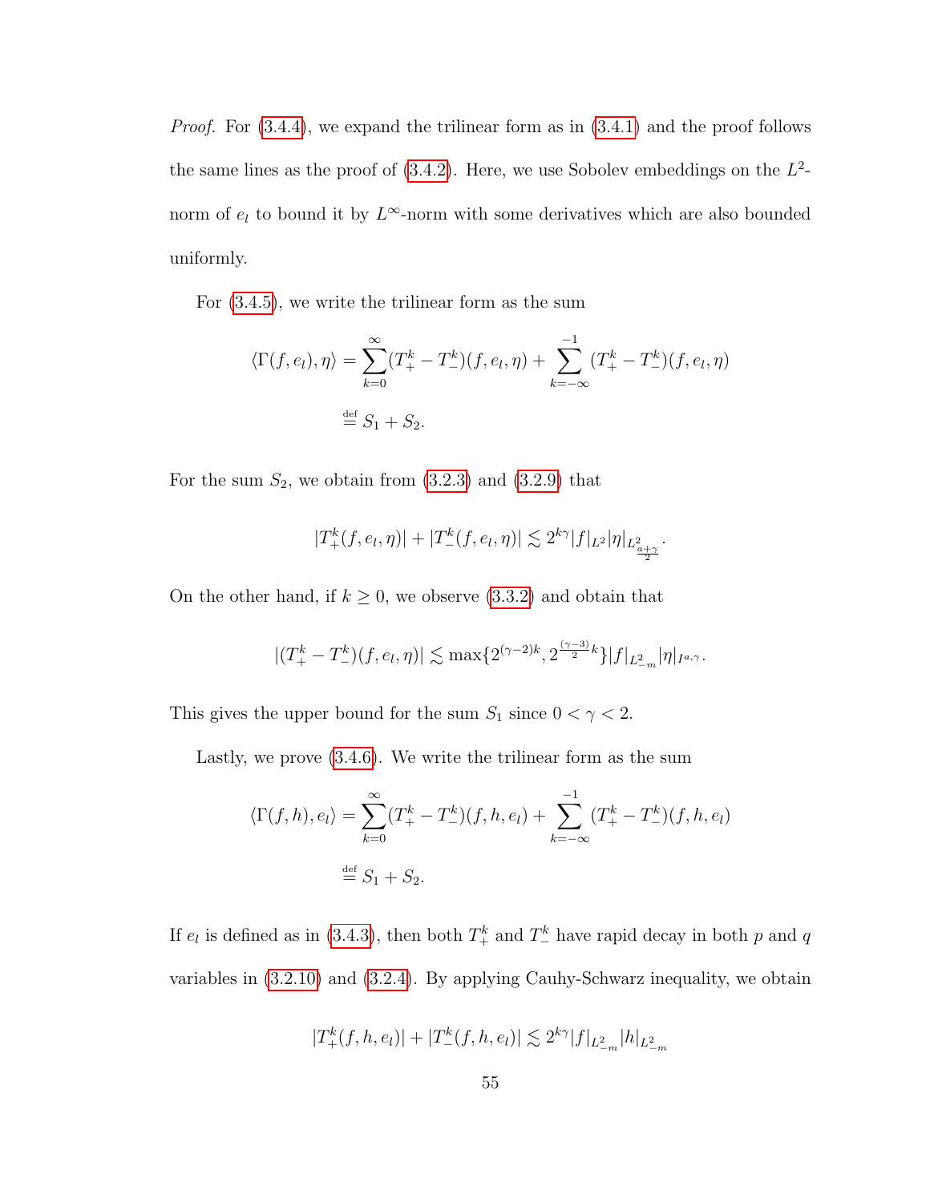*Proof.* For (3.4.4), we expand the trilinear form as in (3.4.1) and the proof follows the same lines as the proof of (3.4.2). Here, we use Sobolev embeddings on the $L^2$-norm of $e_l$ to bound it by $L^\infty$-norm with some derivatives which are also bounded uniformly.

For (3.4.5), we write the trilinear form as the sum

$$\langle \Gamma(f,e_l),\eta\rangle = \sum_{k=0}^{\infty}(T_+^k - T_-^k)(f,e_l,\eta) + \sum_{k=-\infty}^{-1}(T_+^k - T_-^k)(f,e_l,\eta)$$

$$\stackrel{\text{def}}{=} S_1 + S_2.$$

For the sum $S_2$, we obtain from (3.2.3) and (3.2.9) that

$$|T_+^k(f,e_l,\eta)| + |T_-^k(f,e_l,\eta)| \lesssim 2^{k\gamma}|f|_{L^2}|\eta|_{L^2_{\frac{a+\gamma}{2}}}.$$

On the other hand, if $k \geq 0$, we observe (3.3.2) and obtain that

$$|(T_+^k - T_-^k)(f,e_l,\eta)| \lesssim \max\{2^{(\gamma-2)k}, 2^{\frac{(\gamma-3)}{2}k}\}|f|_{L^2_{-m}}|\eta|_{I^{a,\gamma}}.$$

This gives the upper bound for the sum $S_1$ since $0 < \gamma < 2$.

Lastly, we prove (3.4.6). We write the trilinear form as the sum

$$\langle \Gamma(f,h),e_l\rangle = \sum_{k=0}^{\infty}(T_+^k - T_-^k)(f,h,e_l) + \sum_{k=-\infty}^{-1}(T_+^k - T_-^k)(f,h,e_l)$$

$$\stackrel{\text{def}}{=} S_1 + S_2.$$

If $e_l$ is defined as in (3.4.3), then both $T_+^k$ and $T_-^k$ have rapid decay in both $p$ and $q$ variables in (3.2.10) and (3.2.4). By applying Cauhy-Schwarz inequality, we obtain

$$|T_+^k(f,h,e_l)| + |T_-^k(f,h,e_l)| \lesssim 2^{k\gamma}|f|_{L^2_{-m}}|h|_{L^2_{-m}}$$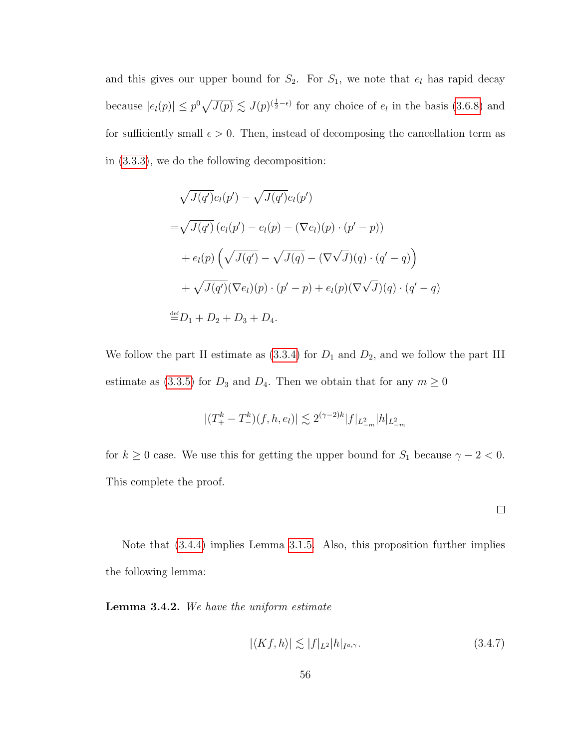and this gives our upper bound for $S_2$. For $S_1$, we note that $e_l$ has rapid decay because $|e_l(p)| \leq p^0\sqrt{J(p)} \lesssim J(p)^{(\frac{1}{2}-\epsilon)}$ for any choice of $e_l$ in the basis (3.6.8) and for sufficiently small $\epsilon > 0$. Then, instead of decomposing the cancellation term as in (3.3.3), we do the following decomposition:

$$
\begin{aligned}
&\sqrt{J(q')}e_l(p') - \sqrt{J(q')}e_l(p') \\
=&\sqrt{J(q')}\left(e_l(p') - e_l(p) - (\nabla e_l)(p)\cdot(p'-p)\right) \\
&+ e_l(p)\left(\sqrt{J(q')} - \sqrt{J(q)} - (\nabla\sqrt{J})(q)\cdot(q'-q)\right) \\
&+ \sqrt{J(q')}(\nabla e_l)(p)\cdot(p'-p) + e_l(p)(\nabla\sqrt{J})(q)\cdot(q'-q) \\
\stackrel{\text{def}}{=}& D_1 + D_2 + D_3 + D_4.
\end{aligned}
$$

We follow the part II estimate as (3.3.4) for $D_1$ and $D_2$, and we follow the part III estimate as (3.3.5) for $D_3$ and $D_4$. Then we obtain that for any $m \geq 0$

$$
|(T^k_+ - T^k_-)(f,h,e_l)| \lesssim 2^{(\gamma-2)k}|f|_{L^2_{-m}}|h|_{L^2_{-m}}
$$

for $k \geq 0$ case. We use this for getting the upper bound for $S_1$ because $\gamma - 2 < 0$. This complete the proof.

$\square$

Note that (3.4.4) implies Lemma 3.1.5. Also, this proposition further implies the following lemma:

**Lemma 3.4.2.** *We have the uniform estimate*

$$
|\langle Kf, h\rangle| \lesssim |f|_{L^2}|h|_{I^{a,\gamma}}. \tag{3.4.7}
$$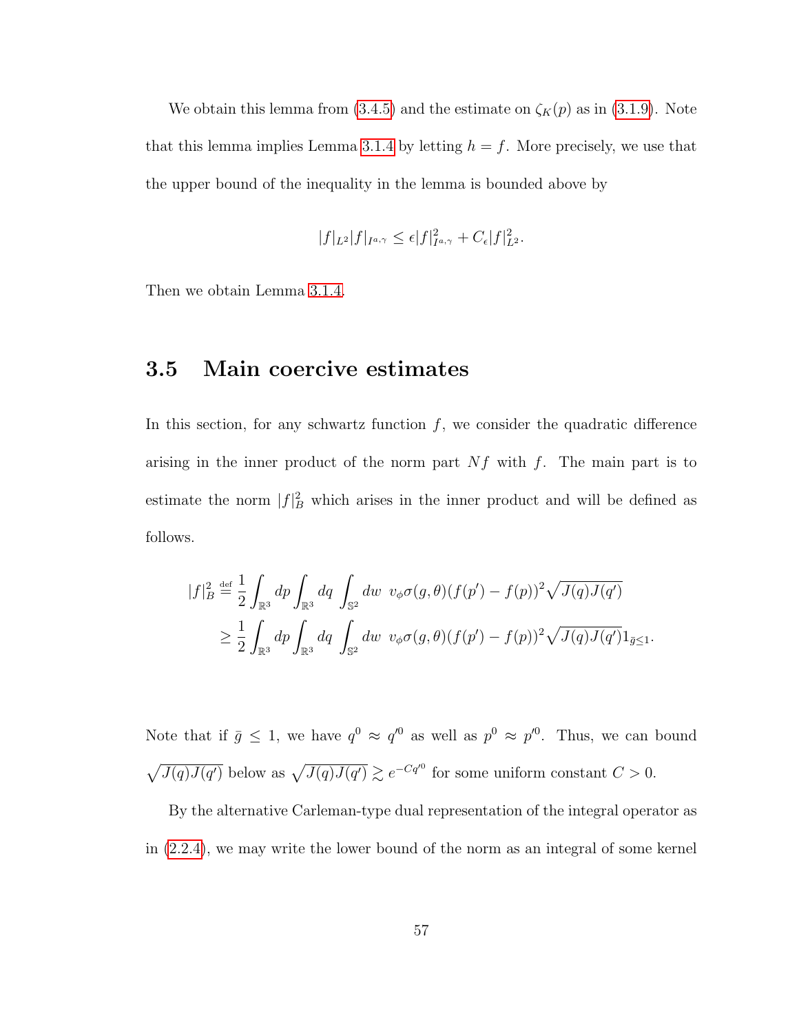We obtain this lemma from (3.4.5) and the estimate on $\zeta_K(p)$ as in (3.1.9). Note that this lemma implies Lemma 3.1.4 by letting $h = f$. More precisely, we use that the upper bound of the inequality in the lemma is bounded above by

$$|f|_{L^2}|f|_{I^{a,\gamma}} \leq \epsilon |f|^2_{I^{a,\gamma}} + C_\epsilon |f|^2_{L^2}.$$

Then we obtain Lemma 3.1.4.

## 3.5 Main coercive estimates

In this section, for any schwartz function $f$, we consider the quadratic difference arising in the inner product of the norm part $Nf$ with $f$. The main part is to estimate the norm $|f|^2_B$ which arises in the inner product and will be defined as follows.

$$\begin{aligned}
|f|^2_B &\stackrel{\text{def}}{=} \frac{1}{2}\int_{\mathbb{R}^3} dp \int_{\mathbb{R}^3} dq \int_{\mathbb{S}^2} dw \;\; v_\phi \sigma(g,\theta)(f(p') - f(p))^2 \sqrt{J(q)J(q')} \\
&\geq \frac{1}{2}\int_{\mathbb{R}^3} dp \int_{\mathbb{R}^3} dq \int_{\mathbb{S}^2} dw \;\; v_\phi \sigma(g,\theta)(f(p') - f(p))^2 \sqrt{J(q)J(q')} 1_{\bar{g}\leq 1}.
\end{aligned}$$

Note that if $\bar{g} \leq 1$, we have $q^0 \approx q'^0$ as well as $p^0 \approx p'^0$. Thus, we can bound $\sqrt{J(q)J(q')}$ below as $\sqrt{J(q)J(q')} \gtrsim e^{-Cq'^0}$ for some uniform constant $C > 0$.

By the alternative Carleman-type dual representation of the integral operator as in (2.2.4), we may write the lower bound of the norm as an integral of some kernel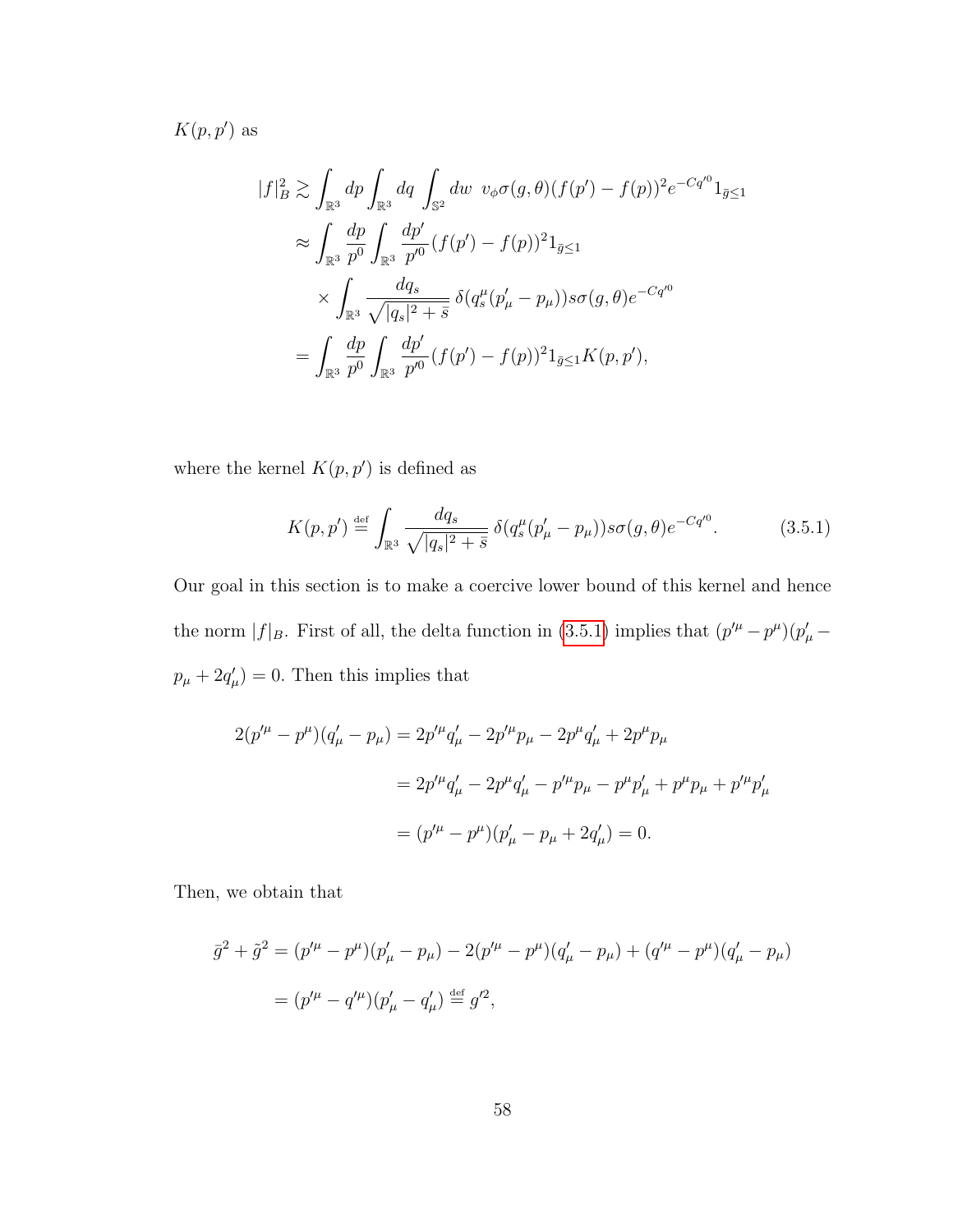$K(p,p')$ as

$$
\begin{aligned}
|f|_B^2 &\gtrsim \int_{\mathbb{R}^3} dp \int_{\mathbb{R}^3} dq \int_{\mathbb{S}^2} dw \;\; v_\phi \sigma(g,\theta)(f(p')-f(p))^2 e^{-Cq'^0} 1_{\bar{g}\le 1} \\
&\approx \int_{\mathbb{R}^3} \frac{dp}{p^0} \int_{\mathbb{R}^3} \frac{dp'}{p'^0} (f(p')-f(p))^2 1_{\bar{g}\le 1} \\
&\quad \times \int_{\mathbb{R}^3} \frac{dq_s}{\sqrt{|q_s|^2+\bar{s}}}\, \delta(q_s^\mu(p'_\mu - p_\mu)) s\sigma(g,\theta) e^{-Cq'^0} \\
&= \int_{\mathbb{R}^3} \frac{dp}{p^0} \int_{\mathbb{R}^3} \frac{dp'}{p'^0} (f(p')-f(p))^2 1_{\bar{g}\le 1} K(p,p'),
\end{aligned}
$$

where the kernel $K(p,p')$ is defined as

$$
K(p,p') \stackrel{\text{def}}{=} \int_{\mathbb{R}^3} \frac{dq_s}{\sqrt{|q_s|^2+\bar{s}}}\, \delta(q_s^\mu(p'_\mu - p_\mu)) s\sigma(g,\theta) e^{-Cq'^0}. \tag{3.5.1}
$$

Our goal in this section is to make a coercive lower bound of this kernel and hence the norm $|f|_B$. First of all, the delta function in (3.5.1) implies that $(p'^\mu - p^\mu)(p'_\mu - p_\mu + 2q'_\mu) = 0$. Then this implies that

$$
\begin{aligned}
2(p'^\mu - p^\mu)(q'_\mu - p_\mu) &= 2p'^\mu q'_\mu - 2p'^\mu p_\mu - 2p^\mu q'_\mu + 2p^\mu p_\mu \\
&= 2p'^\mu q'_\mu - 2p^\mu q'_\mu - p'^\mu p_\mu - p^\mu p'_\mu + p^\mu p_\mu + p'^\mu p'_\mu \\
&= (p'^\mu - p^\mu)(p'_\mu - p_\mu + 2q'_\mu) = 0.
\end{aligned}
$$

Then, we obtain that

$$
\begin{aligned}
\bar{g}^2 + \tilde{g}^2 &= (p'^\mu - p^\mu)(p'_\mu - p_\mu) - 2(p'^\mu - p^\mu)(q'_\mu - p_\mu) + (q'^\mu - p^\mu)(q'_\mu - p_\mu) \\
&= (p'^\mu - q'^\mu)(p'_\mu - q'_\mu) \stackrel{\text{def}}{=} g'^2,
\end{aligned}
$$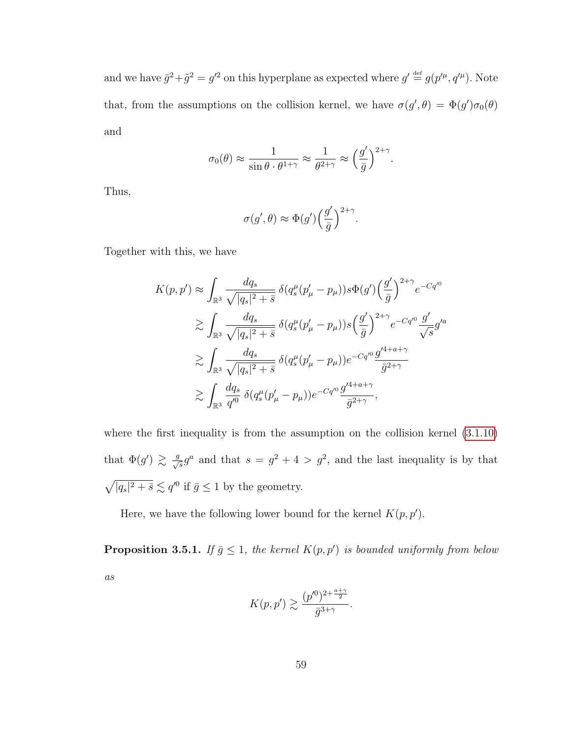and we have $\bar{g}^2+\tilde{g}^2 = g'^2$ on this hyperplane as expected where $g' \stackrel{\text{def}}{=} g(p'^\mu, q'^\mu)$. Note that, from the assumptions on the collision kernel, we have $\sigma(g',\theta) = \Phi(g')\sigma_0(\theta)$ and

$$\sigma_0(\theta) \approx \frac{1}{\sin\theta \cdot \theta^{1+\gamma}} \approx \frac{1}{\theta^{2+\gamma}} \approx \Big(\frac{g'}{\bar{g}}\Big)^{2+\gamma}.$$

Thus,

$$\sigma(g',\theta) \approx \Phi(g')\Big(\frac{g'}{\bar{g}}\Big)^{2+\gamma}.$$

Together with this, we have

$$\begin{aligned}
K(p,p') &\approx \int_{\mathbb{R}^3} \frac{dq_s}{\sqrt{|q_s|^2+\bar{s}}}\ \delta(q_s^\mu(p'_\mu - p_\mu)) s\Phi(g')\Big(\frac{g'}{\bar{g}}\Big)^{2+\gamma} e^{-Cq'^0} \\
&\gtrsim \int_{\mathbb{R}^3} \frac{dq_s}{\sqrt{|q_s|^2+\bar{s}}}\ \delta(q_s^\mu(p'_\mu - p_\mu)) s\Big(\frac{g'}{\bar{g}}\Big)^{2+\gamma} e^{-Cq'^0}\frac{g'}{\sqrt{s}}g'^a \\
&\gtrsim \int_{\mathbb{R}^3} \frac{dq_s}{\sqrt{|q_s|^2+\bar{s}}}\ \delta(q_s^\mu(p'_\mu - p_\mu)) e^{-Cq'^0}\frac{g'^{4+a+\gamma}}{\bar{g}^{2+\gamma}} \\
&\gtrsim \int_{\mathbb{R}^3} \frac{dq_s}{q'^0}\ \delta(q_s^\mu(p'_\mu - p_\mu)) e^{-Cq'^0}\frac{g'^{4+a+\gamma}}{\bar{g}^{2+\gamma}},
\end{aligned}$$

where the first inequality is from the assumption on the collision kernel (3.1.10) that $\Phi(g') \gtrsim \frac{g}{\sqrt{s}}g^a$ and that $s = g^2+4 > g^2$, and the last inequality is by that $\sqrt{|q_s|^2+\bar{s}} \lesssim q'^0$ if $\bar{g} \leq 1$ by the geometry.

Here, we have the following lower bound for the kernel $K(p,p')$.

**Proposition 3.5.1.** *If $\bar{g} \leq 1$, the kernel $K(p,p')$ is bounded uniformly from below as*

$$K(p,p') \gtrsim \frac{(p'^0)^{2+\frac{a+\gamma}{2}}}{\bar{g}^{3+\gamma}}.$$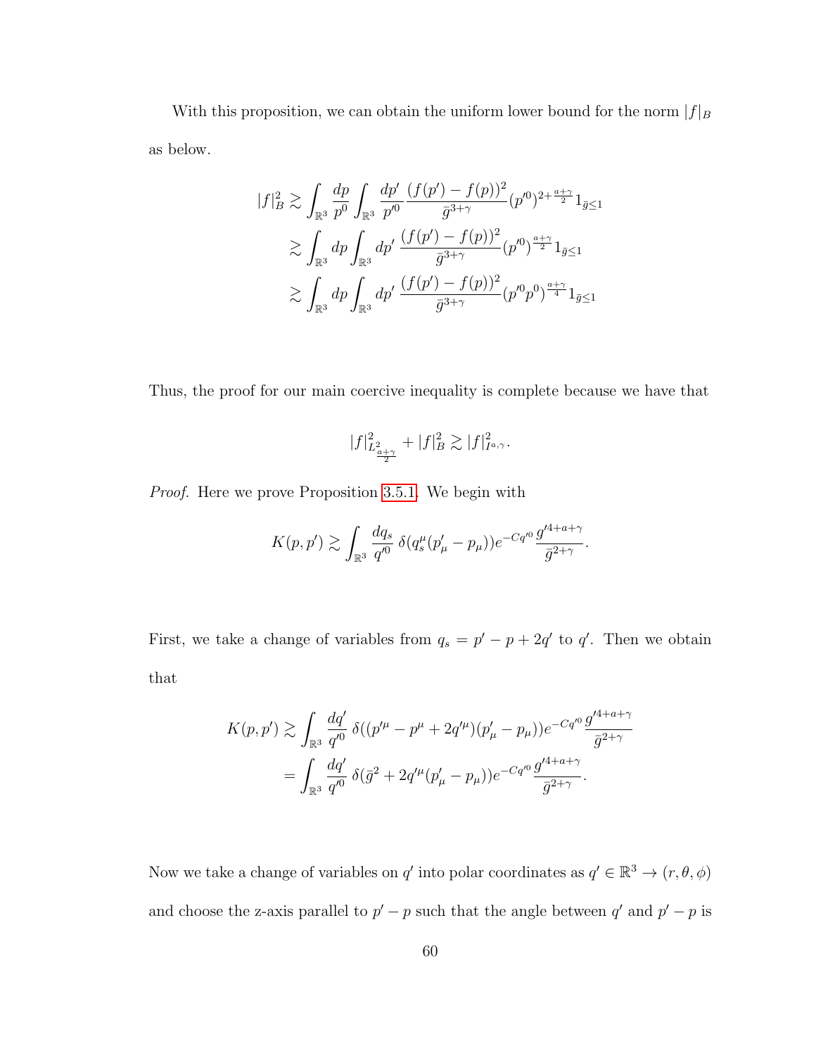With this proposition, we can obtain the uniform lower bound for the norm $|f|_B$ as below.

$$
\begin{aligned}
|f|_B^2 &\gtrsim \int_{\mathbb{R}^3} \frac{dp}{p^0} \int_{\mathbb{R}^3} \frac{dp'}{p'^0} \frac{(f(p')-f(p))^2}{\bar{g}^{3+\gamma}} (p'^0)^{2+\frac{a+\gamma}{2}} 1_{\bar{g}\leq 1} \\
&\gtrsim \int_{\mathbb{R}^3} dp \int_{\mathbb{R}^3} dp' \, \frac{(f(p')-f(p))^2}{\bar{g}^{3+\gamma}} (p'^0)^{\frac{a+\gamma}{2}} 1_{\bar{g}\leq 1} \\
&\gtrsim \int_{\mathbb{R}^3} dp \int_{\mathbb{R}^3} dp' \, \frac{(f(p')-f(p))^2}{\bar{g}^{3+\gamma}} (p'^0 p^0)^{\frac{a+\gamma}{4}} 1_{\bar{g}\leq 1}
\end{aligned}
$$

Thus, the proof for our main coercive inequality is complete because we have that

$$
|f|^2_{L^2_{\frac{a+\gamma}{2}}} + |f|_B^2 \gtrsim |f|^2_{I^{a,\gamma}}.
$$

*Proof.* Here we prove Proposition 3.5.1. We begin with

$$
K(p,p') \gtrsim \int_{\mathbb{R}^3} \frac{dq_s}{q'^0} \, \delta(q_s^\mu(p'_\mu - p_\mu)) e^{-Cq'^0} \frac{g'^{4+a+\gamma}}{\bar{g}^{2+\gamma}}.
$$

First, we take a change of variables from $q_s = p' - p + 2q'$ to $q'$. Then we obtain that

$$
\begin{aligned}
K(p,p') &\gtrsim \int_{\mathbb{R}^3} \frac{dq'}{q'^0} \, \delta((p'^\mu - p^\mu + 2q'^\mu)(p'_\mu - p_\mu)) e^{-Cq'^0} \frac{g'^{4+a+\gamma}}{\bar{g}^{2+\gamma}} \\
&= \int_{\mathbb{R}^3} \frac{dq'}{q'^0} \, \delta(\bar{g}^2 + 2q'^\mu(p'_\mu - p_\mu)) e^{-Cq'^0} \frac{g'^{4+a+\gamma}}{\bar{g}^{2+\gamma}}.
\end{aligned}
$$

Now we take a change of variables on $q'$ into polar coordinates as $q' \in \mathbb{R}^3 \to (r, \theta, \phi)$ and choose the z-axis parallel to $p' - p$ such that the angle between $q'$ and $p' - p$ is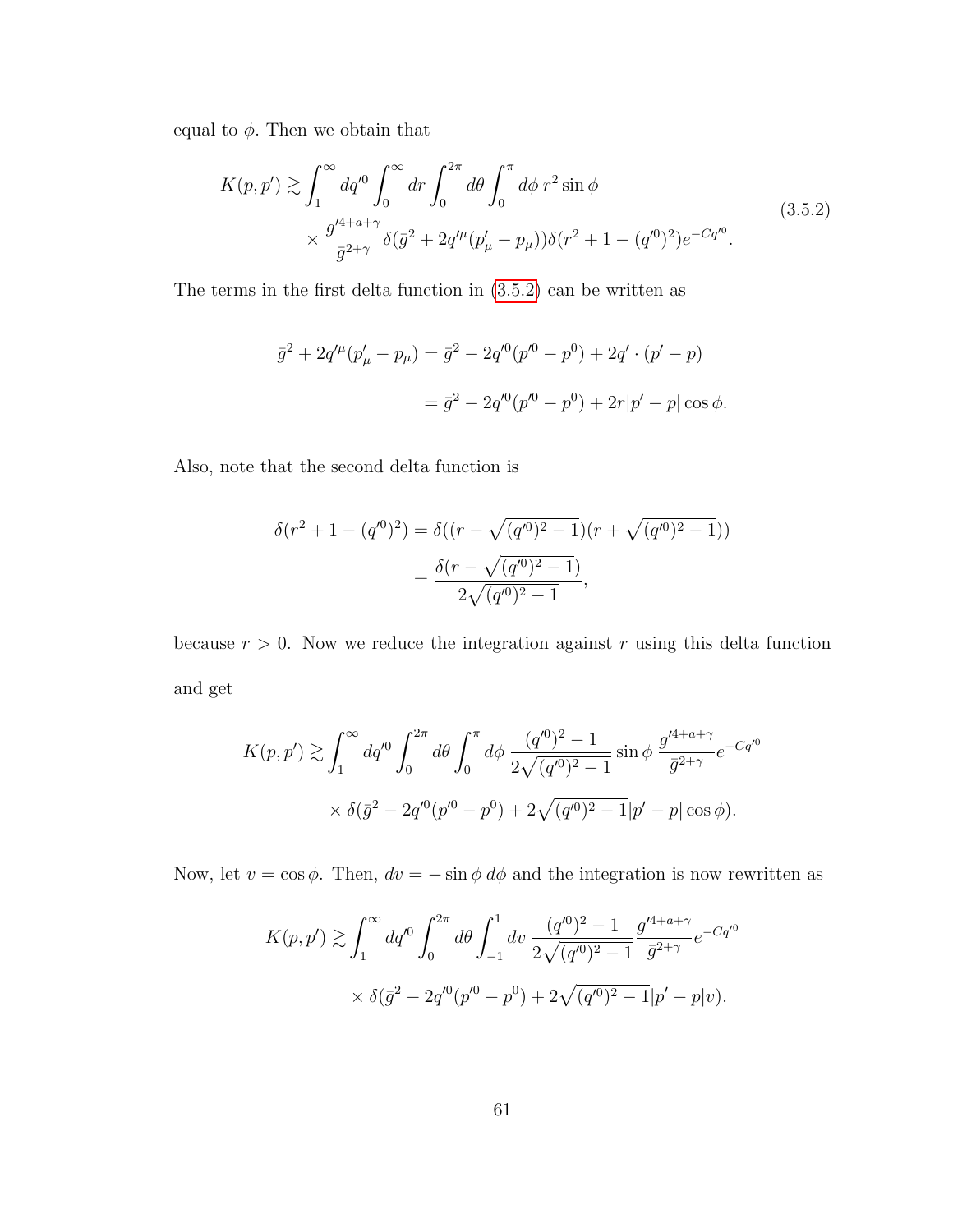equal to $\phi$. Then we obtain that

$$
\begin{aligned}
K(p,p') \gtrsim & \int_1^\infty dq'^0 \int_0^\infty dr \int_0^{2\pi} d\theta \int_0^\pi d\phi \, r^2 \sin\phi \\
& \times \frac{g'^{4+a+\gamma}}{\bar{g}^{2+\gamma}} \delta(\bar{g}^2 + 2q'^\mu(p'_\mu - p_\mu)) \delta(r^2 + 1 - (q'^0)^2) e^{-Cq'^0}.
\end{aligned}
\tag{3.5.2}
$$

The terms in the first delta function in (3.5.2) can be written as

$$
\begin{aligned}
\bar{g}^2 + 2q'^\mu(p'_\mu - p_\mu) &= \bar{g}^2 - 2q'^0(p'^0 - p^0) + 2q' \cdot (p' - p) \\
&= \bar{g}^2 - 2q'^0(p'^0 - p^0) + 2r|p' - p| \cos\phi.
\end{aligned}
$$

Also, note that the second delta function is

$$
\begin{aligned}
\delta(r^2 + 1 - (q'^0)^2) &= \delta((r - \sqrt{(q'^0)^2 - 1})(r + \sqrt{(q'^0)^2 - 1})) \\
&= \frac{\delta(r - \sqrt{(q'^0)^2 - 1})}{2\sqrt{(q'^0)^2 - 1}},
\end{aligned}
$$

because $r > 0$. Now we reduce the integration against $r$ using this delta function and get

$$
\begin{aligned}
K(p,p') \gtrsim & \int_1^\infty dq'^0 \int_0^{2\pi} d\theta \int_0^\pi d\phi \, \frac{(q'^0)^2 - 1}{2\sqrt{(q'^0)^2 - 1}} \sin\phi \, \frac{g'^{4+a+\gamma}}{\bar{g}^{2+\gamma}} e^{-Cq'^0} \\
& \times \delta(\bar{g}^2 - 2q'^0(p'^0 - p^0) + 2\sqrt{(q'^0)^2 - 1}|p' - p| \cos\phi).
\end{aligned}
$$

Now, let $v = \cos\phi$. Then, $dv = -\sin\phi \, d\phi$ and the integration is now rewritten as

$$
\begin{aligned}
K(p,p') \gtrsim & \int_1^\infty dq'^0 \int_0^{2\pi} d\theta \int_{-1}^1 dv \, \frac{(q'^0)^2 - 1}{2\sqrt{(q'^0)^2 - 1}} \frac{g'^{4+a+\gamma}}{\bar{g}^{2+\gamma}} e^{-Cq'^0} \\
& \times \delta(\bar{g}^2 - 2q'^0(p'^0 - p^0) + 2\sqrt{(q'^0)^2 - 1}|p' - p| v).
\end{aligned}
$$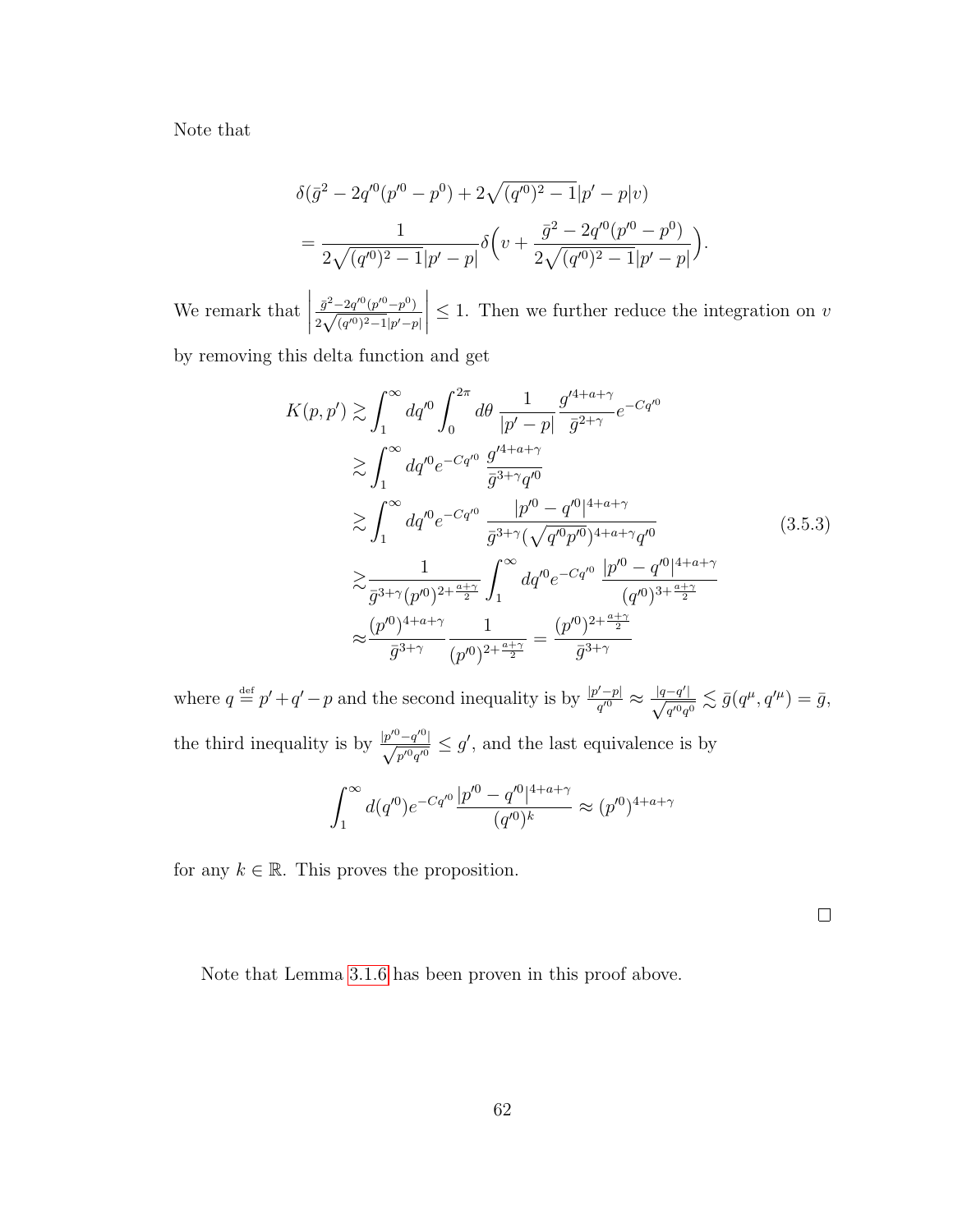Note that

$$
\begin{aligned}
&\delta(\bar{g}^2 - 2q'^0(p'^0 - p^0) + 2\sqrt{(q'^0)^2 - 1}|p' - p|v) \\
&= \frac{1}{2\sqrt{(q'^0)^2 - 1}|p' - p|}\delta\Big(v + \frac{\bar{g}^2 - 2q'^0(p'^0 - p^0)}{2\sqrt{(q'^0)^2 - 1}|p' - p|}\Big).
\end{aligned}
$$

We remark that $\left|\frac{\bar{g}^2 - 2q'^0(p'^0 - p^0)}{2\sqrt{(q'^0)^2 - 1}|p' - p|}\right| \leq 1$. Then we further reduce the integration on $v$ by removing this delta function and get

$$
\begin{aligned}
K(p,p') &\gtrsim \int_1^\infty dq'^0 \int_0^{2\pi} d\theta \, \frac{1}{|p' - p|}\frac{g'^{4+a+\gamma}}{\bar{g}^{2+\gamma}} e^{-Cq'^0} \\
&\gtrsim \int_1^\infty dq'^0 e^{-Cq'^0} \, \frac{g'^{4+a+\gamma}}{\bar{g}^{3+\gamma} q'^0} \\
&\gtrsim \int_1^\infty dq'^0 e^{-Cq'^0} \, \frac{|p'^0 - q'^0|^{4+a+\gamma}}{\bar{g}^{3+\gamma} (\sqrt{q'^0 p'^0})^{4+a+\gamma} q'^0} \\
&\gtrsim \frac{1}{\bar{g}^{3+\gamma}(p'^0)^{2+\frac{a+\gamma}{2}}} \int_1^\infty dq'^0 e^{-Cq'^0} \, \frac{|p'^0 - q'^0|^{4+a+\gamma}}{(q'^0)^{3+\frac{a+\gamma}{2}}} \\
&\approx \frac{(p'^0)^{4+a+\gamma}}{\bar{g}^{3+\gamma}} \frac{1}{(p'^0)^{2+\frac{a+\gamma}{2}}} = \frac{(p'^0)^{2+\frac{a+\gamma}{2}}}{\bar{g}^{3+\gamma}}
\end{aligned}
\tag{3.5.3}
$$

where $q \stackrel{\text{def}}{=} p' + q' - p$ and the second inequality is by $\frac{|p'-p|}{q'^0} \approx \frac{|q-q'|}{\sqrt{q'^0 q^0}} \lesssim \bar{g}(q^\mu, q'^\mu) = \bar{g}$, the third inequality is by $\frac{|p'^0 - q'^0|}{\sqrt{p'^0 q'^0}} \leq g'$, and the last equivalence is by

$$
\int_1^\infty d(q'^0) e^{-Cq'^0} \frac{|p'^0 - q'^0|^{4+a+\gamma}}{(q'^0)^k} \approx (p'^0)^{4+a+\gamma}
$$

for any $k \in \mathbb{R}$. This proves the proposition.

□

Note that Lemma 3.1.6 has been proven in this proof above.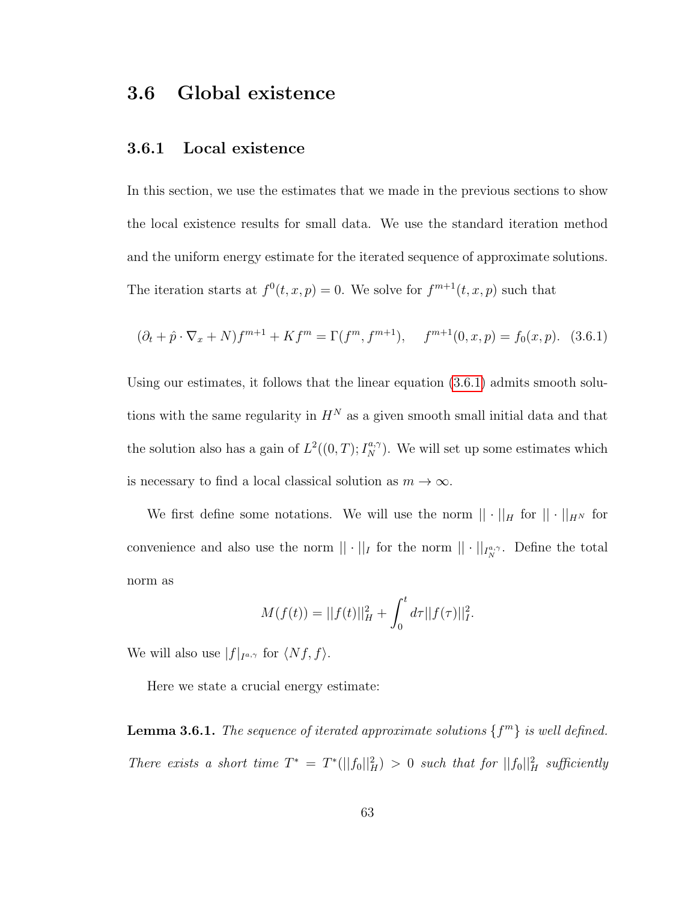## 3.6 Global existence

### 3.6.1 Local existence

In this section, we use the estimates that we made in the previous sections to show the local existence results for small data. We use the standard iteration method and the uniform energy estimate for the iterated sequence of approximate solutions. The iteration starts at $f^0(t, x, p) = 0$. We solve for $f^{m+1}(t, x, p)$ such that

$$(\partial_t + \hat{p} \cdot \nabla_x + N)f^{m+1} + Kf^m = \Gamma(f^m, f^{m+1}), \quad f^{m+1}(0, x, p) = f_0(x, p). \quad (3.6.1)$$

Using our estimates, it follows that the linear equation (3.6.1) admits smooth solutions with the same regularity in $H^N$ as a given smooth small initial data and that the solution also has a gain of $L^2((0,T); I^{a,\gamma}_N)$. We will set up some estimates which is necessary to find a local classical solution as $m \to \infty$.

We first define some notations. We will use the norm $||\cdot||_H$ for $||\cdot||_{H^N}$ for convenience and also use the norm $||\cdot||_I$ for the norm $||\cdot||_{I^{a,\gamma}_N}$. Define the total norm as

$$M(f(t)) = ||f(t)||^2_H + \int_0^t d\tau ||f(\tau)||^2_I.$$

We will also use $|f|_{I^{a,\gamma}}$ for $\langle Nf, f\rangle$.

Here we state a crucial energy estimate:

**Lemma 3.6.1.** *The sequence of iterated approximate solutions $\{f^m\}$ is well defined. There exists a short time $T^* = T^*(||f_0||^2_H) > 0$ such that for $||f_0||^2_H$ sufficiently*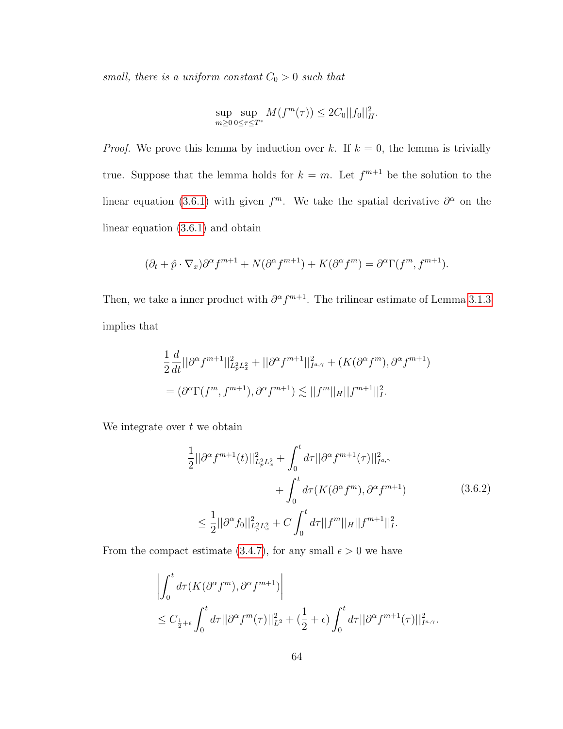*small, there is a uniform constant $C_0 > 0$ such that*

$$\sup_{m\geq 0}\sup_{0\leq\tau\leq T^*} M(f^m(\tau)) \leq 2C_0||f_0||^2_H.$$

*Proof.* We prove this lemma by induction over $k$. If $k = 0$, the lemma is trivially true. Suppose that the lemma holds for $k = m$. Let $f^{m+1}$ be the solution to the linear equation (3.6.1) with given $f^m$. We take the spatial derivative $\partial^\alpha$ on the linear equation (3.6.1) and obtain

$$(\partial_t + \hat{p}\cdot\nabla_x)\partial^\alpha f^{m+1} + N(\partial^\alpha f^{m+1}) + K(\partial^\alpha f^m) = \partial^\alpha\Gamma(f^m, f^{m+1}).$$

Then, we take a inner product with $\partial^\alpha f^{m+1}$. The trilinear estimate of Lemma 3.1.3 implies that

$$\begin{aligned}
&\frac{1}{2}\frac{d}{dt}||\partial^\alpha f^{m+1}||^2_{L^2_pL^2_x} + ||\partial^\alpha f^{m+1}||^2_{I^{a,\gamma}} + (K(\partial^\alpha f^m), \partial^\alpha f^{m+1})\\
&= (\partial^\alpha\Gamma(f^m, f^{m+1}), \partial^\alpha f^{m+1}) \lesssim ||f^m||_H||f^{m+1}||^2_I.
\end{aligned}$$

We integrate over $t$ we obtain

$$\begin{aligned}
\frac{1}{2}||\partial^\alpha f^{m+1}(t)||^2_{L^2_pL^2_x} &+ \int_0^t d\tau||\partial^\alpha f^{m+1}(\tau)||^2_{I^{a,\gamma}}\\
&+ \int_0^t d\tau(K(\partial^\alpha f^m), \partial^\alpha f^{m+1})\\
\leq \frac{1}{2}||\partial^\alpha f_0||^2_{L^2_pL^2_x} &+ C\int_0^t d\tau||f^m||_H||f^{m+1}||^2_I.
\end{aligned}\tag{3.6.2}$$

From the compact estimate (3.4.7), for any small $\epsilon > 0$ we have

$$\begin{aligned}
&\left|\int_0^t d\tau(K(\partial^\alpha f^m), \partial^\alpha f^{m+1})\right|\\
&\leq C_{\frac{1}{2}+\epsilon}\int_0^t d\tau||\partial^\alpha f^m(\tau)||^2_{L^2} + (\frac{1}{2}+\epsilon)\int_0^t d\tau||\partial^\alpha f^{m+1}(\tau)||^2_{I^{a,\gamma}}.
\end{aligned}$$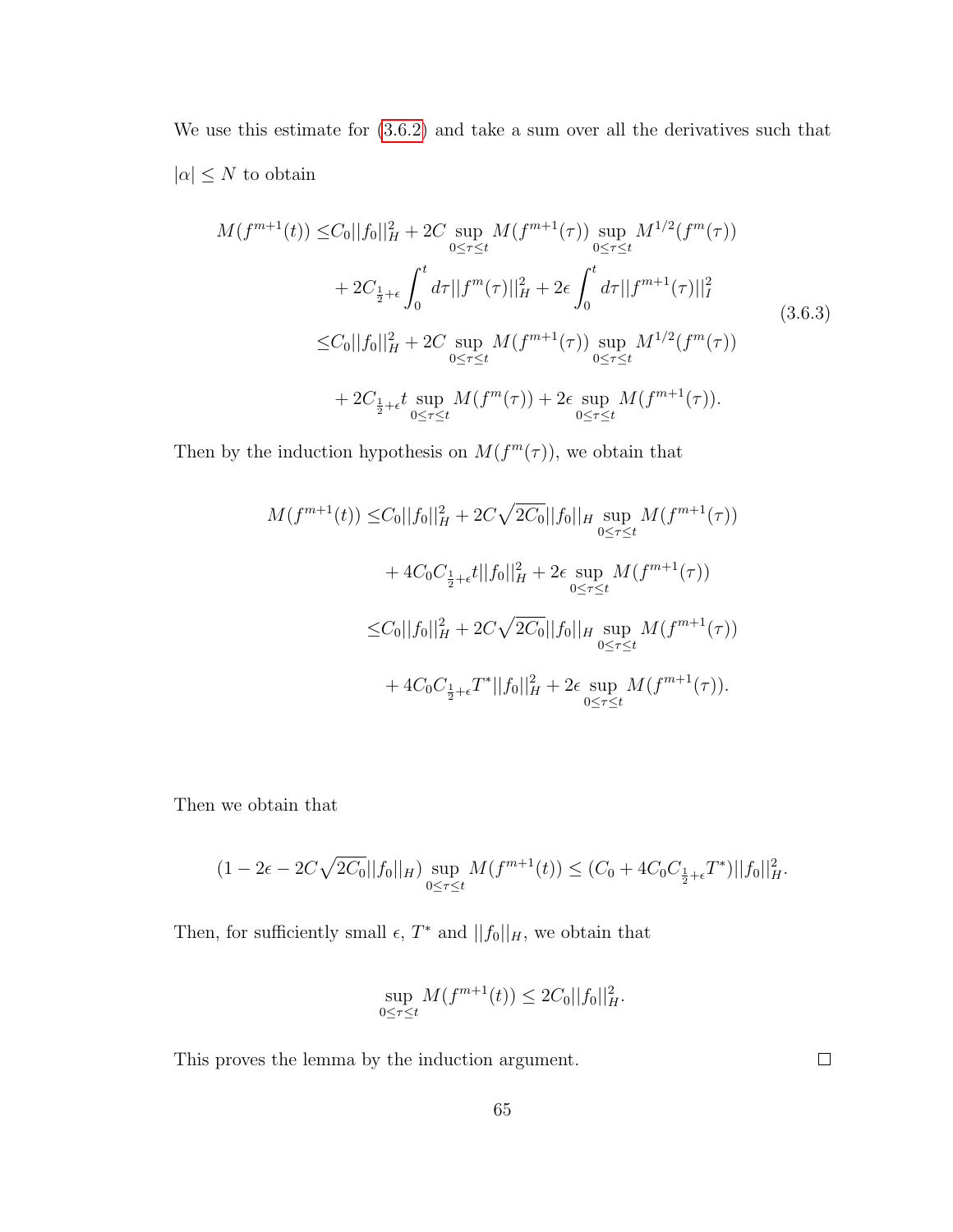We use this estimate for (3.6.2) and take a sum over all the derivatives such that $|\alpha| \leq N$ to obtain

$$
\begin{aligned}
M(f^{m+1}(t)) \leq & C_0||f_0||_H^2 + 2C \sup_{0\leq\tau\leq t} M(f^{m+1}(\tau)) \sup_{0\leq\tau\leq t} M^{1/2}(f^m(\tau)) \\
& + 2C_{\frac{1}{2}+\epsilon} \int_0^t d\tau ||f^m(\tau)||_H^2 + 2\epsilon \int_0^t d\tau ||f^{m+1}(\tau)||_I^2 \\
\leq & C_0||f_0||_H^2 + 2C \sup_{0\leq\tau\leq t} M(f^{m+1}(\tau)) \sup_{0\leq\tau\leq t} M^{1/2}(f^m(\tau)) \\
& + 2C_{\frac{1}{2}+\epsilon} t \sup_{0\leq\tau\leq t} M(f^m(\tau)) + 2\epsilon \sup_{0\leq\tau\leq t} M(f^{m+1}(\tau)).
\end{aligned}
\tag{3.6.3}
$$

Then by the induction hypothesis on $M(f^m(\tau))$, we obtain that

$$
\begin{aligned}
M(f^{m+1}(t)) \leq & C_0||f_0||_H^2 + 2C\sqrt{2C_0}||f_0||_H \sup_{0\leq\tau\leq t} M(f^{m+1}(\tau)) \\
& + 4C_0C_{\frac{1}{2}+\epsilon} t ||f_0||_H^2 + 2\epsilon \sup_{0\leq\tau\leq t} M(f^{m+1}(\tau)) \\
\leq & C_0||f_0||_H^2 + 2C\sqrt{2C_0}||f_0||_H \sup_{0\leq\tau\leq t} M(f^{m+1}(\tau)) \\
& + 4C_0C_{\frac{1}{2}+\epsilon} T^* ||f_0||_H^2 + 2\epsilon \sup_{0\leq\tau\leq t} M(f^{m+1}(\tau)).
\end{aligned}
$$

Then we obtain that

$$
(1 - 2\epsilon - 2C\sqrt{2C_0}||f_0||_H) \sup_{0\leq\tau\leq t} M(f^{m+1}(t)) \leq (C_0 + 4C_0C_{\frac{1}{2}+\epsilon}T^*)||f_0||_H^2.
$$

Then, for sufficiently small $\epsilon$, $T^*$ and $||f_0||_H$, we obtain that

$$
\sup_{0\leq\tau\leq t} M(f^{m+1}(t)) \leq 2C_0||f_0||_H^2.
$$

This proves the lemma by the induction argument. $\square$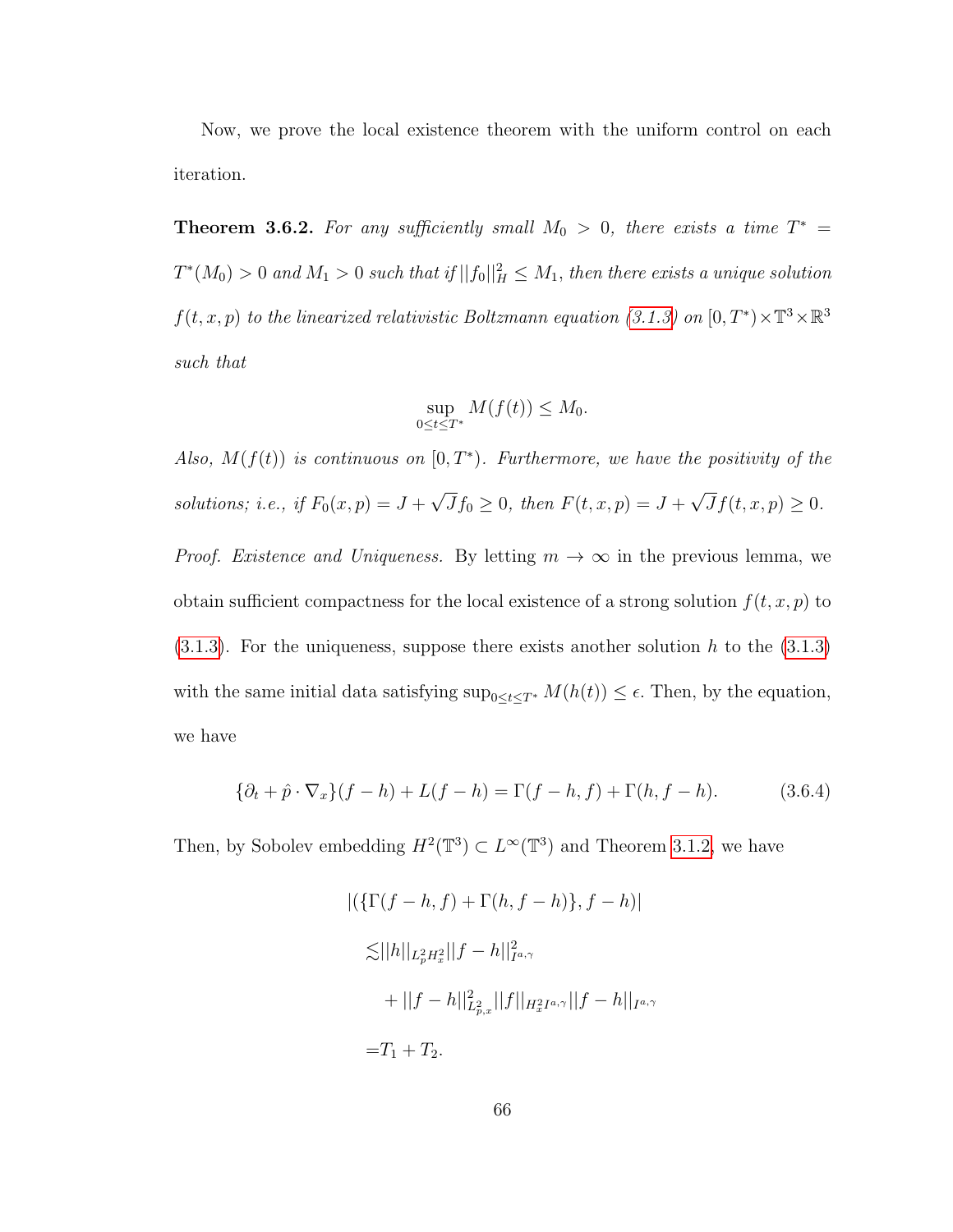Now, we prove the local existence theorem with the uniform control on each iteration.

**Theorem 3.6.2.** *For any sufficiently small $M_0 > 0$, there exists a time $T^* = T^*(M_0) > 0$ and $M_1 > 0$ such that if $||f_0||_H^2 \leq M_1$, then there exists a unique solution $f(t,x,p)$ to the linearized relativistic Boltzmann equation (3.1.3) on $[0,T^*) \times \mathbb{T}^3 \times \mathbb{R}^3$ such that*

$$\sup_{0 \leq t \leq T^*} M(f(t)) \leq M_0.$$

*Also, $M(f(t))$ is continuous on $[0,T^*)$. Furthermore, we have the positivity of the solutions; i.e., if $F_0(x,p) = J + \sqrt{J} f_0 \geq 0$, then $F(t,x,p) = J + \sqrt{J} f(t,x,p) \geq 0$.*

*Proof. Existence and Uniqueness.* By letting $m \to \infty$ in the previous lemma, we obtain sufficient compactness for the local existence of a strong solution $f(t,x,p)$ to (3.1.3). For the uniqueness, suppose there exists another solution $h$ to the (3.1.3) with the same initial data satisfying $\sup_{0 \leq t \leq T^*} M(h(t)) \leq \epsilon$. Then, by the equation, we have

$$\{\partial_t + \hat{p} \cdot \nabla_x\}(f-h) + L(f-h) = \Gamma(f-h, f) + \Gamma(h, f-h). \tag{3.6.4}$$

Then, by Sobolev embedding $H^2(\mathbb{T}^3) \subset L^\infty(\mathbb{T}^3)$ and Theorem 3.1.2, we have

$$\begin{aligned}
&|(\{\Gamma(f-h,f) + \Gamma(h,f-h)\}, f-h)| \\
&\lesssim ||h||_{L^2_p H^2_x} ||f-h||^2_{I^{a,\gamma}} \\
&\quad + ||f-h||^2_{L^2_{p,x}} ||f||_{H^2_x I^{a,\gamma}} ||f-h||_{I^{a,\gamma}} \\
&= T_1 + T_2.
\end{aligned}$$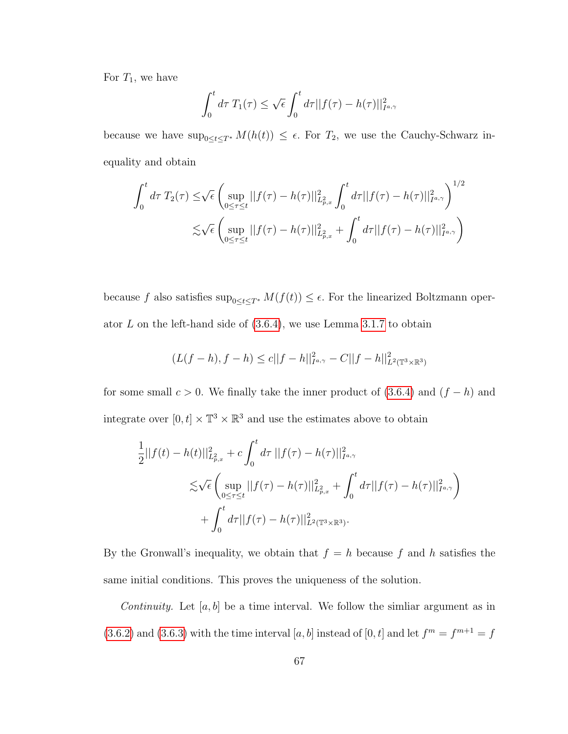For $T_1$, we have

$$\int_0^t d\tau\, T_1(\tau) \leq \sqrt{\epsilon} \int_0^t d\tau ||f(\tau) - h(\tau)||^2_{I^{a,\gamma}}$$

because we have $\sup_{0\leq t\leq T^*} M(h(t)) \leq \epsilon$. For $T_2$, we use the Cauchy-Schwarz inequality and obtain

$$\begin{aligned}
\int_0^t d\tau\, T_2(\tau) \leq& \sqrt{\epsilon} \left( \sup_{0\leq\tau\leq t} ||f(\tau) - h(\tau)||^2_{L^2_{p,x}} \int_0^t d\tau ||f(\tau) - h(\tau)||^2_{I^{a,\gamma}} \right)^{1/2} \\
\lesssim& \sqrt{\epsilon} \left( \sup_{0\leq\tau\leq t} ||f(\tau) - h(\tau)||^2_{L^2_{p,x}} + \int_0^t d\tau ||f(\tau) - h(\tau)||^2_{I^{a,\gamma}} \right)
\end{aligned}$$

because $f$ also satisfies $\sup_{0\leq t\leq T^*} M(f(t)) \leq \epsilon$. For the linearized Boltzmann operator $L$ on the left-hand side of (3.6.4), we use Lemma 3.1.7 to obtain

$$(L(f-h), f-h) \leq c||f-h||^2_{I^{a,\gamma}} - C||f-h||^2_{L^2(\mathbb{T}^3\times\mathbb{R}^3)}$$

for some small $c > 0$. We finally take the inner product of (3.6.4) and $(f-h)$ and integrate over $[0,t] \times \mathbb{T}^3 \times \mathbb{R}^3$ and use the estimates above to obtain

$$\begin{aligned}
\frac{1}{2}||f(t) - h(t)||^2_{L^2_{p,x}} &+ c\int_0^t d\tau\, ||f(\tau) - h(\tau)||^2_{I^{a,\gamma}} \\
&\lesssim \sqrt{\epsilon} \left( \sup_{0\leq\tau\leq t} ||f(\tau) - h(\tau)||^2_{L^2_{p,x}} + \int_0^t d\tau ||f(\tau) - h(\tau)||^2_{I^{a,\gamma}} \right) \\
&\quad + \int_0^t d\tau ||f(\tau) - h(\tau)||^2_{L^2(\mathbb{T}^3\times\mathbb{R}^3)}.
\end{aligned}$$

By the Gronwall's inequality, we obtain that $f = h$ because $f$ and $h$ satisfies the same initial conditions. This proves the uniqueness of the solution.

*Continuity.* Let $[a,b]$ be a time interval. We follow the simliar argument as in (3.6.2) and (3.6.3) with the time interval $[a,b]$ instead of $[0,t]$ and let $f^m = f^{m+1} = f$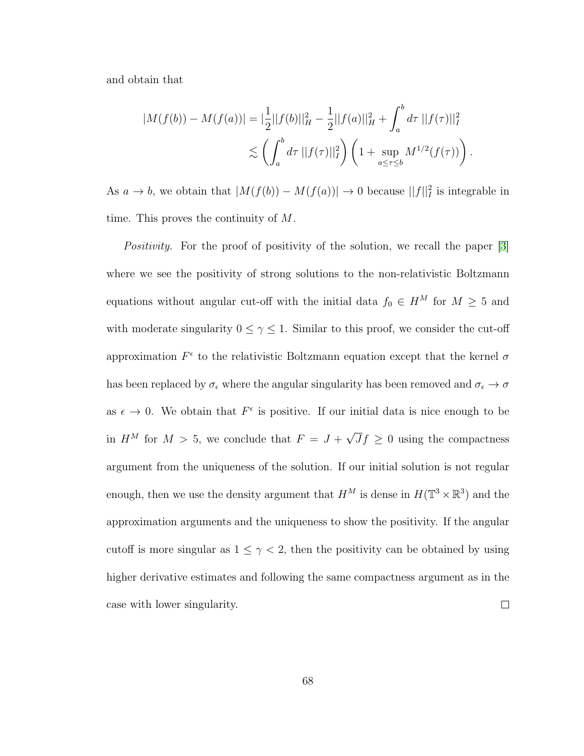and obtain that

$$
\begin{aligned}
|M(f(b)) - M(f(a))| &= |\frac{1}{2}||f(b)||_H^2 - \frac{1}{2}||f(a)||_H^2 + \int_a^b d\tau \; ||f(\tau)||_I^2 \\
&\lesssim \left( \int_a^b d\tau \; ||f(\tau)||_I^2 \right) \left( 1 + \sup_{a \le \tau \le b} M^{1/2}(f(\tau)) \right).
\end{aligned}
$$

As $a \to b$, we obtain that $|M(f(b)) - M(f(a))| \to 0$ because $||f||_I^2$ is integrable in time. This proves the continuity of $M$.

*Positivity.* For the proof of positivity of the solution, we recall the paper [3] where we see the positivity of strong solutions to the non-relativistic Boltzmann equations without angular cut-off with the initial data $f_0 \in H^M$ for $M \geq 5$ and with moderate singularity $0 \leq \gamma \leq 1$. Similar to this proof, we consider the cut-off approximation $F^\epsilon$ to the relativistic Boltzmann equation except that the kernel $\sigma$ has been replaced by $\sigma_\epsilon$ where the angular singularity has been removed and $\sigma_\epsilon \to \sigma$ as $\epsilon \to 0$. We obtain that $F^\epsilon$ is positive. If our initial data is nice enough to be in $H^M$ for $M > 5$, we conclude that $F = J + \sqrt{J} f \geq 0$ using the compactness argument from the uniqueness of the solution. If our initial solution is not regular enough, then we use the density argument that $H^M$ is dense in $H(\mathbb{T}^3 \times \mathbb{R}^3)$ and the approximation arguments and the uniqueness to show the positivity. If the angular cutoff is more singular as $1 \leq \gamma < 2$, then the positivity can be obtained by using higher derivative estimates and following the same compactness argument as in the case with lower singularity. $\square$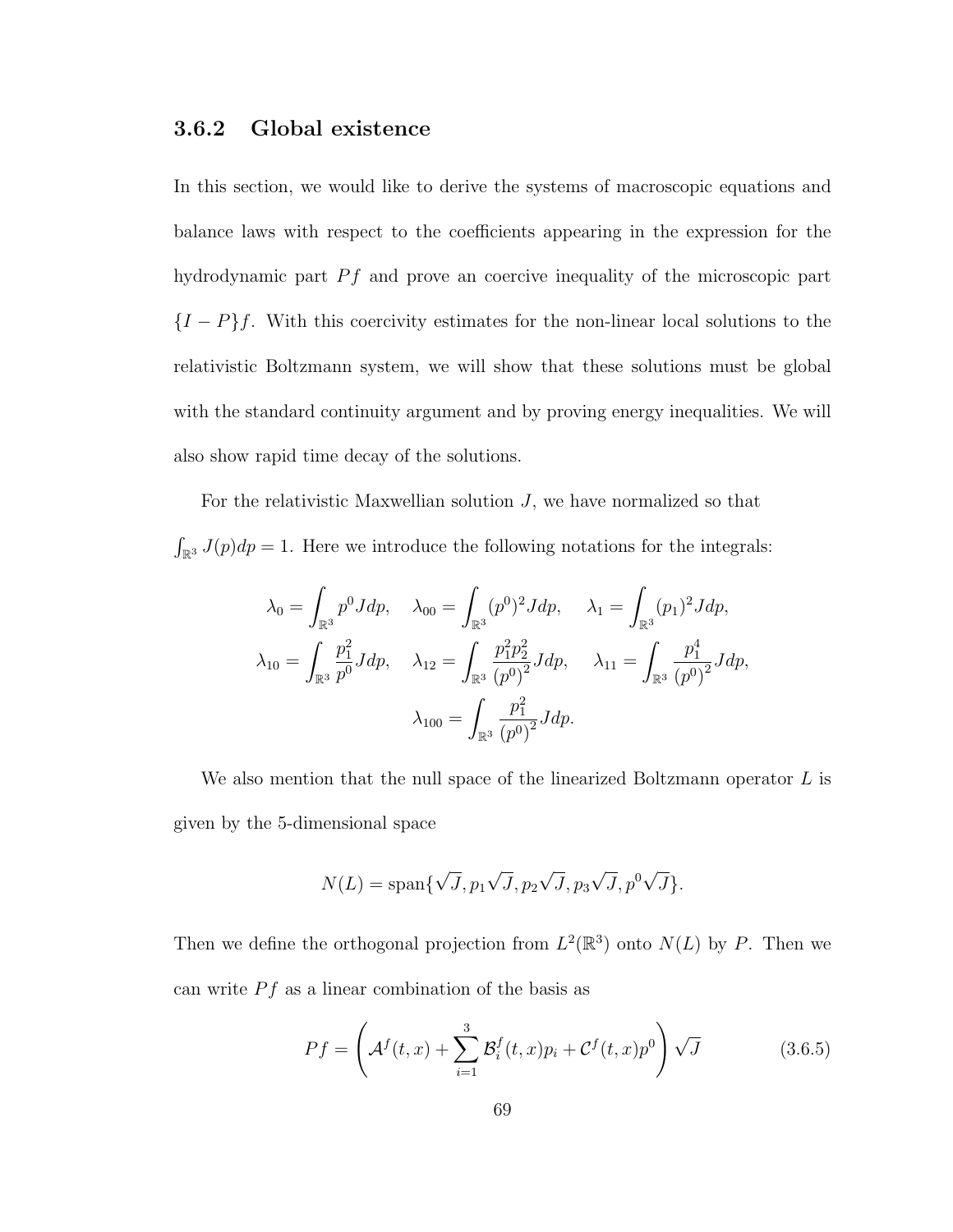### 3.6.2 Global existence

In this section, we would like to derive the systems of macroscopic equations and balance laws with respect to the coefficients appearing in the expression for the hydrodynamic part $Pf$ and prove an coercive inequality of the microscopic part $\{I-P\}f$. With this coercivity estimates for the non-linear local solutions to the relativistic Boltzmann system, we will show that these solutions must be global with the standard continuity argument and by proving energy inequalities. We will also show rapid time decay of the solutions.

For the relativistic Maxwellian solution $J$, we have normalized so that $\int_{\mathbb{R}^3} J(p)dp = 1$. Here we introduce the following notations for the integrals:

$$\lambda_0 = \int_{\mathbb{R}^3} p^0 J dp, \quad \lambda_{00} = \int_{\mathbb{R}^3} (p^0)^2 J dp, \quad \lambda_1 = \int_{\mathbb{R}^3} (p_1)^2 J dp,$$

$$\lambda_{10} = \int_{\mathbb{R}^3} \frac{p_1^2}{p^0} J dp, \quad \lambda_{12} = \int_{\mathbb{R}^3} \frac{p_1^2 p_2^2}{(p^0)^2} J dp, \quad \lambda_{11} = \int_{\mathbb{R}^3} \frac{p_1^4}{(p^0)^2} J dp,$$

$$\lambda_{100} = \int_{\mathbb{R}^3} \frac{p_1^2}{(p^0)^2} J dp.$$

We also mention that the null space of the linearized Boltzmann operator $L$ is given by the 5-dimensional space

$$N(L) = \text{span}\{\sqrt{J}, p_1\sqrt{J}, p_2\sqrt{J}, p_3\sqrt{J}, p^0\sqrt{J}\}.$$

Then we define the orthogonal projection from $L^2(\mathbb{R}^3)$ onto $N(L)$ by $P$. Then we can write $Pf$ as a linear combination of the basis as

$$Pf = \left( \mathcal{A}^f(t,x) + \sum_{i=1}^{3} \mathcal{B}_i^f(t,x) p_i + \mathcal{C}^f(t,x) p^0 \right) \sqrt{J} \tag{3.6.5}$$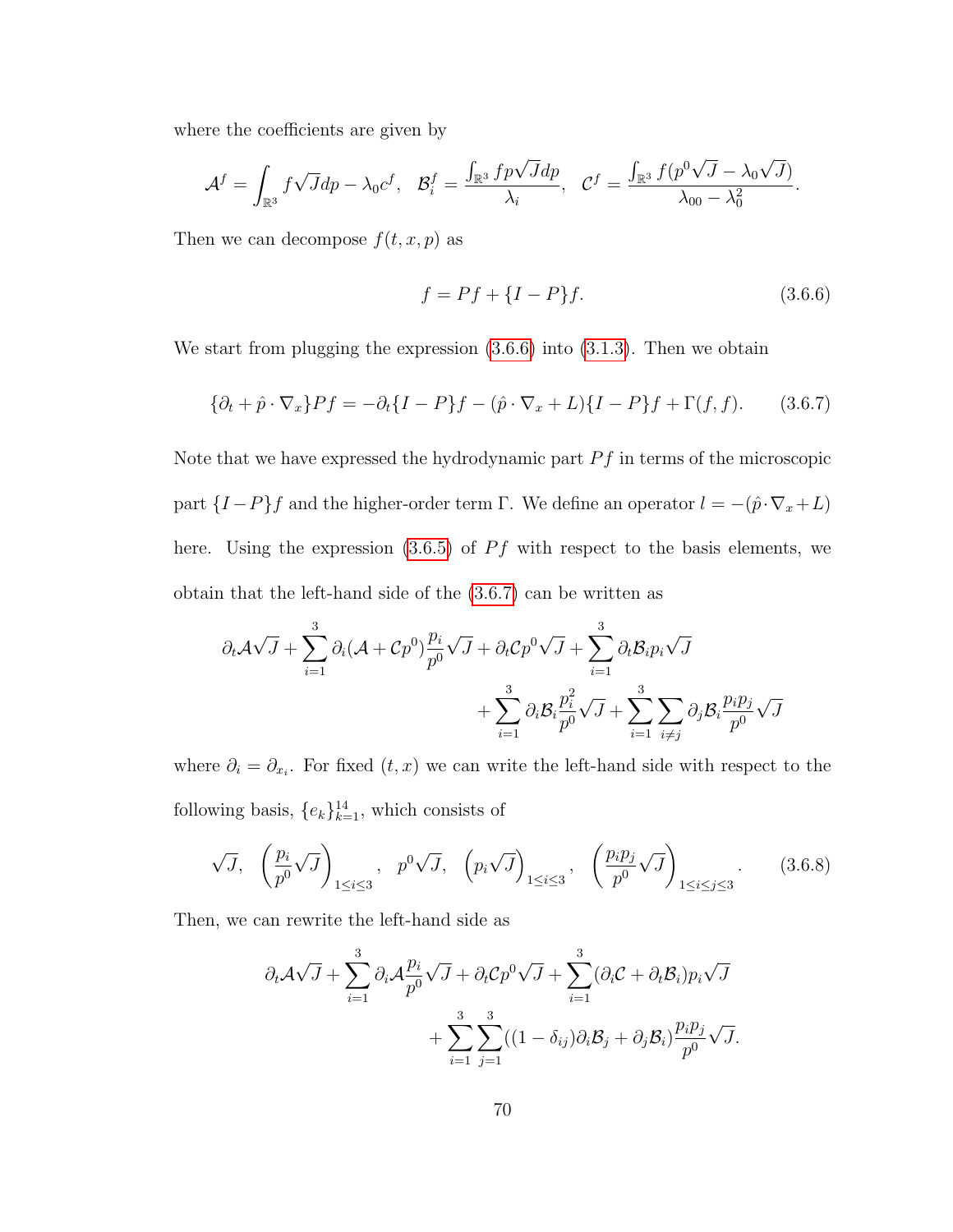where the coefficients are given by

$$\mathcal{A}^f = \int_{\mathbb{R}^3} f\sqrt{J}dp - \lambda_0 c^f, \quad \mathcal{B}_i^f = \frac{\int_{\mathbb{R}^3} fp\sqrt{J}dp}{\lambda_i}, \quad \mathcal{C}^f = \frac{\int_{\mathbb{R}^3} f(p^0\sqrt{J} - \lambda_0\sqrt{J})}{\lambda_{00} - \lambda_0^2}.$$

Then we can decompose $f(t,x,p)$ as

$$f = Pf + \{I-P\}f. \tag{3.6.6}$$

We start from plugging the expression (3.6.6) into (3.1.3). Then we obtain

$$\{\partial_t + \hat{p}\cdot\nabla_x\}Pf = -\partial_t\{I-P\}f - (\hat{p}\cdot\nabla_x + L)\{I-P\}f + \Gamma(f,f). \tag{3.6.7}$$

Note that we have expressed the hydrodynamic part $Pf$ in terms of the microscopic part $\{I-P\}f$ and the higher-order term $\Gamma$. We define an operator $l = -(\hat{p}\cdot\nabla_x + L)$ here. Using the expression (3.6.5) of $Pf$ with respect to the basis elements, we obtain that the left-hand side of the (3.6.7) can be written as

$$\partial_t\mathcal{A}\sqrt{J} + \sum_{i=1}^3 \partial_i(\mathcal{A} + \mathcal{C}p^0)\frac{p_i}{p^0}\sqrt{J} + \partial_t\mathcal{C}p^0\sqrt{J} + \sum_{i=1}^3 \partial_t\mathcal{B}_i p_i\sqrt{J} + \sum_{i=1}^3 \partial_i\mathcal{B}_i\frac{p_i^2}{p^0}\sqrt{J} + \sum_{i=1}^3\sum_{i\neq j}\partial_j\mathcal{B}_i\frac{p_ip_j}{p^0}\sqrt{J}$$

where $\partial_i = \partial_{x_i}$. For fixed $(t,x)$ we can write the left-hand side with respect to the following basis, $\{e_k\}_{k=1}^{14}$, which consists of

$$\sqrt{J}, \quad \left(\frac{p_i}{p^0}\sqrt{J}\right)_{1\leq i\leq 3}, \quad p^0\sqrt{J}, \quad \left(p_i\sqrt{J}\right)_{1\leq i\leq 3}, \quad \left(\frac{p_ip_j}{p^0}\sqrt{J}\right)_{1\leq i\leq j\leq 3}. \tag{3.6.8}$$

Then, we can rewrite the left-hand side as

$$\partial_t\mathcal{A}\sqrt{J} + \sum_{i=1}^3 \partial_i\mathcal{A}\frac{p_i}{p^0}\sqrt{J} + \partial_t\mathcal{C}p^0\sqrt{J} + \sum_{i=1}^3(\partial_i\mathcal{C} + \partial_t\mathcal{B}_i)p_i\sqrt{J} + \sum_{i=1}^3\sum_{j=1}^3((1-\delta_{ij})\partial_i\mathcal{B}_j + \partial_j\mathcal{B}_i)\frac{p_ip_j}{p^0}\sqrt{J}.$$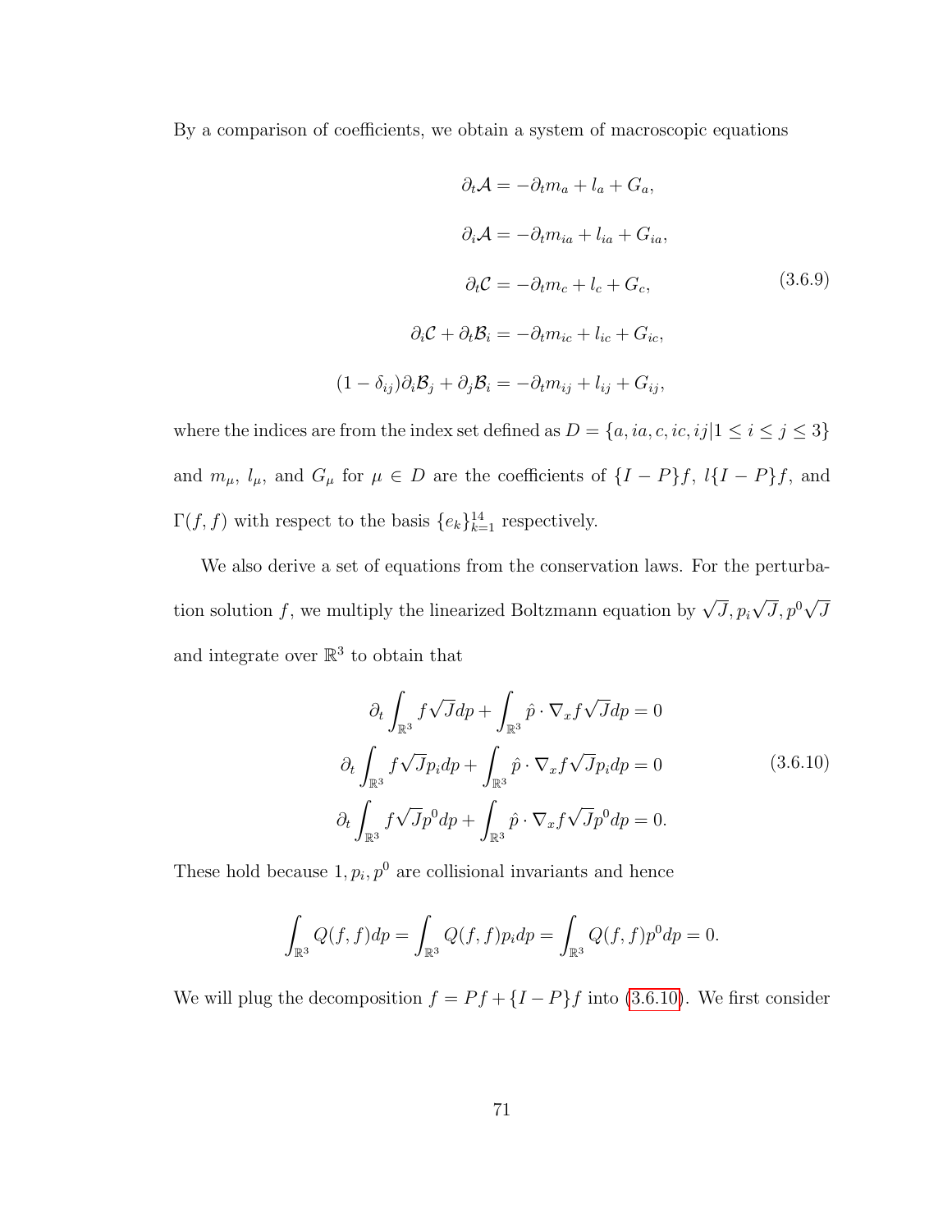By a comparison of coefficients, we obtain a system of macroscopic equations

$$
\begin{aligned}
\partial_t \mathcal{A} &= -\partial_t m_a + l_a + G_a, \\
\partial_i \mathcal{A} &= -\partial_t m_{ia} + l_{ia} + G_{ia}, \\
\partial_t \mathcal{C} &= -\partial_t m_c + l_c + G_c, \\
\partial_i \mathcal{C} + \partial_t \mathcal{B}_i &= -\partial_t m_{ic} + l_{ic} + G_{ic}, \\
(1-\delta_{ij})\partial_i \mathcal{B}_j + \partial_j \mathcal{B}_i &= -\partial_t m_{ij} + l_{ij} + G_{ij},
\end{aligned}
\tag{3.6.9}
$$

where the indices are from the index set defined as $D = \{a, ia, c, ic, ij | 1 \leq i \leq j \leq 3\}$ and $m_\mu$, $l_\mu$, and $G_\mu$ for $\mu \in D$ are the coefficients of $\{I-P\}f$, $l\{I-P\}f$, and $\Gamma(f,f)$ with respect to the basis $\{e_k\}_{k=1}^{14}$ respectively.

We also derive a set of equations from the conservation laws. For the perturbation solution $f$, we multiply the linearized Boltzmann equation by $\sqrt{J}, p_i\sqrt{J}, p^0\sqrt{J}$ and integrate over $\mathbb{R}^3$ to obtain that

$$
\begin{aligned}
\partial_t \int_{\mathbb{R}^3} f\sqrt{J} dp + \int_{\mathbb{R}^3} \hat{p}\cdot\nabla_x f\sqrt{J} dp = 0 \\
\partial_t \int_{\mathbb{R}^3} f\sqrt{J} p_i dp + \int_{\mathbb{R}^3} \hat{p}\cdot\nabla_x f\sqrt{J} p_i dp = 0 \\
\partial_t \int_{\mathbb{R}^3} f\sqrt{J} p^0 dp + \int_{\mathbb{R}^3} \hat{p}\cdot\nabla_x f\sqrt{J} p^0 dp = 0.
\end{aligned}
\tag{3.6.10}
$$

These hold because $1, p_i, p^0$ are collisional invariants and hence

$$
\int_{\mathbb{R}^3} Q(f,f) dp = \int_{\mathbb{R}^3} Q(f,f) p_i dp = \int_{\mathbb{R}^3} Q(f,f) p^0 dp = 0.
$$

We will plug the decomposition $f = Pf + \{I-P\}f$ into (3.6.10). We first consider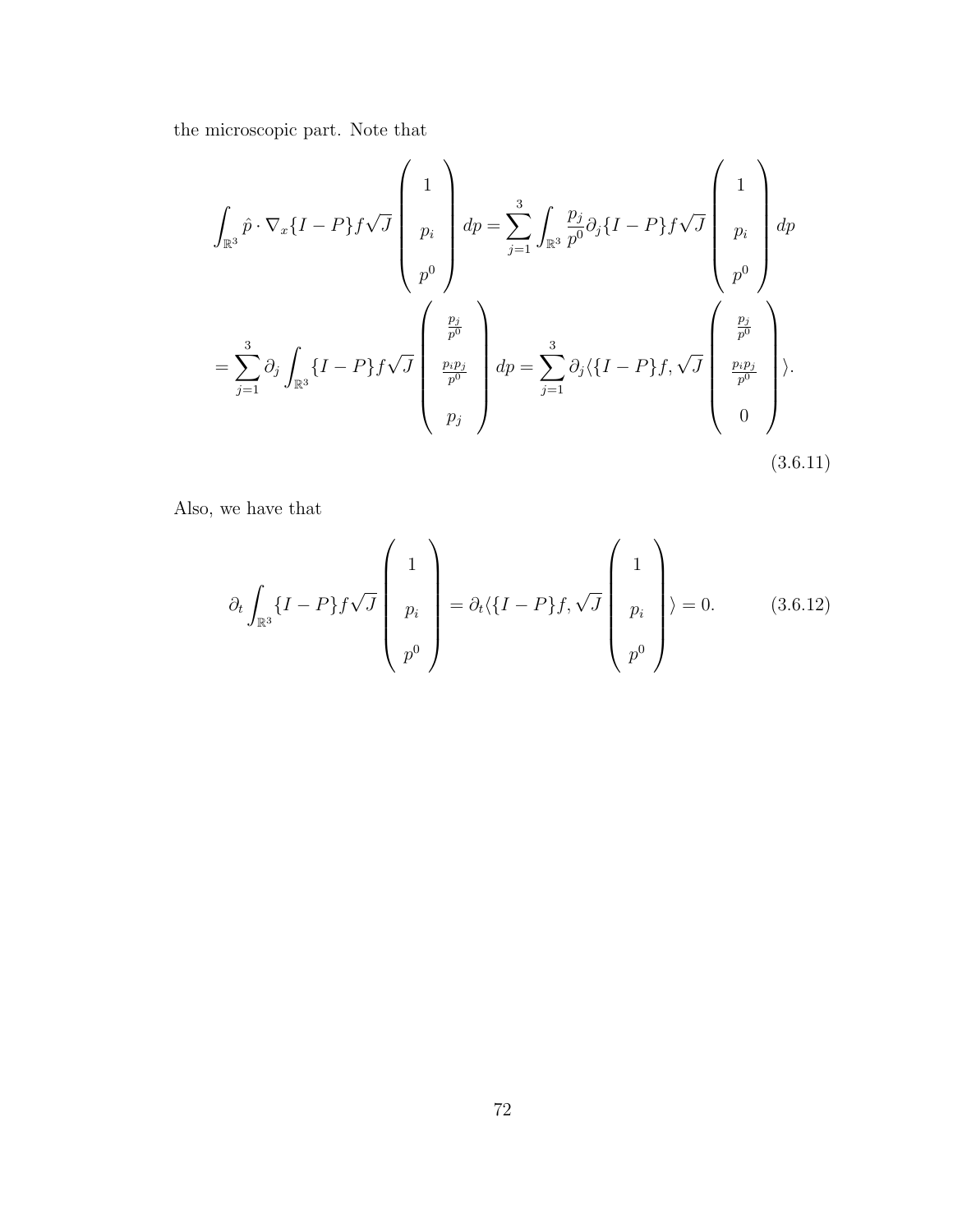the microscopic part. Note that

$$\int_{\mathbb{R}^3} \hat{p} \cdot \nabla_x \{I-P\} f \sqrt{J} \begin{pmatrix} 1 \\ p_i \\ p^0 \end{pmatrix} dp = \sum_{j=1}^{3} \int_{\mathbb{R}^3} \frac{p_j}{p^0} \partial_j \{I-P\} f \sqrt{J} \begin{pmatrix} 1 \\ p_i \\ p^0 \end{pmatrix} dp$$

$$= \sum_{j=1}^{3} \partial_j \int_{\mathbb{R}^3} \{I-P\} f \sqrt{J} \begin{pmatrix} \frac{p_j}{p^0} \\ \frac{p_i p_j}{p^0} \\ p_j \end{pmatrix} dp = \sum_{j=1}^{3} \partial_j \langle \{I-P\} f, \sqrt{J} \begin{pmatrix} \frac{p_j}{p^0} \\ \frac{p_i p_j}{p^0} \\ 0 \end{pmatrix} \rangle. \tag{3.6.11}$$

Also, we have that

$$\partial_t \int_{\mathbb{R}^3} \{I-P\} f \sqrt{J} \begin{pmatrix} 1 \\ p_i \\ p^0 \end{pmatrix} = \partial_t \langle \{I-P\} f, \sqrt{J} \begin{pmatrix} 1 \\ p_i \\ p^0 \end{pmatrix} \rangle = 0. \tag{3.6.12}$$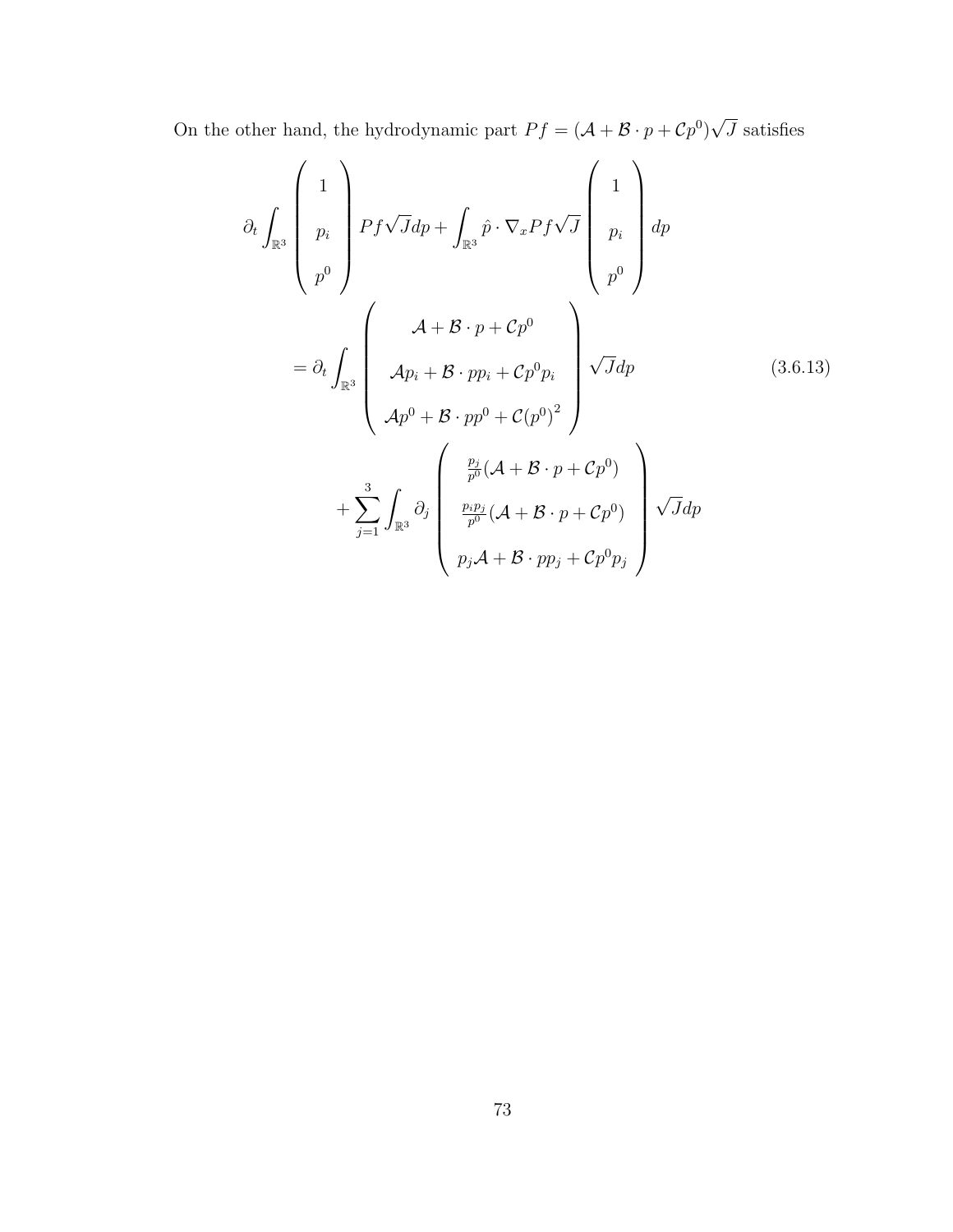On the other hand, the hydrodynamic part $Pf = (\mathcal{A} + \mathcal{B} \cdot p + \mathcal{C}p^0)\sqrt{J}$ satisfies

$$
\begin{aligned}
&\partial_t \int_{\mathbb{R}^3} \begin{pmatrix} 1 \\ p_i \\ p^0 \end{pmatrix} Pf\sqrt{J}dp + \int_{\mathbb{R}^3} \hat{p} \cdot \nabla_x Pf\sqrt{J} \begin{pmatrix} 1 \\ p_i \\ p^0 \end{pmatrix} dp \\
&= \partial_t \int_{\mathbb{R}^3} \begin{pmatrix} \mathcal{A} + \mathcal{B} \cdot p + \mathcal{C}p^0 \\ \mathcal{A}p_i + \mathcal{B} \cdot pp_i + \mathcal{C}p^0 p_i \\ \mathcal{A}p^0 + \mathcal{B} \cdot pp^0 + \mathcal{C}(p^0)^2 \end{pmatrix} \sqrt{J}dp \\
&\quad + \sum_{j=1}^{3} \int_{\mathbb{R}^3} \partial_j \begin{pmatrix} \frac{p_j}{p^0}(\mathcal{A} + \mathcal{B} \cdot p + \mathcal{C}p^0) \\ \frac{p_i p_j}{p^0}(\mathcal{A} + \mathcal{B} \cdot p + \mathcal{C}p^0) \\ p_j\mathcal{A} + \mathcal{B} \cdot pp_j + \mathcal{C}p^0 p_j \end{pmatrix} \sqrt{J}dp
\end{aligned}
\tag{3.6.13}
$$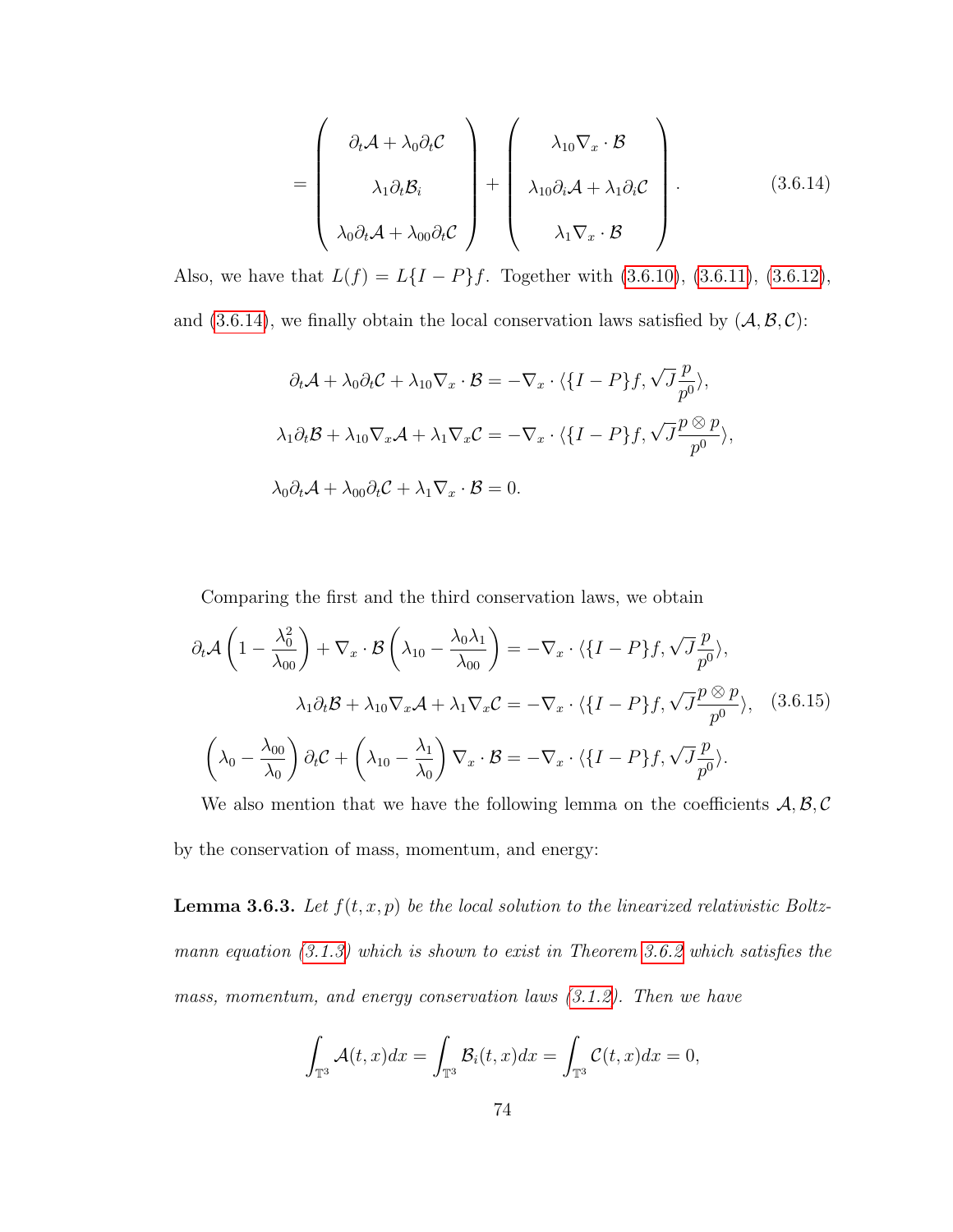$$
= \begin{pmatrix} \partial_t \mathcal{A} + \lambda_0 \partial_t \mathcal{C} \\ \lambda_1 \partial_t \mathcal{B}_i \\ \lambda_0 \partial_t \mathcal{A} + \lambda_{00} \partial_t \mathcal{C} \end{pmatrix} + \begin{pmatrix} \lambda_{10} \nabla_x \cdot \mathcal{B} \\ \lambda_{10} \partial_i \mathcal{A} + \lambda_1 \partial_i \mathcal{C} \\ \lambda_1 \nabla_x \cdot \mathcal{B} \end{pmatrix}. \tag{3.6.14}
$$

Also, we have that $L(f) = L\{I - P\}f$. Together with (3.6.10), (3.6.11), (3.6.12), and (3.6.14), we finally obtain the local conservation laws satisfied by $(\mathcal{A}, \mathcal{B}, \mathcal{C})$:

$$
\begin{aligned}
&\partial_t \mathcal{A} + \lambda_0 \partial_t \mathcal{C} + \lambda_{10} \nabla_x \cdot \mathcal{B} = -\nabla_x \cdot \langle \{I - P\}f, \sqrt{J}\frac{p}{p^0} \rangle, \\
&\lambda_1 \partial_t \mathcal{B} + \lambda_{10} \nabla_x \mathcal{A} + \lambda_1 \nabla_x \mathcal{C} = -\nabla_x \cdot \langle \{I - P\}f, \sqrt{J}\frac{p \otimes p}{p^0} \rangle, \\
&\lambda_0 \partial_t \mathcal{A} + \lambda_{00} \partial_t \mathcal{C} + \lambda_1 \nabla_x \cdot \mathcal{B} = 0.
\end{aligned}
$$

Comparing the first and the third conservation laws, we obtain

$$
\begin{aligned}
\partial_t \mathcal{A} \left(1 - \frac{\lambda_0^2}{\lambda_{00}}\right) + \nabla_x \cdot \mathcal{B} \left(\lambda_{10} - \frac{\lambda_0 \lambda_1}{\lambda_{00}}\right) &= -\nabla_x \cdot \langle \{I - P\}f, \sqrt{J}\frac{p}{p^0} \rangle, \\
\lambda_1 \partial_t \mathcal{B} + \lambda_{10} \nabla_x \mathcal{A} + \lambda_1 \nabla_x \mathcal{C} &= -\nabla_x \cdot \langle \{I - P\}f, \sqrt{J}\frac{p \otimes p}{p^0} \rangle, \\
\left(\lambda_0 - \frac{\lambda_{00}}{\lambda_0}\right) \partial_t \mathcal{C} + \left(\lambda_{10} - \frac{\lambda_1}{\lambda_0}\right) \nabla_x \cdot \mathcal{B} &= -\nabla_x \cdot \langle \{I - P\}f, \sqrt{J}\frac{p}{p^0} \rangle.
\end{aligned} \tag{3.6.15}
$$

We also mention that we have the following lemma on the coefficients $\mathcal{A}, \mathcal{B}, \mathcal{C}$ by the conservation of mass, momentum, and energy:

**Lemma 3.6.3.** *Let $f(t, x, p)$ be the local solution to the linearized relativistic Boltzmann equation (3.1.3) which is shown to exist in Theorem 3.6.2 which satisfies the mass, momentum, and energy conservation laws (3.1.2). Then we have*

$$
\int_{\mathbb{T}^3} \mathcal{A}(t, x) dx = \int_{\mathbb{T}^3} \mathcal{B}_i(t, x) dx = \int_{\mathbb{T}^3} \mathcal{C}(t, x) dx = 0,
$$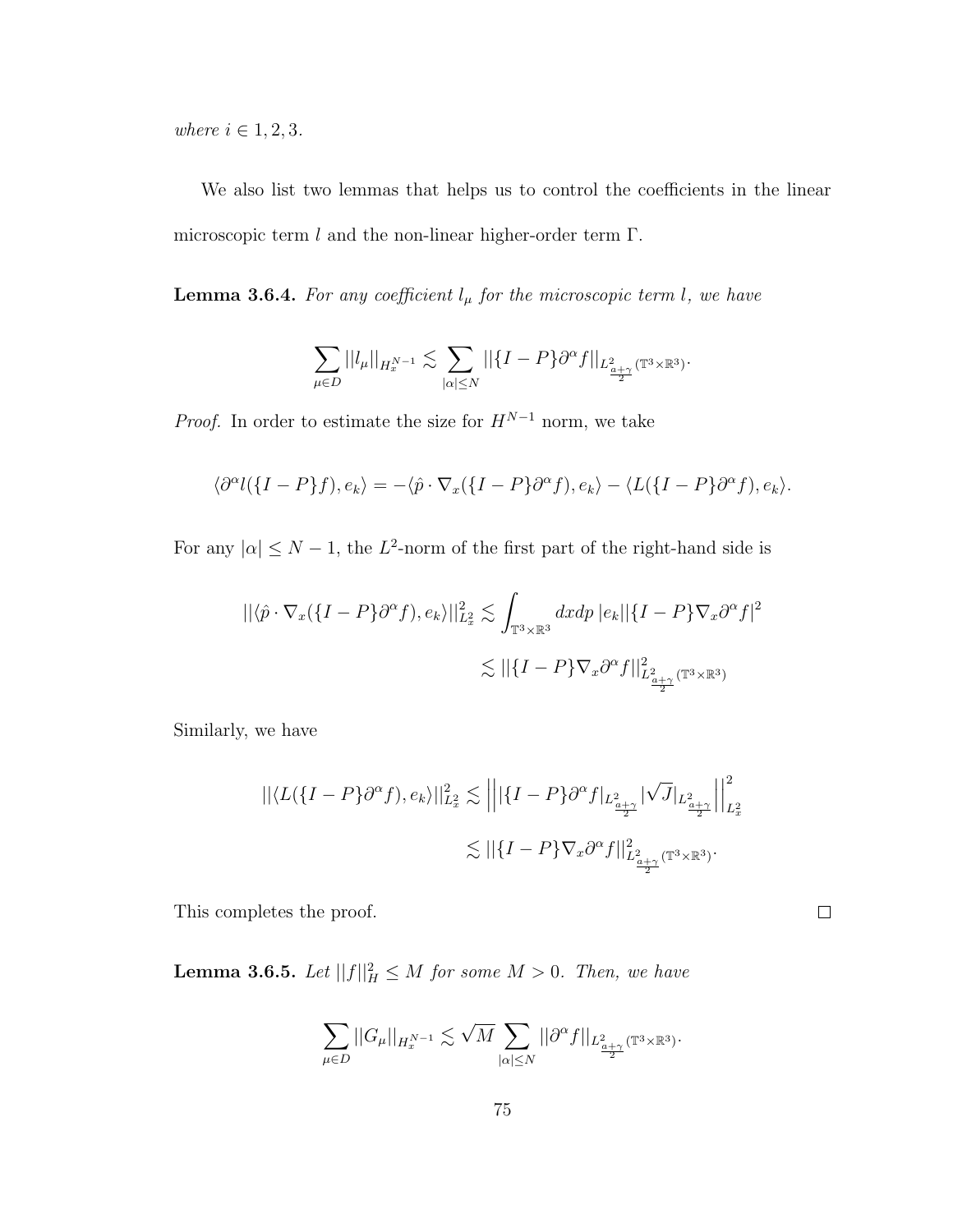*where* $i \in 1, 2, 3$.

We also list two lemmas that helps us to control the coefficients in the linear microscopic term $l$ and the non-linear higher-order term $\Gamma$.

**Lemma 3.6.4.** *For any coefficient* $l_\mu$ *for the microscopic term* $l$*, we have*

$$\sum_{\mu \in D} ||l_\mu||_{H_x^{N-1}} \lesssim \sum_{|\alpha| \leq N} ||\{I-P\}\partial^\alpha f||_{L^2_{\frac{a+\gamma}{2}}(\mathbb{T}^3 \times \mathbb{R}^3)}.$$

*Proof.* In order to estimate the size for $H^{N-1}$ norm, we take

$$\langle \partial^\alpha l(\{I-P\}f), e_k \rangle = -\langle \hat{p} \cdot \nabla_x(\{I-P\}\partial^\alpha f), e_k \rangle - \langle L(\{I-P\}\partial^\alpha f), e_k \rangle.$$

For any $|\alpha| \leq N-1$, the $L^2$-norm of the first part of the right-hand side is

$$\begin{aligned} ||\langle \hat{p} \cdot \nabla_x(\{I-P\}\partial^\alpha f), e_k \rangle||^2_{L^2_x} &\lesssim \int_{\mathbb{T}^3 \times \mathbb{R}^3} dx dp \, |e_k||\{I-P\}\nabla_x \partial^\alpha f|^2 \\ &\lesssim ||\{I-P\}\nabla_x \partial^\alpha f||^2_{L^2_{\frac{a+\gamma}{2}}(\mathbb{T}^3 \times \mathbb{R}^3)} \end{aligned}$$

Similarly, we have

$$\begin{aligned} ||\langle L(\{I-P\}\partial^\alpha f), e_k \rangle||^2_{L^2_x} &\lesssim \left|\left| |\{I-P\}\partial^\alpha f|_{L^2_{\frac{a+\gamma}{2}}} |\sqrt{J}|_{L^2_{\frac{a+\gamma}{2}}} \right|\right|^2_{L^2_x} \\ &\lesssim ||\{I-P\}\nabla_x \partial^\alpha f||^2_{L^2_{\frac{a+\gamma}{2}}(\mathbb{T}^3 \times \mathbb{R}^3)}. \end{aligned}$$

This completes the proof. $\square$

**Lemma 3.6.5.** *Let* $||f||^2_H \leq M$ *for some* $M > 0$*. Then, we have*

$$\sum_{\mu \in D} ||G_\mu||_{H_x^{N-1}} \lesssim \sqrt{M} \sum_{|\alpha| \leq N} ||\partial^\alpha f||_{L^2_{\frac{a+\gamma}{2}}(\mathbb{T}^3 \times \mathbb{R}^3)}.$$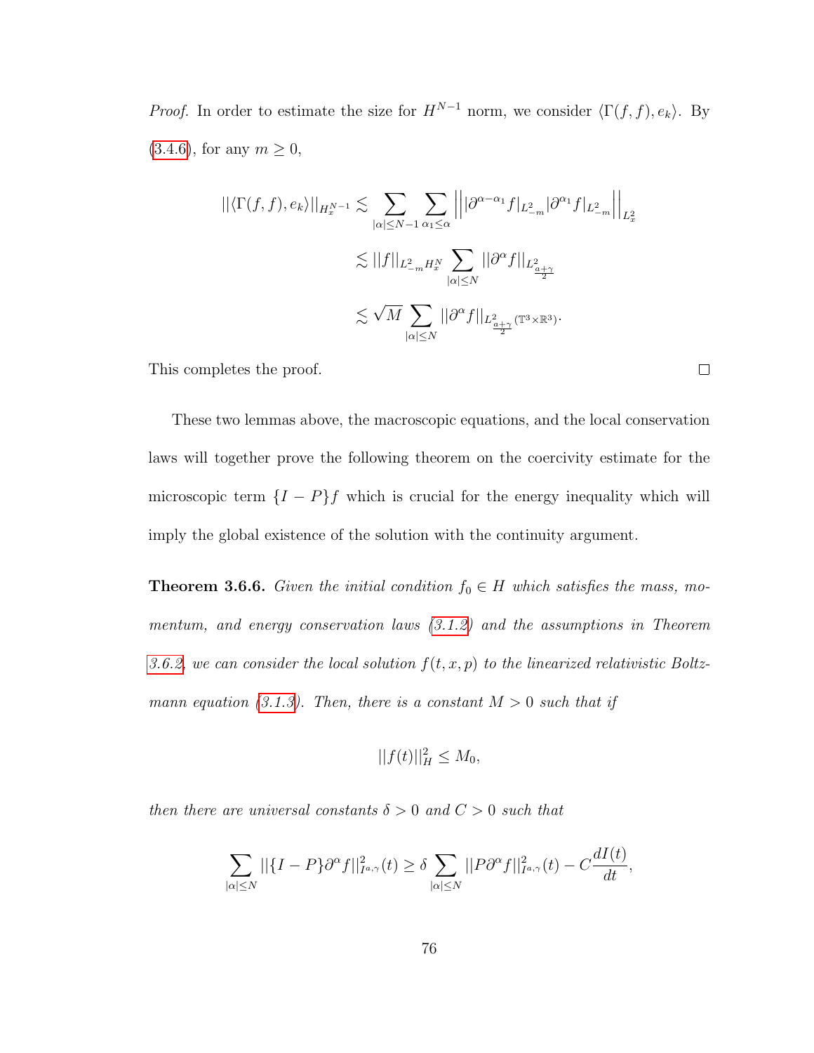*Proof.* In order to estimate the size for $H^{N-1}$ norm, we consider $\langle \Gamma(f,f), e_k\rangle$. By (3.4.6), for any $m \geq 0$,

$$
\begin{aligned}
||\langle \Gamma(f,f), e_k\rangle||_{H_x^{N-1}} &\lesssim \sum_{|\alpha|\leq N-1} \sum_{\alpha_1 \leq \alpha} \left| \left| |\partial^{\alpha-\alpha_1} f|_{L^2_{-m}} |\partial^{\alpha_1} f|_{L^2_{-m}} \right| \right|_{L^2_x} \\
&\lesssim ||f||_{L^2_{-m} H^N_x} \sum_{|\alpha|\leq N} ||\partial^\alpha f||_{L^2_{\frac{a+\gamma}{2}}} \\
&\lesssim \sqrt{M} \sum_{|\alpha|\leq N} ||\partial^\alpha f||_{L^2_{\frac{a+\gamma}{2}}(\mathbb{T}^3\times\mathbb{R}^3)}.
\end{aligned}
$$

This completes the proof. $\square$

These two lemmas above, the macroscopic equations, and the local conservation laws will together prove the following theorem on the coercivity estimate for the microscopic term $\{I-P\}f$ which is crucial for the energy inequality which will imply the global existence of the solution with the continuity argument.

**Theorem 3.6.6.** *Given the initial condition $f_0 \in H$ which satisfies the mass, momentum, and energy conservation laws (3.1.2) and the assumptions in Theorem 3.6.2, we can consider the local solution $f(t,x,p)$ to the linearized relativistic Boltzmann equation (3.1.3). Then, there is a constant $M > 0$ such that if*

$$
||f(t)||_H^2 \leq M_0,
$$

*then there are universal constants $\delta > 0$ and $C > 0$ such that*

$$
\sum_{|\alpha|\leq N} ||\{I-P\}\partial^\alpha f||^2_{I^{a,\gamma}}(t) \geq \delta \sum_{|\alpha|\leq N} ||P\partial^\alpha f||^2_{I^{a,\gamma}}(t) - C\frac{dI(t)}{dt},
$$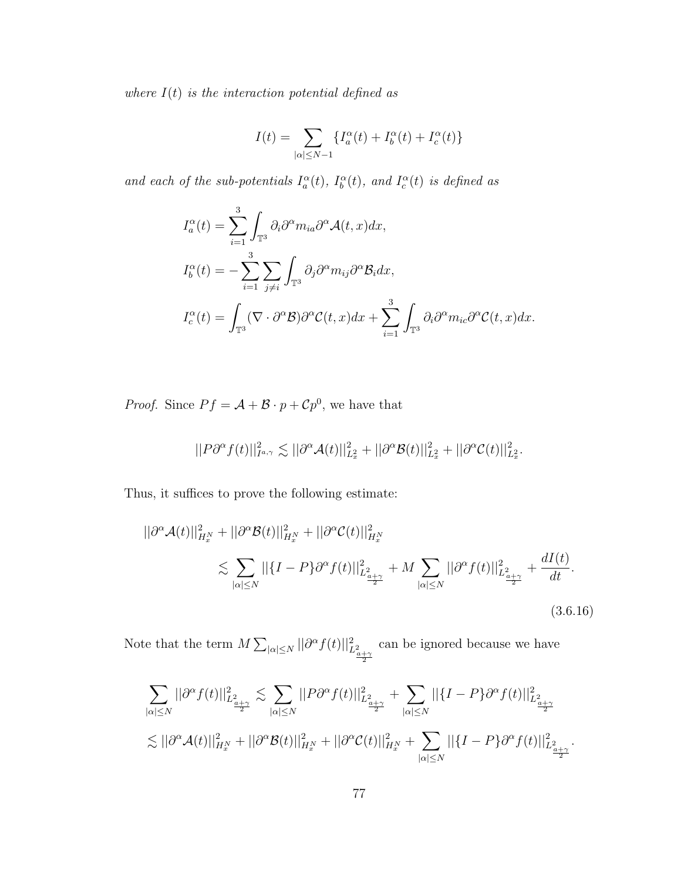*where $I(t)$ is the interaction potential defined as*

$$I(t) = \sum_{|\alpha| \leq N-1} \{I_a^\alpha(t) + I_b^\alpha(t) + I_c^\alpha(t)\}$$

*and each of the sub-potentials $I_a^\alpha(t)$, $I_b^\alpha(t)$, and $I_c^\alpha(t)$ is defined as*

$$I_a^\alpha(t) = \sum_{i=1}^{3} \int_{\mathbb{T}^3} \partial_i \partial^\alpha m_{ia} \partial^\alpha \mathcal{A}(t,x) dx,$$

$$I_b^\alpha(t) = -\sum_{i=1}^{3} \sum_{j \neq i} \int_{\mathbb{T}^3} \partial_j \partial^\alpha m_{ij} \partial^\alpha \mathcal{B}_i dx,$$

$$I_c^\alpha(t) = \int_{\mathbb{T}^3} (\nabla \cdot \partial^\alpha \mathcal{B}) \partial^\alpha \mathcal{C}(t,x) dx + \sum_{i=1}^{3} \int_{\mathbb{T}^3} \partial_i \partial^\alpha m_{ic} \partial^\alpha \mathcal{C}(t,x) dx.$$

*Proof.* Since $Pf = \mathcal{A} + \mathcal{B} \cdot p + \mathcal{C} p^0$, we have that

$$||P\partial^\alpha f(t)||^2_{I^{a,\gamma}} \lesssim ||\partial^\alpha \mathcal{A}(t)||^2_{L^2_x} + ||\partial^\alpha \mathcal{B}(t)||^2_{L^2_x} + ||\partial^\alpha \mathcal{C}(t)||^2_{L^2_x}.$$

Thus, it suffices to prove the following estimate:

$$\begin{aligned} &||\partial^\alpha \mathcal{A}(t)||^2_{H^N_x} + ||\partial^\alpha \mathcal{B}(t)||^2_{H^N_x} + ||\partial^\alpha \mathcal{C}(t)||^2_{H^N_x} \\ &\qquad \lesssim \sum_{|\alpha| \leq N} ||\{I-P\}\partial^\alpha f(t)||^2_{L^2_{\frac{a+\gamma}{2}}} + M \sum_{|\alpha| \leq N} ||\partial^\alpha f(t)||^2_{L^2_{\frac{a+\gamma}{2}}} + \frac{dI(t)}{dt}. \end{aligned} \tag{3.6.16}$$

Note that the term $M \sum_{|\alpha| \leq N} ||\partial^\alpha f(t)||^2_{L^2_{\frac{a+\gamma}{2}}}$ can be ignored because we have

$$\begin{aligned} \sum_{|\alpha| \leq N} ||\partial^\alpha f(t)||^2_{L^2_{\frac{a+\gamma}{2}}} &\lesssim \sum_{|\alpha| \leq N} ||P\partial^\alpha f(t)||^2_{L^2_{\frac{a+\gamma}{2}}} + \sum_{|\alpha| \leq N} ||\{I-P\}\partial^\alpha f(t)||^2_{L^2_{\frac{a+\gamma}{2}}} \\ &\lesssim ||\partial^\alpha \mathcal{A}(t)||^2_{H^N_x} + ||\partial^\alpha \mathcal{B}(t)||^2_{H^N_x} + ||\partial^\alpha \mathcal{C}(t)||^2_{H^N_x} + \sum_{|\alpha| \leq N} ||\{I-P\}\partial^\alpha f(t)||^2_{L^2_{\frac{a+\gamma}{2}}}. \end{aligned}$$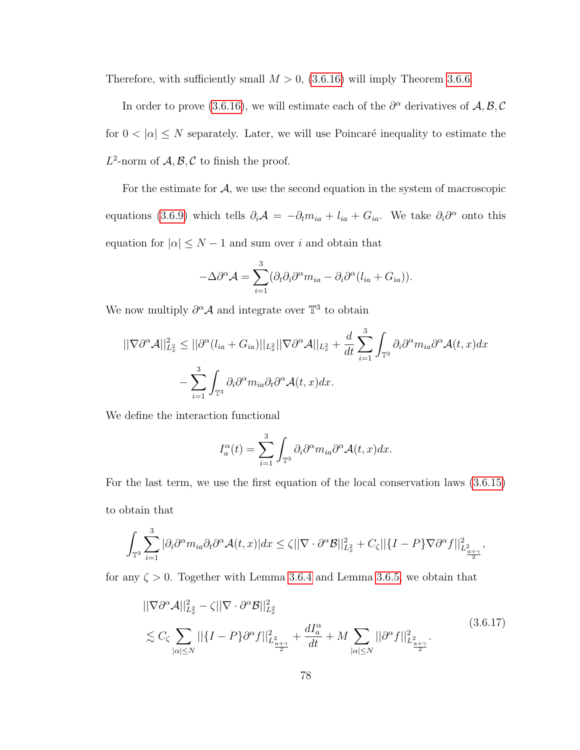Therefore, with sufficiently small $M > 0$, (3.6.16) will imply Theorem 3.6.6.

In order to prove (3.6.16), we will estimate each of the $\partial^\alpha$ derivatives of $\mathcal{A}, \mathcal{B}, \mathcal{C}$ for $0 < |\alpha| \leq N$ separately. Later, we will use Poincaré inequality to estimate the $L^2$-norm of $\mathcal{A}, \mathcal{B}, \mathcal{C}$ to finish the proof.

For the estimate for $\mathcal{A}$, we use the second equation in the system of macroscopic equations (3.6.9) which tells $\partial_i \mathcal{A} = -\partial_t m_{ia} + l_{ia} + G_{ia}$. We take $\partial_i \partial^\alpha$ onto this equation for $|\alpha| \leq N-1$ and sum over $i$ and obtain that

$$-\Delta \partial^\alpha \mathcal{A} = \sum_{i=1}^{3} (\partial_t \partial_i \partial^\alpha m_{ia} - \partial_i \partial^\alpha (l_{ia} + G_{ia})).$$

We now multiply $\partial^\alpha \mathcal{A}$ and integrate over $\mathbb{T}^3$ to obtain

$$||\nabla \partial^\alpha \mathcal{A}||^2_{L^2_x} \leq ||\partial^\alpha (l_{ia} + G_{ia})||_{L^2_x} ||\nabla \partial^\alpha \mathcal{A}||_{L^2_x} + \frac{d}{dt} \sum_{i=1}^{3} \int_{\mathbb{T}^3} \partial_i \partial^\alpha m_{ia} \partial^\alpha \mathcal{A}(t,x) dx$$
$$- \sum_{i=1}^{3} \int_{\mathbb{T}^3} \partial_i \partial^\alpha m_{ia} \partial_t \partial^\alpha \mathcal{A}(t,x) dx.$$

We define the interaction functional

$$I^\alpha_a(t) = \sum_{i=1}^{3} \int_{\mathbb{T}^3} \partial_i \partial^\alpha m_{ia} \partial^\alpha \mathcal{A}(t,x) dx.$$

For the last term, we use the first equation of the local conservation laws (3.6.15) to obtain that

$$\int_{\mathbb{T}^3} \sum_{i=1}^{3} |\partial_i \partial^\alpha m_{ia} \partial_t \partial^\alpha \mathcal{A}(t,x)| dx \leq \zeta ||\nabla \cdot \partial^\alpha \mathcal{B}||^2_{L^2_x} + C_\zeta ||\{I-P\} \nabla \partial^\alpha f||^2_{L^2_{\frac{a+\gamma}{2}}},$$

for any $\zeta > 0$. Together with Lemma 3.6.4 and Lemma 3.6.5, we obtain that

$$\begin{aligned}
&||\nabla \partial^\alpha \mathcal{A}||^2_{L^2_x} - \zeta ||\nabla \cdot \partial^\alpha \mathcal{B}||^2_{L^2_x} \\
&\lesssim C_\zeta \sum_{|\alpha| \leq N} ||\{I-P\} \partial^\alpha f||^2_{L^2_{\frac{a+\gamma}{2}}} + \frac{dI^\alpha_a}{dt} + M \sum_{|\alpha| \leq N} ||\partial^\alpha f||^2_{L^2_{\frac{a+\gamma}{2}}}.
\end{aligned} \tag{3.6.17}$$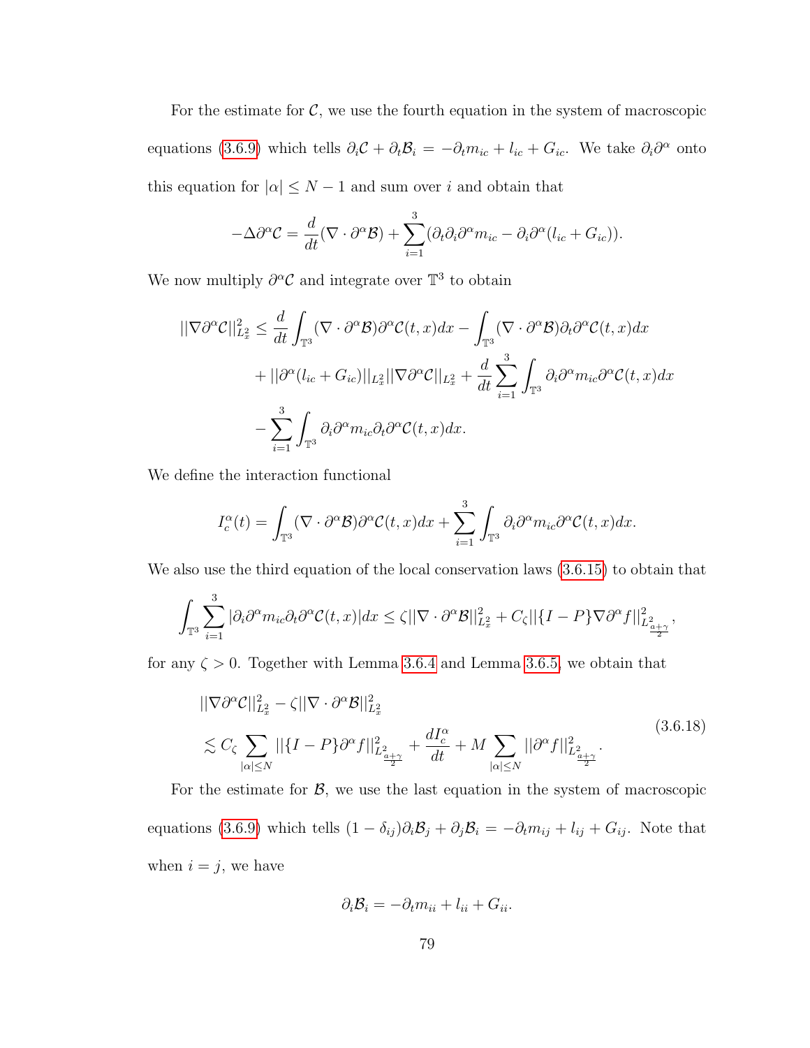For the estimate for $\mathcal{C}$, we use the fourth equation in the system of macroscopic equations (3.6.9) which tells $\partial_i \mathcal{C} + \partial_t \mathcal{B}_i = -\partial_t m_{ic} + l_{ic} + G_{ic}$. We take $\partial_i \partial^\alpha$ onto this equation for $|\alpha| \leq N-1$ and sum over $i$ and obtain that

$$
-\Delta \partial^\alpha \mathcal{C} = \frac{d}{dt}(\nabla \cdot \partial^\alpha \mathcal{B}) + \sum_{i=1}^{3} (\partial_t \partial_i \partial^\alpha m_{ic} - \partial_i \partial^\alpha (l_{ic} + G_{ic})).
$$

We now multiply $\partial^\alpha \mathcal{C}$ and integrate over $\mathbb{T}^3$ to obtain

$$
\begin{aligned}
||\nabla \partial^\alpha \mathcal{C}||_{L^2_x}^2 \leq & \frac{d}{dt} \int_{\mathbb{T}^3} (\nabla \cdot \partial^\alpha \mathcal{B}) \partial^\alpha \mathcal{C}(t,x) dx - \int_{\mathbb{T}^3} (\nabla \cdot \partial^\alpha \mathcal{B}) \partial_t \partial^\alpha \mathcal{C}(t,x) dx \\
& + ||\partial^\alpha (l_{ic} + G_{ic})||_{L^2_x} ||\nabla \partial^\alpha \mathcal{C}||_{L^2_x} + \frac{d}{dt} \sum_{i=1}^{3} \int_{\mathbb{T}^3} \partial_i \partial^\alpha m_{ic} \partial^\alpha \mathcal{C}(t,x) dx \\
& - \sum_{i=1}^{3} \int_{\mathbb{T}^3} \partial_i \partial^\alpha m_{ic} \partial_t \partial^\alpha \mathcal{C}(t,x) dx.
\end{aligned}
$$

We define the interaction functional

$$
I_c^\alpha(t) = \int_{\mathbb{T}^3} (\nabla \cdot \partial^\alpha \mathcal{B}) \partial^\alpha \mathcal{C}(t,x) dx + \sum_{i=1}^{3} \int_{\mathbb{T}^3} \partial_i \partial^\alpha m_{ic} \partial^\alpha \mathcal{C}(t,x) dx.
$$

We also use the third equation of the local conservation laws (3.6.15) to obtain that

$$
\int_{\mathbb{T}^3} \sum_{i=1}^{3} |\partial_i \partial^\alpha m_{ic} \partial_t \partial^\alpha \mathcal{C}(t,x)| dx \leq \zeta ||\nabla \cdot \partial^\alpha \mathcal{B}||_{L^2_x}^2 + C_\zeta ||\{I-P\} \nabla \partial^\alpha f||_{L^2_{\frac{a+\gamma}{2}}}^2,
$$

for any $\zeta > 0$. Together with Lemma 3.6.4 and Lemma 3.6.5, we obtain that

$$
\begin{aligned}
& ||\nabla \partial^\alpha \mathcal{C}||_{L^2_x}^2 - \zeta ||\nabla \cdot \partial^\alpha \mathcal{B}||_{L^2_x}^2 \\
& \lesssim C_\zeta \sum_{|\alpha| \leq N} ||\{I-P\} \partial^\alpha f||_{L^2_{\frac{a+\gamma}{2}}}^2 + \frac{d I_c^\alpha}{dt} + M \sum_{|\alpha| \leq N} ||\partial^\alpha f||_{L^2_{\frac{a+\gamma}{2}}}^2.
\end{aligned}
\tag{3.6.18}
$$

For the estimate for $\mathcal{B}$, we use the last equation in the system of macroscopic equations (3.6.9) which tells $(1-\delta_{ij}) \partial_i \mathcal{B}_j + \partial_j \mathcal{B}_i = -\partial_t m_{ij} + l_{ij} + G_{ij}$. Note that when $i = j$, we have

$$
\partial_i \mathcal{B}_i = -\partial_t m_{ii} + l_{ii} + G_{ii}.
$$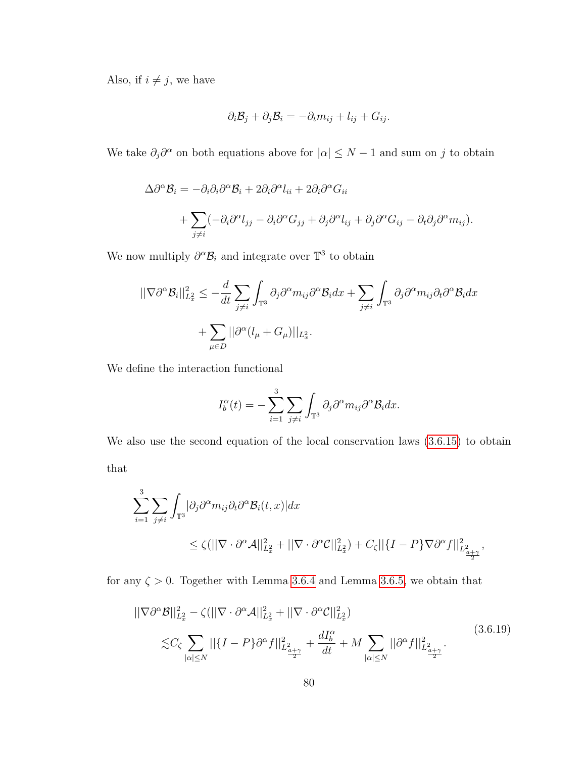Also, if $i \neq j$, we have

$$\partial_i \mathcal{B}_j + \partial_j \mathcal{B}_i = -\partial_t m_{ij} + l_{ij} + G_{ij}.$$

We take $\partial_j \partial^\alpha$ on both equations above for $|\alpha| \leq N-1$ and sum on $j$ to obtain

$$\Delta \partial^\alpha \mathcal{B}_i = -\partial_i \partial_i \partial^\alpha \mathcal{B}_i + 2\partial_i \partial^\alpha l_{ii} + 2\partial_i \partial^\alpha G_{ii}$$
$$+ \sum_{j \neq i} (-\partial_i \partial^\alpha l_{jj} - \partial_i \partial^\alpha G_{jj} + \partial_j \partial^\alpha l_{ij} + \partial_j \partial^\alpha G_{ij} - \partial_t \partial_j \partial^\alpha m_{ij}).$$

We now multiply $\partial^\alpha \mathcal{B}_i$ and integrate over $\mathbb{T}^3$ to obtain

$$||\nabla \partial^\alpha \mathcal{B}_i||_{L^2_x}^2 \leq -\frac{d}{dt} \sum_{j \neq i} \int_{\mathbb{T}^3} \partial_j \partial^\alpha m_{ij} \partial^\alpha \mathcal{B}_i dx + \sum_{j \neq i} \int_{\mathbb{T}^3} \partial_j \partial^\alpha m_{ij} \partial_t \partial^\alpha \mathcal{B}_i dx$$
$$+ \sum_{\mu \in D} ||\partial^\alpha (l_\mu + G_\mu)||_{L^2_x}.$$

We define the interaction functional

$$I_b^\alpha(t) = -\sum_{i=1}^{3} \sum_{j \neq i} \int_{\mathbb{T}^3} \partial_j \partial^\alpha m_{ij} \partial^\alpha \mathcal{B}_i dx.$$

We also use the second equation of the local conservation laws (3.6.15) to obtain that

$$\sum_{i=1}^{3} \sum_{j \neq i} \int_{\mathbb{T}^3} |\partial_j \partial^\alpha m_{ij} \partial_t \partial^\alpha \mathcal{B}_i(t,x)| dx$$
$$\leq \zeta(||\nabla \cdot \partial^\alpha \mathcal{A}||_{L^2_x}^2 + ||\nabla \cdot \partial^\alpha \mathcal{C}||_{L^2_x}^2) + C_\zeta ||\{I-P\} \nabla \partial^\alpha f||_{L^2_{\frac{a+\gamma}{2}}}^2,$$

for any $\zeta > 0$. Together with Lemma 3.6.4 and Lemma 3.6.5, we obtain that

$$||\nabla \partial^\alpha \mathcal{B}||_{L^2_x}^2 - \zeta(||\nabla \cdot \partial^\alpha \mathcal{A}||_{L^2_x}^2 + ||\nabla \cdot \partial^\alpha \mathcal{C}||_{L^2_x}^2)$$
$$\lesssim C_\zeta \sum_{|\alpha| \leq N} ||\{I-P\} \partial^\alpha f||_{L^2_{\frac{a+\gamma}{2}}}^2 + \frac{dI_b^\alpha}{dt} + M \sum_{|\alpha| \leq N} ||\partial^\alpha f||_{L^2_{\frac{a+\gamma}{2}}}^2. \tag{3.6.19}$$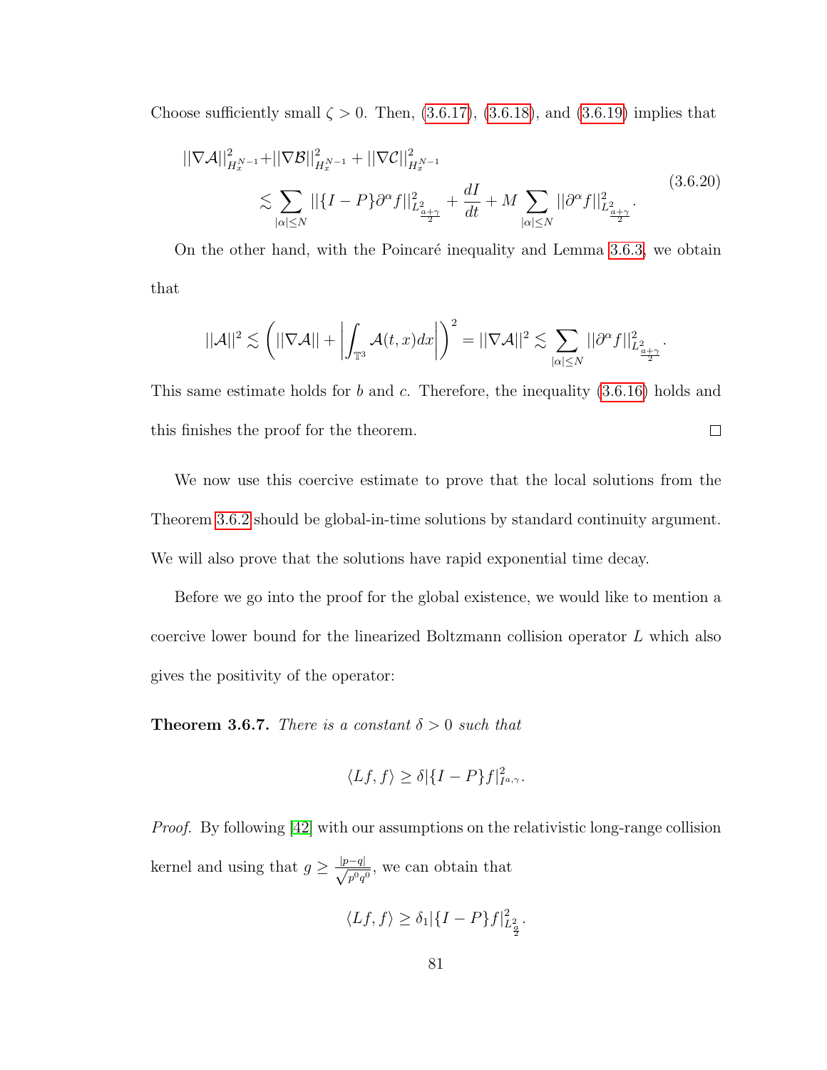Choose sufficiently small $\zeta > 0$. Then, (3.6.17), (3.6.18), and (3.6.19) implies that

$$
\begin{aligned}
||\nabla \mathcal{A}||^2_{H^{N-1}_x} + ||\nabla \mathcal{B}||^2_{H^{N-1}_x} + ||\nabla \mathcal{C}||^2_{H^{N-1}_x} \\
\lesssim \sum_{|\alpha| \le N} ||\{I-P\}\partial^\alpha f||^2_{L^2_{\frac{a+\gamma}{2}}} + \frac{dI}{dt} + M \sum_{|\alpha|\le N} ||\partial^\alpha f||^2_{L^2_{\frac{a+\gamma}{2}}}.
\end{aligned}
\tag{3.6.20}
$$

On the other hand, with the Poincaré inequality and Lemma 3.6.3, we obtain that

$$
||\mathcal{A}||^2 \lesssim \left( ||\nabla \mathcal{A}|| + \left| \int_{\mathbb{T}^3} \mathcal{A}(t,x)dx \right| \right)^2 = ||\nabla \mathcal{A}||^2 \lesssim \sum_{|\alpha|\le N} ||\partial^\alpha f||^2_{L^2_{\frac{a+\gamma}{2}}}.
$$

This same estimate holds for $b$ and $c$. Therefore, the inequality (3.6.16) holds and this finishes the proof for the theorem. □

We now use this coercive estimate to prove that the local solutions from the Theorem 3.6.2 should be global-in-time solutions by standard continuity argument. We will also prove that the solutions have rapid exponential time decay.

Before we go into the proof for the global existence, we would like to mention a coercive lower bound for the linearized Boltzmann collision operator $L$ which also gives the positivity of the operator:

**Theorem 3.6.7.** *There is a constant $\delta > 0$ such that*

$$
\langle Lf, f\rangle \ge \delta |\{I-P\}f|^2_{I^{a,\gamma}}.
$$

*Proof.* By following [42] with our assumptions on the relativistic long-range collision kernel and using that $g \ge \frac{|p-q|}{\sqrt{p^0 q^0}}$, we can obtain that

$$
\langle Lf, f\rangle \ge \delta_1 |\{I-P\}f|^2_{L^2_{\frac{a}{2}}}.
$$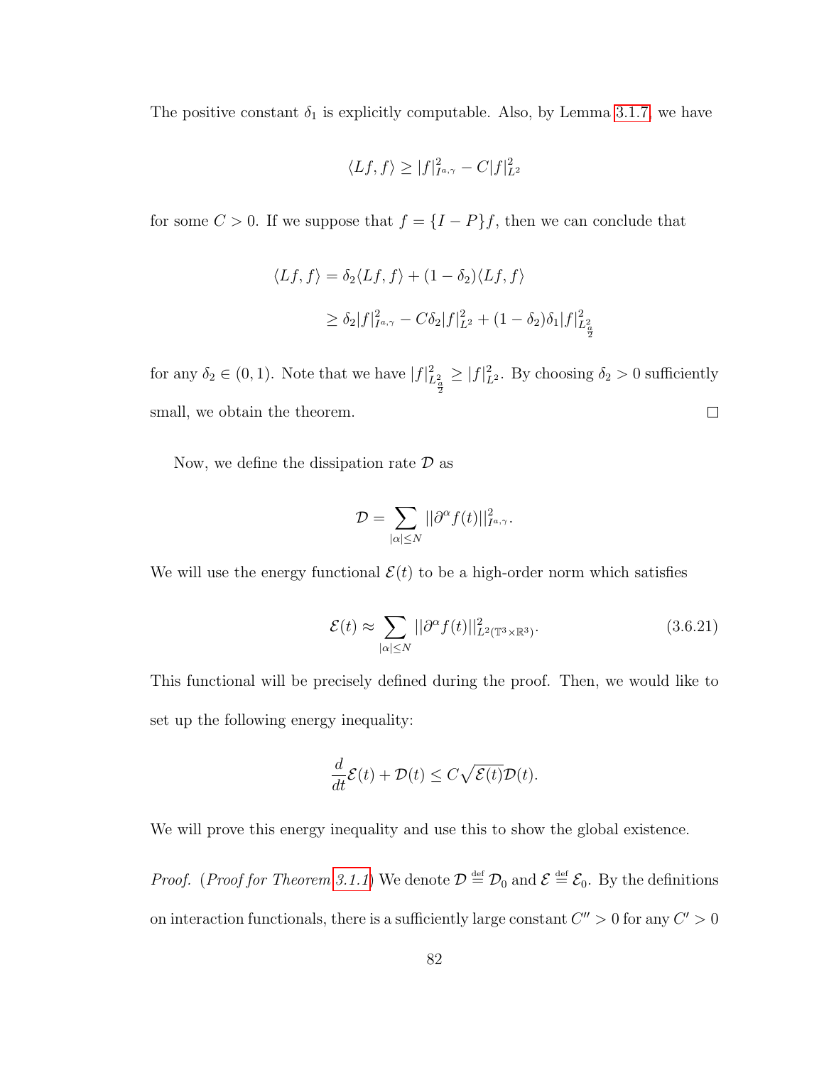The positive constant $\delta_1$ is explicitly computable. Also, by Lemma 3.1.7, we have

$$\langle Lf, f\rangle \geq |f|^2_{I^{a,\gamma}} - C|f|^2_{L^2}$$

for some $C > 0$. If we suppose that $f = \{I - P\}f$, then we can conclude that

$$\begin{aligned}\langle Lf, f\rangle &= \delta_2\langle Lf, f\rangle + (1-\delta_2)\langle Lf, f\rangle \\ &\geq \delta_2|f|^2_{I^{a,\gamma}} - C\delta_2|f|^2_{L^2} + (1-\delta_2)\delta_1|f|^2_{L^2_{\frac{a}{2}}}\end{aligned}$$

for any $\delta_2 \in (0,1)$. Note that we have $|f|^2_{L^2_{\frac{a}{2}}} \geq |f|^2_{L^2}$. By choosing $\delta_2 > 0$ sufficiently small, we obtain the theorem. $\square$

Now, we define the dissipation rate $\mathcal{D}$ as

$$\mathcal{D} = \sum_{|\alpha|\leq N} ||\partial^\alpha f(t)||^2_{I^{a,\gamma}}.$$

We will use the energy functional $\mathcal{E}(t)$ to be a high-order norm which satisfies

$$\mathcal{E}(t) \approx \sum_{|\alpha|\leq N} ||\partial^\alpha f(t)||^2_{L^2(\mathbb{T}^3\times\mathbb{R}^3)}. \tag{3.6.21}$$

This functional will be precisely defined during the proof. Then, we would like to set up the following energy inequality:

$$\frac{d}{dt}\mathcal{E}(t) + \mathcal{D}(t) \leq C\sqrt{\mathcal{E}(t)}\mathcal{D}(t).$$

We will prove this energy inequality and use this to show the global existence.

*Proof.* (*Proof for Theorem 3.1.1*) We denote $\mathcal{D} \overset{\text{def}}{=} \mathcal{D}_0$ and $\mathcal{E} \overset{\text{def}}{=} \mathcal{E}_0$. By the definitions on interaction functionals, there is a sufficiently large constant $C'' > 0$ for any $C' > 0$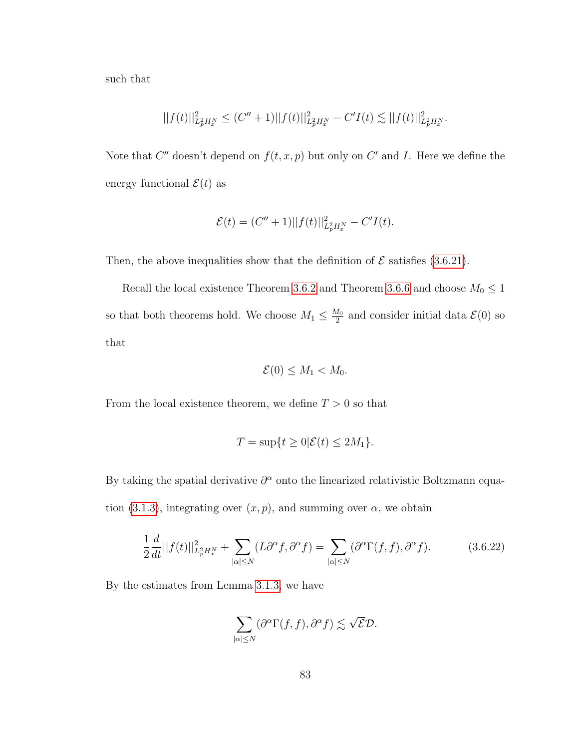such that

$$||f(t)||^2_{L^2_pH^N_x} \leq (C''+1)||f(t)||^2_{L^2_pH^N_x} - C'I(t) \lesssim ||f(t)||^2_{L^2_pH^N_x}.$$

Note that $C''$ doesn't depend on $f(t,x,p)$ but only on $C'$ and $I$. Here we define the energy functional $\mathcal{E}(t)$ as

$$\mathcal{E}(t) = (C''+1)||f(t)||^2_{L^2_pH^N_x} - C'I(t).$$

Then, the above inequalities show that the definition of $\mathcal{E}$ satisfies (3.6.21).

Recall the local existence Theorem 3.6.2 and Theorem 3.6.6 and choose $M_0 \leq 1$ so that both theorems hold. We choose $M_1 \leq \frac{M_0}{2}$ and consider initial data $\mathcal{E}(0)$ so that

$$\mathcal{E}(0) \leq M_1 < M_0.$$

From the local existence theorem, we define $T > 0$ so that

$$T = \sup\{t \geq 0 | \mathcal{E}(t) \leq 2M_1\}.$$

By taking the spatial derivative $\partial^\alpha$ onto the linearized relativistic Boltzmann equation (3.1.3), integrating over $(x,p)$, and summing over $\alpha$, we obtain

$$\frac{1}{2}\frac{d}{dt}||f(t)||^2_{L^2_pH^N_x} + \sum_{|\alpha|\leq N}(L\partial^\alpha f, \partial^\alpha f) = \sum_{|\alpha|\leq N}(\partial^\alpha \Gamma(f,f), \partial^\alpha f). \tag{3.6.22}$$

By the estimates from Lemma 3.1.3, we have

$$\sum_{|\alpha|\leq N}(\partial^\alpha \Gamma(f,f), \partial^\alpha f) \lesssim \sqrt{\mathcal{E}}\mathcal{D}.$$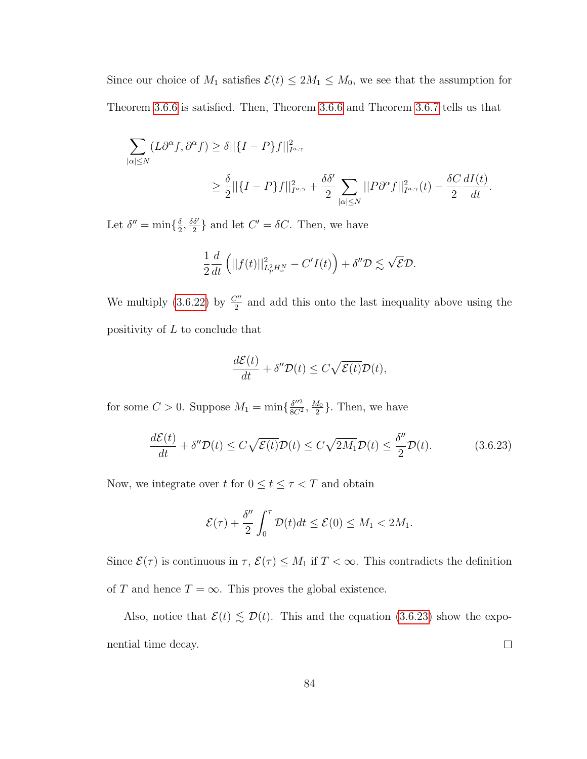Since our choice of $M_1$ satisfies $\mathcal{E}(t) \leq 2M_1 \leq M_0$, we see that the assumption for Theorem 3.6.6 is satisfied. Then, Theorem 3.6.6 and Theorem 3.6.7 tells us that

$$
\begin{aligned}
\sum_{|\alpha|\leq N} (L\partial^\alpha f, \partial^\alpha f) &\geq \delta ||\{I-P\}f||^2_{I^{a,\gamma}} \\
&\geq \frac{\delta}{2}||\{I-P\}f||^2_{I^{a,\gamma}} + \frac{\delta\delta'}{2}\sum_{|\alpha|\leq N}||P\partial^\alpha f||^2_{I^{a,\gamma}}(t) - \frac{\delta C}{2}\frac{dI(t)}{dt}.
\end{aligned}
$$

Let $\delta'' = \min\{\frac{\delta}{2}, \frac{\delta\delta'}{2}\}$ and let $C' = \delta C$. Then, we have

$$
\frac{1}{2}\frac{d}{dt}\left(||f(t)||^2_{L^2_p H^N_x} - C' I(t)\right) + \delta''\mathcal{D} \lesssim \sqrt{\mathcal{E}}\mathcal{D}.
$$

We multiply (3.6.22) by $\frac{C''}{2}$ and add this onto the last inequality above using the positivity of $L$ to conclude that

$$
\frac{d\mathcal{E}(t)}{dt} + \delta''\mathcal{D}(t) \leq C\sqrt{\mathcal{E}(t)}\mathcal{D}(t),
$$

for some $C > 0$. Suppose $M_1 = \min\{\frac{\delta''^2}{8C^2}, \frac{M_0}{2}\}$. Then, we have

$$
\frac{d\mathcal{E}(t)}{dt} + \delta''\mathcal{D}(t) \leq C\sqrt{\mathcal{E}(t)}\mathcal{D}(t) \leq C\sqrt{2M_1}\mathcal{D}(t) \leq \frac{\delta''}{2}\mathcal{D}(t). \tag{3.6.23}
$$

Now, we integrate over $t$ for $0 \leq t \leq \tau < T$ and obtain

$$
\mathcal{E}(\tau) + \frac{\delta''}{2}\int_0^\tau \mathcal{D}(t)dt \leq \mathcal{E}(0) \leq M_1 < 2M_1.
$$

Since $\mathcal{E}(\tau)$ is continuous in $\tau$, $\mathcal{E}(\tau) \leq M_1$ if $T < \infty$. This contradicts the definition of $T$ and hence $T = \infty$. This proves the global existence.

Also, notice that $\mathcal{E}(t) \lesssim \mathcal{D}(t)$. This and the equation (3.6.23) show the exponential time decay. $\square$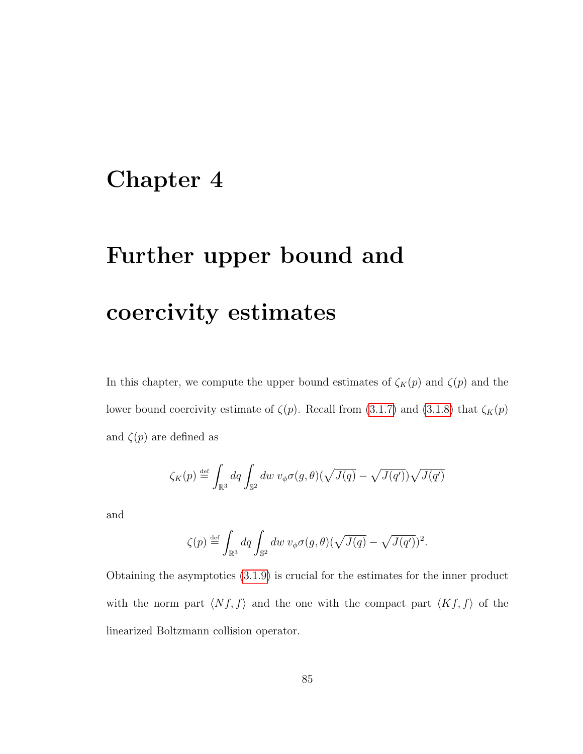# Chapter 4

# Further upper bound and coercivity estimates

In this chapter, we compute the upper bound estimates of $\zeta_K(p)$ and $\zeta(p)$ and the lower bound coercivity estimate of $\zeta(p)$. Recall from (3.1.7) and (3.1.8) that $\zeta_K(p)$ and $\zeta(p)$ are defined as

$$\zeta_K(p) \stackrel{\text{def}}{=} \int_{\mathbb{R}^3} dq \int_{\mathbb{S}^2} dw \; v_\phi \sigma(g,\theta)(\sqrt{J(q)} - \sqrt{J(q')})\sqrt{J(q')}$$

and

$$\zeta(p) \stackrel{\text{def}}{=} \int_{\mathbb{R}^3} dq \int_{\mathbb{S}^2} dw \; v_\phi \sigma(g,\theta)(\sqrt{J(q)} - \sqrt{J(q')})^2.$$

Obtaining the asymptotics (3.1.9) is crucial for the estimates for the inner product with the norm part $\langle Nf, f\rangle$ and the one with the compact part $\langle Kf, f\rangle$ of the linearized Boltzmann collision operator.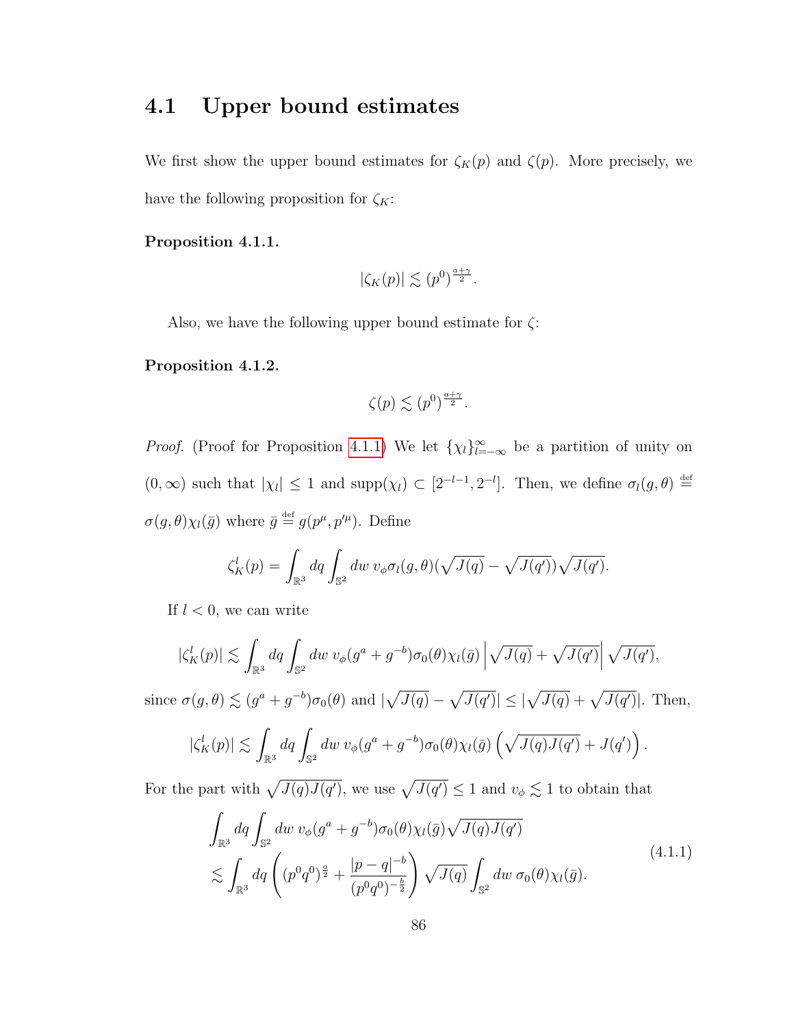## 4.1 Upper bound estimates

We first show the upper bound estimates for $\zeta_K(p)$ and $\zeta(p)$. More precisely, we have the following proposition for $\zeta_K$:

**Proposition 4.1.1.**

$$|\zeta_K(p)| \lesssim (p^0)^{\frac{a+\gamma}{2}}.$$

Also, we have the following upper bound estimate for $\zeta$:

**Proposition 4.1.2.**

$$\zeta(p) \lesssim (p^0)^{\frac{a+\gamma}{2}}.$$

*Proof.* (Proof for Proposition 4.1.1) We let $\{\chi_l\}_{l=-\infty}^{\infty}$ be a partition of unity on $(0,\infty)$ such that $|\chi_l| \leq 1$ and $\text{supp}(\chi_l) \subset [2^{-l-1}, 2^{-l}]$. Then, we define $\sigma_l(g,\theta) \stackrel{\text{def}}{=} \sigma(g,\theta)\chi_l(\bar{g})$ where $\bar{g} \stackrel{\text{def}}{=} g(p^\mu, p'^\mu)$. Define

$$\zeta_K^l(p) = \int_{\mathbb{R}^3} dq \int_{\mathbb{S}^2} dw \; v_\phi \sigma_l(g,\theta)(\sqrt{J(q)} - \sqrt{J(q')})\sqrt{J(q')}.$$

If $l < 0$, we can write

$$|\zeta_K^l(p)| \lesssim \int_{\mathbb{R}^3} dq \int_{\mathbb{S}^2} dw \; v_\phi (g^a + g^{-b})\sigma_0(\theta)\chi_l(\bar{g}) \left| \sqrt{J(q)} + \sqrt{J(q')} \right| \sqrt{J(q')},$$

since $\sigma(g,\theta) \lesssim (g^a + g^{-b})\sigma_0(\theta)$ and $|\sqrt{J(q)} - \sqrt{J(q')}| \leq |\sqrt{J(q)} + \sqrt{J(q')}|$. Then,

$$|\zeta_K^l(p)| \lesssim \int_{\mathbb{R}^3} dq \int_{\mathbb{S}^2} dw \; v_\phi (g^a + g^{-b})\sigma_0(\theta)\chi_l(\bar{g}) \left( \sqrt{J(q)J(q')} + J(q') \right).$$

For the part with $\sqrt{J(q)J(q')}$, we use $\sqrt{J(q')} \leq 1$ and $v_\phi \lesssim 1$ to obtain that

$$\begin{aligned}
&\int_{\mathbb{R}^3} dq \int_{\mathbb{S}^2} dw \; v_\phi (g^a + g^{-b})\sigma_0(\theta)\chi_l(\bar{g})\sqrt{J(q)J(q')} \\
&\lesssim \int_{\mathbb{R}^3} dq \left( (p^0 q^0)^{\frac{a}{2}} + \frac{|p-q|^{-b}}{(p^0 q^0)^{-\frac{b}{2}}} \right) \sqrt{J(q)} \int_{\mathbb{S}^2} dw \; \sigma_0(\theta)\chi_l(\bar{g}).
\end{aligned} \tag{4.1.1}$$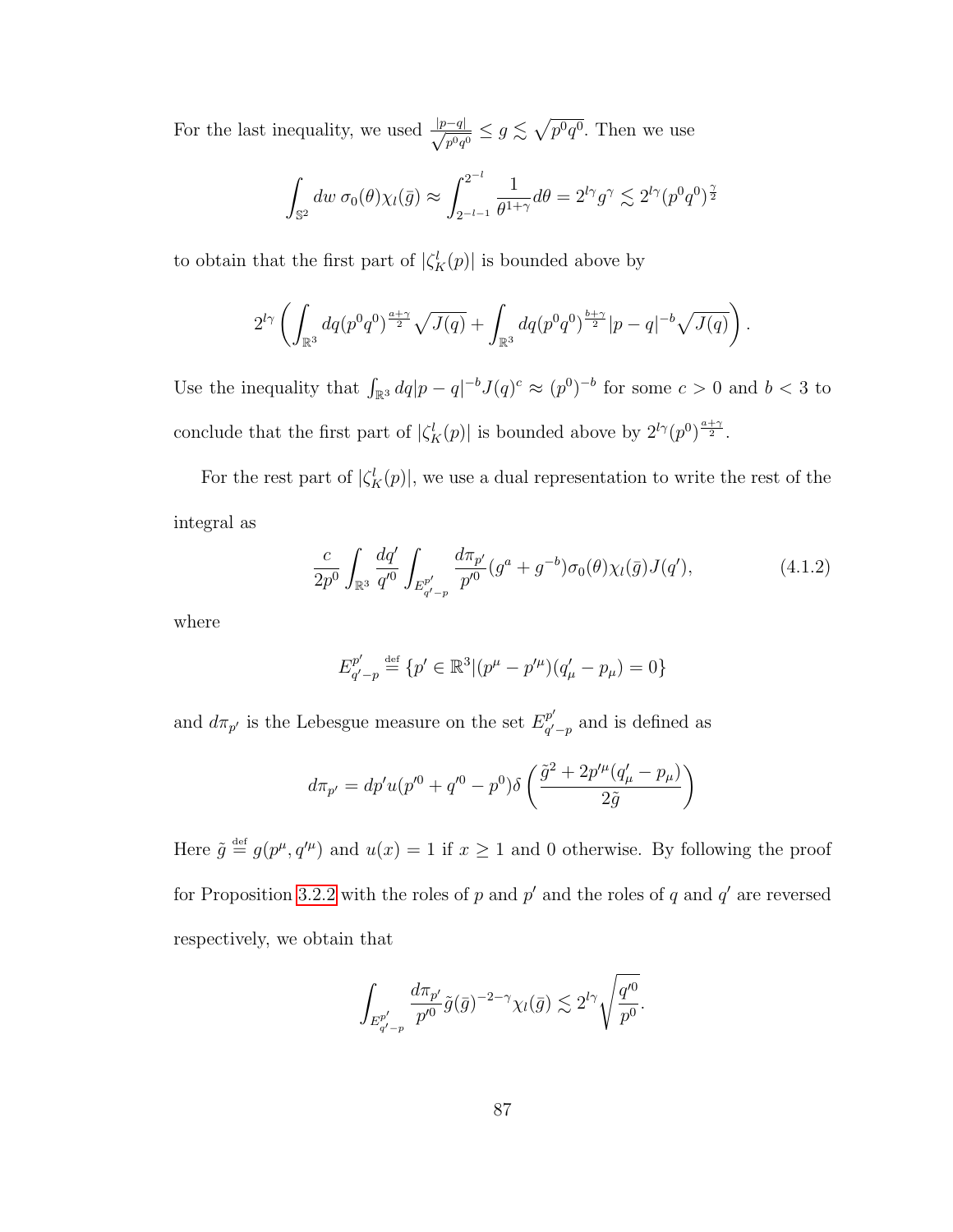For the last inequality, we used $\frac{|p-q|}{\sqrt{p^0q^0}} \leq g \lesssim \sqrt{p^0q^0}$. Then we use

$$\int_{\mathbb{S}^2} dw\, \sigma_0(\theta)\chi_l(\bar{g}) \approx \int_{2^{-l-1}}^{2^{-l}} \frac{1}{\theta^{1+\gamma}} d\theta = 2^{l\gamma} g^{\gamma} \lesssim 2^{l\gamma}(p^0q^0)^{\frac{\gamma}{2}}$$

to obtain that the first part of $|\zeta_K^l(p)|$ is bounded above by

$$2^{l\gamma}\left(\int_{\mathbb{R}^3} dq (p^0q^0)^{\frac{a+\gamma}{2}}\sqrt{J(q)} + \int_{\mathbb{R}^3} dq (p^0q^0)^{\frac{b+\gamma}{2}}|p-q|^{-b}\sqrt{J(q)}\right).$$

Use the inequality that $\int_{\mathbb{R}^3} dq|p-q|^{-b}J(q)^c \approx (p^0)^{-b}$ for some $c>0$ and $b<3$ to conclude that the first part of $|\zeta_K^l(p)|$ is bounded above by $2^{l\gamma}(p^0)^{\frac{a+\gamma}{2}}$.

For the rest part of $|\zeta_K^l(p)|$, we use a dual representation to write the rest of the integral as

$$\frac{c}{2p^0}\int_{\mathbb{R}^3}\frac{dq'}{q'^0}\int_{E^{p'}_{q'-p}}\frac{d\pi_{p'}}{p'^0}(g^a+g^{-b})\sigma_0(\theta)\chi_l(\bar{g})J(q'), \tag{4.1.2}$$

where

$$E^{p'}_{q'-p} \stackrel{\text{def}}{=} \{p' \in \mathbb{R}^3 | (p^\mu - p'^\mu)(q'_\mu - p_\mu) = 0\}$$

and $d\pi_{p'}$ is the Lebesgue measure on the set $E^{p'}_{q'-p}$ and is defined as

$$d\pi_{p'} = dp' u(p'^0 + q'^0 - p^0)\delta\left(\frac{\tilde{g}^2 + 2p'^\mu(q'_\mu - p_\mu)}{2\tilde{g}}\right)$$

Here $\tilde{g} \stackrel{\text{def}}{=} g(p^\mu, q'^\mu)$ and $u(x) = 1$ if $x \geq 1$ and 0 otherwise. By following the proof for Proposition 3.2.2 with the roles of $p$ and $p'$ and the roles of $q$ and $q'$ are reversed respectively, we obtain that

$$\int_{E^{p'}_{q'-p}}\frac{d\pi_{p'}}{p'^0}\tilde{g}(\bar{g})^{-2-\gamma}\chi_l(\bar{g}) \lesssim 2^{l\gamma}\sqrt{\frac{q'^0}{p^0}}.$$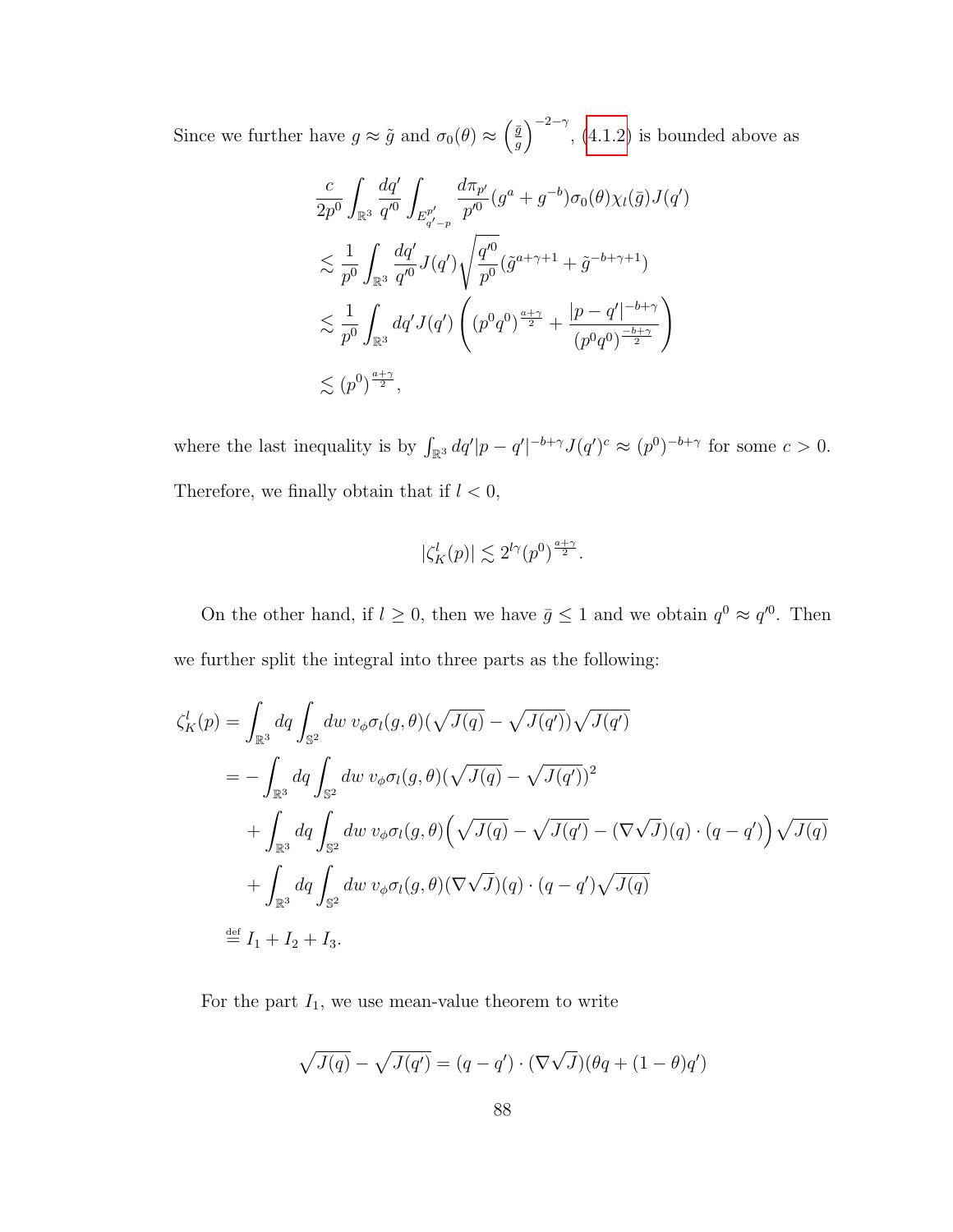Since we further have $g \approx \tilde{g}$ and $\sigma_0(\theta) \approx \left(\frac{\tilde{g}}{g}\right)^{-2-\gamma}$, (4.1.2) is bounded above as

$$
\begin{aligned}
&\frac{c}{2p^0}\int_{\mathbb{R}^3}\frac{dq'}{q'^0}\int_{E^{p'}_{q'-p}}\frac{d\pi_{p'}}{p'^0}(g^a+g^{-b})\sigma_0(\theta)\chi_l(\bar{g})J(q')\\
&\lesssim \frac{1}{p^0}\int_{\mathbb{R}^3}\frac{dq'}{q'^0}J(q')\sqrt{\frac{q'^0}{p^0}}(\tilde{g}^{a+\gamma+1}+\tilde{g}^{-b+\gamma+1})\\
&\lesssim \frac{1}{p^0}\int_{\mathbb{R}^3}dq'J(q')\left((p^0q^0)^{\frac{a+\gamma}{2}}+\frac{|p-q'|^{-b+\gamma}}{(p^0q^0)^{\frac{-b+\gamma}{2}}}\right)\\
&\lesssim (p^0)^{\frac{a+\gamma}{2}},
\end{aligned}
$$

where the last inequality is by $\int_{\mathbb{R}^3}dq'|p-q'|^{-b+\gamma}J(q')^c \approx (p^0)^{-b+\gamma}$ for some $c>0$. Therefore, we finally obtain that if $l<0$,

$$
|\zeta^l_K(p)| \lesssim 2^{l\gamma}(p^0)^{\frac{a+\gamma}{2}}.
$$

On the other hand, if $l \geq 0$, then we have $\bar{g} \leq 1$ and we obtain $q^0 \approx q'^0$. Then we further split the integral into three parts as the following:

$$
\begin{aligned}
\zeta^l_K(p) &= \int_{\mathbb{R}^3}dq\int_{\mathbb{S}^2}dw\ v_\phi\sigma_l(g,\theta)(\sqrt{J(q)}-\sqrt{J(q')})\sqrt{J(q')}\\
&= -\int_{\mathbb{R}^3}dq\int_{\mathbb{S}^2}dw\ v_\phi\sigma_l(g,\theta)(\sqrt{J(q)}-\sqrt{J(q')})^2\\
&\quad+\int_{\mathbb{R}^3}dq\int_{\mathbb{S}^2}dw\ v_\phi\sigma_l(g,\theta)\Big(\sqrt{J(q)}-\sqrt{J(q')}-(\nabla\sqrt{J})(q)\cdot(q-q')\Big)\sqrt{J(q)}\\
&\quad+\int_{\mathbb{R}^3}dq\int_{\mathbb{S}^2}dw\ v_\phi\sigma_l(g,\theta)(\nabla\sqrt{J})(q)\cdot(q-q')\sqrt{J(q)}\\
&\stackrel{\text{def}}{=} I_1+I_2+I_3.
\end{aligned}
$$

For the part $I_1$, we use mean-value theorem to write

$$
\sqrt{J(q)}-\sqrt{J(q')} = (q-q')\cdot(\nabla\sqrt{J})(\theta q+(1-\theta)q')
$$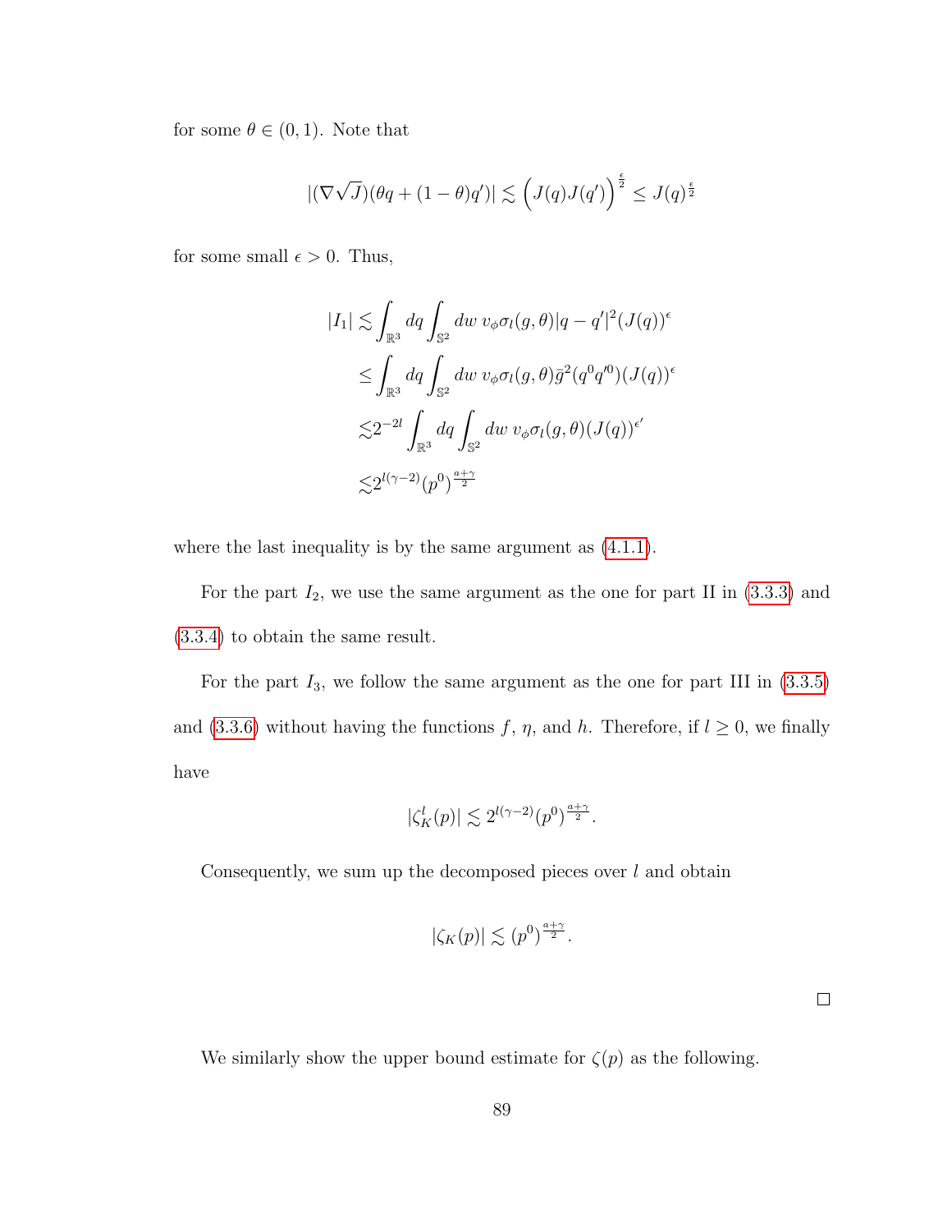for some $\theta \in (0,1)$. Note that

$$|(\nabla\sqrt{J})(\theta q + (1-\theta)q')| \lesssim \Big(J(q)J(q')\Big)^{\frac{\epsilon}{2}} \leq J(q)^{\frac{\epsilon}{2}}$$

for some small $\epsilon > 0$. Thus,

$$\begin{aligned}
|I_1| \lesssim & \int_{\mathbb{R}^3} dq \int_{\mathbb{S}^2} dw\ v_\phi \sigma_l(g,\theta)|q-q'|^2 (J(q))^\epsilon \\
\leq & \int_{\mathbb{R}^3} dq \int_{\mathbb{S}^2} dw\ v_\phi \sigma_l(g,\theta)\bar{g}^2(q^0 q'^0)(J(q))^\epsilon \\
\lesssim & 2^{-2l} \int_{\mathbb{R}^3} dq \int_{\mathbb{S}^2} dw\ v_\phi \sigma_l(g,\theta)(J(q))^{\epsilon'} \\
\lesssim & 2^{l(\gamma-2)}(p^0)^{\frac{a+\gamma}{2}}
\end{aligned}$$

where the last inequality is by the same argument as (4.1.1).

For the part $I_2$, we use the same argument as the one for part II in (3.3.3) and (3.3.4) to obtain the same result.

For the part $I_3$, we follow the same argument as the one for part III in (3.3.5) and (3.3.6) without having the functions $f$, $\eta$, and $h$. Therefore, if $l \geq 0$, we finally have

$$|\zeta_K^l(p)| \lesssim 2^{l(\gamma-2)}(p^0)^{\frac{a+\gamma}{2}}.$$

Consequently, we sum up the decomposed pieces over $l$ and obtain

$$|\zeta_K(p)| \lesssim (p^0)^{\frac{a+\gamma}{2}}.$$

□

We similarly show the upper bound estimate for $\zeta(p)$ as the following.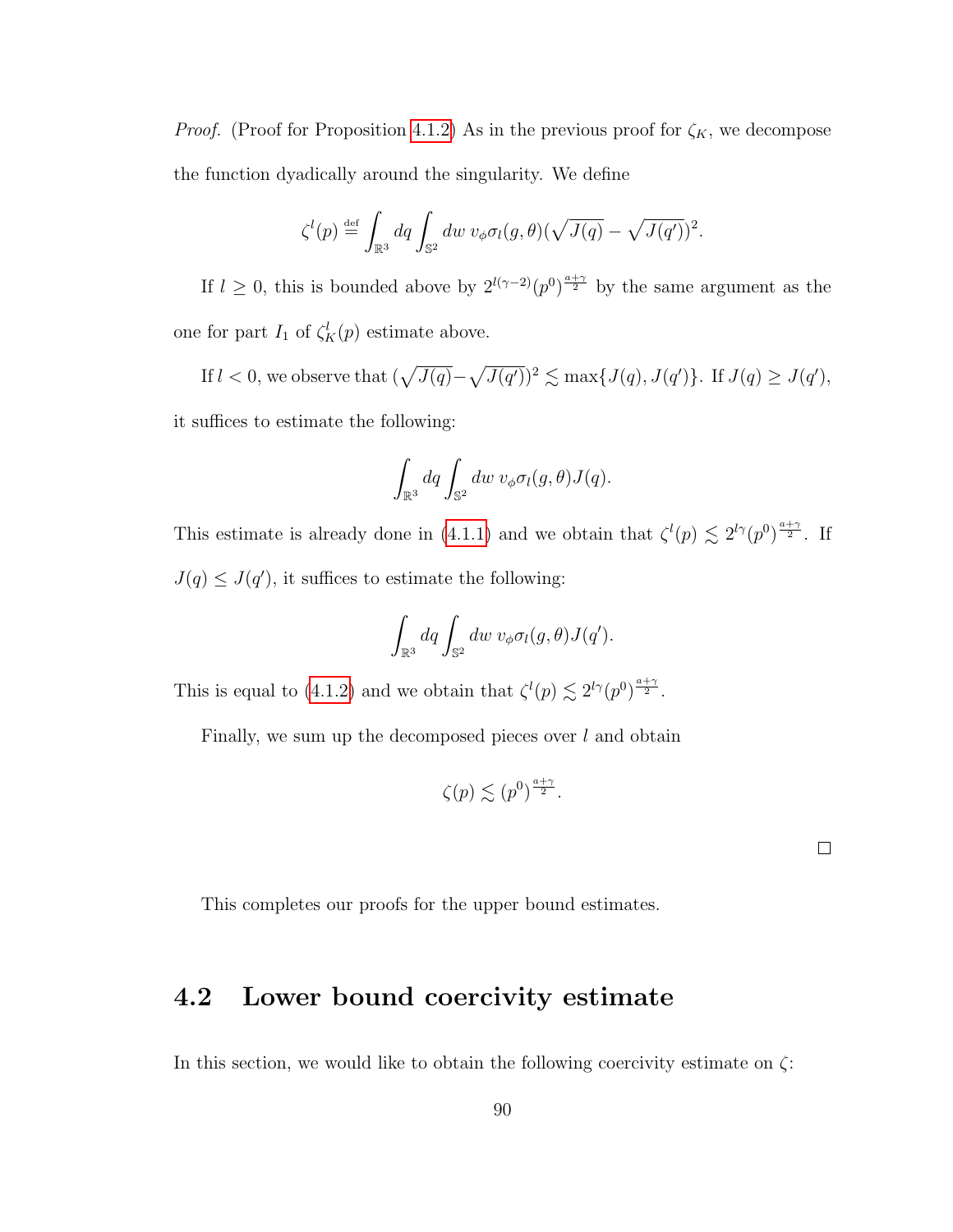*Proof.* (Proof for Proposition 4.1.2) As in the previous proof for $\zeta_K$, we decompose the function dyadically around the singularity. We define

$$\zeta^l(p) \stackrel{\text{def}}{=} \int_{\mathbb{R}^3} dq \int_{\mathbb{S}^2} dw\; v_\phi \sigma_l(g,\theta)(\sqrt{J(q)} - \sqrt{J(q')})^2.$$

If $l \geq 0$, this is bounded above by $2^{l(\gamma-2)}(p^0)^{\frac{a+\gamma}{2}}$ by the same argument as the one for part $I_1$ of $\zeta_K^l(p)$ estimate above.

If $l < 0$, we observe that $(\sqrt{J(q)} - \sqrt{J(q')})^2 \lesssim \max\{J(q), J(q')\}$. If $J(q) \geq J(q')$, it suffices to estimate the following:

$$\int_{\mathbb{R}^3} dq \int_{\mathbb{S}^2} dw\; v_\phi \sigma_l(g,\theta) J(q).$$

This estimate is already done in (4.1.1) and we obtain that $\zeta^l(p) \lesssim 2^{l\gamma}(p^0)^{\frac{a+\gamma}{2}}$. If $J(q) \leq J(q')$, it suffices to estimate the following:

$$\int_{\mathbb{R}^3} dq \int_{\mathbb{S}^2} dw\; v_\phi \sigma_l(g,\theta) J(q').$$

This is equal to (4.1.2) and we obtain that $\zeta^l(p) \lesssim 2^{l\gamma}(p^0)^{\frac{a+\gamma}{2}}$.

Finally, we sum up the decomposed pieces over $l$ and obtain

$$\zeta(p) \lesssim (p^0)^{\frac{a+\gamma}{2}}.$$

□

This completes our proofs for the upper bound estimates.

## 4.2 Lower bound coercivity estimate

In this section, we would like to obtain the following coercivity estimate on $\zeta$: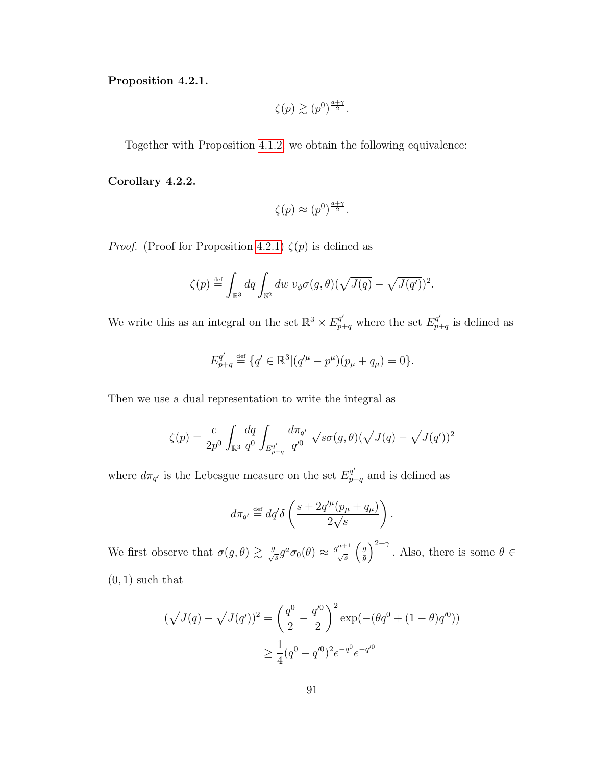**Proposition 4.2.1.**

$$\zeta(p) \gtrsim (p^0)^{\frac{a+\gamma}{2}}.$$

Together with Proposition 4.1.2, we obtain the following equivalence:

**Corollary 4.2.2.**

$$\zeta(p) \approx (p^0)^{\frac{a+\gamma}{2}}.$$

*Proof.* (Proof for Proposition 4.2.1) $\zeta(p)$ is defined as

$$\zeta(p) \stackrel{\text{def}}{=} \int_{\mathbb{R}^3} dq \int_{\mathbb{S}^2} dw\, v_\phi \sigma(g,\theta)(\sqrt{J(q)} - \sqrt{J(q')})^2.$$

We write this as an integral on the set $\mathbb{R}^3 \times E^{q'}_{p+q}$ where the set $E^{q'}_{p+q}$ is defined as

$$E^{q'}_{p+q} \stackrel{\text{def}}{=} \{q' \in \mathbb{R}^3 | (q'^\mu - p^\mu)(p_\mu + q_\mu) = 0\}.$$

Then we use a dual representation to write the integral as

$$\zeta(p) = \frac{c}{2p^0} \int_{\mathbb{R}^3} \frac{dq}{q^0} \int_{E^{q'}_{p+q}} \frac{d\pi_{q'}}{q'^0}\, \sqrt{s}\sigma(g,\theta)(\sqrt{J(q)} - \sqrt{J(q')})^2$$

where $d\pi_{q'}$ is the Lebesgue measure on the set $E^{q'}_{p+q}$ and is defined as

$$d\pi_{q'} \stackrel{\text{def}}{=} dq' \delta\left(\frac{s + 2q'^\mu(p_\mu + q_\mu)}{2\sqrt{s}}\right).$$

We first observe that $\sigma(g,\theta) \gtrsim \frac{g}{\sqrt{s}} g^a \sigma_0(\theta) \approx \frac{g^{a+1}}{\sqrt{s}} \left(\frac{g}{\bar{g}}\right)^{2+\gamma}$. Also, there is some $\theta \in (0,1)$ such that

$$\begin{aligned}
(\sqrt{J(q)} - \sqrt{J(q')})^2 &= \left(\frac{q^0}{2} - \frac{q'^0}{2}\right)^2 \exp(-(\theta q^0 + (1-\theta)q'^0)) \\
&\geq \frac{1}{4}(q^0 - q'^0)^2 e^{-q^0} e^{-q'^0}
\end{aligned}$$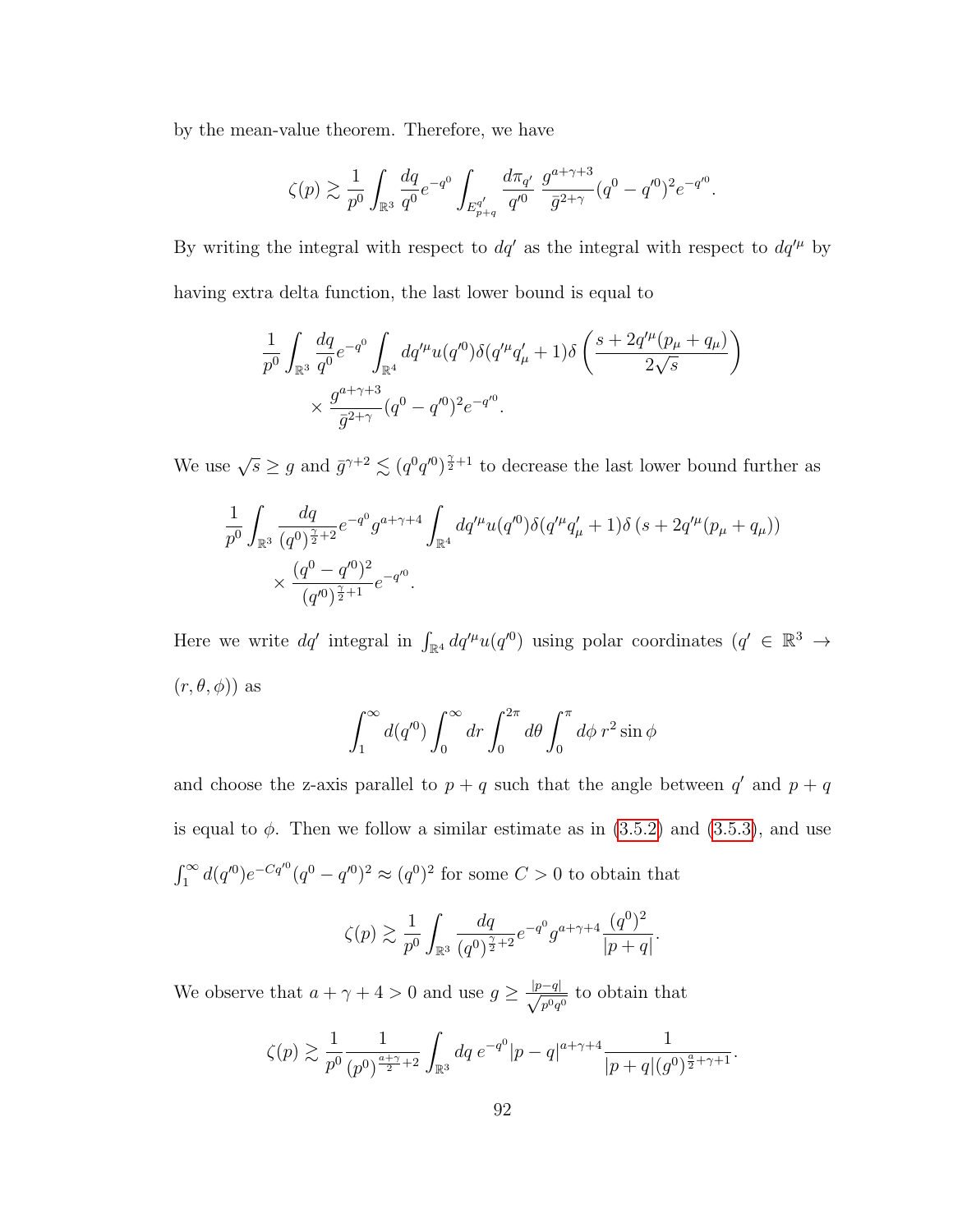by the mean-value theorem. Therefore, we have

$$\zeta(p) \gtrsim \frac{1}{p^0}\int_{\mathbb{R}^3}\frac{dq}{q^0}e^{-q^0}\int_{E^{q'}_{p+q}}\frac{d\pi_{q'}}{q'^0}\,\frac{g^{a+\gamma+3}}{\bar{g}^{2+\gamma}}(q^0-q'^0)^2e^{-q'^0}.$$

By writing the integral with respect to $dq'$ as the integral with respect to $dq'^\mu$ by having extra delta function, the last lower bound is equal to

$$\frac{1}{p^0}\int_{\mathbb{R}^3}\frac{dq}{q^0}e^{-q^0}\int_{\mathbb{R}^4}dq'^\mu u(q'^0)\delta(q'^\mu q'_\mu+1)\delta\left(\frac{s+2q'^\mu(p_\mu+q_\mu)}{2\sqrt{s}}\right)$$
$$\times\frac{g^{a+\gamma+3}}{\bar{g}^{2+\gamma}}(q^0-q'^0)^2e^{-q'^0}.$$

We use $\sqrt{s}\geq g$ and $\bar{g}^{\gamma+2}\lesssim (q^0q'^0)^{\frac{\gamma}{2}+1}$ to decrease the last lower bound further as

$$\frac{1}{p^0}\int_{\mathbb{R}^3}\frac{dq}{(q^0)^{\frac{\gamma}{2}+2}}e^{-q^0}g^{a+\gamma+4}\int_{\mathbb{R}^4}dq'^\mu u(q'^0)\delta(q'^\mu q'_\mu+1)\delta\left(s+2q'^\mu(p_\mu+q_\mu)\right)$$
$$\times\frac{(q^0-q'^0)^2}{(q'^0)^{\frac{\gamma}{2}+1}}e^{-q'^0}.$$

Here we write $dq'$ integral in $\int_{\mathbb{R}^4}dq'^\mu u(q'^0)$ using polar coordinates ($q'\in\mathbb{R}^3\to(r,\theta,\phi)$) as

$$\int_1^\infty d(q'^0)\int_0^\infty dr\int_0^{2\pi}d\theta\int_0^\pi d\phi\, r^2\sin\phi$$

and choose the z-axis parallel to $p+q$ such that the angle between $q'$ and $p+q$ is equal to $\phi$. Then we follow a similar estimate as in (3.5.2) and (3.5.3), and use $\int_1^\infty d(q'^0)e^{-Cq'^0}(q^0-q'^0)^2\approx(q^0)^2$ for some $C>0$ to obtain that

$$\zeta(p)\gtrsim\frac{1}{p^0}\int_{\mathbb{R}^3}\frac{dq}{(q^0)^{\frac{\gamma}{2}+2}}e^{-q^0}g^{a+\gamma+4}\frac{(q^0)^2}{|p+q|}.$$

We observe that $a+\gamma+4>0$ and use $g\geq\frac{|p-q|}{\sqrt{p^0q^0}}$ to obtain that

$$\zeta(p)\gtrsim\frac{1}{p^0}\frac{1}{(p^0)^{\frac{a+\gamma}{2}+2}}\int_{\mathbb{R}^3}dq\,e^{-q^0}|p-q|^{a+\gamma+4}\frac{1}{|p+q|(q^0)^{\frac{a}{2}+\gamma+1}}.$$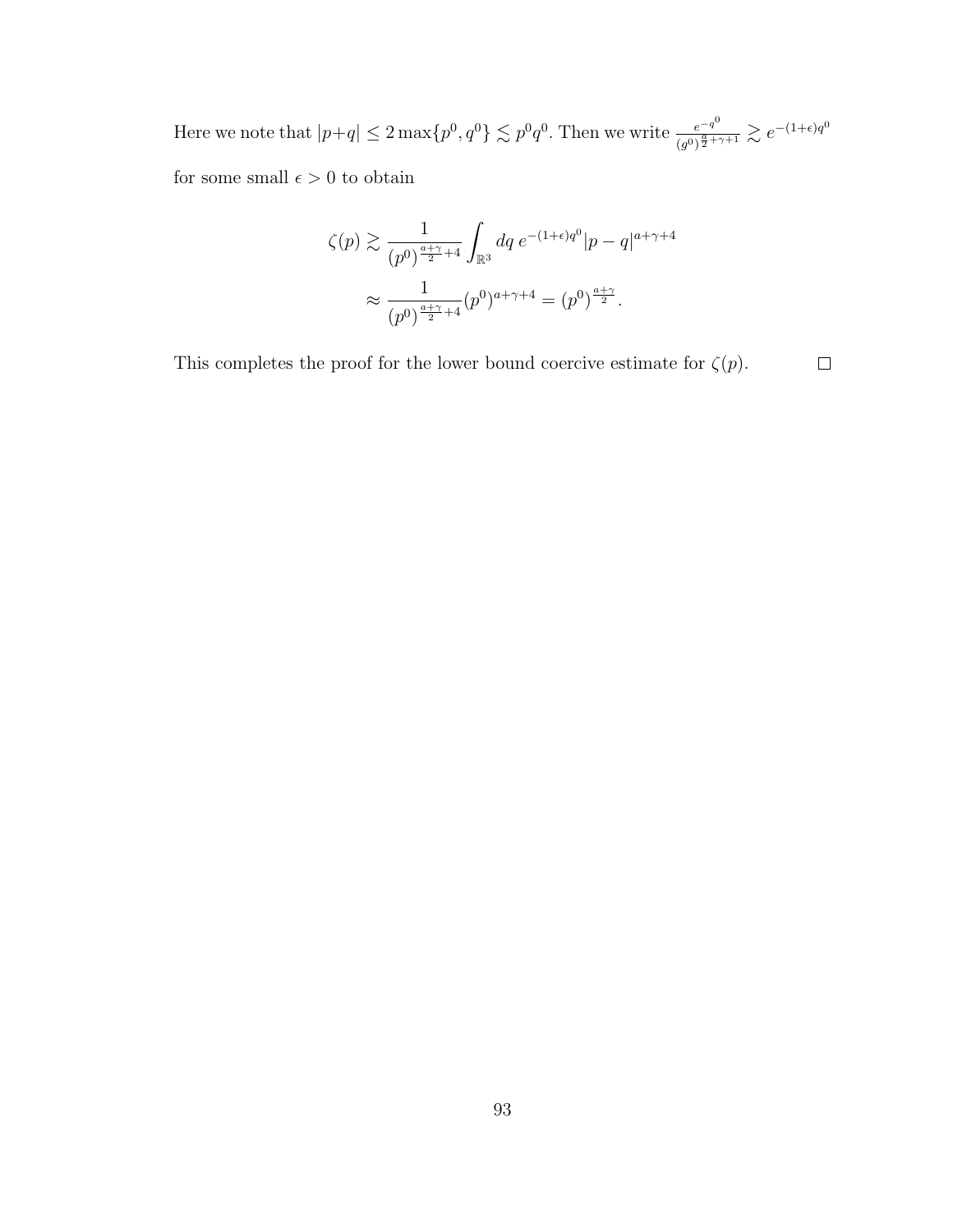Here we note that $|p+q| \leq 2\max\{p^0, q^0\} \lesssim p^0 q^0$. Then we write $\frac{e^{-q^0}}{(g^0)^{\frac{a}{2}+\gamma+1}} \gtrsim e^{-(1+\epsilon)q^0}$ for some small $\epsilon > 0$ to obtain

$$
\begin{aligned}
\zeta(p) &\gtrsim \frac{1}{(p^0)^{\frac{a+\gamma}{2}+4}} \int_{\mathbb{R}^3} dq \, e^{-(1+\epsilon)q^0} |p-q|^{a+\gamma+4} \\
&\approx \frac{1}{(p^0)^{\frac{a+\gamma}{2}+4}} (p^0)^{a+\gamma+4} = (p^0)^{\frac{a+\gamma}{2}}.
\end{aligned}
$$

This completes the proof for the lower bound coercive estimate for $\zeta(p)$. $\square$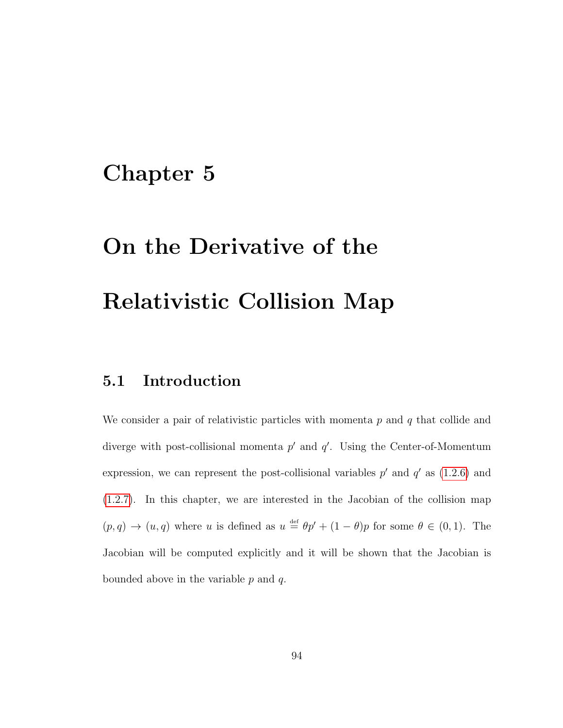# Chapter 5

# On the Derivative of the Relativistic Collision Map

## 5.1 Introduction

We consider a pair of relativistic particles with momenta $p$ and $q$ that collide and diverge with post-collisional momenta $p'$ and $q'$. Using the Center-of-Momentum expression, we can represent the post-collisional variables $p'$ and $q'$ as (1.2.6) and (1.2.7). In this chapter, we are interested in the Jacobian of the collision map $(p, q) \to (u, q)$ where $u$ is defined as $u \stackrel{\text{def}}{=} \theta p' + (1 - \theta)p$ for some $\theta \in (0, 1)$. The Jacobian will be computed explicitly and it will be shown that the Jacobian is bounded above in the variable $p$ and $q$.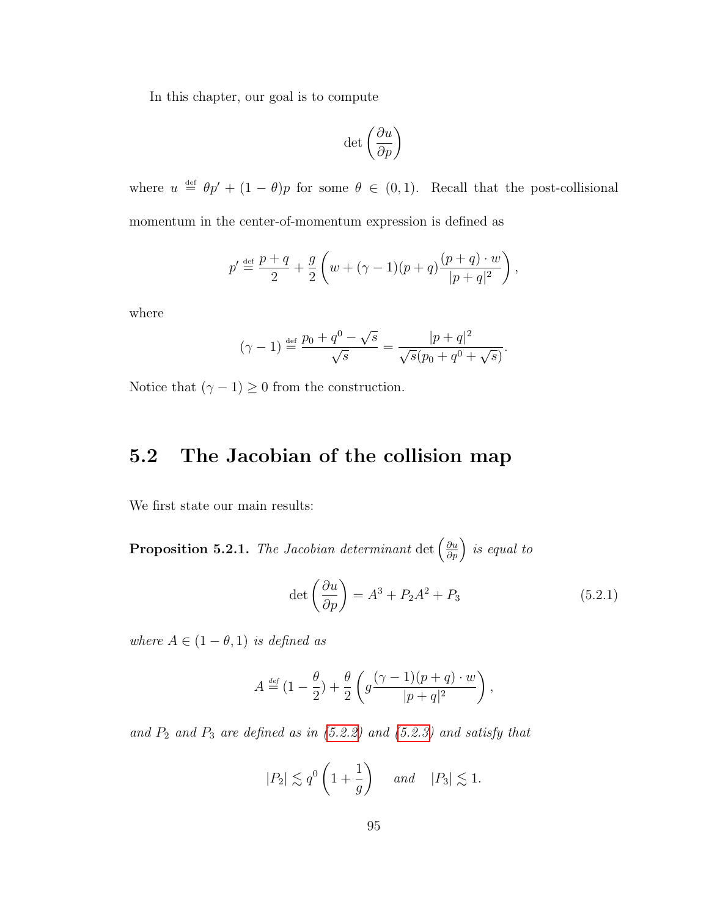In this chapter, our goal is to compute

$$\det\left(\frac{\partial u}{\partial p}\right)$$

where $u \stackrel{\text{def}}{=} \theta p' + (1-\theta)p$ for some $\theta \in (0,1)$. Recall that the post-collisional momentum in the center-of-momentum expression is defined as

$$p' \stackrel{\text{def}}{=} \frac{p+q}{2} + \frac{g}{2}\left(w + (\gamma-1)(p+q)\frac{(p+q)\cdot w}{|p+q|^2}\right),$$

where

$$(\gamma - 1) \stackrel{\text{def}}{=} \frac{p_0 + q^0 - \sqrt{s}}{\sqrt{s}} = \frac{|p+q|^2}{\sqrt{s}(p_0 + q^0 + \sqrt{s})}.$$

Notice that $(\gamma - 1) \geq 0$ from the construction.

## 5.2 The Jacobian of the collision map

We first state our main results:

**Proposition 5.2.1.** *The Jacobian determinant* $\det\left(\frac{\partial u}{\partial p}\right)$ *is equal to*

$$\det\left(\frac{\partial u}{\partial p}\right) = A^3 + P_2 A^2 + P_3 \tag{5.2.1}$$

*where* $A \in (1-\theta, 1)$ *is defined as*

$$A \stackrel{\text{def}}{=} (1 - \frac{\theta}{2}) + \frac{\theta}{2}\left(g\frac{(\gamma-1)(p+q)\cdot w}{|p+q|^2}\right),$$

*and* $P_2$ *and* $P_3$ *are defined as in (5.2.2) and (5.2.3) and satisfy that*

$$|P_2| \lesssim q^0\left(1 + \frac{1}{g}\right) \quad \text{and} \quad |P_3| \lesssim 1.$$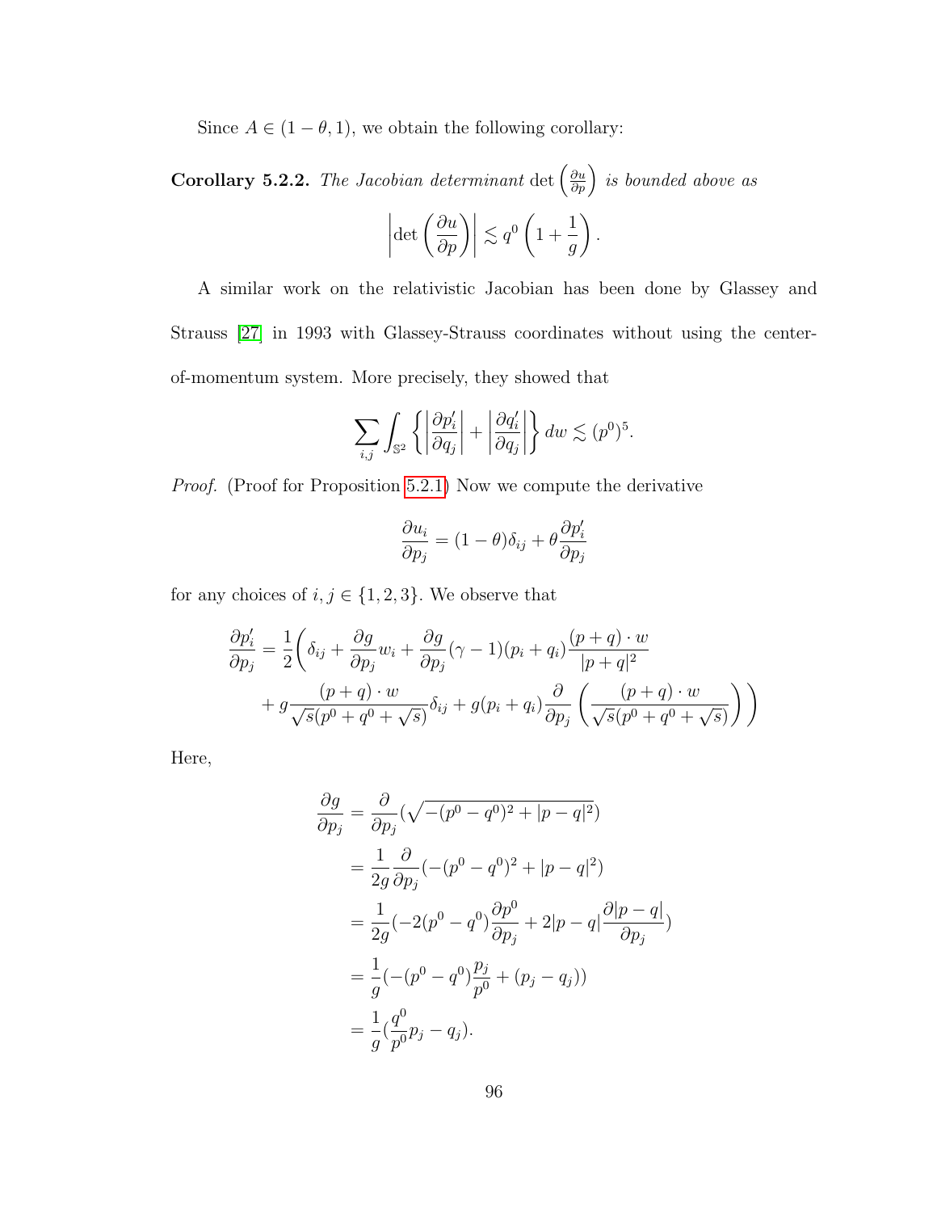Since $A \in (1-\theta, 1)$, we obtain the following corollary:

**Corollary 5.2.2.** *The Jacobian determinant* $\det\left(\frac{\partial u}{\partial p}\right)$ *is bounded above as*

$$\left|\det\left(\frac{\partial u}{\partial p}\right)\right| \lesssim q^0\left(1+\frac{1}{g}\right).$$

A similar work on the relativistic Jacobian has been done by Glassey and Strauss [27] in 1993 with Glassey-Strauss coordinates without using the center-of-momentum system. More precisely, they showed that

$$\sum_{i,j}\int_{\mathbb{S}^2}\left\{\left|\frac{\partial p_i'}{\partial q_j}\right|+\left|\frac{\partial q_i'}{\partial q_j}\right|\right\}dw \lesssim (p^0)^5.$$

*Proof.* (Proof for Proposition 5.2.1) Now we compute the derivative

$$\frac{\partial u_i}{\partial p_j} = (1-\theta)\delta_{ij} + \theta\frac{\partial p_i'}{\partial p_j}$$

for any choices of $i, j \in \{1,2,3\}$. We observe that

$$\begin{aligned}\frac{\partial p_i'}{\partial p_j} = \frac{1}{2}\Bigg(&\delta_{ij} + \frac{\partial g}{\partial p_j}w_i + \frac{\partial g}{\partial p_j}(\gamma-1)(p_i+q_i)\frac{(p+q)\cdot w}{|p+q|^2}\\ &+ g\frac{(p+q)\cdot w}{\sqrt{s}(p^0+q^0+\sqrt{s})}\delta_{ij} + g(p_i+q_i)\frac{\partial}{\partial p_j}\left(\frac{(p+q)\cdot w}{\sqrt{s}(p^0+q^0+\sqrt{s})}\right)\Bigg)\end{aligned}$$

Here,

$$\begin{aligned}\frac{\partial g}{\partial p_j} &= \frac{\partial}{\partial p_j}(\sqrt{-(p^0-q^0)^2+|p-q|^2})\\ &= \frac{1}{2g}\frac{\partial}{\partial p_j}(-(p^0-q^0)^2+|p-q|^2)\\ &= \frac{1}{2g}(-2(p^0-q^0)\frac{\partial p^0}{\partial p_j}+2|p-q|\frac{\partial|p-q|}{\partial p_j})\\ &= \frac{1}{g}(-(p^0-q^0)\frac{p_j}{p^0}+(p_j-q_j))\\ &= \frac{1}{g}(\frac{q^0}{p^0}p_j-q_j).\end{aligned}$$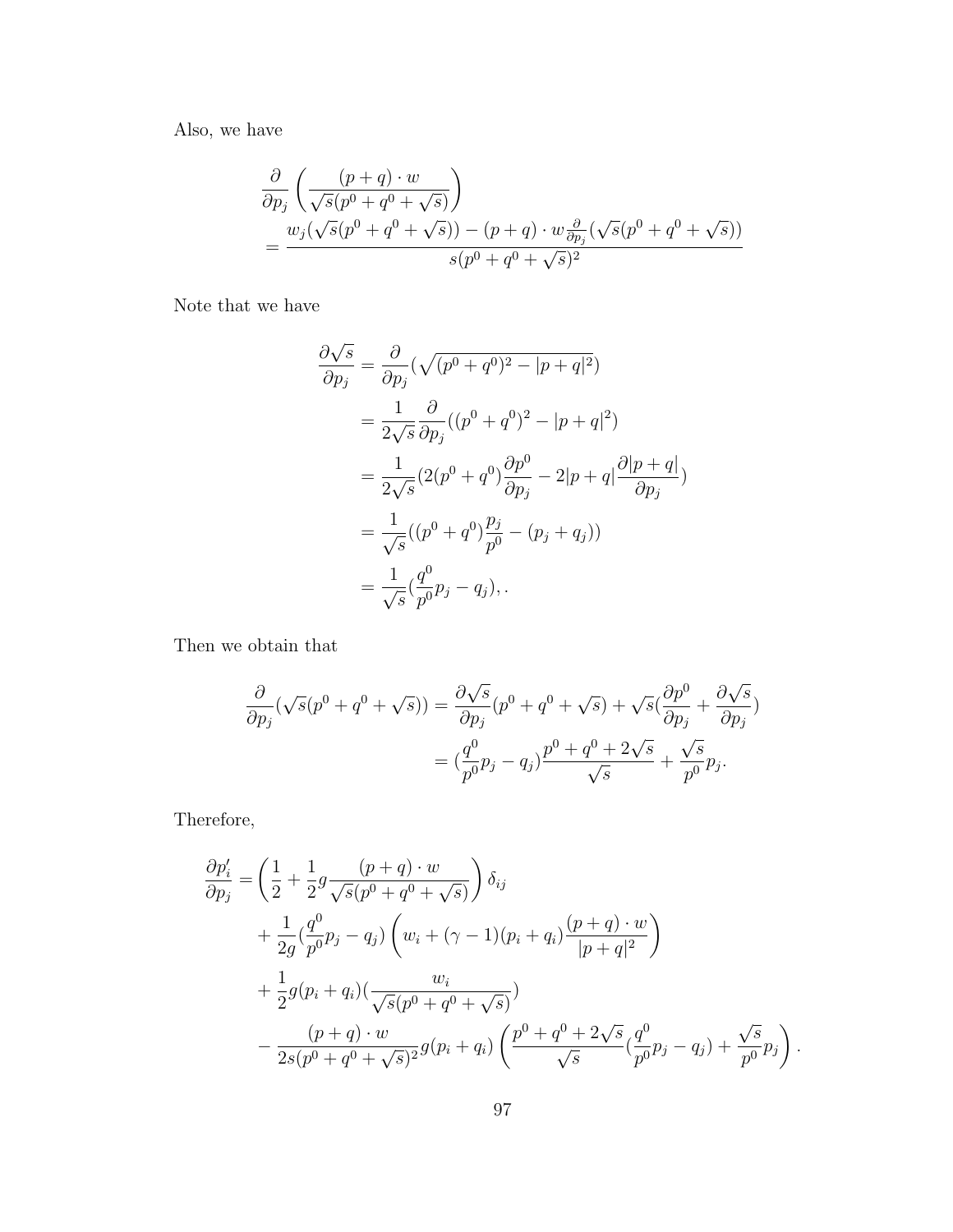Also, we have

$$
\begin{aligned}
&\frac{\partial}{\partial p_j}\left(\frac{(p+q)\cdot w}{\sqrt{s}(p^0+q^0+\sqrt{s})}\right)\\
&= \frac{w_j(\sqrt{s}(p^0+q^0+\sqrt{s})) - (p+q)\cdot w\frac{\partial}{\partial p_j}(\sqrt{s}(p^0+q^0+\sqrt{s}))}{s(p^0+q^0+\sqrt{s})^2}
\end{aligned}
$$

Note that we have

$$
\begin{aligned}
\frac{\partial\sqrt{s}}{\partial p_j} &= \frac{\partial}{\partial p_j}(\sqrt{(p^0+q^0)^2-|p+q|^2})\\
&= \frac{1}{2\sqrt{s}}\frac{\partial}{\partial p_j}((p^0+q^0)^2-|p+q|^2)\\
&= \frac{1}{2\sqrt{s}}(2(p^0+q^0)\frac{\partial p^0}{\partial p_j} - 2|p+q|\frac{\partial|p+q|}{\partial p_j})\\
&= \frac{1}{\sqrt{s}}((p^0+q^0)\frac{p_j}{p^0} - (p_j+q_j))\\
&= \frac{1}{\sqrt{s}}(\frac{q^0}{p^0}p_j - q_j),.
\end{aligned}
$$

Then we obtain that

$$
\begin{aligned}
\frac{\partial}{\partial p_j}(\sqrt{s}(p^0+q^0+\sqrt{s})) &= \frac{\partial\sqrt{s}}{\partial p_j}(p^0+q^0+\sqrt{s}) + \sqrt{s}(\frac{\partial p^0}{\partial p_j} + \frac{\partial\sqrt{s}}{\partial p_j})\\
&= (\frac{q^0}{p^0}p_j - q_j)\frac{p^0+q^0+2\sqrt{s}}{\sqrt{s}} + \frac{\sqrt{s}}{p^0}p_j.
\end{aligned}
$$

Therefore,

$$
\begin{aligned}
\frac{\partial p_i'}{\partial p_j} &= \left(\frac{1}{2} + \frac{1}{2}g\frac{(p+q)\cdot w}{\sqrt{s}(p^0+q^0+\sqrt{s})}\right)\delta_{ij}\\
&\quad + \frac{1}{2g}(\frac{q^0}{p^0}p_j - q_j)\left(w_i + (\gamma-1)(p_i+q_i)\frac{(p+q)\cdot w}{|p+q|^2}\right)\\
&\quad + \frac{1}{2}g(p_i+q_i)(\frac{w_i}{\sqrt{s}(p^0+q^0+\sqrt{s})})\\
&\quad - \frac{(p+q)\cdot w}{2s(p^0+q^0+\sqrt{s})^2}g(p_i+q_i)\left(\frac{p^0+q^0+2\sqrt{s}}{\sqrt{s}}(\frac{q^0}{p^0}p_j - q_j) + \frac{\sqrt{s}}{p^0}p_j\right).
\end{aligned}
$$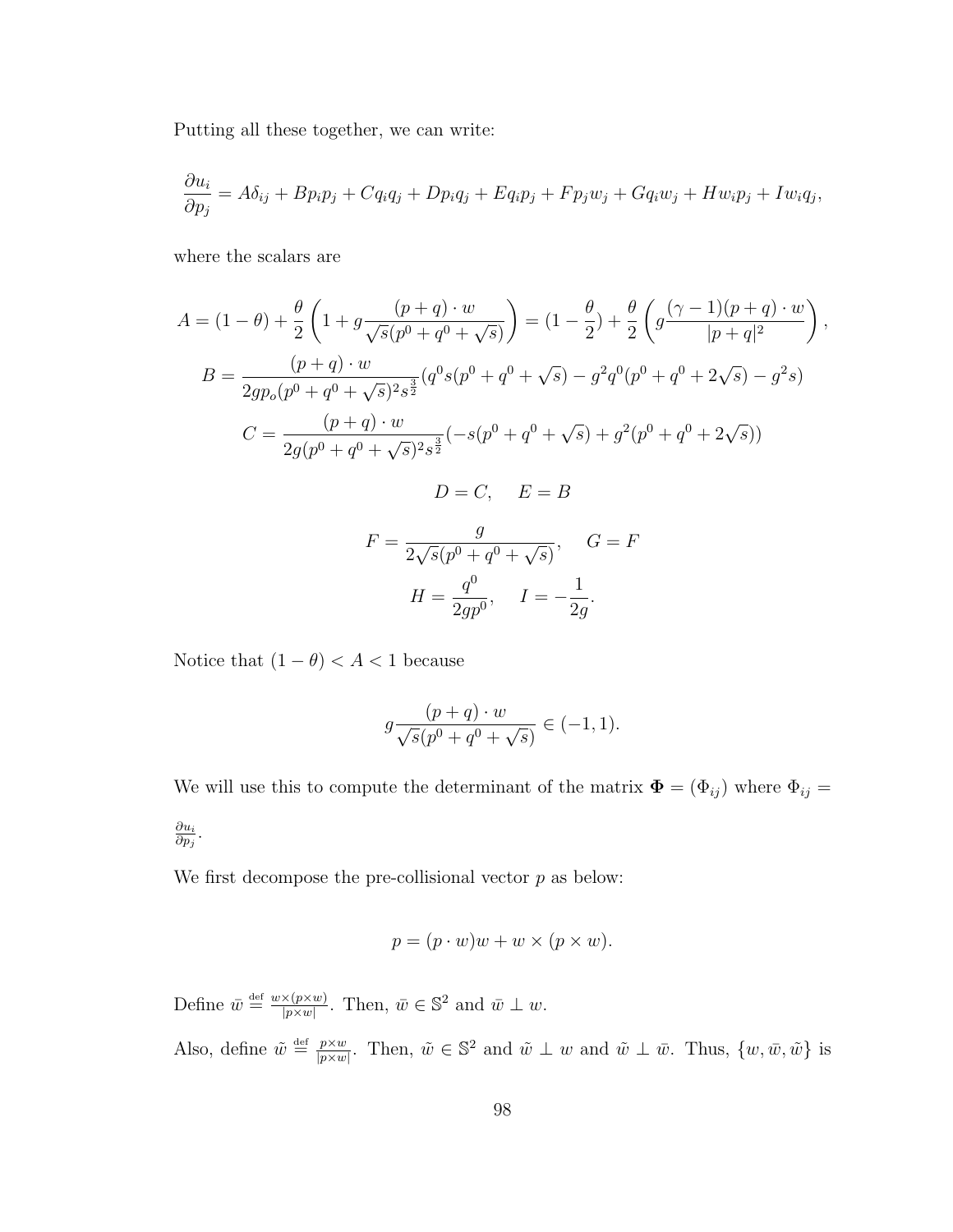Putting all these together, we can write:

$$\frac{\partial u_i}{\partial p_j} = A\delta_{ij} + Bp_ip_j + Cq_iq_j + Dp_iq_j + Eq_ip_j + Fp_jw_j + Gq_iw_j + Hw_ip_j + Iw_iq_j,$$

where the scalars are

$$A = (1-\theta) + \frac{\theta}{2}\left(1 + g\frac{(p+q)\cdot w}{\sqrt{s}(p^0+q^0+\sqrt{s})}\right) = (1-\frac{\theta}{2}) + \frac{\theta}{2}\left(g\frac{(\gamma-1)(p+q)\cdot w}{|p+q|^2}\right),$$

$$B = \frac{(p+q)\cdot w}{2gp_o(p^0+q^0+\sqrt{s})^2s^{\frac{3}{2}}}(q^0s(p^0+q^0+\sqrt{s}) - g^2q^0(p^0+q^0+2\sqrt{s}) - g^2s)$$

$$C = \frac{(p+q)\cdot w}{2g(p^0+q^0+\sqrt{s})^2s^{\frac{3}{2}}}(-s(p^0+q^0+\sqrt{s}) + g^2(p^0+q^0+2\sqrt{s}))$$

$$D = C, \quad E = B$$

$$F = \frac{g}{2\sqrt{s}(p^0+q^0+\sqrt{s})}, \quad G = F$$

$$H = \frac{q^0}{2gp^0}, \quad I = -\frac{1}{2g}.$$

Notice that $(1-\theta) < A < 1$ because

$$g\frac{(p+q)\cdot w}{\sqrt{s}(p^0+q^0+\sqrt{s})} \in (-1,1).$$

We will use this to compute the determinant of the matrix $\mathbf{\Phi} = (\Phi_{ij})$ where $\Phi_{ij} = \frac{\partial u_i}{\partial p_j}$.

We first decompose the pre-collisional vector $p$ as below:

$$p = (p\cdot w)w + w\times(p\times w).$$

Define $\bar{w} \stackrel{\text{def}}{=} \frac{w\times(p\times w)}{|p\times w|}$. Then, $\bar{w} \in \mathbb{S}^2$ and $\bar{w} \perp w$.

Also, define $\tilde{w} \stackrel{\text{def}}{=} \frac{p\times w}{|p\times w|}$. Then, $\tilde{w} \in \mathbb{S}^2$ and $\tilde{w} \perp w$ and $\tilde{w} \perp \bar{w}$. Thus, $\{w, \bar{w}, \tilde{w}\}$ is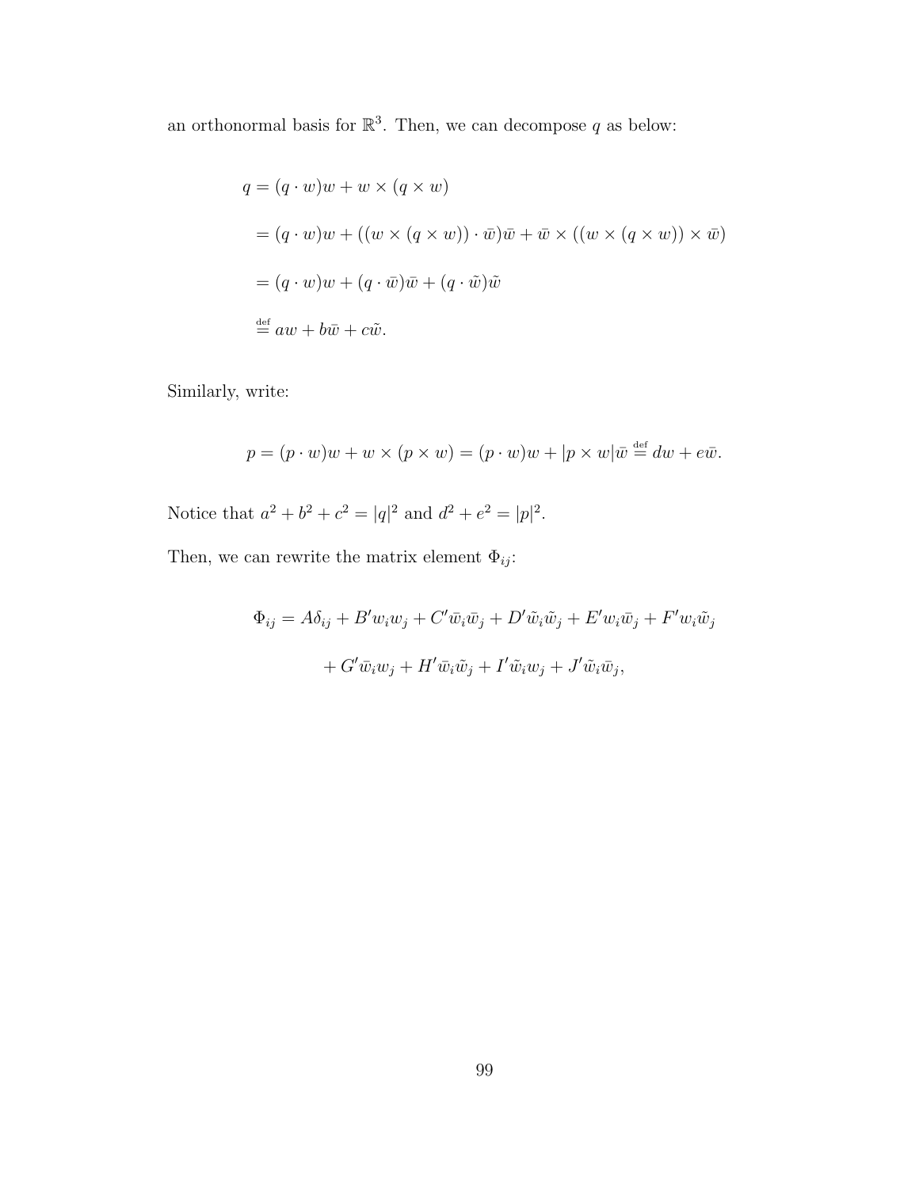an orthonormal basis for $\mathbb{R}^3$. Then, we can decompose $q$ as below:

$$
\begin{aligned}
q &= (q \cdot w)w + w \times (q \times w) \\
&= (q \cdot w)w + ((w \times (q \times w)) \cdot \bar{w})\bar{w} + \bar{w} \times ((w \times (q \times w)) \times \bar{w}) \\
&= (q \cdot w)w + (q \cdot \bar{w})\bar{w} + (q \cdot \tilde{w})\tilde{w} \\
&\stackrel{\text{def}}{=} aw + b\bar{w} + c\tilde{w}.
\end{aligned}
$$

Similarly, write:

$$
p = (p \cdot w)w + w \times (p \times w) = (p \cdot w)w + |p \times w|\bar{w} \stackrel{\text{def}}{=} dw + e\bar{w}.
$$

Notice that $a^2 + b^2 + c^2 = |q|^2$ and $d^2 + e^2 = |p|^2$.

Then, we can rewrite the matrix element $\Phi_{ij}$:

$$
\begin{aligned}
\Phi_{ij} = A\delta_{ij} + B'w_iw_j + C'\bar{w}_i\bar{w}_j + D'\tilde{w}_i\tilde{w}_j + E'w_i\bar{w}_j + F'w_i\tilde{w}_j \\
+ G'\bar{w}_iw_j + H'\bar{w}_i\tilde{w}_j + I'\tilde{w}_iw_j + J'\tilde{w}_i\bar{w}_j,
\end{aligned}
$$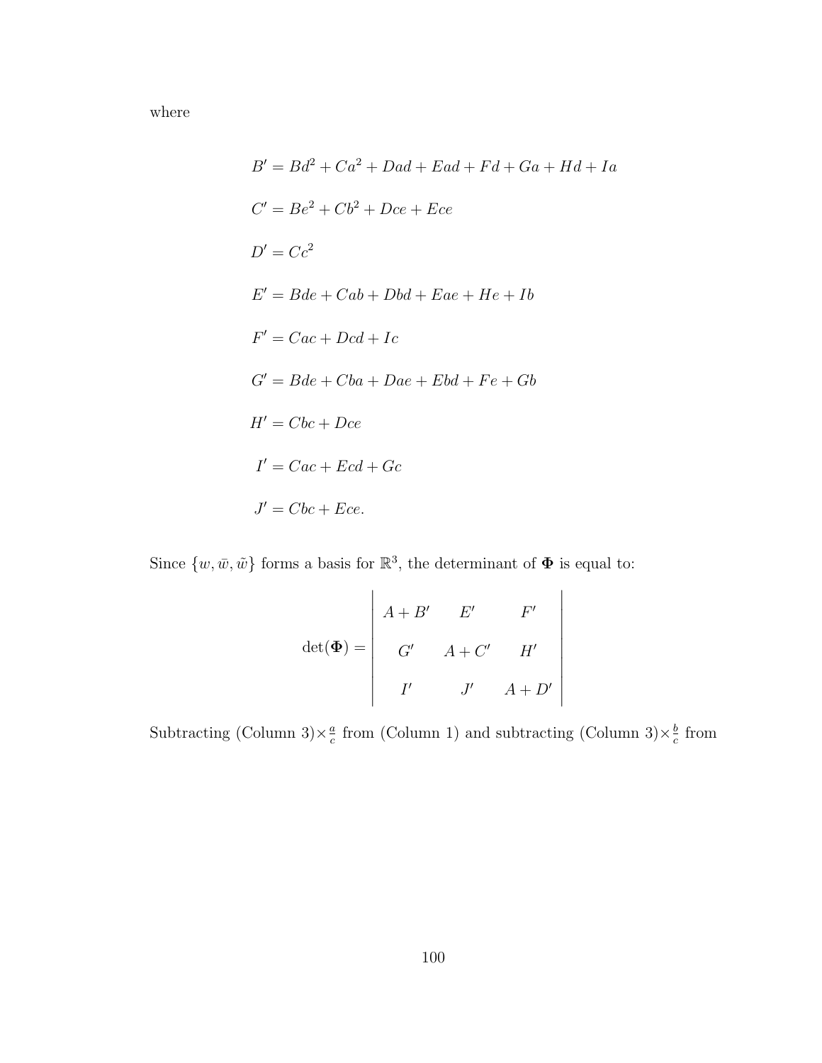where

$$B' = Bd^2 + Ca^2 + Dad + Ead + Fd + Ga + Hd + Ia$$

$$C' = Be^2 + Cb^2 + Dce + Ece$$

$$D' = Cc^2$$

$$E' = Bde + Cab + Dbd + Eae + He + Ib$$

$$F' = Cac + Dcd + Ic$$

$$G' = Bde + Cba + Dae + Ebd + Fe + Gb$$

$$H' = Cbc + Dce$$

$$I' = Cac + Ecd + Gc$$

$$J' = Cbc + Ece.$$

Since $\{w, \bar{w}, \tilde{w}\}$ forms a basis for $\mathbb{R}^3$, the determinant of $\mathbf{\Phi}$ is equal to:

$$\det(\mathbf{\Phi}) = \begin{vmatrix} A + B' & E' & F' \\ G' & A + C' & H' \\ I' & J' & A + D' \end{vmatrix}$$

Subtracting (Column 3)$\times \frac{a}{c}$ from (Column 1) and subtracting (Column 3)$\times \frac{b}{c}$ from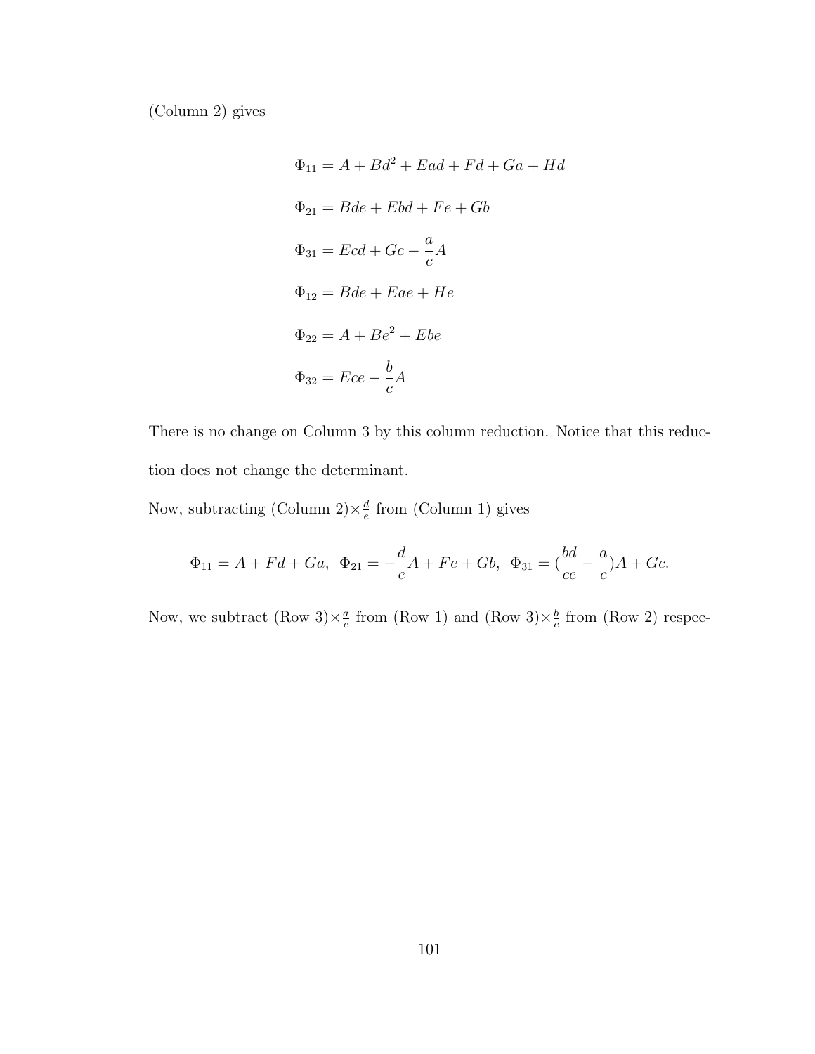(Column 2) gives

$$\Phi_{11} = A + Bd^2 + Ead + Fd + Ga + Hd$$

$$\Phi_{21} = Bde + Ebd + Fe + Gb$$

$$\Phi_{31} = Ecd + Gc - \frac{a}{c}A$$

$$\Phi_{12} = Bde + Eae + He$$

$$\Phi_{22} = A + Be^2 + Ebe$$

$$\Phi_{32} = Ece - \frac{b}{c}A$$

There is no change on Column 3 by this column reduction. Notice that this reduction does not change the determinant.

Now, subtracting (Column 2)$\times\frac{d}{e}$ from (Column 1) gives

$$\Phi_{11} = A + Fd + Ga, \;\; \Phi_{21} = -\frac{d}{e}A + Fe + Gb, \;\; \Phi_{31} = (\frac{bd}{ce} - \frac{a}{c})A + Gc.$$

Now, we subtract (Row 3)$\times\frac{a}{c}$ from (Row 1) and (Row 3)$\times\frac{b}{c}$ from (Row 2) respec-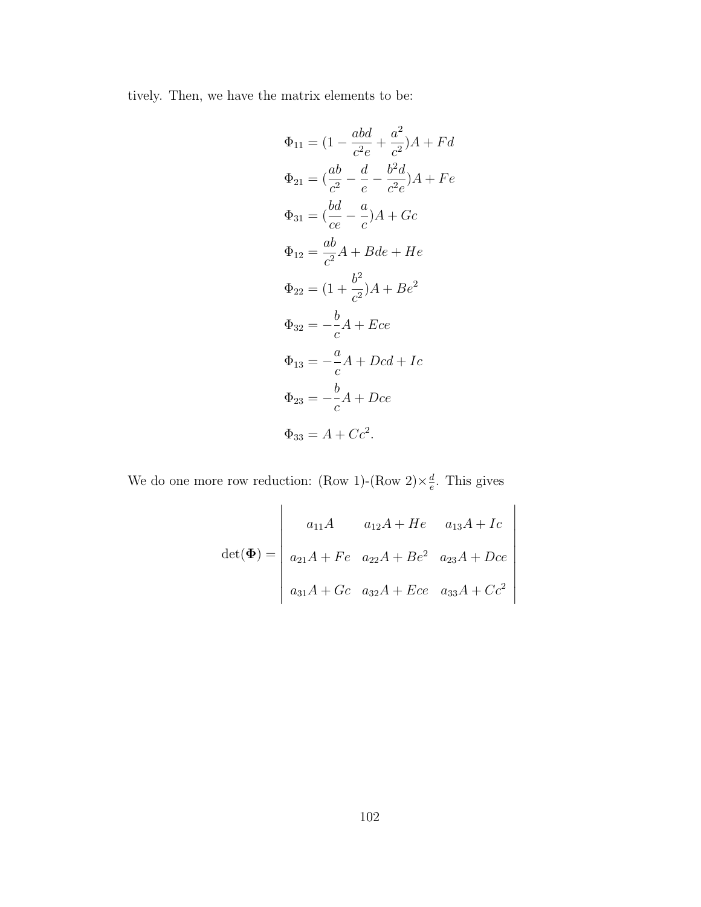tively. Then, we have the matrix elements to be:

$$
\begin{aligned}
\Phi_{11} &= (1 - \frac{abd}{c^2 e} + \frac{a^2}{c^2})A + Fd \\
\Phi_{21} &= (\frac{ab}{c^2} - \frac{d}{e} - \frac{b^2 d}{c^2 e})A + Fe \\
\Phi_{31} &= (\frac{bd}{ce} - \frac{a}{c})A + Gc \\
\Phi_{12} &= \frac{ab}{c^2}A + Bde + He \\
\Phi_{22} &= (1 + \frac{b^2}{c^2})A + Be^2 \\
\Phi_{32} &= -\frac{b}{c}A + Ece \\
\Phi_{13} &= -\frac{a}{c}A + Dcd + Ic \\
\Phi_{23} &= -\frac{b}{c}A + Dce \\
\Phi_{33} &= A + Cc^2.
\end{aligned}
$$

We do one more row reduction: (Row 1)-(Row 2)$\times\frac{d}{e}$. This gives

$$
\det(\mathbf{\Phi}) = \begin{vmatrix} a_{11}A & a_{12}A + He & a_{13}A + Ic \\ a_{21}A + Fe & a_{22}A + Be^2 & a_{23}A + Dce \\ a_{31}A + Gc & a_{32}A + Ece & a_{33}A + Cc^2 \end{vmatrix}
$$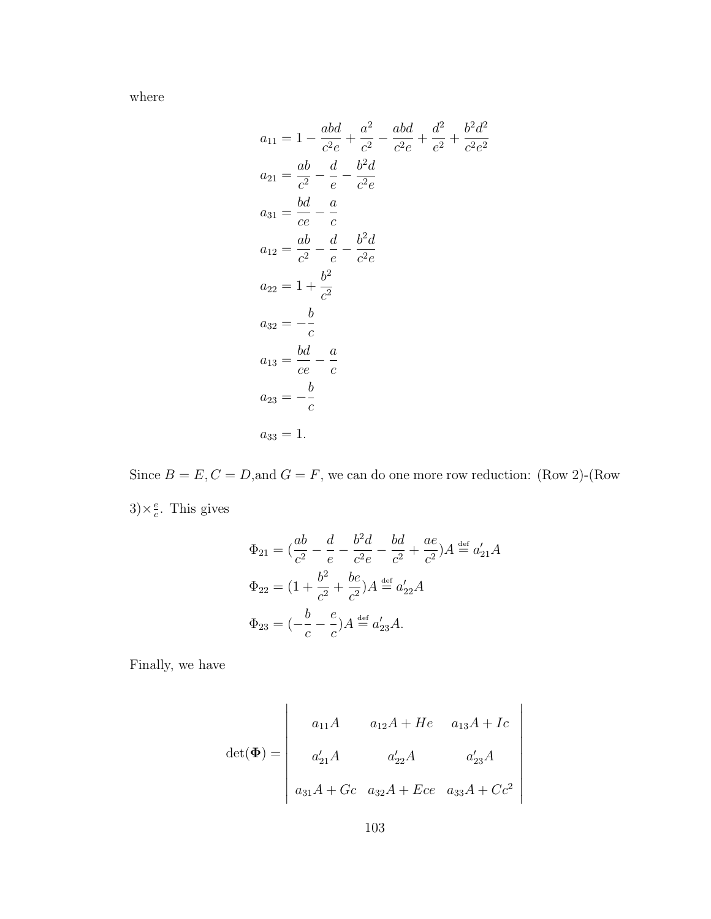where

$$
\begin{aligned}
a_{11} &= 1 - \frac{abd}{c^2e} + \frac{a^2}{c^2} - \frac{abd}{c^2e} + \frac{d^2}{e^2} + \frac{b^2d^2}{c^2e^2} \\
a_{21} &= \frac{ab}{c^2} - \frac{d}{e} - \frac{b^2d}{c^2e} \\
a_{31} &= \frac{bd}{ce} - \frac{a}{c} \\
a_{12} &= \frac{ab}{c^2} - \frac{d}{e} - \frac{b^2d}{c^2e} \\
a_{22} &= 1 + \frac{b^2}{c^2} \\
a_{32} &= -\frac{b}{c} \\
a_{13} &= \frac{bd}{ce} - \frac{a}{c} \\
a_{23} &= -\frac{b}{c} \\
a_{33} &= 1.
\end{aligned}
$$

Since $B = E, C = D$,and $G = F$, we can do one more row reduction: (Row 2)-(Row 3)$\times\frac{e}{c}$. This gives

$$
\begin{aligned}
\Phi_{21} &= (\frac{ab}{c^2} - \frac{d}{e} - \frac{b^2d}{c^2e} - \frac{bd}{c^2} + \frac{ae}{c^2})A \stackrel{\text{def}}{=} a'_{21}A \\
\Phi_{22} &= (1 + \frac{b^2}{c^2} + \frac{be}{c^2})A \stackrel{\text{def}}{=} a'_{22}A \\
\Phi_{23} &= (-\frac{b}{c} - \frac{e}{c})A \stackrel{\text{def}}{=} a'_{23}A.
\end{aligned}
$$

Finally, we have

$$
\det(\mathbf{\Phi}) = \begin{vmatrix} a_{11}A & a_{12}A + He & a_{13}A + Ic \\ a'_{21}A & a'_{22}A & a'_{23}A \\ a_{31}A + Gc & a_{32}A + Ece & a_{33}A + Cc^2 \end{vmatrix}
$$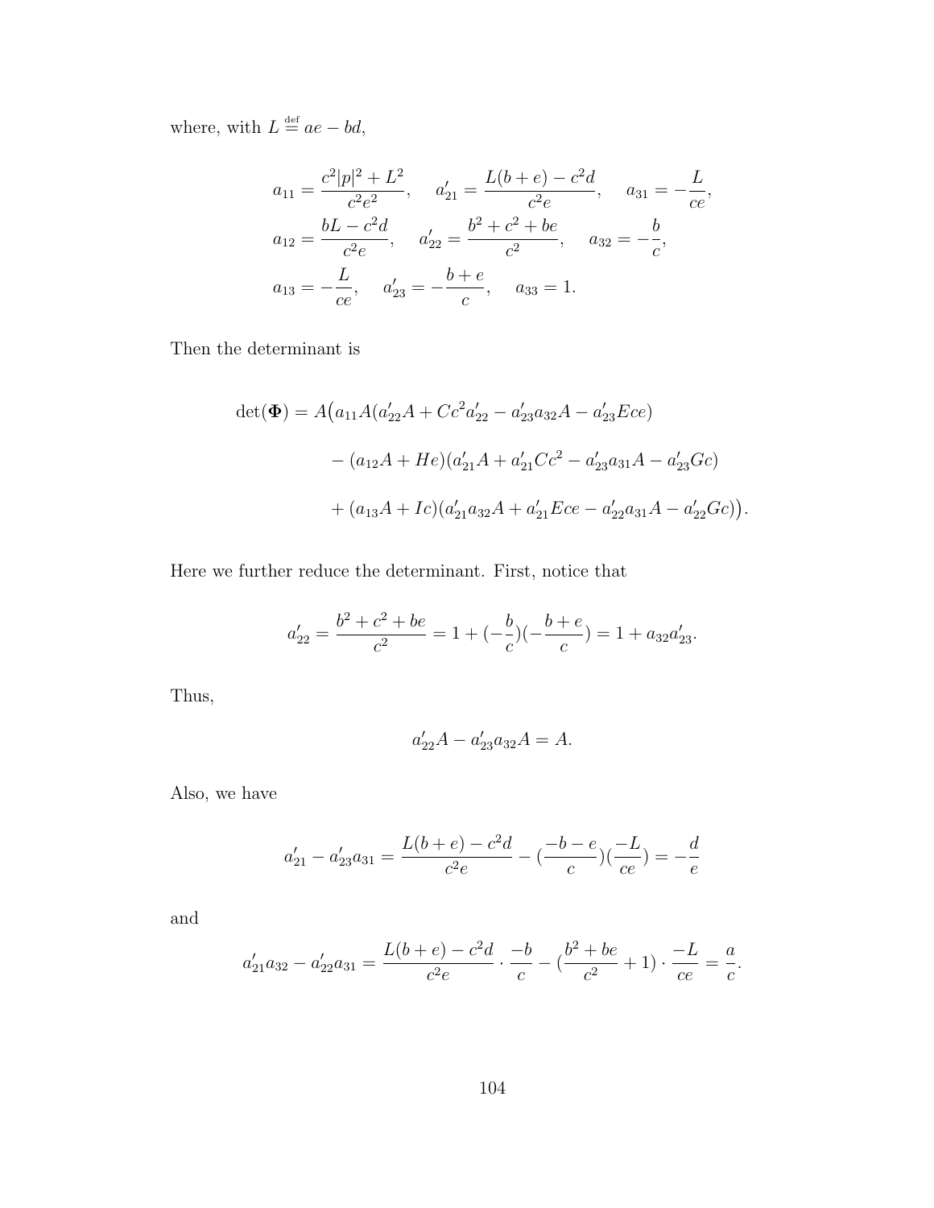where, with $L \stackrel{\text{def}}{=} ae - bd$,

$$
\begin{aligned}
a_{11} &= \frac{c^2|p|^2 + L^2}{c^2e^2}, \quad & a'_{21} &= \frac{L(b+e) - c^2d}{c^2e}, \quad & a_{31} &= -\frac{L}{ce}, \\
a_{12} &= \frac{bL - c^2d}{c^2e}, \quad & a'_{22} &= \frac{b^2 + c^2 + be}{c^2}, \quad & a_{32} &= -\frac{b}{c}, \\
a_{13} &= -\frac{L}{ce}, \quad & a'_{23} &= -\frac{b+e}{c}, \quad & a_{33} &= 1.
\end{aligned}
$$

Then the determinant is

$$
\begin{aligned}
\det(\mathbf{\Phi}) = A\big(&a_{11}A(a'_{22}A + Cc^2a'_{22} - a'_{23}a_{32}A - a'_{23}Ece) \\
&- (a_{12}A + He)(a'_{21}A + a'_{21}Cc^2 - a'_{23}a_{31}A - a'_{23}Gc) \\
&+ (a_{13}A + Ic)(a'_{21}a_{32}A + a'_{21}Ece - a'_{22}a_{31}A - a'_{22}Gc)\big).
\end{aligned}
$$

Here we further reduce the determinant. First, notice that

$$
a'_{22} = \frac{b^2 + c^2 + be}{c^2} = 1 + (-\frac{b}{c})(-\frac{b+e}{c}) = 1 + a_{32}a'_{23}.
$$

Thus,

$$
a'_{22}A - a'_{23}a_{32}A = A.
$$

Also, we have

$$
a'_{21} - a'_{23}a_{31} = \frac{L(b+e) - c^2d}{c^2e} - (\frac{-b-e}{c})(\frac{-L}{ce}) = -\frac{d}{e}
$$

and

$$
a'_{21}a_{32} - a'_{22}a_{31} = \frac{L(b+e) - c^2d}{c^2e} \cdot \frac{-b}{c} - (\frac{b^2 + be}{c^2} + 1) \cdot \frac{-L}{ce} = \frac{a}{c}.
$$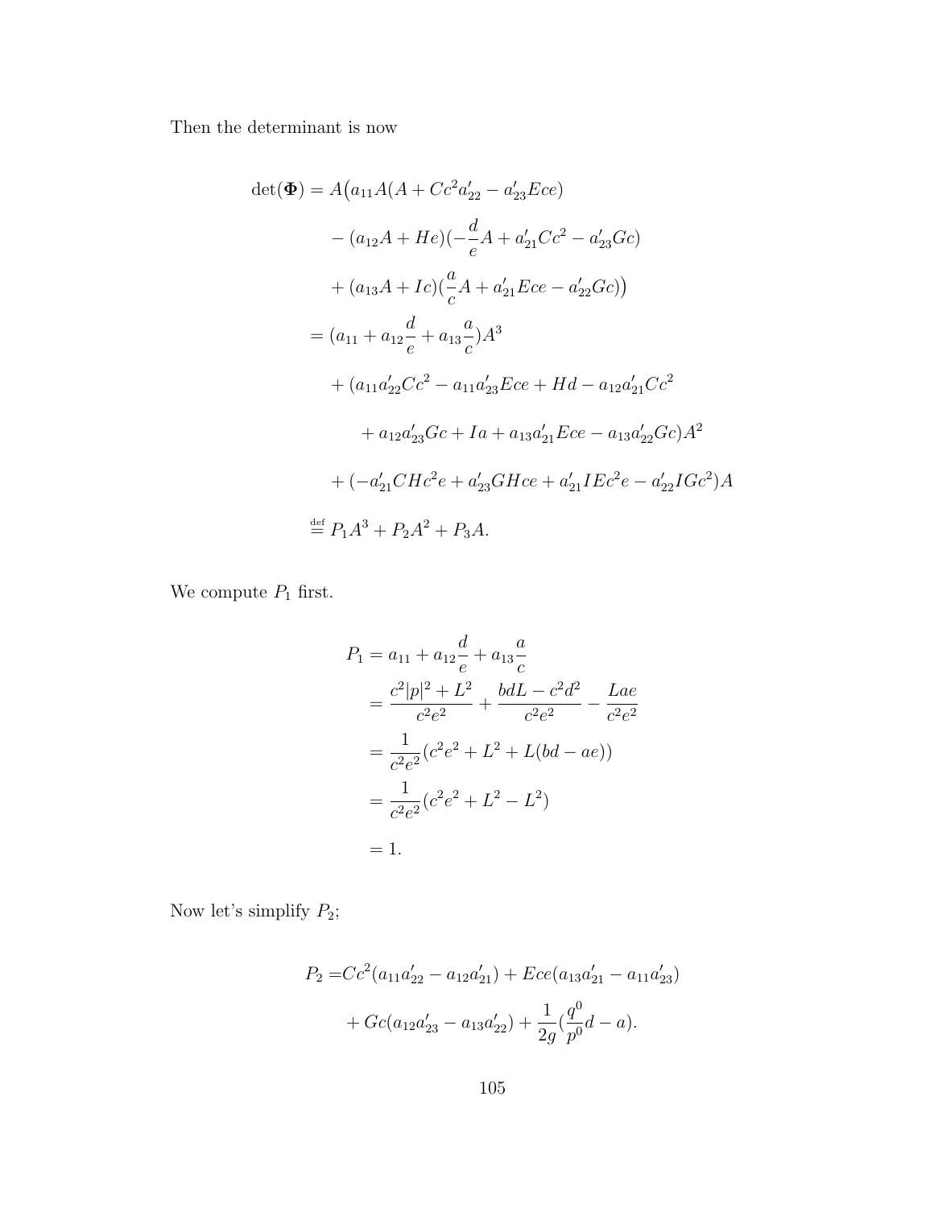Then the determinant is now

$$
\begin{aligned}
\det(\mathbf{\Phi}) &= A\big(a_{11}A(A + Cc^2 a'_{22} - a'_{23}Ece) \\
&\quad - (a_{12}A + He)(-\frac{d}{e}A + a'_{21}Cc^2 - a'_{23}Gc) \\
&\quad + (a_{13}A + Ic)(\frac{a}{c}A + a'_{21}Ece - a'_{22}Gc)\big) \\
&= (a_{11} + a_{12}\frac{d}{e} + a_{13}\frac{a}{c})A^3 \\
&\quad + (a_{11}a'_{22}Cc^2 - a_{11}a'_{23}Ece + Hd - a_{12}a'_{21}Cc^2 \\
&\qquad + a_{12}a'_{23}Gc + Ia + a_{13}a'_{21}Ece - a_{13}a'_{22}Gc)A^2 \\
&\quad + (-a'_{21}CHc^2e + a'_{23}GHce + a'_{21}IEc^2e - a'_{22}IGc^2)A \\
&\stackrel{\text{def}}{=} P_1A^3 + P_2A^2 + P_3A.
\end{aligned}
$$

We compute $P_1$ first.

$$
\begin{aligned}
P_1 &= a_{11} + a_{12}\frac{d}{e} + a_{13}\frac{a}{c} \\
&= \frac{c^2|p|^2 + L^2}{c^2e^2} + \frac{bdL - c^2d^2}{c^2e^2} - \frac{Lae}{c^2e^2} \\
&= \frac{1}{c^2e^2}(c^2e^2 + L^2 + L(bd - ae)) \\
&= \frac{1}{c^2e^2}(c^2e^2 + L^2 - L^2) \\
&= 1.
\end{aligned}
$$

Now let's simplify $P_2$;

$$
\begin{aligned}
P_2 =& Cc^2(a_{11}a'_{22} - a_{12}a'_{21}) + Ece(a_{13}a'_{21} - a_{11}a'_{23}) \\
&+ Gc(a_{12}a'_{23} - a_{13}a'_{22}) + \frac{1}{2g}(\frac{q^0}{p^0}d - a).
\end{aligned}
$$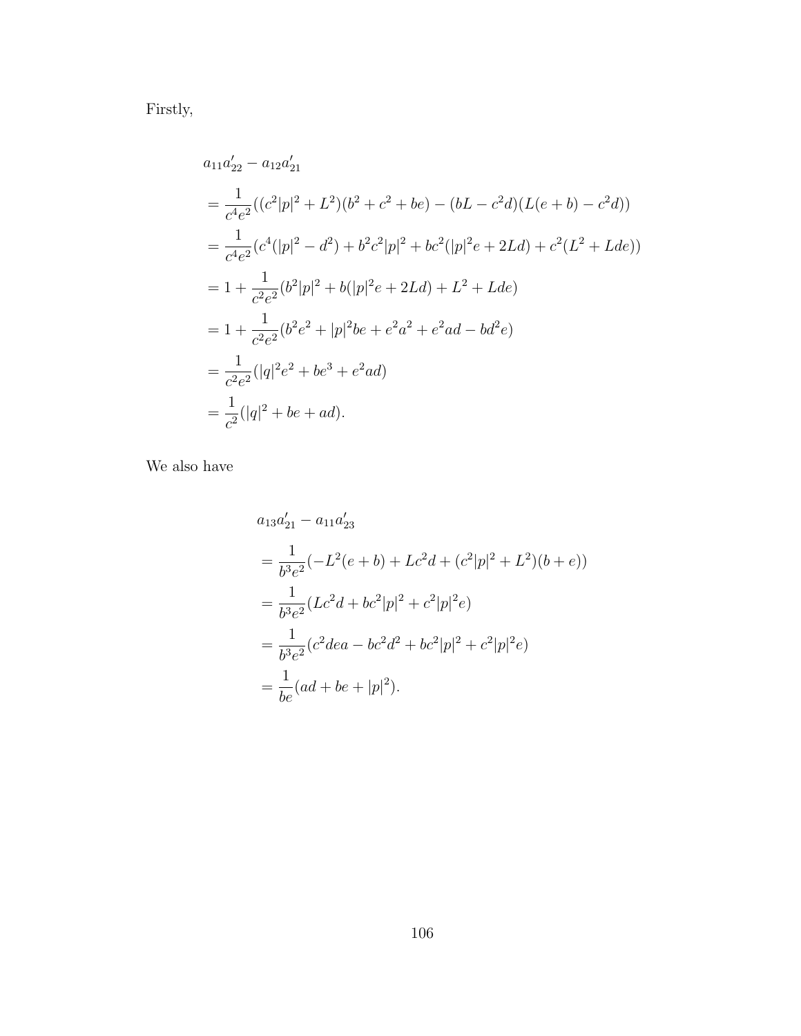Firstly,

$$
\begin{aligned}
&a_{11}a'_{22} - a_{12}a'_{21} \\
&= \frac{1}{c^4e^2}((c^2|p|^2 + L^2)(b^2 + c^2 + be) - (bL - c^2d)(L(e+b) - c^2d)) \\
&= \frac{1}{c^4e^2}(c^4(|p|^2 - d^2) + b^2c^2|p|^2 + bc^2(|p|^2e + 2Ld) + c^2(L^2 + Lde)) \\
&= 1 + \frac{1}{c^2e^2}(b^2|p|^2 + b(|p|^2e + 2Ld) + L^2 + Lde) \\
&= 1 + \frac{1}{c^2e^2}(b^2e^2 + |p|^2be + e^2a^2 + e^2ad - bd^2e) \\
&= \frac{1}{c^2e^2}(|q|^2e^2 + be^3 + e^2ad) \\
&= \frac{1}{c^2}(|q|^2 + be + ad).
\end{aligned}
$$

We also have

$$
\begin{aligned}
&a_{13}a'_{21} - a_{11}a'_{23} \\
&= \frac{1}{b^3e^2}(-L^2(e+b) + Lc^2d + (c^2|p|^2 + L^2)(b+e)) \\
&= \frac{1}{b^3e^2}(Lc^2d + bc^2|p|^2 + c^2|p|^2e) \\
&= \frac{1}{b^3e^2}(c^2dea - bc^2d^2 + bc^2|p|^2 + c^2|p|^2e) \\
&= \frac{1}{be}(ad + be + |p|^2).
\end{aligned}
$$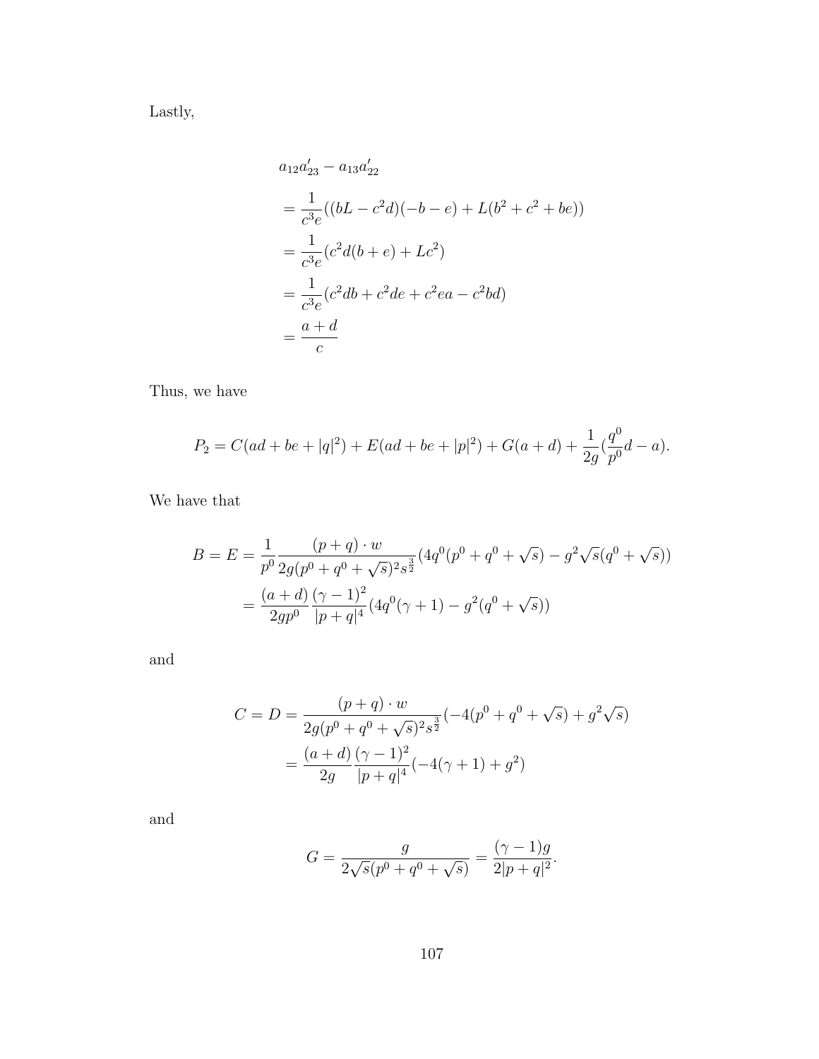Lastly,

$$
\begin{aligned}
&a_{12}a'_{23} - a_{13}a'_{22} \\
&= \frac{1}{c^3 e}((bL - c^2 d)(-b - e) + L(b^2 + c^2 + be)) \\
&= \frac{1}{c^3 e}(c^2 d(b + e) + Lc^2) \\
&= \frac{1}{c^3 e}(c^2 db + c^2 de + c^2 ea - c^2 bd) \\
&= \frac{a + d}{c}
\end{aligned}
$$

Thus, we have

$$
P_2 = C(ad + be + |q|^2) + E(ad + be + |p|^2) + G(a + d) + \frac{1}{2g}(\frac{q^0}{p^0}d - a).
$$

We have that

$$
\begin{aligned}
B = E &= \frac{1}{p^0} \frac{(p + q) \cdot w}{2g(p^0 + q^0 + \sqrt{s})^2 s^{\frac{3}{2}}}(4q^0(p^0 + q^0 + \sqrt{s}) - g^2\sqrt{s}(q^0 + \sqrt{s})) \\
&= \frac{(a + d)}{2gp^0} \frac{(\gamma - 1)^2}{|p + q|^4}(4q^0(\gamma + 1) - g^2(q^0 + \sqrt{s}))
\end{aligned}
$$

and

$$
\begin{aligned}
C = D &= \frac{(p + q) \cdot w}{2g(p^0 + q^0 + \sqrt{s})^2 s^{\frac{3}{2}}}(-4(p^0 + q^0 + \sqrt{s}) + g^2\sqrt{s}) \\
&= \frac{(a + d)}{2g} \frac{(\gamma - 1)^2}{|p + q|^4}(-4(\gamma + 1) + g^2)
\end{aligned}
$$

and

$$
G = \frac{g}{2\sqrt{s}(p^0 + q^0 + \sqrt{s})} = \frac{(\gamma - 1)g}{2|p + q|^2}.
$$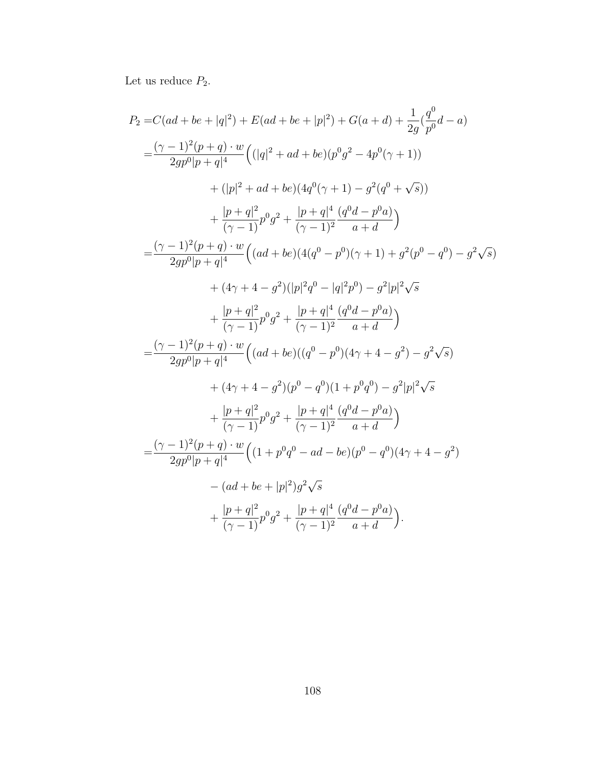Let us reduce $P_2$.

$$
\begin{aligned}
P_2 =& C(ad+be+|q|^2) + E(ad+be+|p|^2) + G(a+d) + \frac{1}{2g}(\frac{q^0}{p^0}d - a) \\
=& \frac{(\gamma-1)^2(p+q)\cdot w}{2gp^0|p+q|^4}\Big((|q|^2+ad+be)(p^0g^2 - 4p^0(\gamma+1)) \\
&+ (|p|^2+ad+be)(4q^0(\gamma+1) - g^2(q^0+\sqrt{s})) \\
&+ \frac{|p+q|^2}{(\gamma-1)}p^0g^2 + \frac{|p+q|^4}{(\gamma-1)^2}\frac{(q^0d - p^0a)}{a+d}\Big) \\
=& \frac{(\gamma-1)^2(p+q)\cdot w}{2gp^0|p+q|^4}\Big((ad+be)(4(q^0-p^0)(\gamma+1) + g^2(p^0-q^0) - g^2\sqrt{s}) \\
&+ (4\gamma+4-g^2)(|p|^2q^0 - |q|^2p^0) - g^2|p|^2\sqrt{s} \\
&+ \frac{|p+q|^2}{(\gamma-1)}p^0g^2 + \frac{|p+q|^4}{(\gamma-1)^2}\frac{(q^0d - p^0a)}{a+d}\Big) \\
=& \frac{(\gamma-1)^2(p+q)\cdot w}{2gp^0|p+q|^4}\Big((ad+be)((q^0-p^0)(4\gamma+4-g^2) - g^2\sqrt{s}) \\
&+ (4\gamma+4-g^2)(p^0-q^0)(1+p^0q^0) - g^2|p|^2\sqrt{s} \\
&+ \frac{|p+q|^2}{(\gamma-1)}p^0g^2 + \frac{|p+q|^4}{(\gamma-1)^2}\frac{(q^0d - p^0a)}{a+d}\Big) \\
=& \frac{(\gamma-1)^2(p+q)\cdot w}{2gp^0|p+q|^4}\Big((1+p^0q^0-ad-be)(p^0-q^0)(4\gamma+4-g^2) \\
&- (ad+be+|p|^2)g^2\sqrt{s} \\
&+ \frac{|p+q|^2}{(\gamma-1)}p^0g^2 + \frac{|p+q|^4}{(\gamma-1)^2}\frac{(q^0d - p^0a)}{a+d}\Big).
\end{aligned}
$$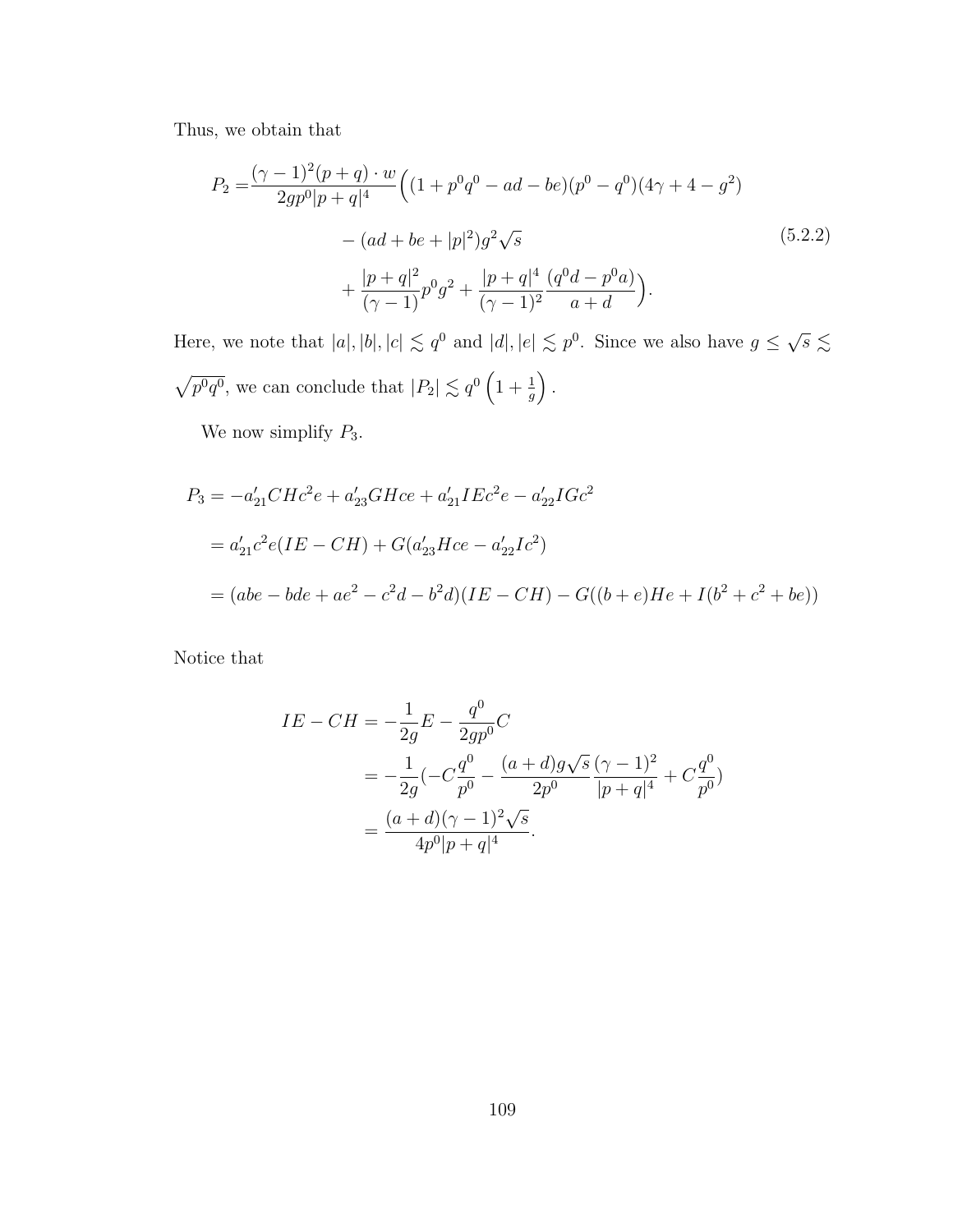Thus, we obtain that

$$
\begin{aligned}
P_2 =& \frac{(\gamma-1)^2(p+q)\cdot w}{2gp^0|p+q|^4}\Big((1+p^0q^0-ad-be)(p^0-q^0)(4\gamma+4-g^2) \\
& - (ad+be+|p|^2)g^2\sqrt{s} \\
& + \frac{|p+q|^2}{(\gamma-1)}p^0g^2 + \frac{|p+q|^4}{(\gamma-1)^2}\frac{(q^0d-p^0a)}{a+d}\Big).
\end{aligned}
\tag{5.2.2}
$$

Here, we note that $|a|, |b|, |c| \lesssim q^0$ and $|d|, |e| \lesssim p^0$. Since we also have $g \le \sqrt{s} \lesssim \sqrt{p^0q^0}$, we can conclude that $|P_2| \lesssim q^0\left(1+\frac{1}{g}\right)$.

We now simplify $P_3$.

$$
\begin{aligned}
P_3 &= -a'_{21}CHc^2e + a'_{23}GHce + a'_{21}IEc^2e - a'_{22}IGc^2 \\
&= a'_{21}c^2e(IE-CH) + G(a'_{23}Hce - a'_{22}Ic^2) \\
&= (abe - bde + ae^2 - c^2d - b^2d)(IE-CH) - G((b+e)He + I(b^2+c^2+be))
\end{aligned}
$$

Notice that

$$
\begin{aligned}
IE - CH &= -\frac{1}{2g}E - \frac{q^0}{2gp^0}C \\
&= -\frac{1}{2g}\left(-C\frac{q^0}{p^0} - \frac{(a+d)g\sqrt{s}}{2p^0}\frac{(\gamma-1)^2}{|p+q|^4} + C\frac{q^0}{p^0}\right) \\
&= \frac{(a+d)(\gamma-1)^2\sqrt{s}}{4p^0|p+q|^4}.
\end{aligned}
$$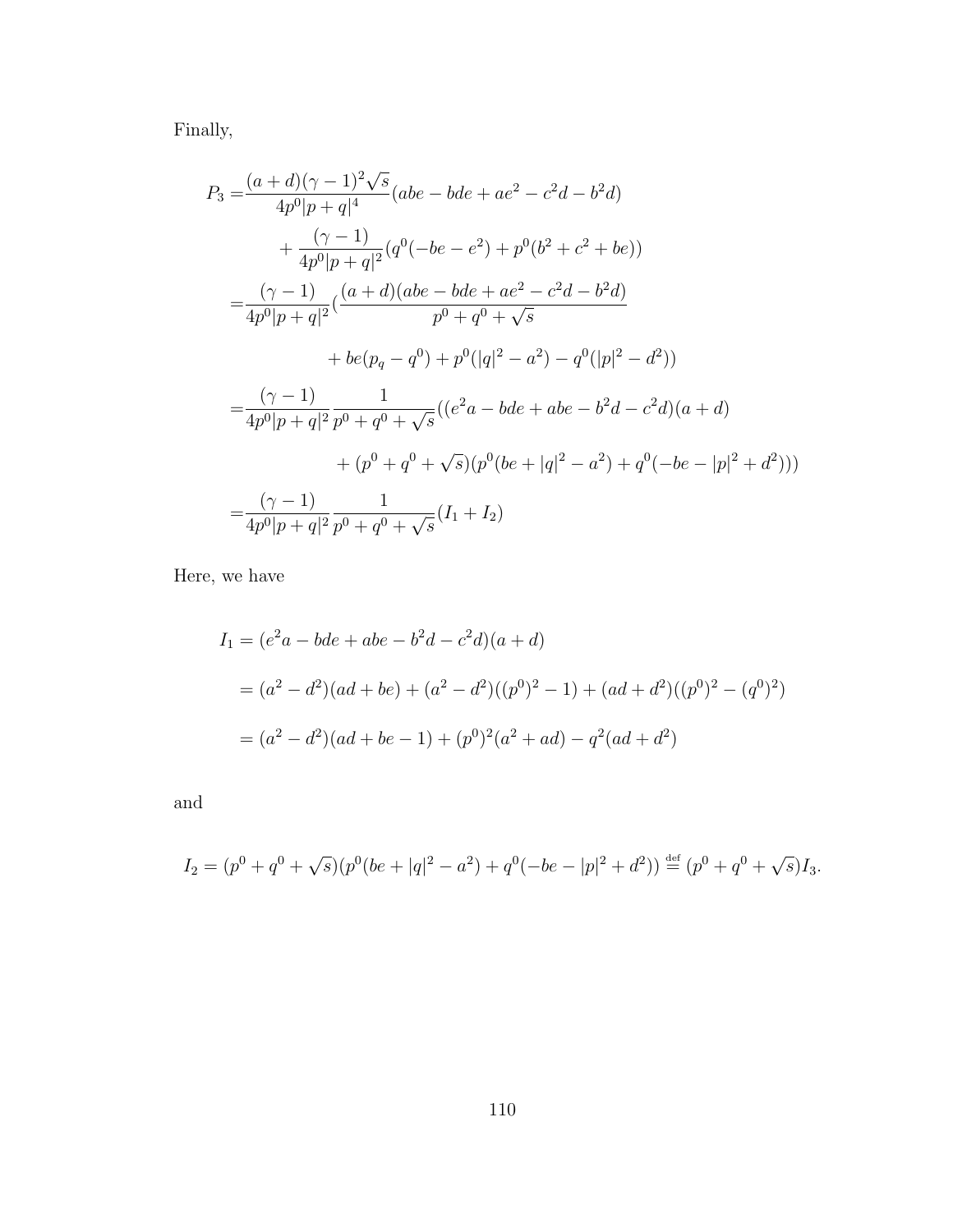Finally,

$$
\begin{aligned}
P_3 =& \frac{(a+d)(\gamma-1)^2\sqrt{s}}{4p^0|p+q|^4}(abe - bde + ae^2 - c^2d - b^2d) \\
&+ \frac{(\gamma-1)}{4p^0|p+q|^2}(q^0(-be-e^2) + p^0(b^2+c^2+be)) \\
=& \frac{(\gamma-1)}{4p^0|p+q|^2}\Big(\frac{(a+d)(abe - bde + ae^2 - c^2d - b^2d)}{p^0+q^0+\sqrt{s}} \\
&+ be(p_q - q^0) + p^0(|q|^2 - a^2) - q^0(|p|^2 - d^2)\Big) \\
=& \frac{(\gamma-1)}{4p^0|p+q|^2}\frac{1}{p^0+q^0+\sqrt{s}}((e^2a - bde + abe - b^2d - c^2d)(a+d) \\
&+ (p^0+q^0+\sqrt{s})(p^0(be + |q|^2 - a^2) + q^0(-be - |p|^2 + d^2))) \\
=& \frac{(\gamma-1)}{4p^0|p+q|^2}\frac{1}{p^0+q^0+\sqrt{s}}(I_1 + I_2)
\end{aligned}
$$

Here, we have

$$
\begin{aligned}
I_1 &= (e^2a - bde + abe - b^2d - c^2d)(a+d) \\
&= (a^2-d^2)(ad+be) + (a^2-d^2)((p^0)^2 - 1) + (ad+d^2)((p^0)^2 - (q^0)^2) \\
&= (a^2-d^2)(ad+be-1) + (p^0)^2(a^2+ad) - q^2(ad+d^2)
\end{aligned}
$$

and

$$
I_2 = (p^0+q^0+\sqrt{s})(p^0(be+|q|^2-a^2) + q^0(-be-|p|^2+d^2)) \stackrel{\text{def}}{=} (p^0+q^0+\sqrt{s})I_3.
$$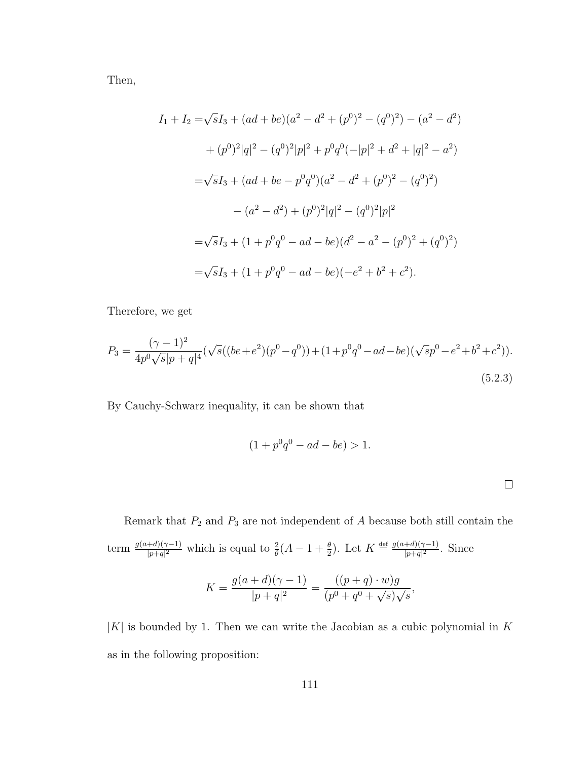Then,

$$
\begin{aligned}
I_1 + I_2 =& \sqrt{s} I_3 + (ad + be)(a^2 - d^2 + (p^0)^2 - (q^0)^2) - (a^2 - d^2) \\
&+ (p^0)^2 |q|^2 - (q^0)^2 |p|^2 + p^0 q^0 (-|p|^2 + d^2 + |q|^2 - a^2) \\
=& \sqrt{s} I_3 + (ad + be - p^0 q^0)(a^2 - d^2 + (p^0)^2 - (q^0)^2) \\
&- (a^2 - d^2) + (p^0)^2 |q|^2 - (q^0)^2 |p|^2 \\
=& \sqrt{s} I_3 + (1 + p^0 q^0 - ad - be)(d^2 - a^2 - (p^0)^2 + (q^0)^2) \\
=& \sqrt{s} I_3 + (1 + p^0 q^0 - ad - be)(-e^2 + b^2 + c^2).
\end{aligned}
$$

Therefore, we get

$$
P_3 = \frac{(\gamma - 1)^2}{4 p^0 \sqrt{s} |p + q|^4} (\sqrt{s}((be + e^2)(p^0 - q^0)) + (1 + p^0 q^0 - ad - be)(\sqrt{s} p^0 - e^2 + b^2 + c^2)). \tag{5.2.3}
$$

By Cauchy-Schwarz inequality, it can be shown that

$$
(1 + p^0 q^0 - ad - be) > 1.
$$

□

Remark that $P_2$ and $P_3$ are not independent of $A$ because both still contain the term $\frac{g(a+d)(\gamma-1)}{|p+q|^2}$ which is equal to $\frac{2}{\theta}(A - 1 + \frac{\theta}{2})$. Let $K \stackrel{\text{def}}{=} \frac{g(a+d)(\gamma-1)}{|p+q|^2}$. Since

$$
K = \frac{g(a+d)(\gamma - 1)}{|p+q|^2} = \frac{((p+q) \cdot w) g}{(p^0 + q^0 + \sqrt{s})\sqrt{s}},
$$

$|K|$ is bounded by 1. Then we can write the Jacobian as a cubic polynomial in $K$ as in the following proposition: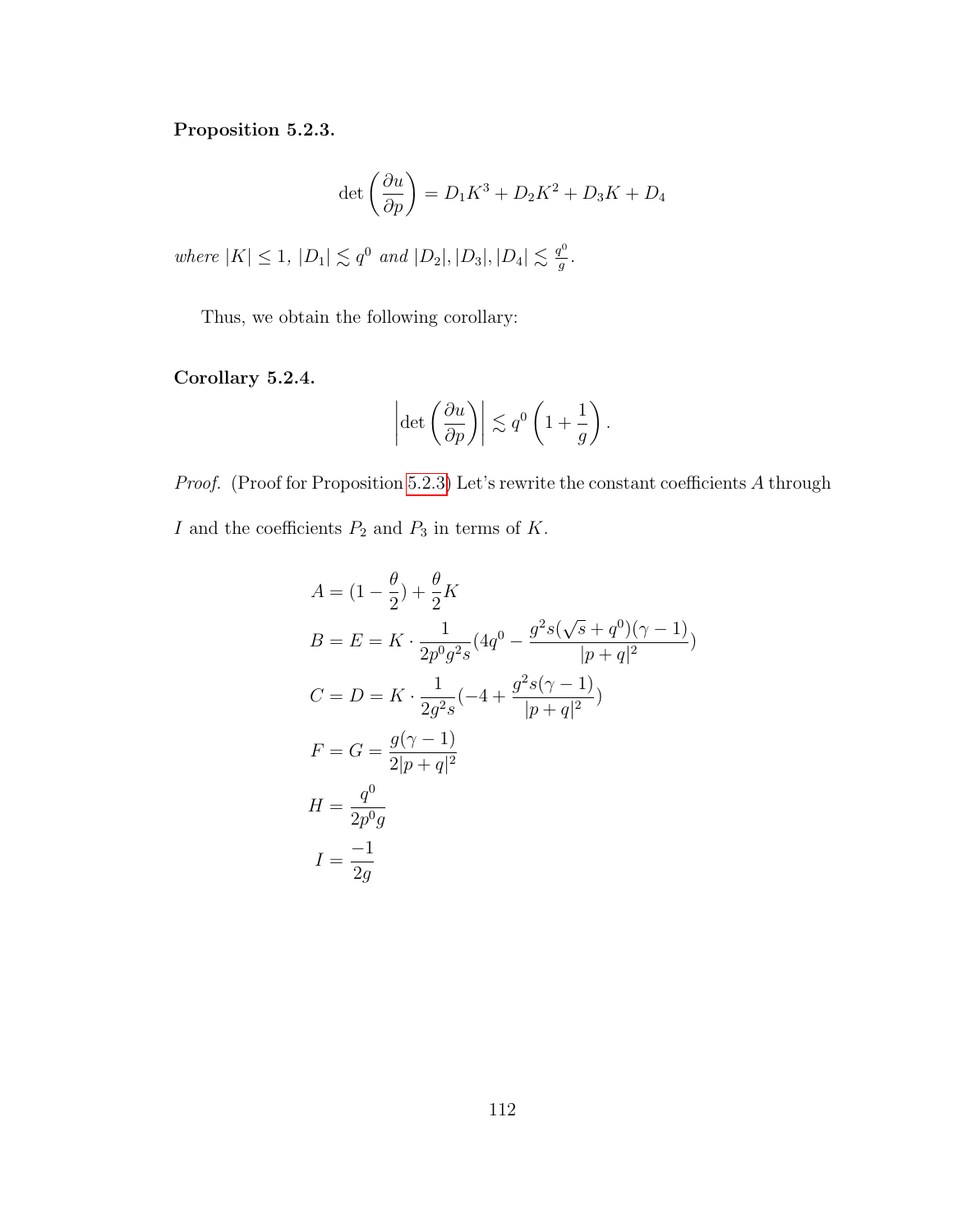**Proposition 5.2.3.**

$$\det\left(\frac{\partial u}{\partial p}\right) = D_1 K^3 + D_2 K^2 + D_3 K + D_4$$

*where* $|K| \leq 1$, $|D_1| \lesssim q^0$ *and* $|D_2|, |D_3|, |D_4| \lesssim \frac{q^0}{g}$.

Thus, we obtain the following corollary:

**Corollary 5.2.4.**

$$\left|\det\left(\frac{\partial u}{\partial p}\right)\right| \lesssim q^0 \left(1 + \frac{1}{g}\right).$$

*Proof.* (Proof for Proposition 5.2.3) Let's rewrite the constant coefficients $A$ through $I$ and the coefficients $P_2$ and $P_3$ in terms of $K$.

$$\begin{aligned}
A &= (1 - \frac{\theta}{2}) + \frac{\theta}{2} K \\
B = E &= K \cdot \frac{1}{2p^0 g^2 s}(4q^0 - \frac{g^2 s(\sqrt{s} + q^0)(\gamma - 1)}{|p+q|^2}) \\
C = D &= K \cdot \frac{1}{2g^2 s}(-4 + \frac{g^2 s(\gamma - 1)}{|p+q|^2}) \\
F = G &= \frac{g(\gamma - 1)}{2|p+q|^2} \\
H &= \frac{q^0}{2p^0 g} \\
I &= \frac{-1}{2g}
\end{aligned}$$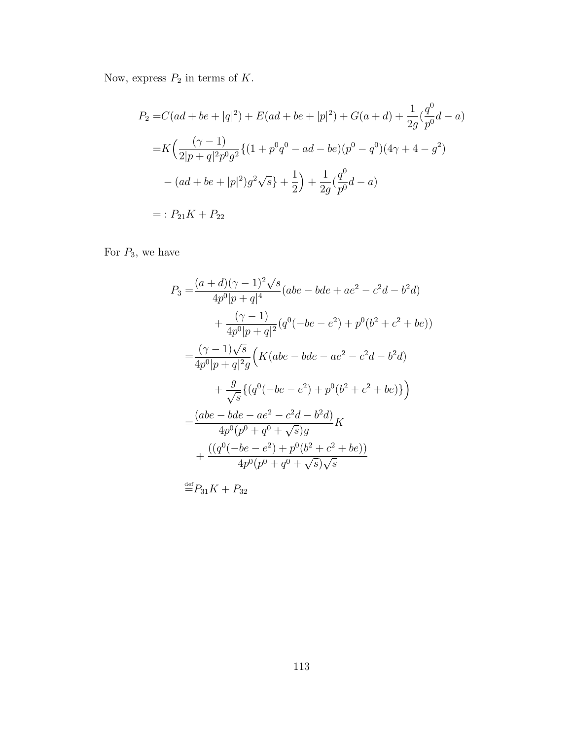Now, express $P_2$ in terms of $K$.

$$
\begin{aligned}
P_2 =& C(ad+be+|q|^2) + E(ad+be+|p|^2) + G(a+d) + \frac{1}{2g}(\frac{q^0}{p^0}d - a) \\
=& K\Big(\frac{(\gamma-1)}{2|p+q|^2 p^0 g^2}\{(1+p^0q^0 - ad - be)(p^0-q^0)(4\gamma+4-g^2) \\
&- (ad+be+|p|^2)g^2\sqrt{s}\} + \frac{1}{2}\Big) + \frac{1}{2g}(\frac{q^0}{p^0}d - a) \\
=:& P_{21}K + P_{22}
\end{aligned}
$$

For $P_3$, we have

$$
\begin{aligned}
P_3 =& \frac{(a+d)(\gamma-1)^2\sqrt{s}}{4p^0|p+q|^4}(abe - bde + ae^2 - c^2d - b^2d) \\
&+ \frac{(\gamma-1)}{4p^0|p+q|^2}(q^0(-be-e^2) + p^0(b^2+c^2+be)) \\
=& \frac{(\gamma-1)\sqrt{s}}{4p^0|p+q|^2 g}\Big(K(abe - bde - ae^2 - c^2d - b^2d) \\
&+ \frac{g}{\sqrt{s}}\{(q^0(-be-e^2) + p^0(b^2+c^2+be)\}\Big) \\
=& \frac{(abe - bde - ae^2 - c^2d - b^2d)}{4p^0(p^0+q^0+\sqrt{s})g}K \\
&+ \frac{((q^0(-be-e^2) + p^0(b^2+c^2+be))}{4p^0(p^0+q^0+\sqrt{s})\sqrt{s}} \\
\stackrel{\text{def}}{=}& P_{31}K + P_{32}
\end{aligned}
$$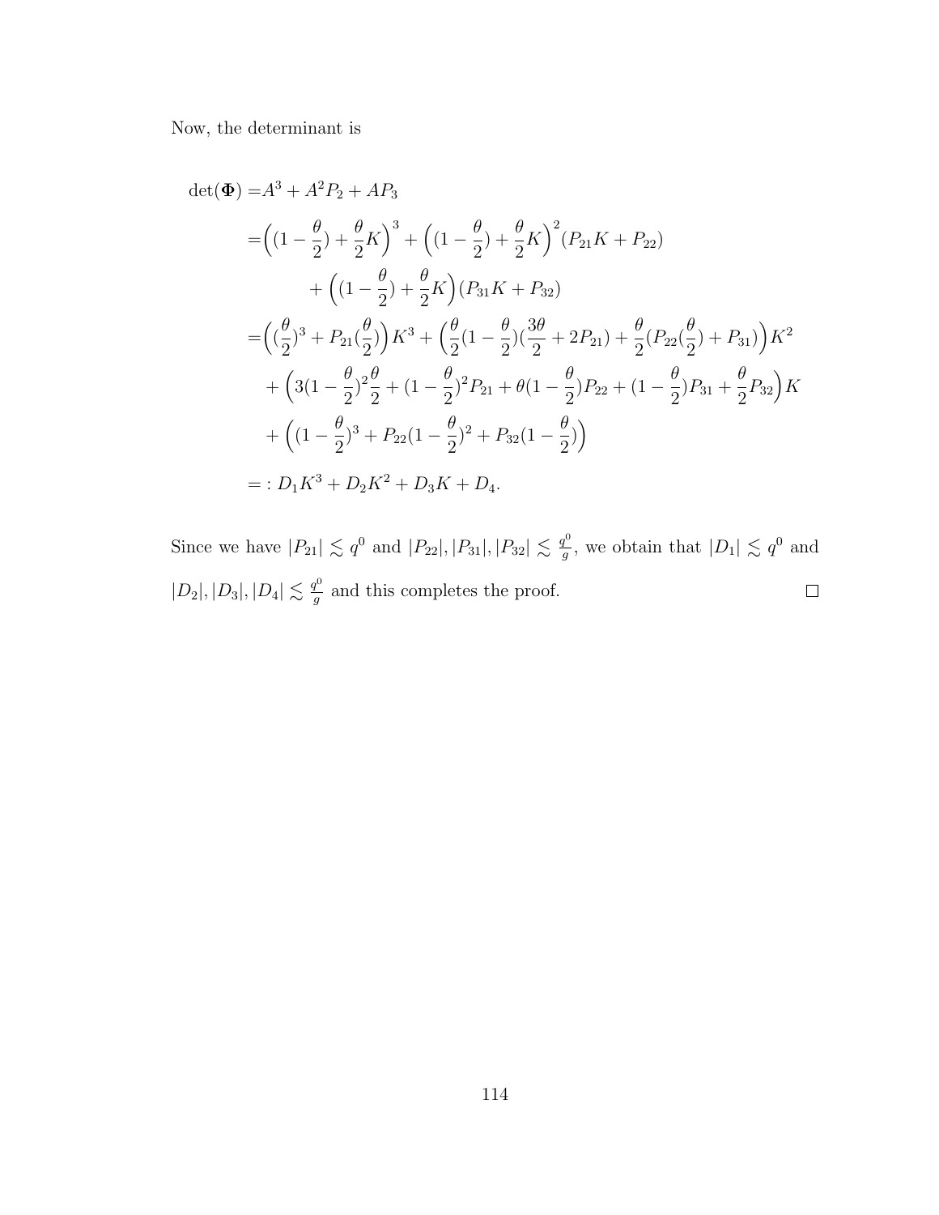Now, the determinant is

$$
\begin{aligned}
\det(\mathbf{\Phi}) =& A^3 + A^2 P_2 + A P_3 \\
=& \Big( (1-\frac{\theta}{2}) + \frac{\theta}{2} K \Big)^3 + \Big( (1-\frac{\theta}{2}) + \frac{\theta}{2} K \Big)^2 (P_{21} K + P_{22}) \\
& \qquad + \Big( (1-\frac{\theta}{2}) + \frac{\theta}{2} K \Big) (P_{31} K + P_{32}) \\
=& \Big( (\frac{\theta}{2})^3 + P_{21} (\frac{\theta}{2}) \Big) K^3 + \Big( \frac{\theta}{2} (1-\frac{\theta}{2}) (\frac{3\theta}{2} + 2P_{21}) + \frac{\theta}{2} (P_{22} (\frac{\theta}{2}) + P_{31}) \Big) K^2 \\
& + \Big( 3(1-\frac{\theta}{2})^2 \frac{\theta}{2} + (1-\frac{\theta}{2})^2 P_{21} + \theta (1-\frac{\theta}{2}) P_{22} + (1-\frac{\theta}{2}) P_{31} + \frac{\theta}{2} P_{32} \Big) K \\
& + \Big( (1-\frac{\theta}{2})^3 + P_{22} (1-\frac{\theta}{2})^2 + P_{32} (1-\frac{\theta}{2}) \Big) \\
=& : D_1 K^3 + D_2 K^2 + D_3 K + D_4.
\end{aligned}
$$

Since we have $|P_{21}| \lesssim q^0$ and $|P_{22}|, |P_{31}|, |P_{32}| \lesssim \frac{q^0}{g}$, we obtain that $|D_1| \lesssim q^0$ and $|D_2|, |D_3|, |D_4| \lesssim \frac{q^0}{g}$ and this completes the proof. $\square$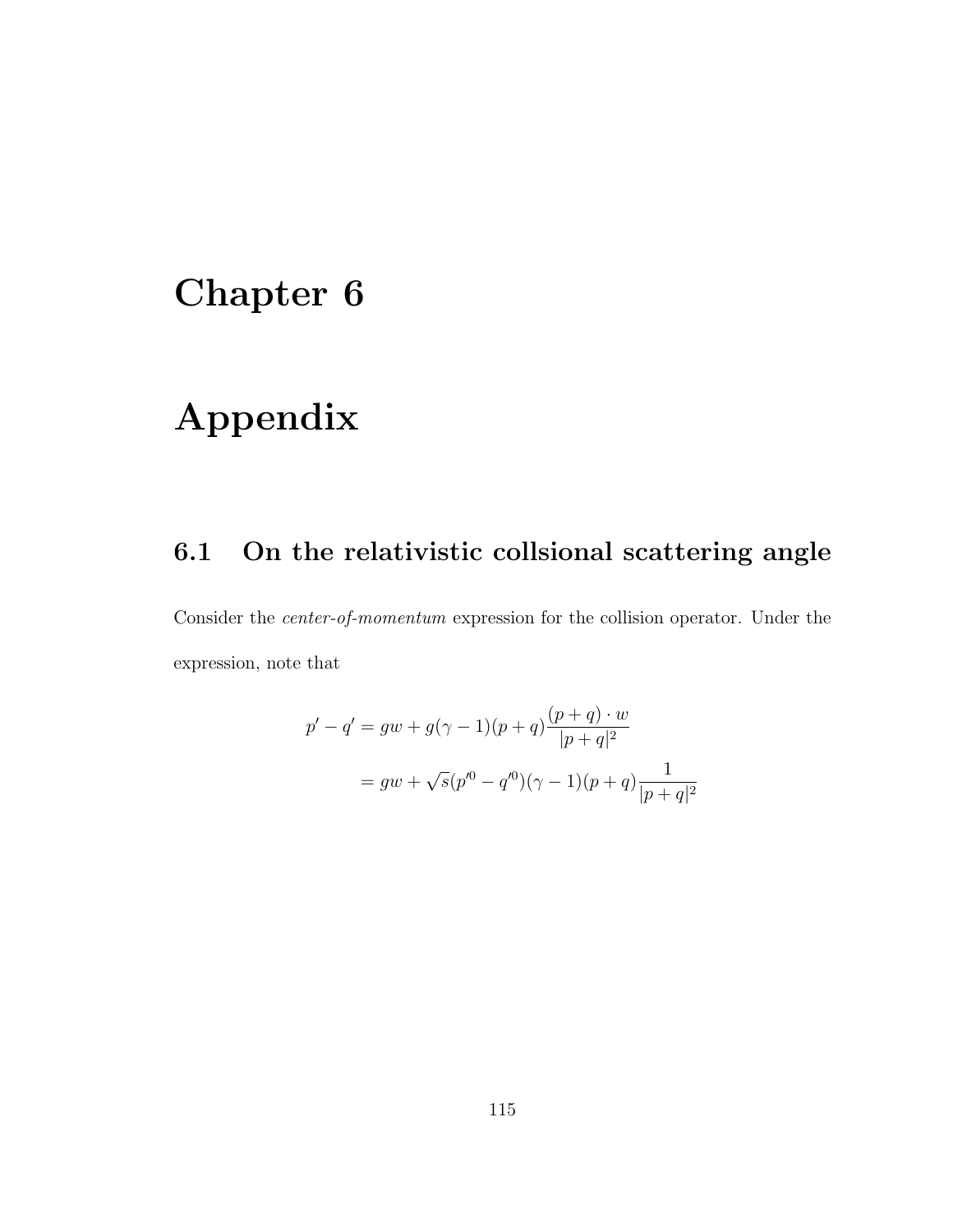# Chapter 6

# Appendix

## 6.1 On the relativistic collsional scattering angle

Consider the *center-of-momentum* expression for the collision operator. Under the expression, note that

$$
\begin{aligned}
p' - q' &= gw + g(\gamma - 1)(p+q)\frac{(p+q)\cdot w}{|p+q|^2} \\
&= gw + \sqrt{s}(p'^0 - q'^0)(\gamma - 1)(p+q)\frac{1}{|p+q|^2}
\end{aligned}
$$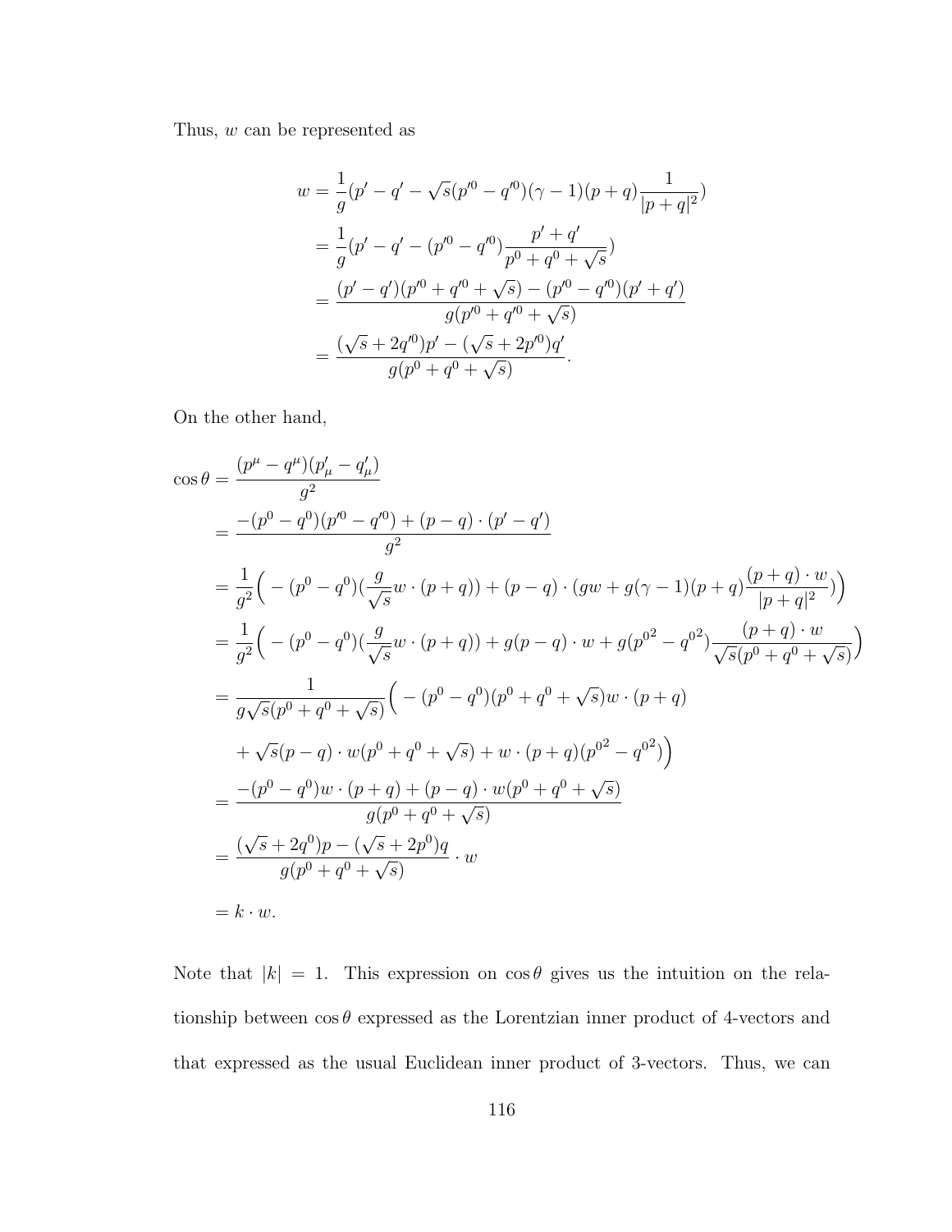Thus, $w$ can be represented as

$$
\begin{aligned}
w &= \frac{1}{g}(p' - q' - \sqrt{s}(p'^0 - q'^0)(\gamma - 1)(p+q)\frac{1}{|p+q|^2}) \\
&= \frac{1}{g}(p' - q' - (p'^0 - q'^0)\frac{p' + q'}{p^0 + q^0 + \sqrt{s}}) \\
&= \frac{(p' - q')(p'^0 + q'^0 + \sqrt{s}) - (p'^0 - q'^0)(p' + q')}{g(p'^0 + q'^0 + \sqrt{s})} \\
&= \frac{(\sqrt{s} + 2q'^0)p' - (\sqrt{s} + 2p'^0)q'}{g(p^0 + q^0 + \sqrt{s})}.
\end{aligned}
$$

On the other hand,

$$
\begin{aligned}
\cos\theta &= \frac{(p^\mu - q^\mu)(p'_\mu - q'_\mu)}{g^2} \\
&= \frac{-(p^0 - q^0)(p'^0 - q'^0) + (p - q)\cdot(p' - q')}{g^2} \\
&= \frac{1}{g^2}\Big( -(p^0 - q^0)(\frac{g}{\sqrt{s}}w\cdot(p+q)) + (p-q)\cdot(gw + g(\gamma - 1)(p+q)\frac{(p+q)\cdot w}{|p+q|^2})\Big) \\
&= \frac{1}{g^2}\Big( -(p^0 - q^0)(\frac{g}{\sqrt{s}}w\cdot(p+q)) + g(p-q)\cdot w + g({p^0}^2 - {q^0}^2)\frac{(p+q)\cdot w}{\sqrt{s}(p^0 + q^0 + \sqrt{s})}\Big) \\
&= \frac{1}{g\sqrt{s}(p^0 + q^0 + \sqrt{s})}\Big( -(p^0 - q^0)(p^0 + q^0 + \sqrt{s})w\cdot(p+q) \\
&\quad + \sqrt{s}(p-q)\cdot w(p^0 + q^0 + \sqrt{s}) + w\cdot(p+q)({p^0}^2 - {q^0}^2)\Big) \\
&= \frac{-(p^0 - q^0)w\cdot(p+q) + (p-q)\cdot w(p^0 + q^0 + \sqrt{s})}{g(p^0 + q^0 + \sqrt{s})} \\
&= \frac{(\sqrt{s} + 2q^0)p - (\sqrt{s} + 2p^0)q}{g(p^0 + q^0 + \sqrt{s})}\cdot w \\
&= k\cdot w.
\end{aligned}
$$

Note that $|k| = 1$. This expression on $\cos\theta$ gives us the intuition on the relationship between $\cos\theta$ expressed as the Lorentzian inner product of 4-vectors and that expressed as the usual Euclidean inner product of 3-vectors. Thus, we can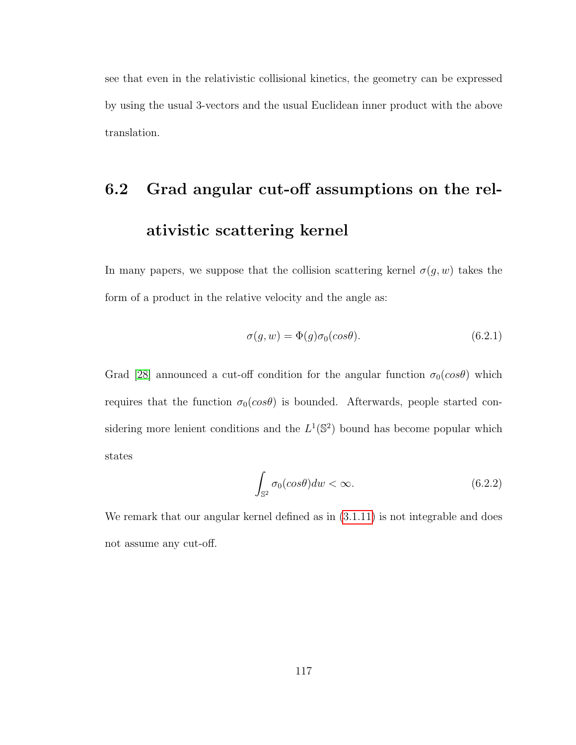see that even in the relativistic collisional kinetics, the geometry can be expressed by using the usual 3-vectors and the usual Euclidean inner product with the above translation.

## 6.2 Grad angular cut-off assumptions on the relativistic scattering kernel

In many papers, we suppose that the collision scattering kernel $\sigma(g,w)$ takes the form of a product in the relative velocity and the angle as:

$$\sigma(g,w) = \Phi(g)\sigma_0(cos\theta). \tag{6.2.1}$$

Grad [28] announced a cut-off condition for the angular function $\sigma_0(cos\theta)$ which requires that the function $\sigma_0(cos\theta)$ is bounded. Afterwards, people started considering more lenient conditions and the $L^1(\mathbb{S}^2)$ bound has become popular which states

$$\int_{\mathbb{S}^2} \sigma_0(cos\theta)dw < \infty. \tag{6.2.2}$$

We remark that our angular kernel defined as in (3.1.11) is not integrable and does not assume any cut-off.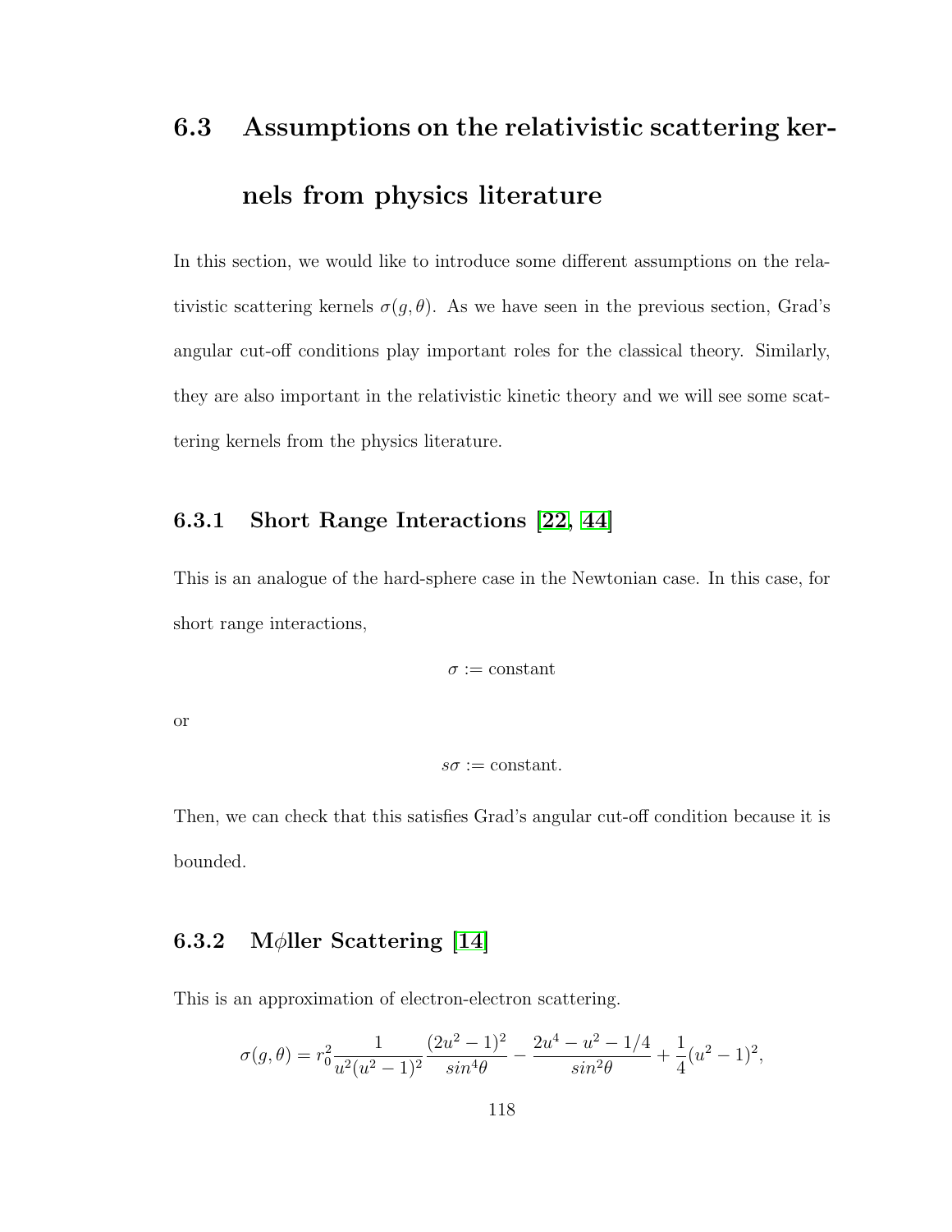## 6.3 Assumptions on the relativistic scattering kernels from physics literature

In this section, we would like to introduce some different assumptions on the relativistic scattering kernels $\sigma(g,\theta)$. As we have seen in the previous section, Grad's angular cut-off conditions play important roles for the classical theory. Similarly, they are also important in the relativistic kinetic theory and we will see some scattering kernels from the physics literature.

### 6.3.1 Short Range Interactions [22, 44]

This is an analogue of the hard-sphere case in the Newtonian case. In this case, for short range interactions,

$$\sigma := \text{constant}$$

or

$$s\sigma := \text{constant}.$$

Then, we can check that this satisfies Grad's angular cut-off condition because it is bounded.

### 6.3.2 M$\phi$ller Scattering [14]

This is an approximation of electron-electron scattering.

$$\sigma(g,\theta) = r_0^2 \frac{1}{u^2(u^2-1)^2} \frac{(2u^2-1)^2}{sin^4\theta} - \frac{2u^4-u^2-1/4}{sin^2\theta} + \frac{1}{4}(u^2-1)^2,$$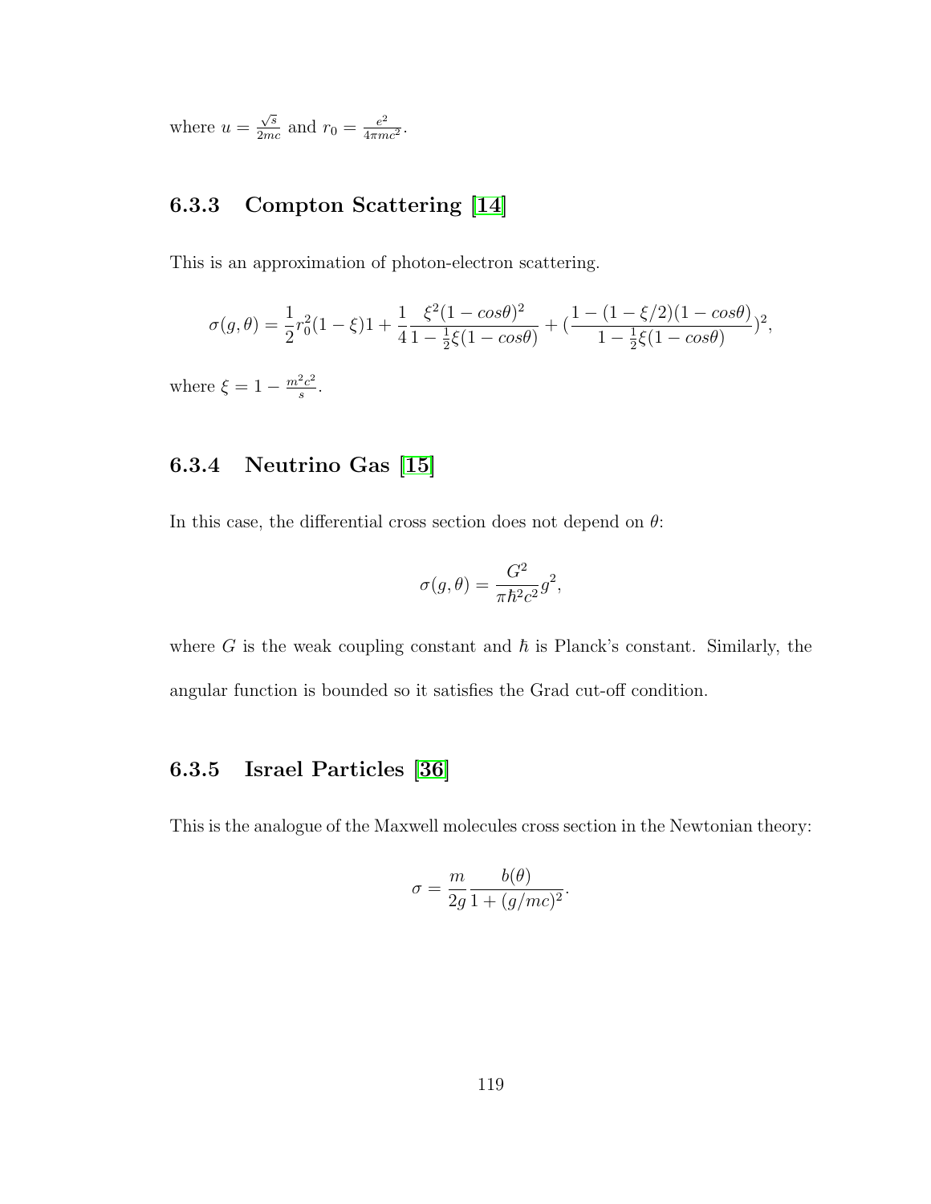where $u = \frac{\sqrt{s}}{2mc}$ and $r_0 = \frac{e^2}{4\pi mc^2}$.

### 6.3.3 Compton Scattering [14]

This is an approximation of photon-electron scattering.

$$\sigma(g,\theta) = \frac{1}{2}r_0^2(1-\xi)1 + \frac{1}{4}\frac{\xi^2(1-cos\theta)^2}{1-\frac{1}{2}\xi(1-cos\theta)} + (\frac{1-(1-\xi/2)(1-cos\theta)}{1-\frac{1}{2}\xi(1-cos\theta)})^2,$$

where $\xi = 1 - \frac{m^2c^2}{s}$.

### 6.3.4 Neutrino Gas [15]

In this case, the differential cross section does not depend on $\theta$:

$$\sigma(g,\theta) = \frac{G^2}{\pi\hbar^2c^2}g^2,$$

where $G$ is the weak coupling constant and $\hbar$ is Planck's constant. Similarly, the angular function is bounded so it satisfies the Grad cut-off condition.

### 6.3.5 Israel Particles [36]

This is the analogue of the Maxwell molecules cross section in the Newtonian theory:

$$\sigma = \frac{m}{2g}\frac{b(\theta)}{1+(g/mc)^2}.$$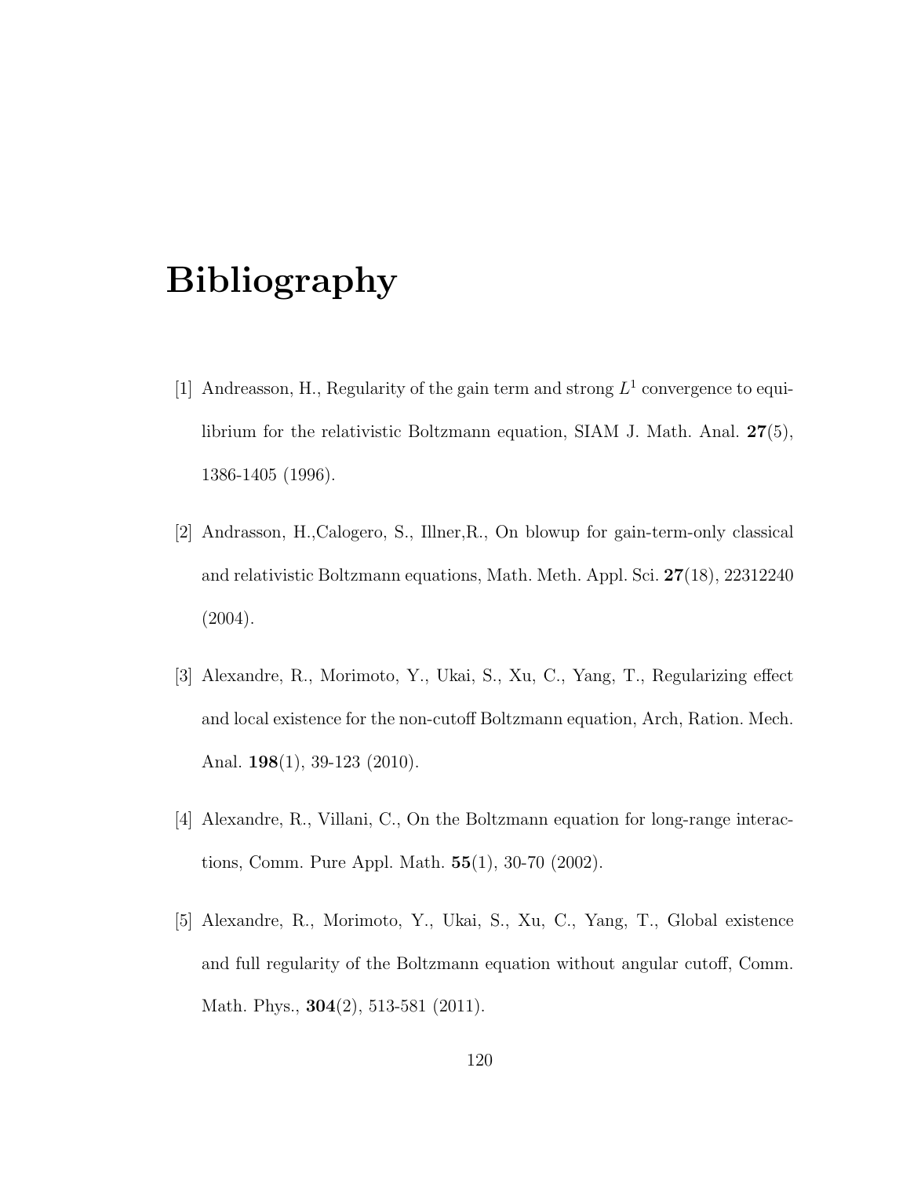# Bibliography

[1] Andreasson, H., Regularity of the gain term and strong $L^1$ convergence to equilibrium for the relativistic Boltzmann equation, SIAM J. Math. Anal. **27**(5), 1386-1405 (1996).

[2] Andrasson, H.,Calogero, S., Illner,R., On blowup for gain-term-only classical and relativistic Boltzmann equations, Math. Meth. Appl. Sci. **27**(18), 22312240 (2004).

[3] Alexandre, R., Morimoto, Y., Ukai, S., Xu, C., Yang, T., Regularizing effect and local existence for the non-cutoff Boltzmann equation, Arch, Ration. Mech. Anal. **198**(1), 39-123 (2010).

[4] Alexandre, R., Villani, C., On the Boltzmann equation for long-range interactions, Comm. Pure Appl. Math. **55**(1), 30-70 (2002).

[5] Alexandre, R., Morimoto, Y., Ukai, S., Xu, C., Yang, T., Global existence and full regularity of the Boltzmann equation without angular cutoff, Comm. Math. Phys., **304**(2), 513-581 (2011).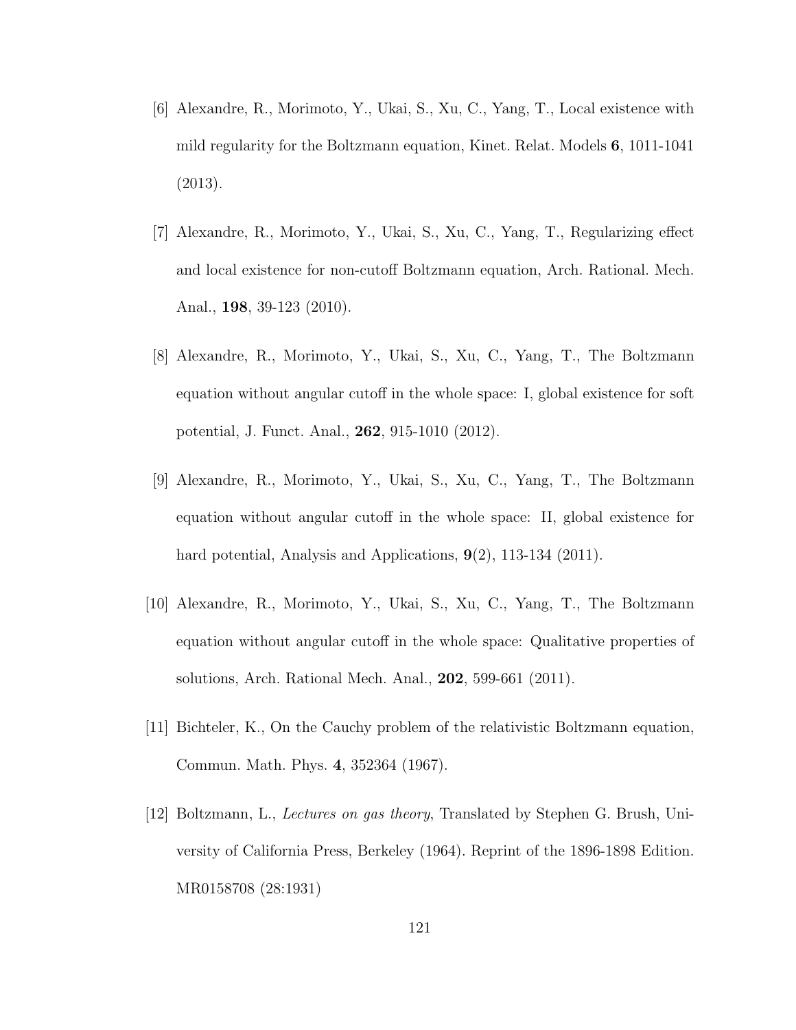[6] Alexandre, R., Morimoto, Y., Ukai, S., Xu, C., Yang, T., Local existence with mild regularity for the Boltzmann equation, Kinet. Relat. Models **6**, 1011-1041 (2013).

[7] Alexandre, R., Morimoto, Y., Ukai, S., Xu, C., Yang, T., Regularizing effect and local existence for non-cutoff Boltzmann equation, Arch. Rational. Mech. Anal., **198**, 39-123 (2010).

[8] Alexandre, R., Morimoto, Y., Ukai, S., Xu, C., Yang, T., The Boltzmann equation without angular cutoff in the whole space: I, global existence for soft potential, J. Funct. Anal., **262**, 915-1010 (2012).

[9] Alexandre, R., Morimoto, Y., Ukai, S., Xu, C., Yang, T., The Boltzmann equation without angular cutoff in the whole space: II, global existence for hard potential, Analysis and Applications, **9**(2), 113-134 (2011).

[10] Alexandre, R., Morimoto, Y., Ukai, S., Xu, C., Yang, T., The Boltzmann equation without angular cutoff in the whole space: Qualitative properties of solutions, Arch. Rational Mech. Anal., **202**, 599-661 (2011).

[11] Bichteler, K., On the Cauchy problem of the relativistic Boltzmann equation, Commun. Math. Phys. **4**, 352364 (1967).

[12] Boltzmann, L., *Lectures on gas theory*, Translated by Stephen G. Brush, University of California Press, Berkeley (1964). Reprint of the 1896-1898 Edition. MR0158708 (28:1931)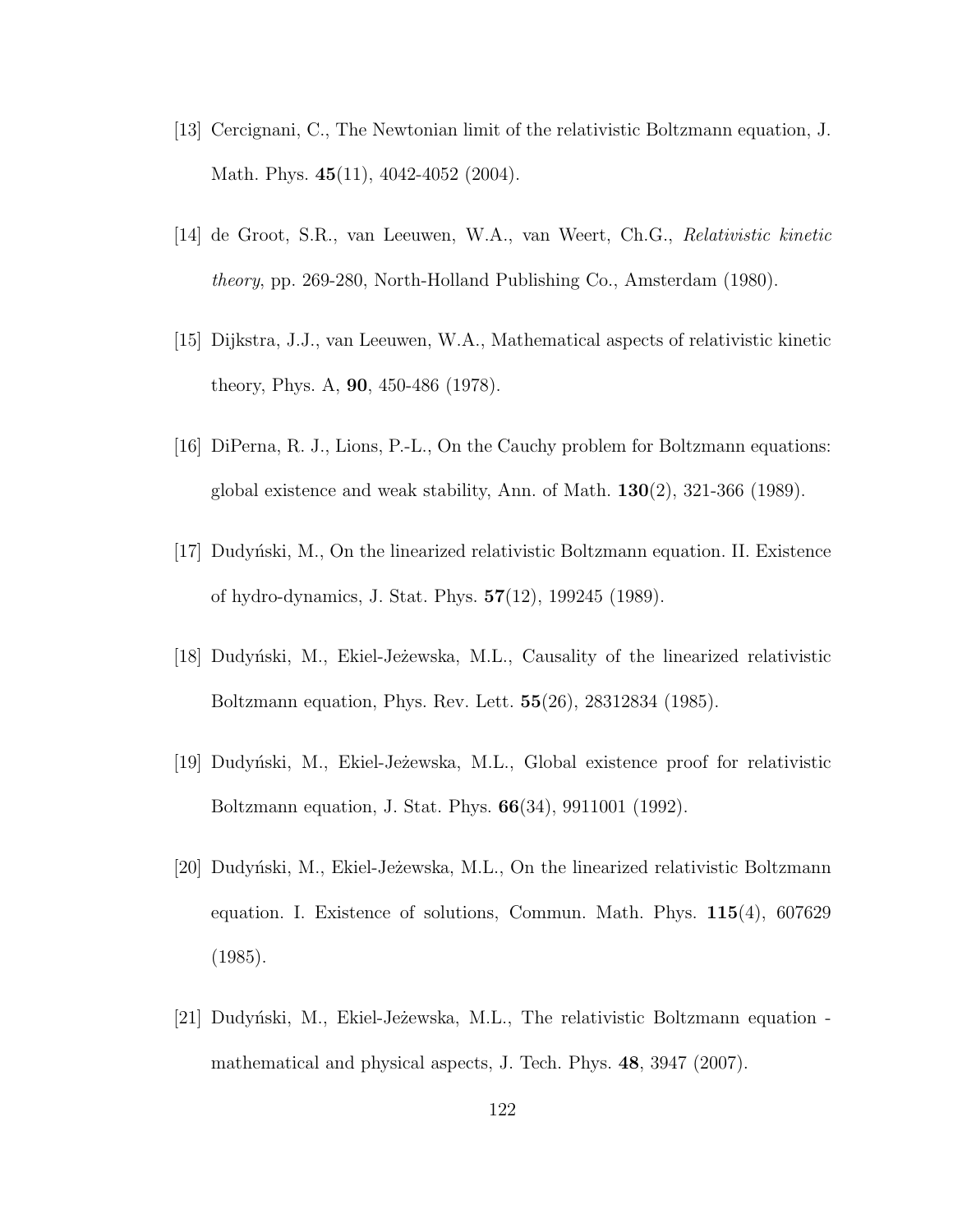[13] Cercignani, C., The Newtonian limit of the relativistic Boltzmann equation, J. Math. Phys. **45**(11), 4042-4052 (2004).

[14] de Groot, S.R., van Leeuwen, W.A., van Weert, Ch.G., *Relativistic kinetic theory*, pp. 269-280, North-Holland Publishing Co., Amsterdam (1980).

[15] Dijkstra, J.J., van Leeuwen, W.A., Mathematical aspects of relativistic kinetic theory, Phys. A, **90**, 450-486 (1978).

[16] DiPerna, R. J., Lions, P.-L., On the Cauchy problem for Boltzmann equations: global existence and weak stability, Ann. of Math. **130**(2), 321-366 (1989).

[17] Dudyński, M., On the linearized relativistic Boltzmann equation. II. Existence of hydro-dynamics, J. Stat. Phys. **57**(12), 199245 (1989).

[18] Dudyński, M., Ekiel-Jeżewska, M.L., Causality of the linearized relativistic Boltzmann equation, Phys. Rev. Lett. **55**(26), 28312834 (1985).

[19] Dudyński, M., Ekiel-Jeżewska, M.L., Global existence proof for relativistic Boltzmann equation, J. Stat. Phys. **66**(34), 9911001 (1992).

[20] Dudyński, M., Ekiel-Jeżewska, M.L., On the linearized relativistic Boltzmann equation. I. Existence of solutions, Commun. Math. Phys. **115**(4), 607629 (1985).

[21] Dudyński, M., Ekiel-Jeżewska, M.L., The relativistic Boltzmann equation - mathematical and physical aspects, J. Tech. Phys. **48**, 3947 (2007).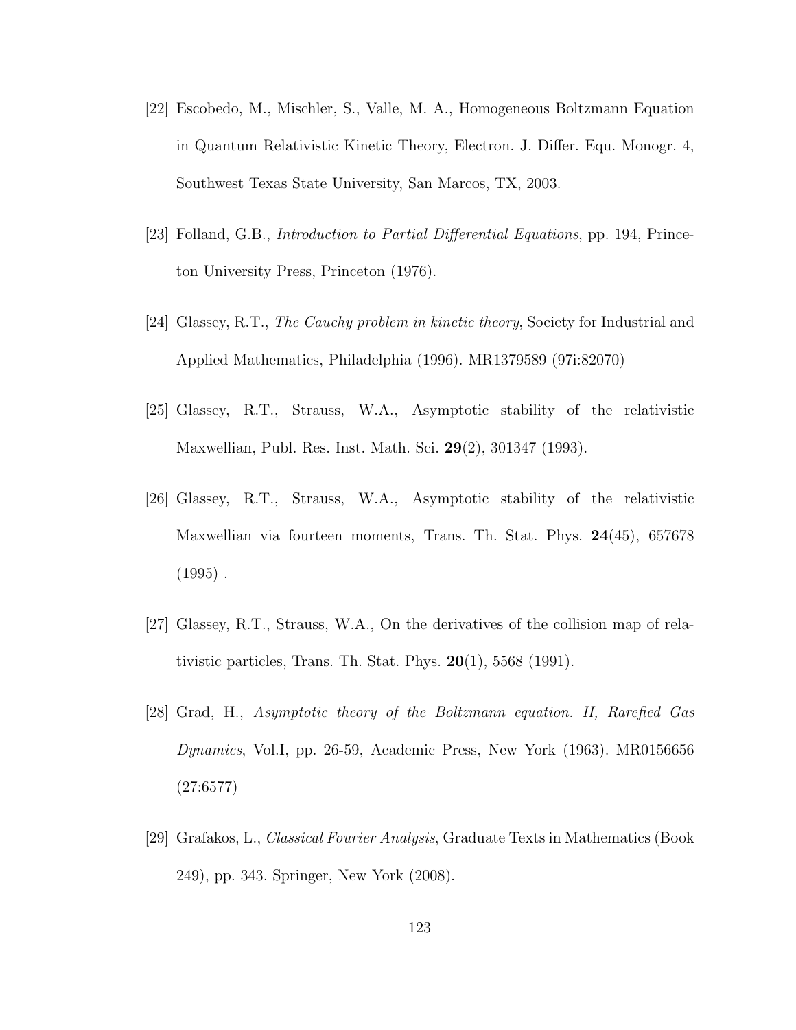[22] Escobedo, M., Mischler, S., Valle, M. A., Homogeneous Boltzmann Equation in Quantum Relativistic Kinetic Theory, Electron. J. Differ. Equ. Monogr. 4, Southwest Texas State University, San Marcos, TX, 2003.

[23] Folland, G.B., *Introduction to Partial Differential Equations*, pp. 194, Princeton University Press, Princeton (1976).

[24] Glassey, R.T., *The Cauchy problem in kinetic theory*, Society for Industrial and Applied Mathematics, Philadelphia (1996). MR1379589 (97i:82070)

[25] Glassey, R.T., Strauss, W.A., Asymptotic stability of the relativistic Maxwellian, Publ. Res. Inst. Math. Sci. **29**(2), 301347 (1993).

[26] Glassey, R.T., Strauss, W.A., Asymptotic stability of the relativistic Maxwellian via fourteen moments, Trans. Th. Stat. Phys. **24**(45), 657678 (1995) .

[27] Glassey, R.T., Strauss, W.A., On the derivatives of the collision map of relativistic particles, Trans. Th. Stat. Phys. **20**(1), 5568 (1991).

[28] Grad, H., *Asymptotic theory of the Boltzmann equation. II, Rarefied Gas Dynamics*, Vol.I, pp. 26-59, Academic Press, New York (1963). MR0156656 (27:6577)

[29] Grafakos, L., *Classical Fourier Analysis*, Graduate Texts in Mathematics (Book 249), pp. 343. Springer, New York (2008).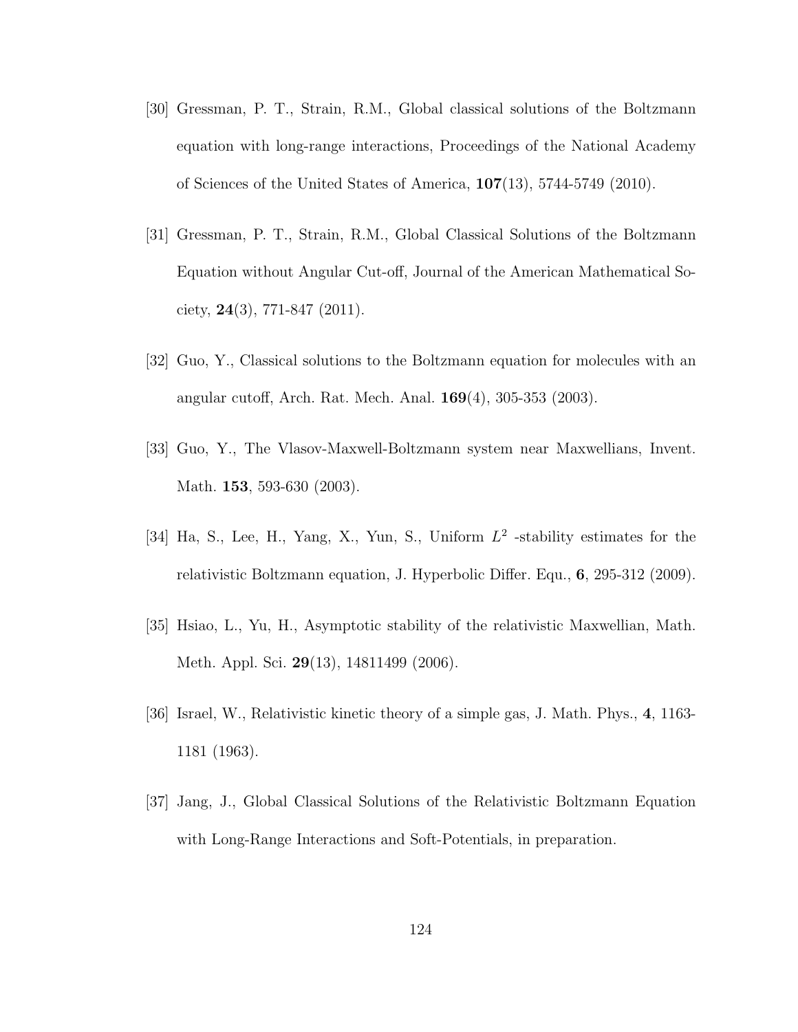[30] Gressman, P. T., Strain, R.M., Global classical solutions of the Boltzmann equation with long-range interactions, Proceedings of the National Academy of Sciences of the United States of America, **107**(13), 5744-5749 (2010).

[31] Gressman, P. T., Strain, R.M., Global Classical Solutions of the Boltzmann Equation without Angular Cut-off, Journal of the American Mathematical Society, **24**(3), 771-847 (2011).

[32] Guo, Y., Classical solutions to the Boltzmann equation for molecules with an angular cutoff, Arch. Rat. Mech. Anal. **169**(4), 305-353 (2003).

[33] Guo, Y., The Vlasov-Maxwell-Boltzmann system near Maxwellians, Invent. Math. **153**, 593-630 (2003).

[34] Ha, S., Lee, H., Yang, X., Yun, S., Uniform $L^2$ -stability estimates for the relativistic Boltzmann equation, J. Hyperbolic Differ. Equ., **6**, 295-312 (2009).

[35] Hsiao, L., Yu, H., Asymptotic stability of the relativistic Maxwellian, Math. Meth. Appl. Sci. **29**(13), 14811499 (2006).

[36] Israel, W., Relativistic kinetic theory of a simple gas, J. Math. Phys., **4**, 1163-1181 (1963).

[37] Jang, J., Global Classical Solutions of the Relativistic Boltzmann Equation with Long-Range Interactions and Soft-Potentials, in preparation.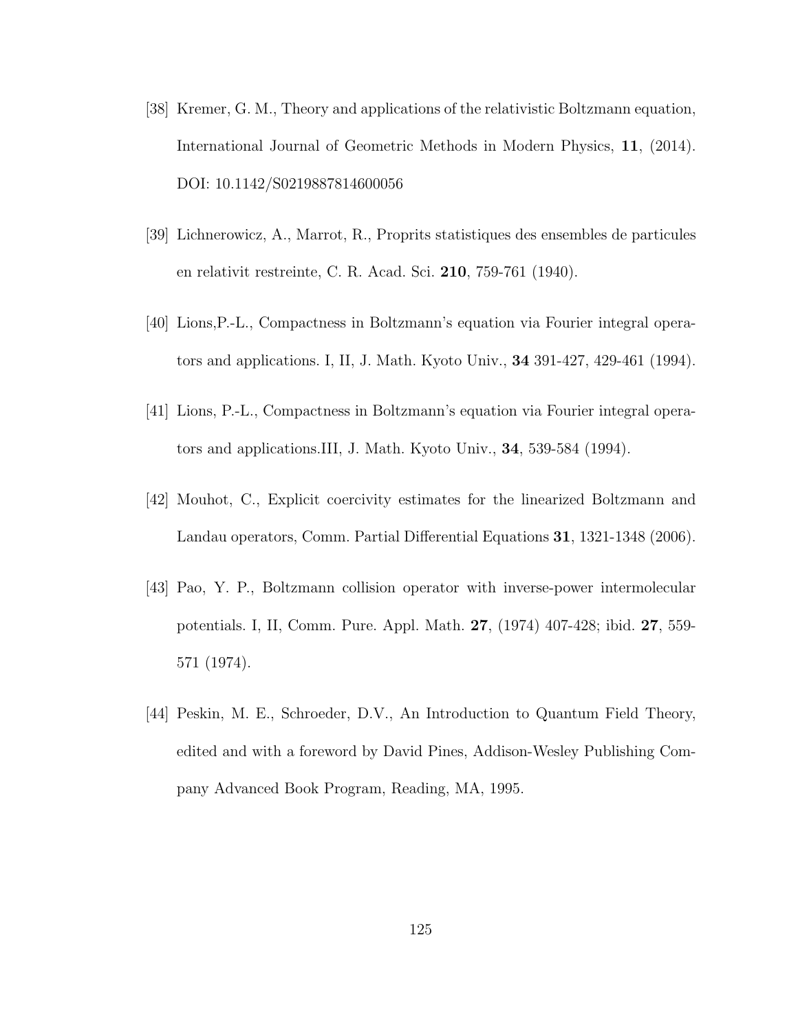[38] Kremer, G. M., Theory and applications of the relativistic Boltzmann equation, International Journal of Geometric Methods in Modern Physics, **11**, (2014). DOI: 10.1142/S0219887814600056

[39] Lichnerowicz, A., Marrot, R., Proprits statistiques des ensembles de particules en relativit restreinte, C. R. Acad. Sci. **210**, 759-761 (1940).

[40] Lions,P.-L., Compactness in Boltzmann's equation via Fourier integral operators and applications. I, II, J. Math. Kyoto Univ., **34** 391-427, 429-461 (1994).

[41] Lions, P.-L., Compactness in Boltzmann's equation via Fourier integral operators and applications.III, J. Math. Kyoto Univ., **34**, 539-584 (1994).

[42] Mouhot, C., Explicit coercivity estimates for the linearized Boltzmann and Landau operators, Comm. Partial Differential Equations **31**, 1321-1348 (2006).

[43] Pao, Y. P., Boltzmann collision operator with inverse-power intermolecular potentials. I, II, Comm. Pure. Appl. Math. **27**, (1974) 407-428; ibid. **27**, 559-571 (1974).

[44] Peskin, M. E., Schroeder, D.V., An Introduction to Quantum Field Theory, edited and with a foreword by David Pines, Addison-Wesley Publishing Company Advanced Book Program, Reading, MA, 1995.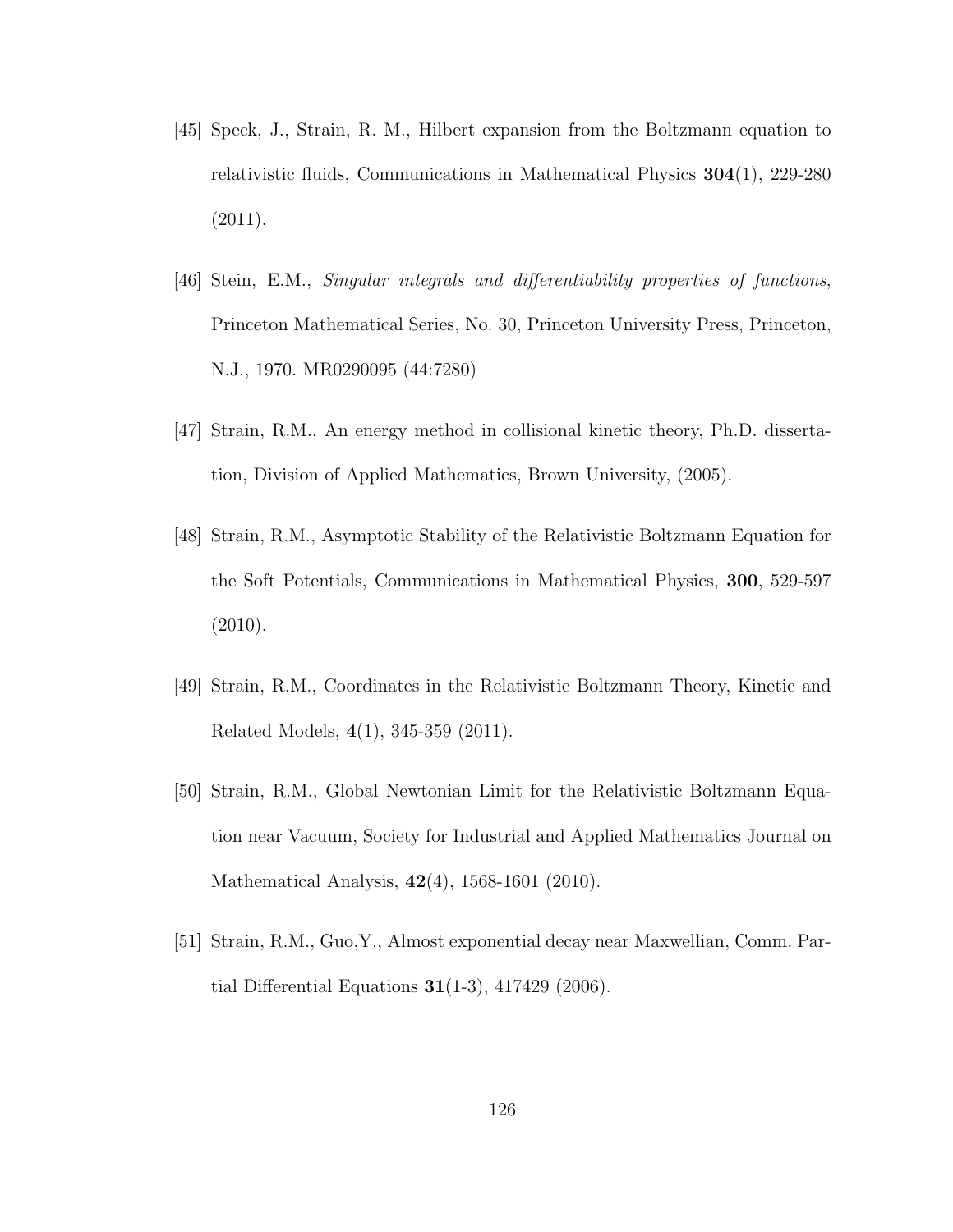[45] Speck, J., Strain, R. M., Hilbert expansion from the Boltzmann equation to relativistic fluids, Communications in Mathematical Physics **304**(1), 229-280 (2011).

[46] Stein, E.M., *Singular integrals and differentiability properties of functions*, Princeton Mathematical Series, No. 30, Princeton University Press, Princeton, N.J., 1970. MR0290095 (44:7280)

[47] Strain, R.M., An energy method in collisional kinetic theory, Ph.D. dissertation, Division of Applied Mathematics, Brown University, (2005).

[48] Strain, R.M., Asymptotic Stability of the Relativistic Boltzmann Equation for the Soft Potentials, Communications in Mathematical Physics, **300**, 529-597 (2010).

[49] Strain, R.M., Coordinates in the Relativistic Boltzmann Theory, Kinetic and Related Models, **4**(1), 345-359 (2011).

[50] Strain, R.M., Global Newtonian Limit for the Relativistic Boltzmann Equation near Vacuum, Society for Industrial and Applied Mathematics Journal on Mathematical Analysis, **42**(4), 1568-1601 (2010).

[51] Strain, R.M., Guo,Y., Almost exponential decay near Maxwellian, Comm. Partial Differential Equations **31**(1-3), 417429 (2006).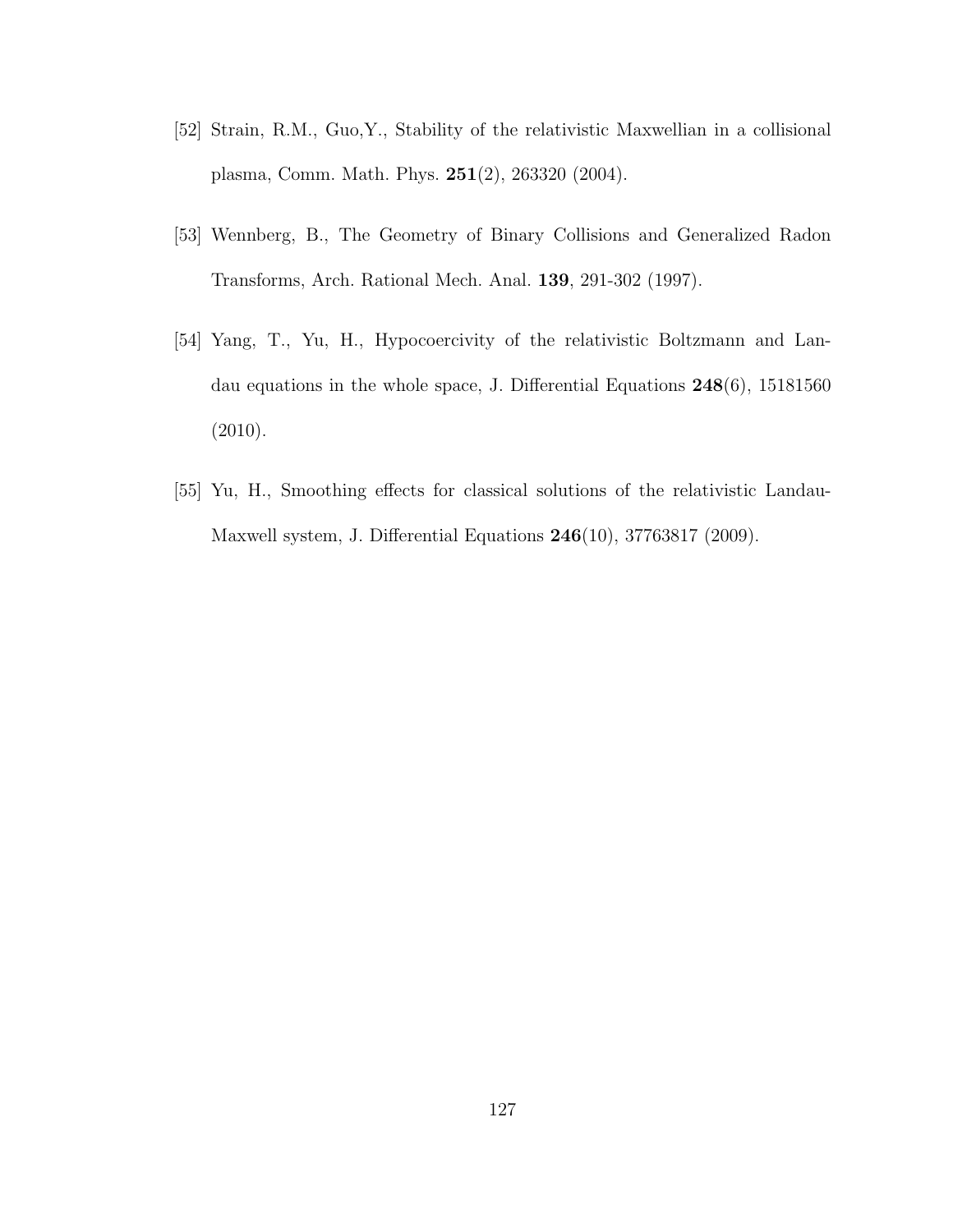[52] Strain, R.M., Guo,Y., Stability of the relativistic Maxwellian in a collisional plasma, Comm. Math. Phys. **251**(2), 263320 (2004).

[53] Wennberg, B., The Geometry of Binary Collisions and Generalized Radon Transforms, Arch. Rational Mech. Anal. **139**, 291-302 (1997).

[54] Yang, T., Yu, H., Hypocoercivity of the relativistic Boltzmann and Landau equations in the whole space, J. Differential Equations **248**(6), 15181560 (2010).

[55] Yu, H., Smoothing effects for classical solutions of the relativistic Landau-Maxwell system, J. Differential Equations **246**(10), 37763817 (2009).